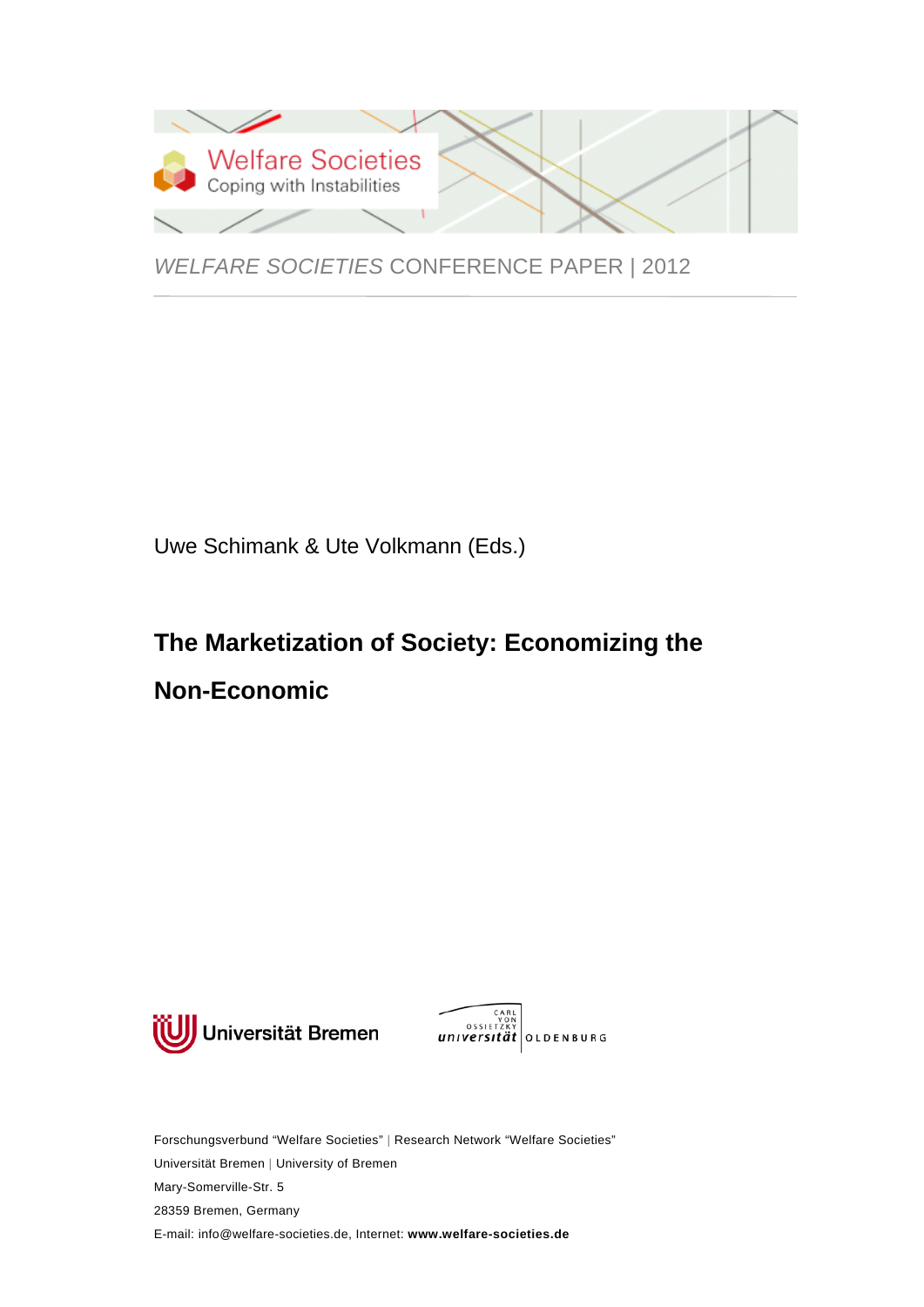Welfare Societies
Coping with Instabilities

*WELFARE SOCIETIES* CONFERENCE PAPER | 2012

Uwe Schimank & Ute Volkmann (Eds.)

# The Marketization of Society: Economizing the Non-Economic

Universität Bremen

Carl von Ossietzky Universität Oldenburg

Forschungsverbund "Welfare Societies" | Research Network "Welfare Societies"
Universität Bremen | University of Bremen
Mary-Somerville-Str. 5
28359 Bremen, Germany
E-mail: info@welfare-societies.de, Internet: **www.welfare-societies.de**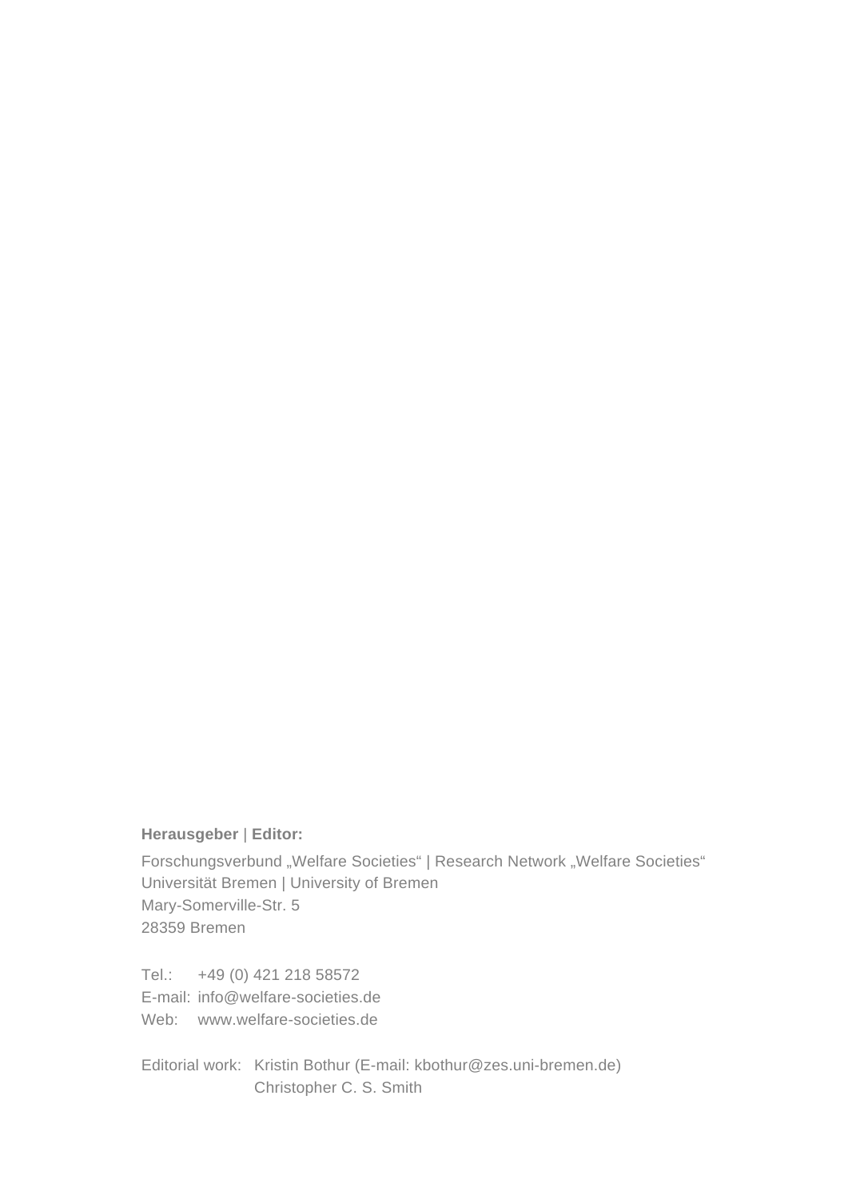**Herausgeber** | **Editor:**

Forschungsverbund „Welfare Societies" | Research Network „Welfare Societies"
Universität Bremen | University of Bremen
Mary-Somerville-Str. 5
28359 Bremen

Tel.: +49 (0) 421 218 58572
E-mail: info@welfare-societies.de
Web: www.welfare-societies.de

Editorial work: Kristin Bothur (E-mail: kbothur@zes.uni-bremen.de)
Christopher C. S. Smith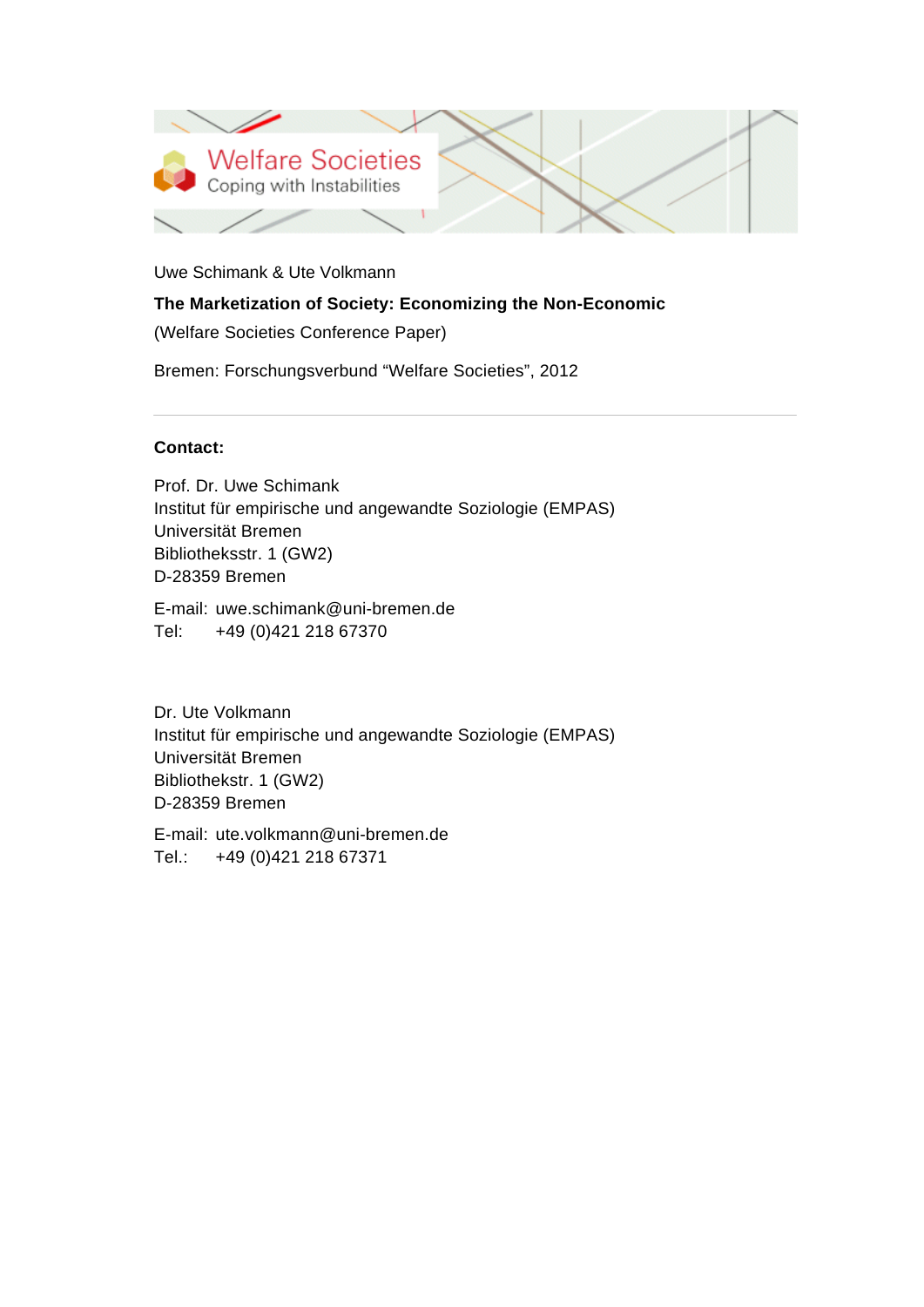Welfare Societies
Coping with Instabilities

Uwe Schimank & Ute Volkmann

**The Marketization of Society: Economizing the Non-Economic**

(Welfare Societies Conference Paper)

Bremen: Forschungsverbund "Welfare Societies", 2012

---

**Contact:**

Prof. Dr. Uwe Schimank
Institut für empirische und angewandte Soziologie (EMPAS)
Universität Bremen
Bibliieksstr. 1 (GW2)
D-28359 Bremen

E-mail: uwe.schimank@uni-bremen.de
Tel: +49 (0)421 218 67370

Dr. Ute Volkmann
Institut für empirische und angewandte Soziologie (EMPAS)
Universität Bremen
Bibliothekstr. 1 (GW2)
D-28359 Bremen

E-mail: ute.volkmann@uni-bremen.de
Tel.: +49 (0)421 218 67371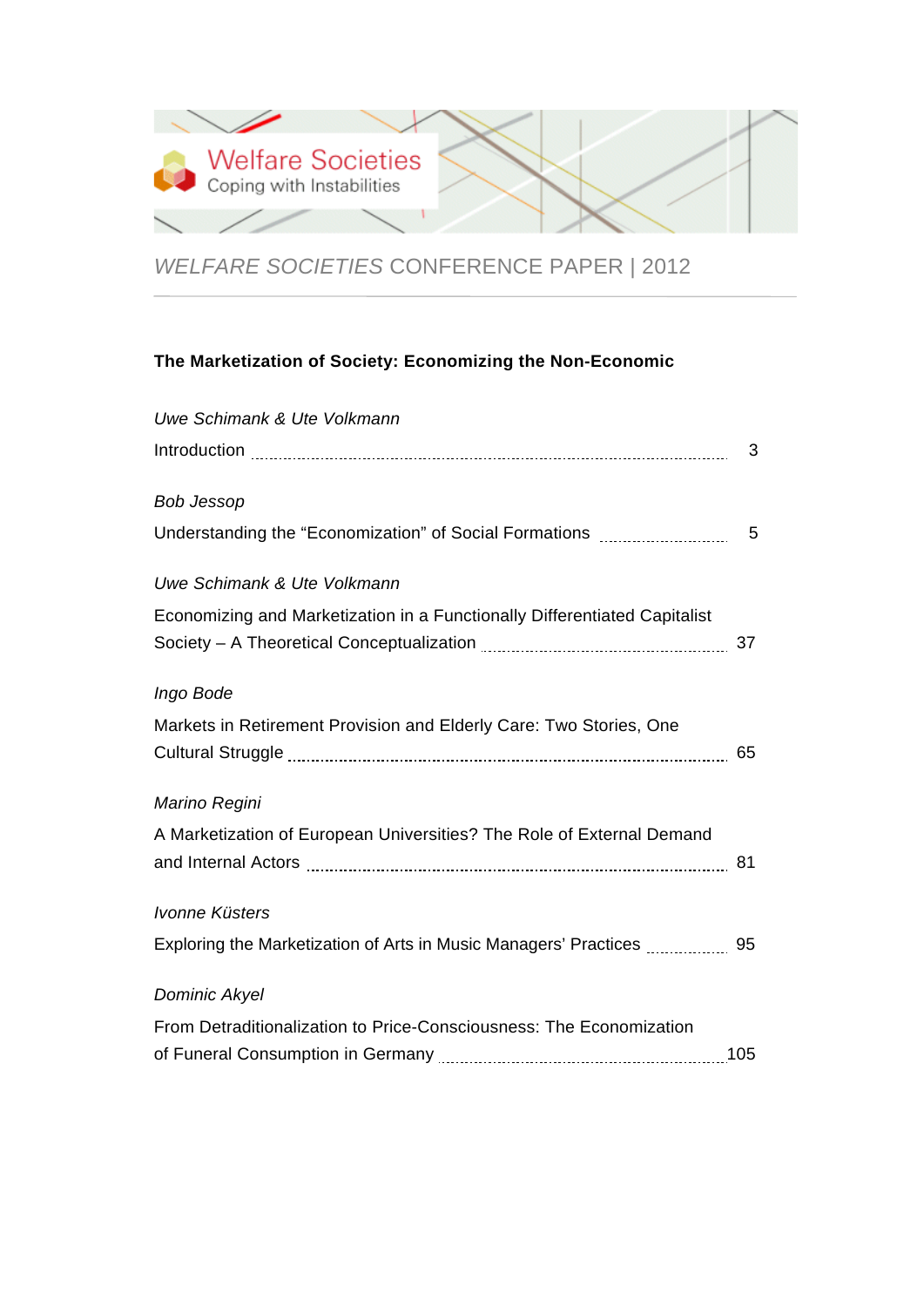Welfare Societies
Coping with Instabilities

*WELFARE SOCIETIES* CONFERENCE PAPER | 2012

---

**The Marketization of Society: Economizing the Non-Economic**

*Uwe Schimank & Ute Volkmann*

Introduction ........................................................................ 3

*Bob Jessop*

Understanding the "Economization" of Social Formations .................. 5

*Uwe Schimank & Ute Volkmann*

Economizing and Marketization in a Functionally Differentiated Capitalist Society – A Theoretical Conceptualization ........................ 37

*Ingo Bode*

Markets in Retirement Provision and Elderly Care: Two Stories, One Cultural Struggle ............................................................ 65

*Marino Regini*

A Marketization of European Universities? The Role of External Demand and Internal Actors ........................................................ 81

*Ivonne Küsters*

Exploring the Marketization of Arts in Music Managers' Practices ............ 95

*Dominic Akyel*

From Detraditionalization to Price-Consciousness: The Economization of Funeral Consumption in Germany ........................................ 105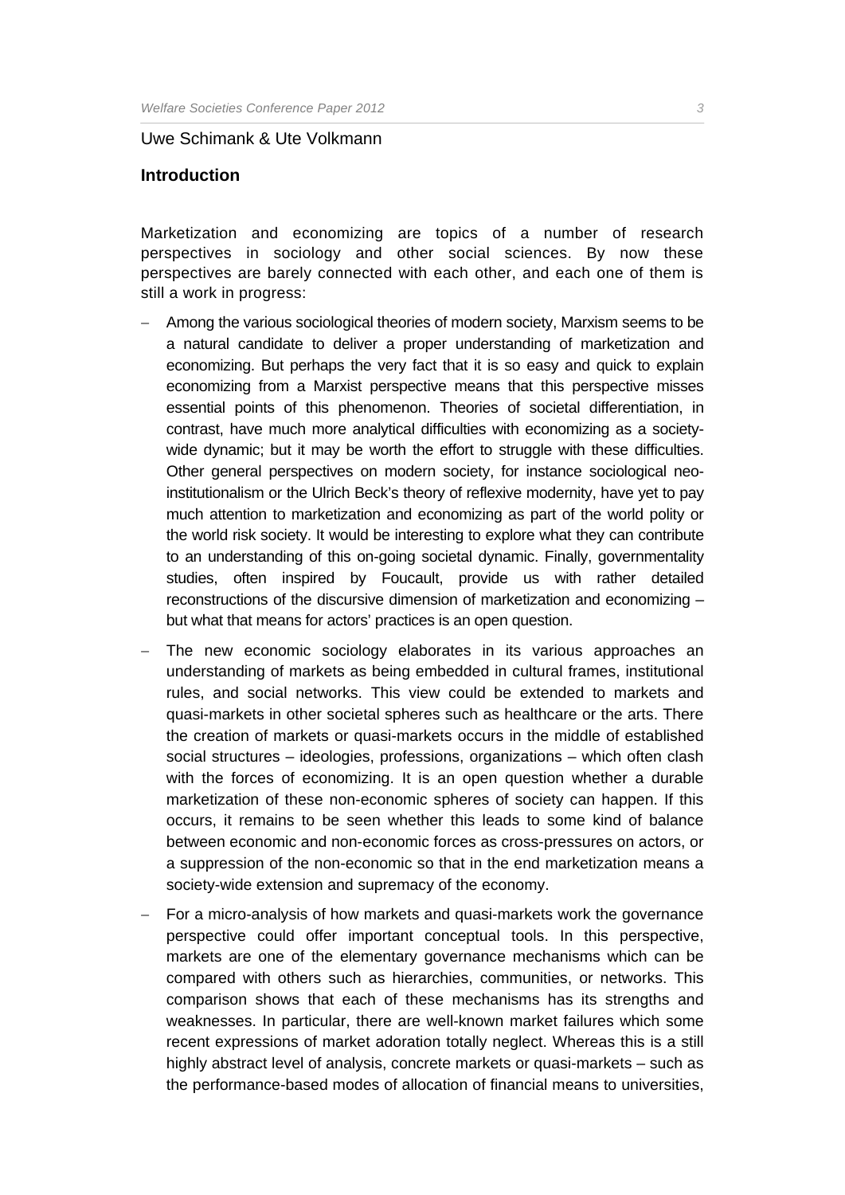Uwe Schimank & Ute Volkmann

## Introduction

Marketization and economizing are topics of a number of research perspectives in sociology and other social sciences. By now these perspectives are barely connected with each other, and each one of them is still a work in progress:

- Among the various sociological theories of modern society, Marxism seems to be a natural candidate to deliver a proper understanding of marketization and economizing. But perhaps the very fact that it is so easy and quick to explain economizing from a Marxist perspective means that this perspective misses essential points of this phenomenon. Theories of societal differentiation, in contrast, have much more analytical difficulties with economizing as a society-wide dynamic; but it may be worth the effort to struggle with these difficulties. Other general perspectives on modern society, for instance sociological neo-institutionalism or the Ulrich Beck's theory of reflexive modernity, have yet to pay much attention to marketization and economizing as part of the world polity or the world risk society. It would be interesting to explore what they can contribute to an understanding of this on-going societal dynamic. Finally, governmentality studies, often inspired by Foucault, provide us with rather detailed reconstructions of the discursive dimension of marketization and economizing – but what that means for actors' practices is an open question.
- The new economic sociology elaborates in its various approaches an understanding of markets as being embedded in cultural frames, institutional rules, and social networks. This view could be extended to markets and quasi-markets in other societal spheres such as healthcare or the arts. There the creation of markets or quasi-markets occurs in the middle of established social structures – ideologies, professions, organizations – which often clash with the forces of economizing. It is an open question whether a durable marketization of these non-economic spheres of society can happen. If this occurs, it remains to be seen whether this leads to some kind of balance between economic and non-economic forces as cross-pressures on actors, or a suppression of the non-economic so that in the end marketization means a society-wide extension and supremacy of the economy.
- For a micro-analysis of how markets and quasi-markets work the governance perspective could offer important conceptual tools. In this perspective, markets are one of the elementary governance mechanisms which can be compared with others such as hierarchies, communities, or networks. This comparison shows that each of these mechanisms has its strengths and weaknesses. In particular, there are well-known market failures which some recent expressions of market adoration totally neglect. Whereas this is a still highly abstract level of analysis, concrete markets or quasi-markets – such as the performance-based modes of allocation of financial means to universities,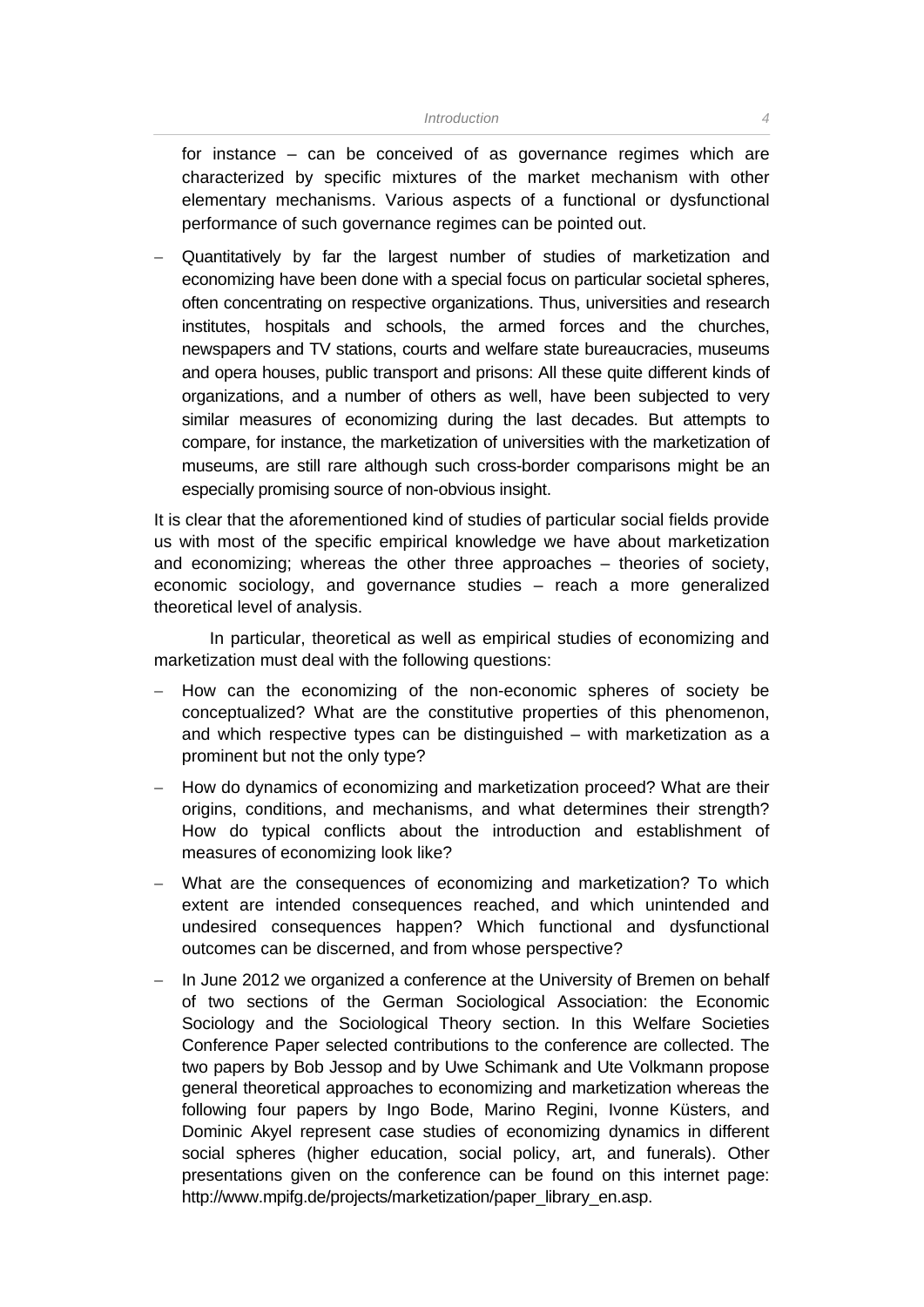for instance – can be conceived of as governance regimes which are characterized by specific mixtures of the market mechanism with other elementary mechanisms. Various aspects of a functional or dysfunctional performance of such governance regimes can be pointed out.

- Quantitatively by far the largest number of studies of marketization and economizing have been done with a special focus on particular societal spheres, often concentrating on respective organizations. Thus, universities and research institutes, hospitals and schools, the armed forces and the churches, newspapers and TV stations, courts and welfare state bureaucracies, museums and opera houses, public transport and prisons: All these quite different kinds of organizations, and a number of others as well, have been subjected to very similar measures of economizing during the last decades. But attempts to compare, for instance, the marketization of universities with the marketization of museums, are still rare although such cross-border comparisons might be an especially promising source of non-obvious insight.

It is clear that the aforementioned kind of studies of particular social fields provide us with most of the specific empirical knowledge we have about marketization and economizing; whereas the other three approaches – theories of society, economic sociology, and governance studies – reach a more generalized theoretical level of analysis.

In particular, theoretical as well as empirical studies of economizing and marketization must deal with the following questions:

- How can the economizing of the non-economic spheres of society be conceptualized? What are the constitutive properties of this phenomenon, and which respective types can be distinguished – with marketization as a prominent but not the only type?
- How do dynamics of economizing and marketization proceed? What are their origins, conditions, and mechanisms, and what determines their strength? How do typical conflicts about the introduction and establishment of measures of economizing look like?
- What are the consequences of economizing and marketization? To which extent are intended consequences reached, and which unintended and undesired consequences happen? Which functional and dysfunctional outcomes can be discerned, and from whose perspective?
- In June 2012 we organized a conference at the University of Bremen on behalf of two sections of the German Sociological Association: the Economic Sociology and the Sociological Theory section. In this Welfare Societies Conference Paper selected contributions to the conference are collected. The two papers by Bob Jessop and by Uwe Schimank and Ute Volkmann propose general theoretical approaches to economizing and marketization whereas the following four papers by Ingo Bode, Marino Regini, Ivonne Küsters, and Dominic Akyel represent case studies of economizing dynamics in different social spheres (higher education, social policy, art, and funerals). Other presentations given on the conference can be found on this internet page: http://www.mpifg.de/projects/marketization/paper_library_en.asp.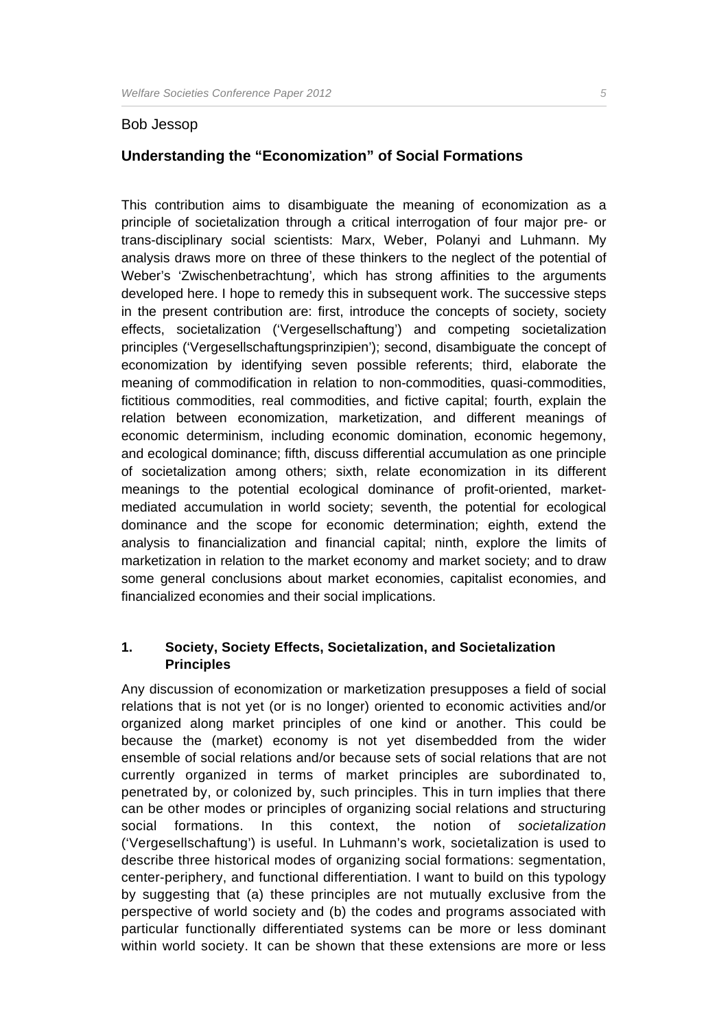Bob Jessop

## Understanding the "Economization" of Social Formations

This contribution aims to disambiguate the meaning of economization as a principle of societalization through a critical interrogation of four major pre- or trans-disciplinary social scientists: Marx, Weber, Polanyi and Luhmann. My analysis draws more on three of these thinkers to the neglect of the potential of Weber's 'Zwischenbetrachtung', which has strong affinities to the arguments developed here. I hope to remedy this in subsequent work. The successive steps in the present contribution are: first, introduce the concepts of society, society effects, societalization ('Vergesellschaftung') and competing societalization principles ('Vergesellschaftungsprinzipien'); second, disambiguate the concept of economization by identifying seven possible referents; third, elaborate the meaning of commodification in relation to non-commodities, quasi-commodities, fictitious commodities, real commodities, and fictive capital; fourth, explain the relation between economization, marketization, and different meanings of economic determinism, including economic domination, economic hegemony, and ecological dominance; fifth, discuss differential accumulation as one principle of societalization among others; sixth, relate economization in its different meanings to the potential ecological dominance of profit-oriented, market-mediated accumulation in world society; seventh, the potential for ecological dominance and the scope for economic determination; eighth, extend the analysis to financialization and financial capital; ninth, explore the limits of marketization in relation to the market economy and market society; and to draw some general conclusions about market economies, capitalist economies, and financialized economies and their social implications.

### 1. Society, Society Effects, Societalization, and Societalization Principles

Any discussion of economization or marketization presupposes a field of social relations that is not yet (or is no longer) oriented to economic activities and/or organized along market principles of one kind or another. This could be because the (market) economy is not yet disembedded from the wider ensemble of social relations and/or because sets of social relations that are not currently organized in terms of market principles are subordinated to, penetrated by, or colonized by, such principles. This in turn implies that there can be other modes or principles of organizing social relations and structuring social formations. In this context, the notion of *societalization* ('Vergesellschaftung') is useful. In Luhmann's work, societalization is used to describe three historical modes of organizing social formations: segmentation, center-periphery, and functional differentiation. I want to build on this typology by suggesting that (a) these principles are not mutually exclusive from the perspective of world society and (b) the codes and programs associated with particular functionally differentiated systems can be more or less dominant within world society. It can be shown that these extensions are more or less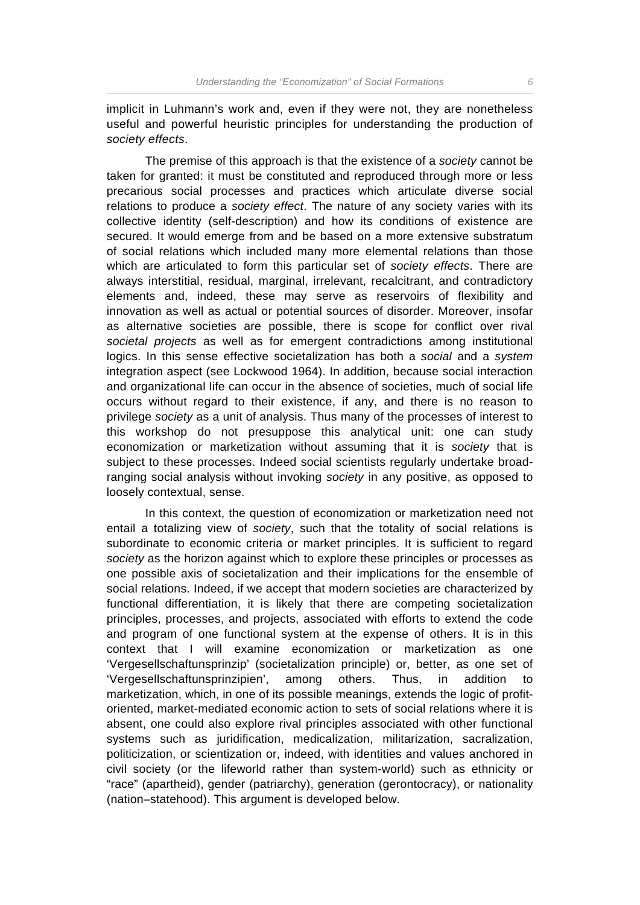implicit in Luhmann's work and, even if they were not, they are nonetheless useful and powerful heuristic principles for understanding the production of *society effects*.

The premise of this approach is that the existence of a *society* cannot be taken for granted: it must be constituted and reproduced through more or less precarious social processes and practices which articulate diverse social relations to produce a *society effect*. The nature of any society varies with its collective identity (self-description) and how its conditions of existence are secured. It would emerge from and be based on a more extensive substratum of social relations which included many more elemental relations than those which are articulated to form this particular set of *society effects*. There are always interstitial, residual, marginal, irrelevant, recalcitrant, and contradictory elements and, indeed, these may serve as reservoirs of flexibility and innovation as well as actual or potential sources of disorder. Moreover, insofar as alternative societies are possible, there is scope for conflict over rival *societal projects* as well as for emergent contradictions among institutional logics. In this sense effective societalization has both a *social* and a *system* integration aspect (see Lockwood 1964). In addition, because social interaction and organizational life can occur in the absence of societies, much of social life occurs without regard to their existence, if any, and there is no reason to privilege *society* as a unit of analysis. Thus many of the processes of interest to this workshop do not presuppose this analytical unit: one can study economization or marketization without assuming that it is *society* that is subject to these processes. Indeed social scientists regularly undertake broad-ranging social analysis without invoking *society* in any positive, as opposed to loosely contextual, sense.

In this context, the question of economization or marketization need not entail a totalizing view of *society*, such that the totality of social relations is subordinate to economic criteria or market principles. It is sufficient to regard *society* as the horizon against which to explore these principles or processes as one possible axis of societalization and their implications for the ensemble of social relations. Indeed, if we accept that modern societies are characterized by functional differentiation, it is likely that there are competing societalization principles, processes, and projects, associated with efforts to extend the code and program of one functional system at the expense of others. It is in this context that I will examine economization or marketization as one 'Vergesellschaftunsprinzip' (societalization principle) or, better, as one set of 'Vergesellschaftunsprinzipien', among others. Thus, in addition to marketization, which, in one of its possible meanings, extends the logic of profit-oriented, market-mediated economic action to sets of social relations where it is absent, one could also explore rival principles associated with other functional systems such as juridification, medicalization, militarization, sacralization, politicization, or scientization or, indeed, with identities and values anchored in civil society (or the lifeworld rather than system-world) such as ethnicity or "race" (apartheid), gender (patriarchy), generation (gerontocracy), or nationality (nation–statehood). This argument is developed below.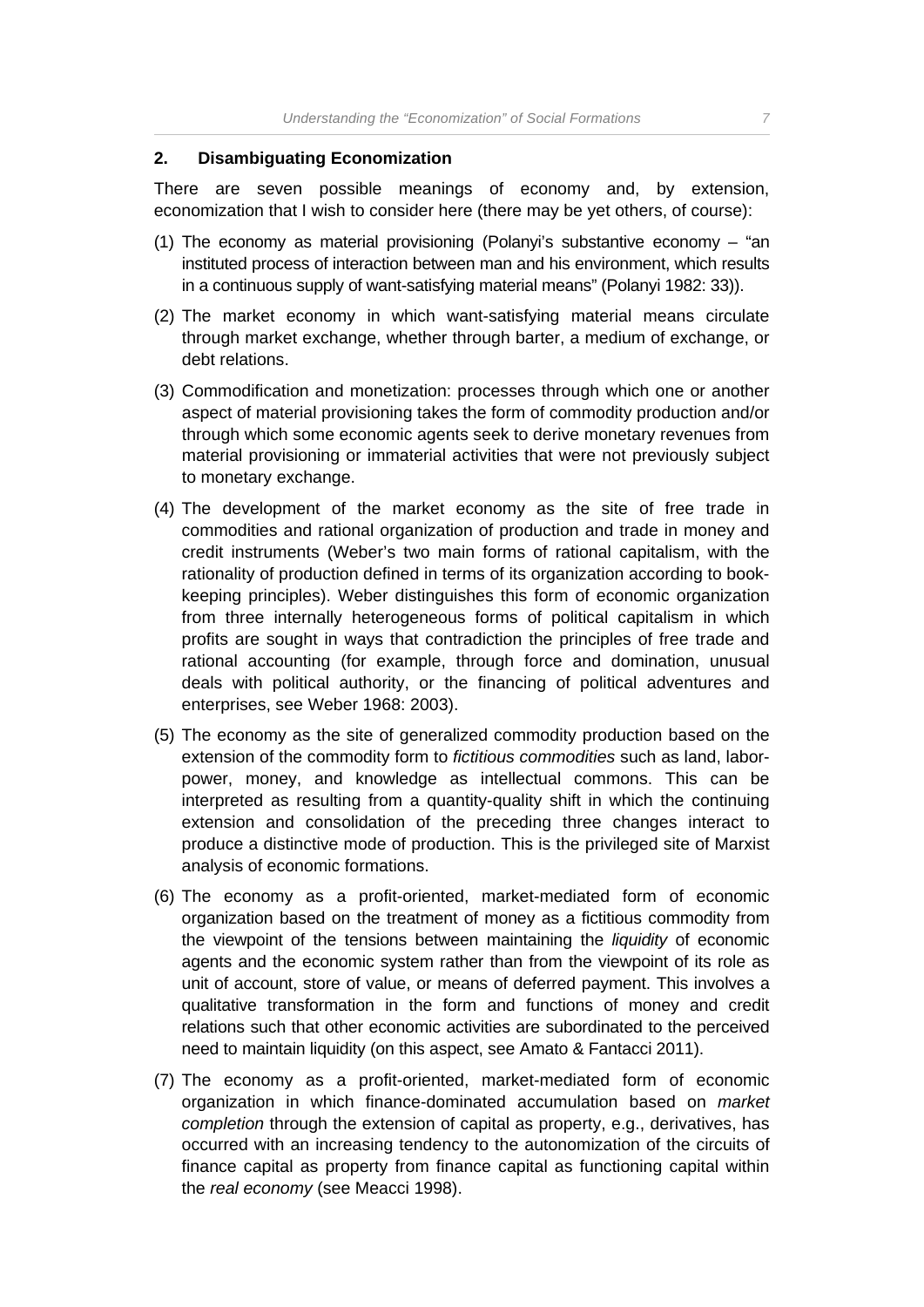## 2. Disambiguating Economization

There are seven possible meanings of economy and, by extension, economization that I wish to consider here (there may be yet others, of course):

(1) The economy as material provisioning (Polanyi's substantive economy – "an instituted process of interaction between man and his environment, which results in a continuous supply of want-satisfying material means" (Polanyi 1982: 33)).

(2) The market economy in which want-satisfying material means circulate through market exchange, whether through barter, a medium of exchange, or debt relations.

(3) Commodification and monetization: processes through which one or another aspect of material provisioning takes the form of commodity production and/or through which some economic agents seek to derive monetary revenues from material provisioning or immaterial activities that were not previously subject to monetary exchange.

(4) The development of the market economy as the site of free trade in commodities and rational organization of production and trade in money and credit instruments (Weber's two main forms of rational capitalism, with the rationality of production defined in terms of its organization according to book-keeping principles). Weber distinguishes this form of economic organization from three internally heterogeneous forms of political capitalism in which profits are sought in ways that contradiction the principles of free trade and rational accounting (for example, through force and domination, unusual deals with political authority, or the financing of political adventures and enterprises, see Weber 1968: 2003).

(5) The economy as the site of generalized commodity production based on the extension of the commodity form to *fictitious commodities* such as land, labor-power, money, and knowledge as intellectual commons. This can be interpreted as resulting from a quantity-quality shift in which the continuing extension and consolidation of the preceding three changes interact to produce a distinctive mode of production. This is the privileged site of Marxist analysis of economic formations.

(6) The economy as a profit-oriented, market-mediated form of economic organization based on the treatment of money as a fictitious commodity from the viewpoint of the tensions between maintaining the *liquidity* of economic agents and the economic system rather than from the viewpoint of its role as unit of account, store of value, or means of deferred payment. This involves a qualitative transformation in the form and functions of money and credit relations such that other economic activities are subordinated to the perceived need to maintain liquidity (on this aspect, see Amato & Fantacci 2011).

(7) The economy as a profit-oriented, market-mediated form of economic organization in which finance-dominated accumulation based on *market completion* through the extension of capital as property, e.g., derivatives, has occurred with an increasing tendency to the autonomization of the circuits of finance capital as property from finance capital as functioning capital within the *real economy* (see Meacci 1998).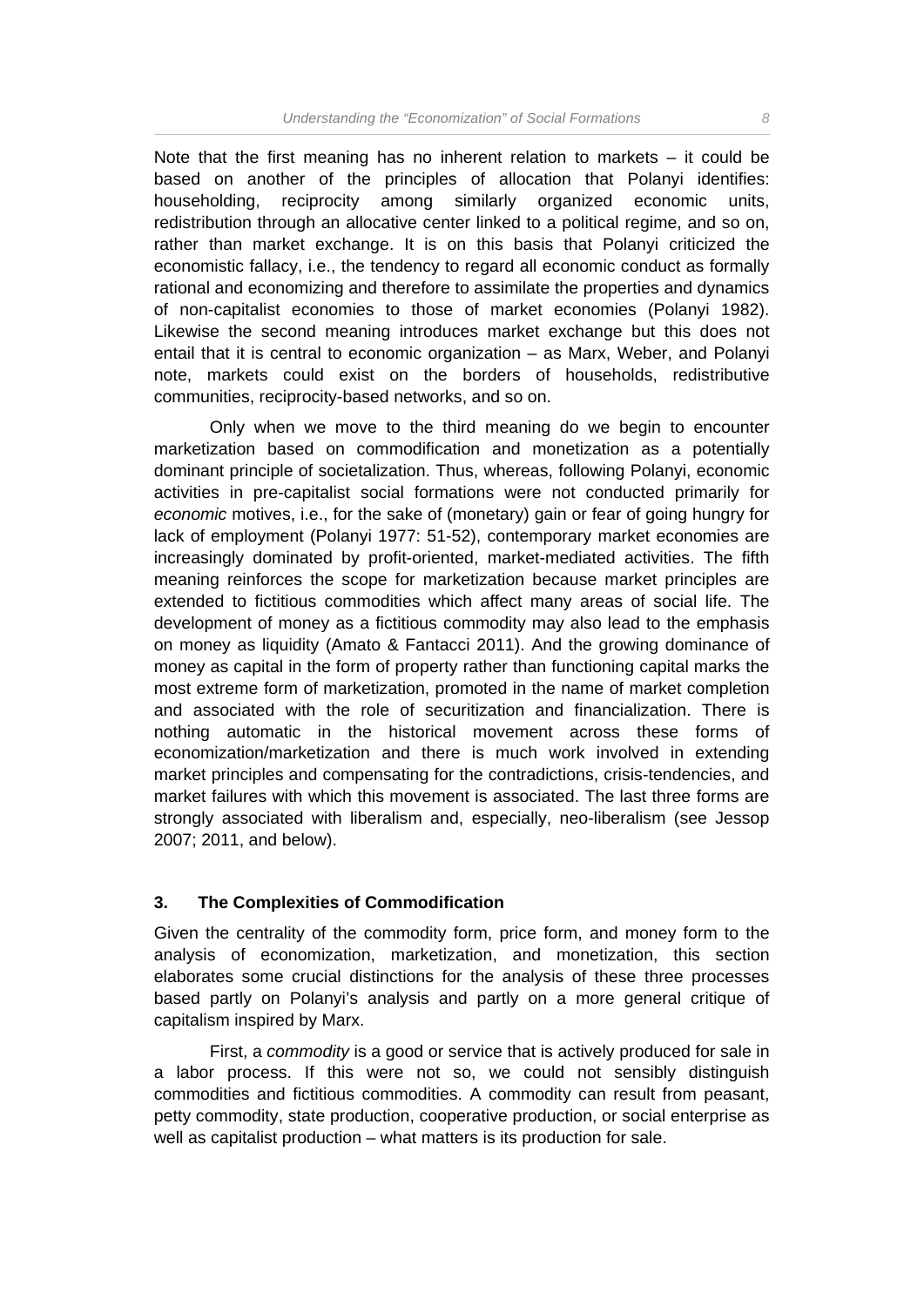Note that the first meaning has no inherent relation to markets – it could be based on another of the principles of allocation that Polanyi identifies: householding, reciprocity among similarly organized economic units, redistribution through an allocative center linked to a political regime, and so on, rather than market exchange. It is on this basis that Polanyi criticized the economistic fallacy, i.e., the tendency to regard all economic conduct as formally rational and economizing and therefore to assimilate the properties and dynamics of non-capitalist economies to those of market economies (Polanyi 1982). Likewise the second meaning introduces market exchange but this does not entail that it is central to economic organization – as Marx, Weber, and Polanyi note, markets could exist on the borders of households, redistributive communities, reciprocity-based networks, and so on.

Only when we move to the third meaning do we begin to encounter marketization based on commodification and monetization as a potentially dominant principle of societalization. Thus, whereas, following Polanyi, economic activities in pre-capitalist social formations were not conducted primarily for *economic* motives, i.e., for the sake of (monetary) gain or fear of going hungry for lack of employment (Polanyi 1977: 51-52), contemporary market economies are increasingly dominated by profit-oriented, market-mediated activities. The fifth meaning reinforces the scope for marketization because market principles are extended to fictitious commodities which affect many areas of social life. The development of money as a fictitious commodity may also lead to the emphasis on money as liquidity (Amato & Fantacci 2011). And the growing dominance of money as capital in the form of property rather than functioning capital marks the most extreme form of marketization, promoted in the name of market completion and associated with the role of securitization and financialization. There is nothing automatic in the historical movement across these forms of economization/marketization and there is much work involved in extending market principles and compensating for the contradictions, crisis-tendencies, and market failures with which this movement is associated. The last three forms are strongly associated with liberalism and, especially, neo-liberalism (see Jessop 2007; 2011, and below).

## 3. The Complexities of Commodification

Given the centrality of the commodity form, price form, and money form to the analysis of economization, marketization, and monetization, this section elaborates some crucial distinctions for the analysis of these three processes based partly on Polanyi's analysis and partly on a more general critique of capitalism inspired by Marx.

First, a *commodity* is a good or service that is actively produced for sale in a labor process. If this were not so, we could not sensibly distinguish commodities and fictitious commodities. A commodity can result from peasant, petty commodity, state production, cooperative production, or social enterprise as well as capitalist production – what matters is its production for sale.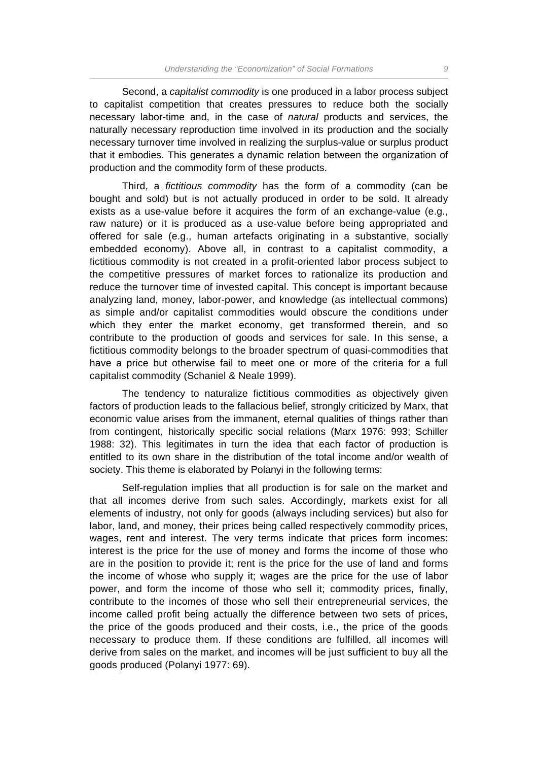Second, a *capitalist commodity* is one produced in a labor process subject to capitalist competition that creates pressures to reduce both the socially necessary labor-time and, in the case of *natural* products and services, the naturally necessary reproduction time involved in its production and the socially necessary turnover time involved in realizing the surplus-value or surplus product that it embodies. This generates a dynamic relation between the organization of production and the commodity form of these products.

Third, a *fictitious commodity* has the form of a commodity (can be bought and sold) but is not actually produced in order to be sold. It already exists as a use-value before it acquires the form of an exchange-value (e.g., raw nature) or it is produced as a use-value before being appropriated and offered for sale (e.g., human artefacts originating in a substantive, socially embedded economy). Above all, in contrast to a capitalist commodity, a fictitious commodity is not created in a profit-oriented labor process subject to the competitive pressures of market forces to rationalize its production and reduce the turnover time of invested capital. This concept is important because analyzing land, money, labor-power, and knowledge (as intellectual commons) as simple and/or capitalist commodities would obscure the conditions under which they enter the market economy, get transformed therein, and so contribute to the production of goods and services for sale. In this sense, a fictitious commodity belongs to the broader spectrum of quasi-commodities that have a price but otherwise fail to meet one or more of the criteria for a full capitalist commodity (Schaniel & Neale 1999).

The tendency to naturalize fictitious commodities as objectively given factors of production leads to the fallacious belief, strongly criticized by Marx, that economic value arises from the immanent, eternal qualities of things rather than from contingent, historically specific social relations (Marx 1976: 993; Schiller 1988: 32). This legitimates in turn the idea that each factor of production is entitled to its own share in the distribution of the total income and/or wealth of society. This theme is elaborated by Polanyi in the following terms:

> Self-regulation implies that all production is for sale on the market and that all incomes derive from such sales. Accordingly, markets exist for all elements of industry, not only for goods (always including services) but also for labor, land, and money, their prices being called respectively commodity prices, wages, rent and interest. The very terms indicate that prices form incomes: interest is the price for the use of money and forms the income of those who are in the position to provide it; rent is the price for the use of land and forms the income of whose who supply it; wages are the price for the use of labor power, and form the income of those who sell it; commodity prices, finally, contribute to the incomes of those who sell their entrepreneurial services, the income called profit being actually the difference between two sets of prices, the price of the goods produced and their costs, i.e., the price of the goods necessary to produce them. If these conditions are fulfilled, all incomes will derive from sales on the market, and incomes will be just sufficient to buy all the goods produced (Polanyi 1977: 69).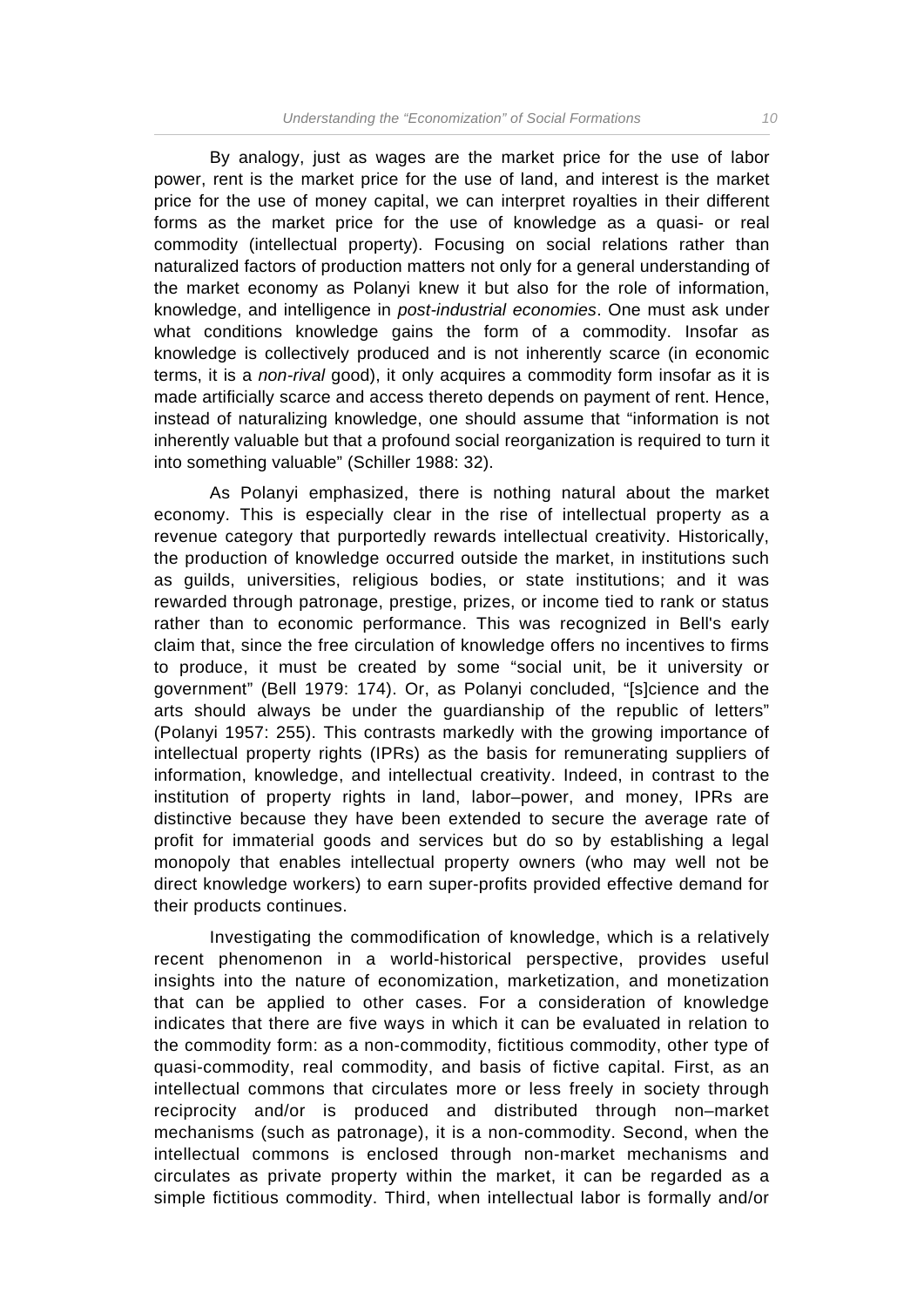By analogy, just as wages are the market price for the use of labor power, rent is the market price for the use of land, and interest is the market price for the use of money capital, we can interpret royalties in their different forms as the market price for the use of knowledge as a quasi- or real commodity (intellectual property). Focusing on social relations rather than naturalized factors of production matters not only for a general understanding of the market economy as Polanyi knew it but also for the role of information, knowledge, and intelligence in *post-industrial economies*. One must ask under what conditions knowledge gains the form of a commodity. Insofar as knowledge is collectively produced and is not inherently scarce (in economic terms, it is a *non-rival* good), it only acquires a commodity form insofar as it is made artificially scarce and access thereto depends on payment of rent. Hence, instead of naturalizing knowledge, one should assume that "information is not inherently valuable but that a profound social reorganization is required to turn it into something valuable" (Schiller 1988: 32).

As Polanyi emphasized, there is nothing natural about the market economy. This is especially clear in the rise of intellectual property as a revenue category that purportedly rewards intellectual creativity. Historically, the production of knowledge occurred outside the market, in institutions such as guilds, universities, religious bodies, or state institutions; and it was rewarded through patronage, prestige, prizes, or income tied to rank or status rather than to economic performance. This was recognized in Bell's early claim that, since the free circulation of knowledge offers no incentives to firms to produce, it must be created by some "social unit, be it university or government" (Bell 1979: 174). Or, as Polanyi concluded, "[s]cience and the arts should always be under the guardianship of the republic of letters" (Polanyi 1957: 255). This contrasts markedly with the growing importance of intellectual property rights (IPRs) as the basis for remunerating suppliers of information, knowledge, and intellectual creativity. Indeed, in contrast to the institution of property rights in land, labor–power, and money, IPRs are distinctive because they have been extended to secure the average rate of profit for immaterial goods and services but do so by establishing a legal monopoly that enables intellectual property owners (who may well not be direct knowledge workers) to earn super-profits provided effective demand for their products continues.

Investigating the commodification of knowledge, which is a relatively recent phenomenon in a world-historical perspective, provides useful insights into the nature of economization, marketization, and monetization that can be applied to other cases. For a consideration of knowledge indicates that there are five ways in which it can be evaluated in relation to the commodity form: as a non-commodity, fictitious commodity, other type of quasi-commodity, real commodity, and basis of fictive capital. First, as an intellectual commons that circulates more or less freely in society through reciprocity and/or is produced and distributed through non–market mechanisms (such as patronage), it is a non-commodity. Second, when the intellectual commons is enclosed through non-market mechanisms and circulates as private property within the market, it can be regarded as a simple fictitious commodity. Third, when intellectual labor is formally and/or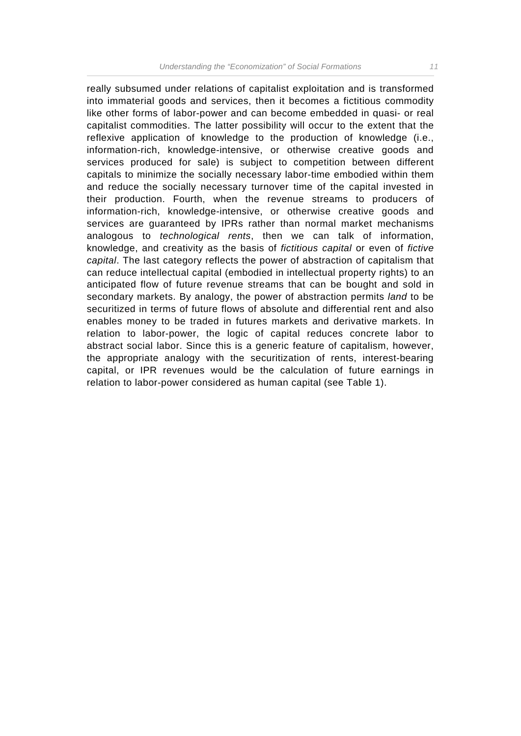really subsumed under relations of capitalist exploitation and is transformed into immaterial goods and services, then it becomes a fictitious commodity like other forms of labor-power and can become embedded in quasi- or real capitalist commodities. The latter possibility will occur to the extent that the reflexive application of knowledge to the production of knowledge (i.e., information-rich, knowledge-intensive, or otherwise creative goods and services produced for sale) is subject to competition between different capitals to minimize the socially necessary labor-time embodied within them and reduce the socially necessary turnover time of the capital invested in their production. Fourth, when the revenue streams to producers of information-rich, knowledge-intensive, or otherwise creative goods and services are guaranteed by IPRs rather than normal market mechanisms analogous to *technological rents*, then we can talk of information, knowledge, and creativity as the basis of *fictitious capital* or even of *fictive capital*. The last category reflects the power of abstraction of capitalism that can reduce intellectual capital (embodied in intellectual property rights) to an anticipated flow of future revenue streams that can be bought and sold in secondary markets. By analogy, the power of abstraction permits *land* to be securitized in terms of future flows of absolute and differential rent and also enables money to be traded in futures markets and derivative markets. In relation to labor-power, the logic of capital reduces concrete labor to abstract social labor. Since this is a generic feature of capitalism, however, the appropriate analogy with the securitization of rents, interest-bearing capital, or IPR revenues would be the calculation of future earnings in relation to labor-power considered as human capital (see Table 1).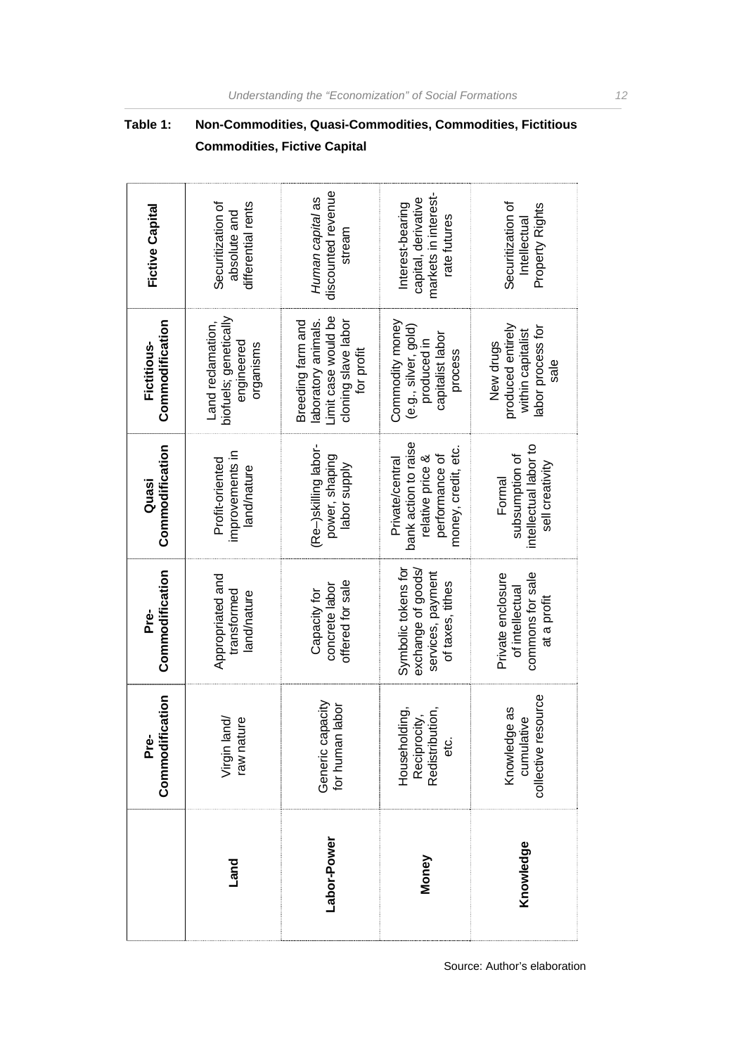**Table 1: Non-Commodities, Quasi-Commodities, Commodities, Fictitious Commodities, Fictive Capital**

| | Pre-Commodification | Pre-Commodification | Quasi Commodification | Fictitious-Commodification | Fictive Capital |
|---|---|---|---|---|---|
| **Land** | Virgin land/ raw nature | Appropriated and transformed land/nature | Profit-oriented improvements in land/nature | Land reclamation, biofuels; genetically engineered organisms | Securitization of absolute and differential rents |
| **Labor-Power** | Generic capacity for human labor | Capacity for concrete labor offered for sale | (Re–)skilling labor-power, shaping labor supply | Breeding farm and laboratory animals. Limit case would be cloning slave labor for profit | *Human capital* as discounted revenue stream |
| **Money** | Householding, Reciprocity, Redistribution, etc. | Symbolic tokens for exchange of goods/ services, payment of taxes, tithes | Private/central bank action to raise relative price & performance of money, credit, etc. | Commodity money (e.g., silver, gold) produced in capitalist labor process | Interest-bearing capital, derivative markets in interest-rate futures |
| **Knowledge** | Knowledge as cumulative collective resource | Private enclosure of intellectual commons for sale at a profit | Formal subsumption of intellectual labor to sell creativity | New drugs produced entirely within capitalist labor process for sale | Securitization of Intellectual Property Rights |

Source: Author's elaboration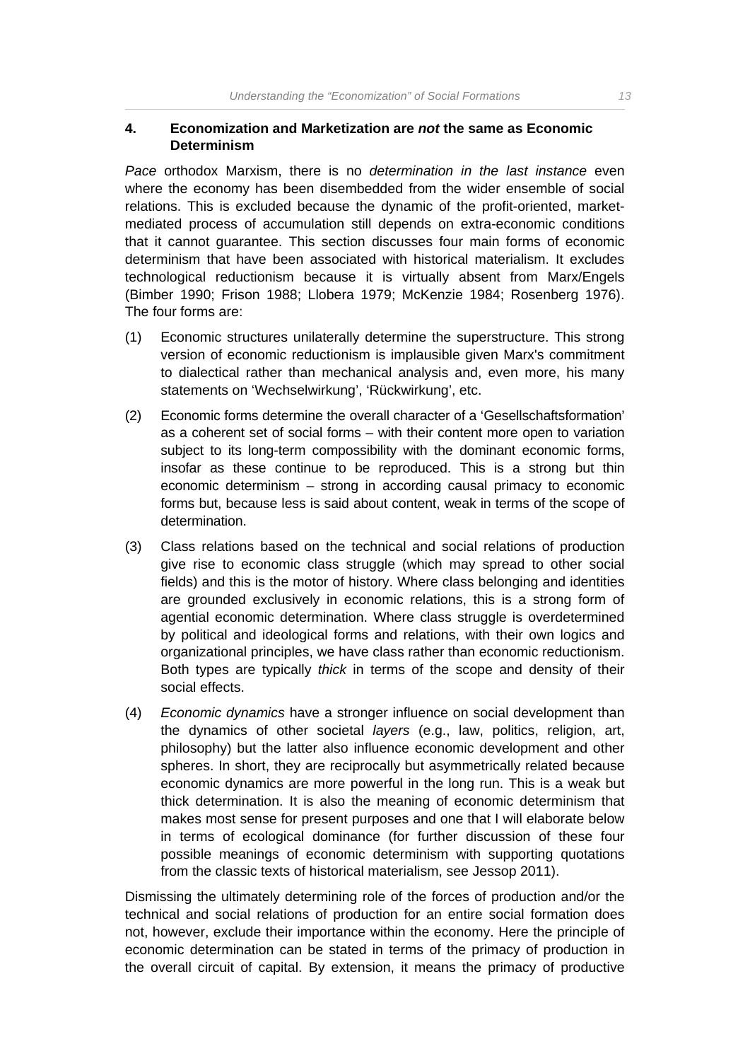## 4. Economization and Marketization are *not* the same as Economic Determinism

*Pace* orthodox Marxism, there is no *determination in the last instance* even where the economy has been disembedded from the wider ensemble of social relations. This is excluded because the dynamic of the profit-oriented, market-mediated process of accumulation still depends on extra-economic conditions that it cannot guarantee. This section discusses four main forms of economic determinism that have been associated with historical materialism. It excludes technological reductionism because it is virtually absent from Marx/Engels (Bimber 1990; Frison 1988; Llobera 1979; McKenzie 1984; Rosenberg 1976). The four forms are:

(1) Economic structures unilaterally determine the superstructure. This strong version of economic reductionism is implausible given Marx's commitment to dialectical rather than mechanical analysis and, even more, his many statements on 'Wechselwirkung', 'Rückwirkung', etc.

(2) Economic forms determine the overall character of a 'Gesellschaftsformation' as a coherent set of social forms – with their content more open to variation subject to its long-term compossibility with the dominant economic forms, insofar as these continue to be reproduced. This is a strong but thin economic determinism – strong in according causal primacy to economic forms but, because less is said about content, weak in terms of the scope of determination.

(3) Class relations based on the technical and social relations of production give rise to economic class struggle (which may spread to other social fields) and this is the motor of history. Where class belonging and identities are grounded exclusively in economic relations, this is a strong form of agential economic determination. Where class struggle is overdetermined by political and ideological forms and relations, with their own logics and organizational principles, we have class rather than economic reductionism. Both types are typically *thick* in terms of the scope and density of their social effects.

(4) *Economic dynamics* have a stronger influence on social development than the dynamics of other societal *layers* (e.g., law, politics, religion, art, philosophy) but the latter also influence economic development and other spheres. In short, they are reciprocally but asymmetrically related because economic dynamics are more powerful in the long run. This is a weak but thick determination. It is also the meaning of economic determinism that makes most sense for present purposes and one that I will elaborate below in terms of ecological dominance (for further discussion of these four possible meanings of economic determinism with supporting quotations from the classic texts of historical materialism, see Jessop 2011).

Dismissing the ultimately determining role of the forces of production and/or the technical and social relations of production for an entire social formation does not, however, exclude their importance within the economy. Here the principle of economic determination can be stated in terms of the primacy of production in the overall circuit of capital. By extension, it means the primacy of productive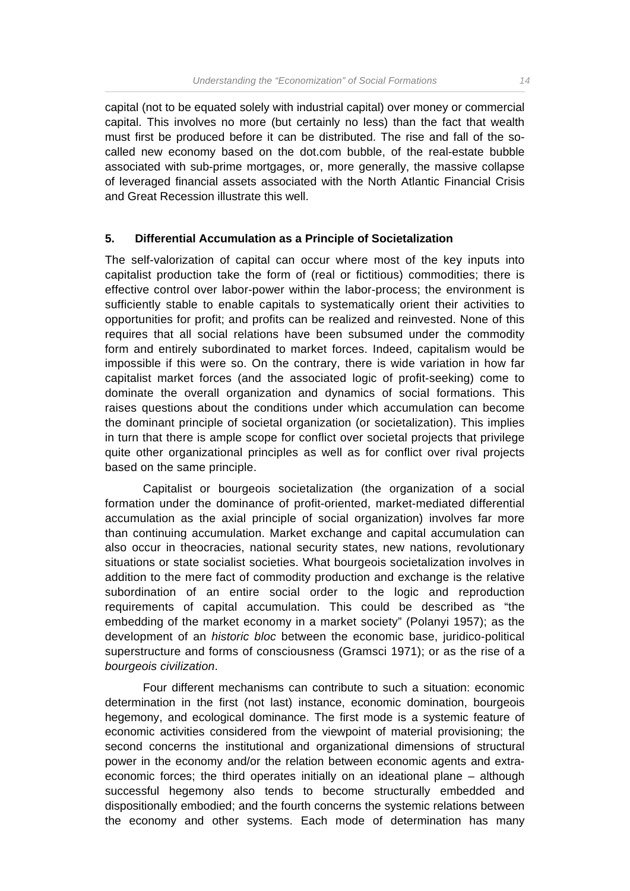capital (not to be equated solely with industrial capital) over money or commercial capital. This involves no more (but certainly no less) than the fact that wealth must first be produced before it can be distributed. The rise and fall of the so-called new economy based on the dot.com bubble, of the real-estate bubble associated with sub-prime mortgages, or, more generally, the massive collapse of leveraged financial assets associated with the North Atlantic Financial Crisis and Great Recession illustrate this well.

## 5. Differential Accumulation as a Principle of Societalization

The self-valorization of capital can occur where most of the key inputs into capitalist production take the form of (real or fictitious) commodities; there is effective control over labor-power within the labor-process; the environment is sufficiently stable to enable capitals to systematically orient their activities to opportunities for profit; and profits can be realized and reinvested. None of this requires that all social relations have been subsumed under the commodity form and entirely subordinated to market forces. Indeed, capitalism would be impossible if this were so. On the contrary, there is wide variation in how far capitalist market forces (and the associated logic of profit-seeking) come to dominate the overall organization and dynamics of social formations. This raises questions about the conditions under which accumulation can become the dominant principle of societal organization (or societalization). This implies in turn that there is ample scope for conflict over societal projects that privilege quite other organizational principles as well as for conflict over rival projects based on the same principle.

Capitalist or bourgeois societalization (the organization of a social formation under the dominance of profit-oriented, market-mediated differential accumulation as the axial principle of social organization) involves far more than continuing accumulation. Market exchange and capital accumulation can also occur in theocracies, national security states, new nations, revolutionary situations or state socialist societies. What bourgeois societalization involves in addition to the mere fact of commodity production and exchange is the relative subordination of an entire social order to the logic and reproduction requirements of capital accumulation. This could be described as "the embedding of the market economy in a market society" (Polanyi 1957); as the development of an *historic bloc* between the economic base, juridico-political superstructure and forms of consciousness (Gramsci 1971); or as the rise of a *bourgeois civilization*.

Four different mechanisms can contribute to such a situation: economic determination in the first (not last) instance, economic domination, bourgeois hegemony, and ecological dominance. The first mode is a systemic feature of economic activities considered from the viewpoint of material provisioning; the second concerns the institutional and organizational dimensions of structural power in the economy and/or the relation between economic agents and extra-economic forces; the third operates initially on an ideational plane – although successful hegemony also tends to become structurally embedded and dispositionally embodied; and the fourth concerns the systemic relations between the economy and other systems. Each mode of determination has many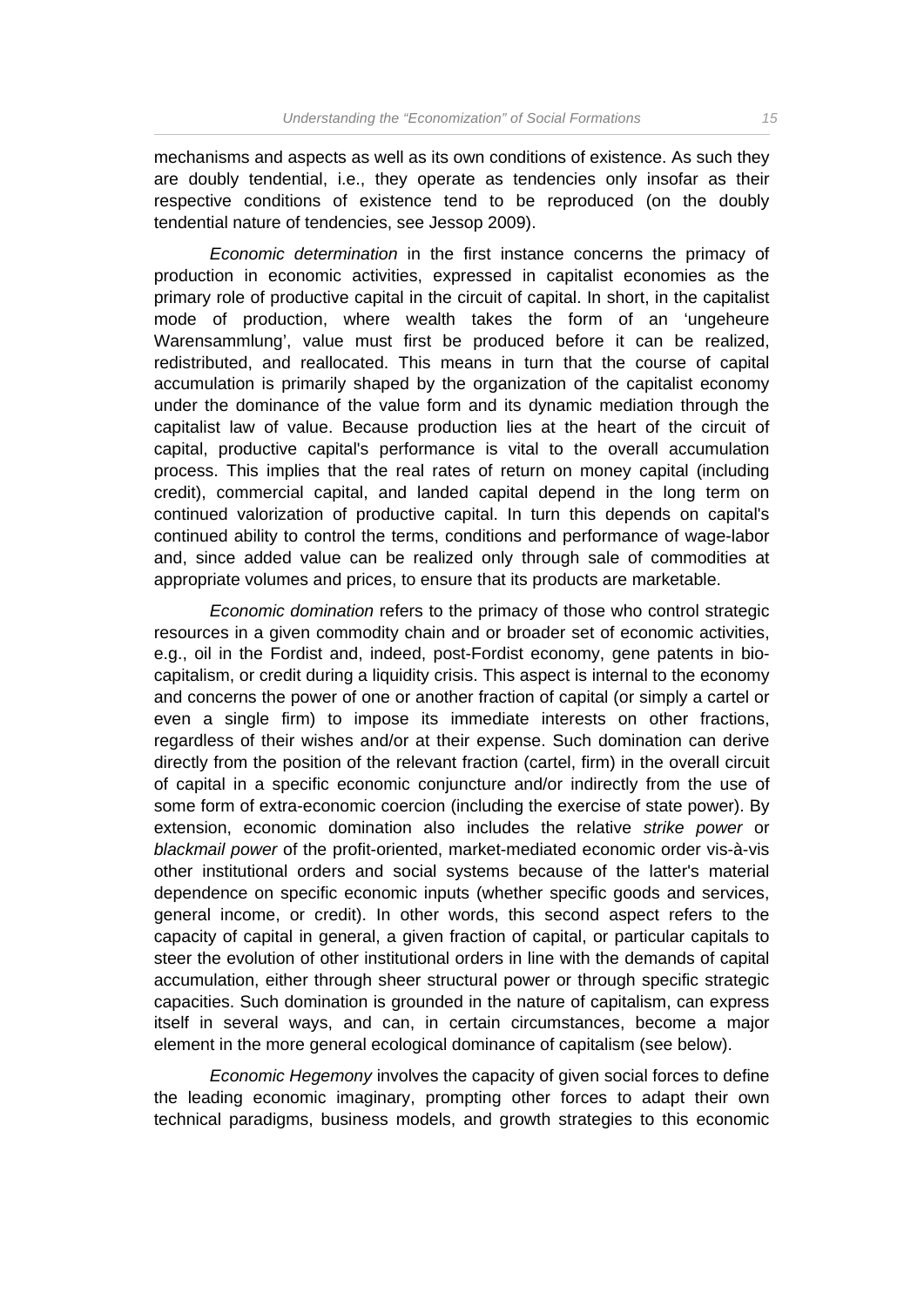mechanisms and aspects as well as its own conditions of existence. As such they are doubly tendential, i.e., they operate as tendencies only insofar as their respective conditions of existence tend to be reproduced (on the doubly tendential nature of tendencies, see Jessop 2009).

*Economic determination* in the first instance concerns the primacy of production in economic activities, expressed in capitalist economies as the primary role of productive capital in the circuit of capital. In short, in the capitalist mode of production, where wealth takes the form of an 'ungeheure Warensammlung', value must first be produced before it can be realized, redistributed, and reallocated. This means in turn that the course of capital accumulation is primarily shaped by the organization of the capitalist economy under the dominance of the value form and its dynamic mediation through the capitalist law of value. Because production lies at the heart of the circuit of capital, productive capital's performance is vital to the overall accumulation process. This implies that the real rates of return on money capital (including credit), commercial capital, and landed capital depend in the long term on continued valorization of productive capital. In turn this depends on capital's continued ability to control the terms, conditions and performance of wage-labor and, since added value can be realized only through sale of commodities at appropriate volumes and prices, to ensure that its products are marketable.

*Economic domination* refers to the primacy of those who control strategic resources in a given commodity chain and or broader set of economic activities, e.g., oil in the Fordist and, indeed, post-Fordist economy, gene patents in bio-capitalism, or credit during a liquidity crisis. This aspect is internal to the economy and concerns the power of one or another fraction of capital (or simply a cartel or even a single firm) to impose its immediate interests on other fractions, regardless of their wishes and/or at their expense. Such domination can derive directly from the position of the relevant fraction (cartel, firm) in the overall circuit of capital in a specific economic conjuncture and/or indirectly from the use of some form of extra-economic coercion (including the exercise of state power). By extension, economic domination also includes the relative *strike power* or *blackmail power* of the profit-oriented, market-mediated economic order vis-à-vis other institutional orders and social systems because of the latter's material dependence on specific economic inputs (whether specific goods and services, general income, or credit). In other words, this second aspect refers to the capacity of capital in general, a given fraction of capital, or particular capitals to steer the evolution of other institutional orders in line with the demands of capital accumulation, either through sheer structural power or through specific strategic capacities. Such domination is grounded in the nature of capitalism, can express itself in several ways, and can, in certain circumstances, become a major element in the more general ecological dominance of capitalism (see below).

*Economic Hegemony* involves the capacity of given social forces to define the leading economic imaginary, prompting other forces to adapt their own technical paradigms, business models, and growth strategies to this economic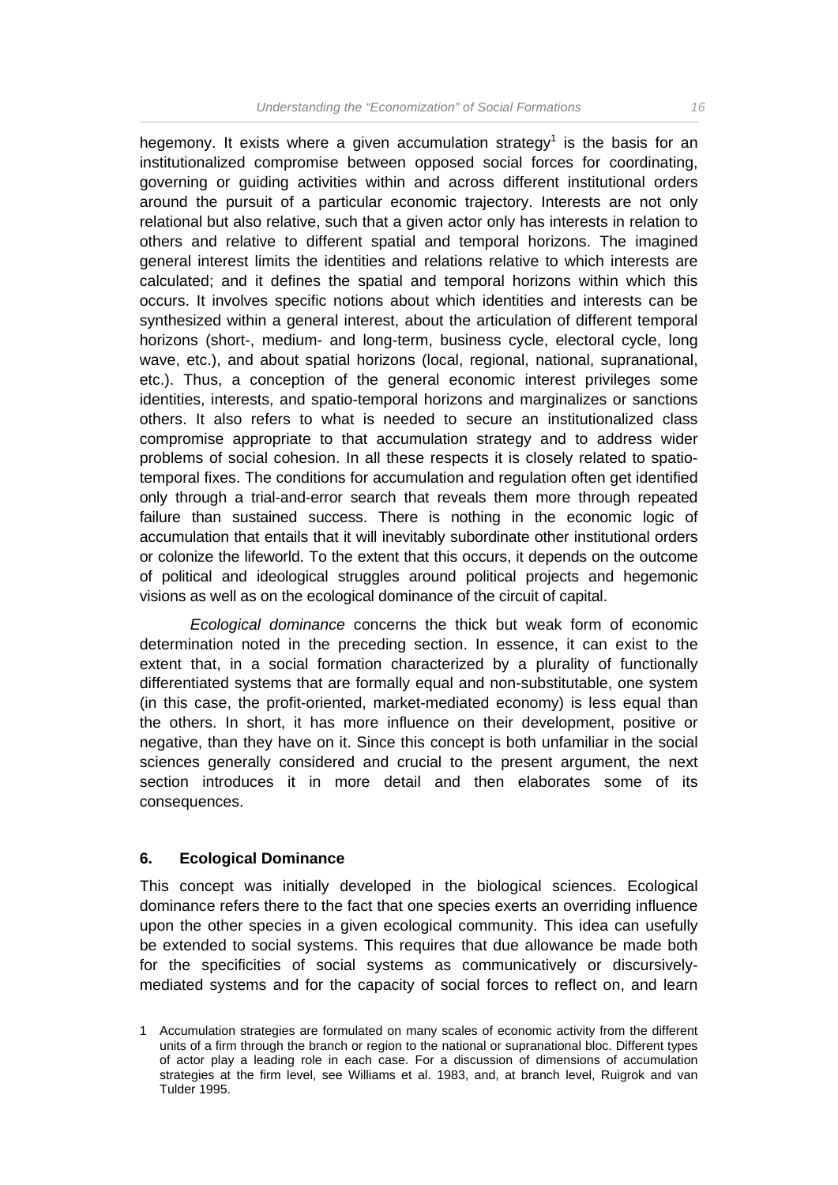hegemony. It exists where a given accumulation strategy[1] is the basis for an institutionalized compromise between opposed social forces for coordinating, governing or guiding activities within and across different institutional orders around the pursuit of a particular economic trajectory. Interests are not only relational but also relative, such that a given actor only has interests in relation to others and relative to different spatial and temporal horizons. The imagined general interest limits the identities and relations relative to which interests are calculated; and it defines the spatial and temporal horizons within which this occurs. It involves specific notions about which identities and interests can be synthesized within a general interest, about the articulation of different temporal horizons (short-, medium- and long-term, business cycle, electoral cycle, long wave, etc.), and about spatial horizons (local, regional, national, supranational, etc.). Thus, a conception of the general economic interest privileges some identities, interests, and spatio-temporal horizons and marginalizes or sanctions others. It also refers to what is needed to secure an institutionalized class compromise appropriate to that accumulation strategy and to address wider problems of social cohesion. In all these respects it is closely related to spatio-temporal fixes. The conditions for accumulation and regulation often get identified only through a trial-and-error search that reveals them more through repeated failure than sustained success. There is nothing in the economic logic of accumulation that entails that it will inevitably subordinate other institutional orders or colonize the lifeworld. To the extent that this occurs, it depends on the outcome of political and ideological struggles around political projects and hegemonic visions as well as on the ecological dominance of the circuit of capital.

*Ecological dominance* concerns the thick but weak form of economic determination noted in the preceding section. In essence, it can exist to the extent that, in a social formation characterized by a plurality of functionally differentiated systems that are formally equal and non-substitutable, one system (in this case, the profit-oriented, market-mediated economy) is less equal than the others. In short, it has more influence on their development, positive or negative, than they have on it. Since this concept is both unfamiliar in the social sciences generally considered and crucial to the present argument, the next section introduces it in more detail and then elaborates some of its consequences.

## 6. Ecological Dominance

This concept was initially developed in the biological sciences. Ecological dominance refers there to the fact that one species exerts an overriding influence upon the other species in a given ecological community. This idea can usefully be extended to social systems. This requires that due allowance be made both for the specificities of social systems as communicatively or discursively-mediated systems and for the capacity of social forces to reflect on, and learn

---

1 Accumulation strategies are formulated on many scales of economic activity from the different units of a firm through the branch or region to the national or supranational bloc. Different types of actor play a leading role in each case. For a discussion of dimensions of accumulation strategies at the firm level, see Williams et al. 1983, and, at branch level, Ruigrok and van Tulder 1995.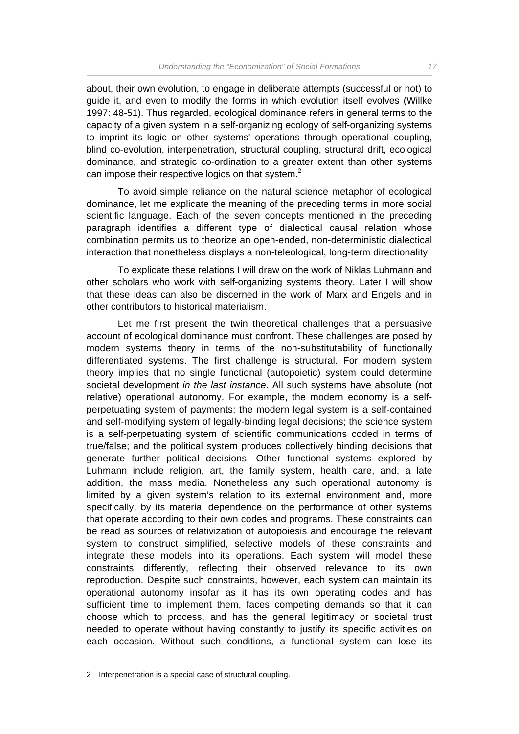about, their own evolution, to engage in deliberate attempts (successful or not) to guide it, and even to modify the forms in which evolution itself evolves (Willke 1997: 48-51). Thus regarded, ecological dominance refers in general terms to the capacity of a given system in a self-organizing ecology of self-organizing systems to imprint its logic on other systems' operations through operational coupling, blind co-evolution, interpenetration, structural coupling, structural drift, ecological dominance, and strategic co-ordination to a greater extent than other systems can impose their respective logics on that system.[2]

To avoid simple reliance on the natural science metaphor of ecological dominance, let me explicate the meaning of the preceding terms in more social scientific language. Each of the seven concepts mentioned in the preceding paragraph identifies a different type of dialectical causal relation whose combination permits us to theorize an open-ended, non-deterministic dialectical interaction that nonetheless displays a non-teleological, long-term directionality.

To explicate these relations I will draw on the work of Niklas Luhmann and other scholars who work with self-organizing systems theory. Later I will show that these ideas can also be discerned in the work of Marx and Engels and in other contributors to historical materialism.

Let me first present the twin theoretical challenges that a persuasive account of ecological dominance must confront. These challenges are posed by modern systems theory in terms of the non-substitutability of functionally differentiated systems. The first challenge is structural. For modern system theory implies that no single functional (autopoietic) system could determine societal development *in the last instance*. All such systems have absolute (not relative) operational autonomy. For example, the modern economy is a self-perpetuating system of payments; the modern legal system is a self-contained and self-modifying system of legally-binding legal decisions; the science system is a self-perpetuating system of scientific communications coded in terms of true/false; and the political system produces collectively binding decisions that generate further political decisions. Other functional systems explored by Luhmann include religion, art, the family system, health care, and, a late addition, the mass media. Nonetheless any such operational autonomy is limited by a given system's relation to its external environment and, more specifically, by its material dependence on the performance of other systems that operate according to their own codes and programs. These constraints can be read as sources of relativization of autopoiesis and encourage the relevant system to construct simplified, selective models of these constraints and integrate these models into its operations. Each system will model these constraints differently, reflecting their observed relevance to its own reproduction. Despite such constraints, however, each system can maintain its operational autonomy insofar as it has its own operating codes and has sufficient time to implement them, faces competing demands so that it can choose which to process, and has the general legitimacy or societal trust needed to operate without having constantly to justify its specific activities on each occasion. Without such conditions, a functional system can lose its

2 Interpenetration is a special case of structural coupling.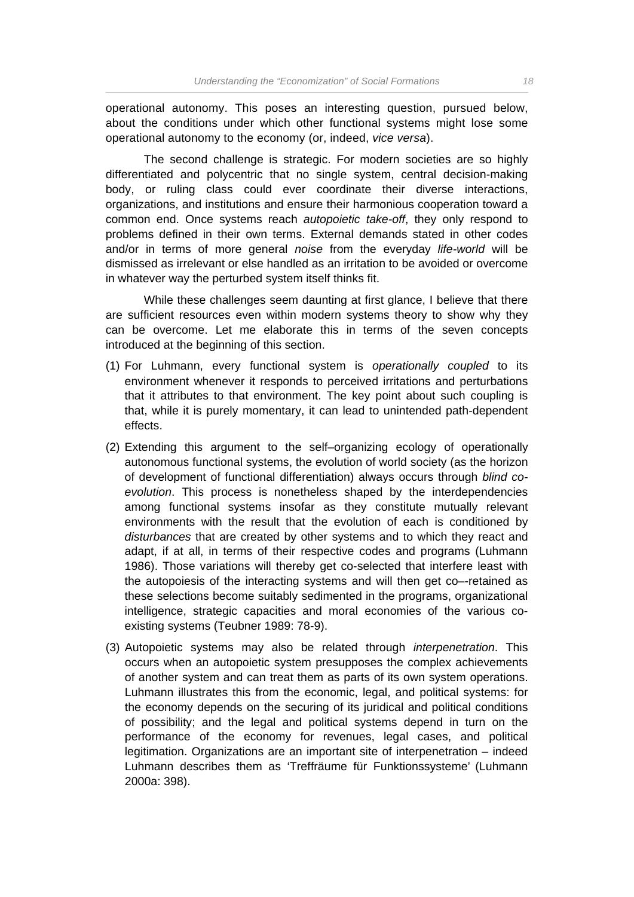operational autonomy. This poses an interesting question, pursued below, about the conditions under which other functional systems might lose some operational autonomy to the economy (or, indeed, *vice versa*).

The second challenge is strategic. For modern societies are so highly differentiated and polycentric that no single system, central decision-making body, or ruling class could ever coordinate their diverse interactions, organizations, and institutions and ensure their harmonious cooperation toward a common end. Once systems reach *autopoietic take-off*, they only respond to problems defined in their own terms. External demands stated in other codes and/or in terms of more general *noise* from the everyday *life-world* will be dismissed as irrelevant or else handled as an irritation to be avoided or overcome in whatever way the perturbed system itself thinks fit.

While these challenges seem daunting at first glance, I believe that there are sufficient resources even within modern systems theory to show why they can be overcome. Let me elaborate this in terms of the seven concepts introduced at the beginning of this section.

(1) For Luhmann, every functional system is *operationally coupled* to its environment whenever it responds to perceived irritations and perturbations that it attributes to that environment. The key point about such coupling is that, while it is purely momentary, it can lead to unintended path-dependent effects.

(2) Extending this argument to the self–organizing ecology of operationally autonomous functional systems, the evolution of world society (as the horizon of development of functional differentiation) always occurs through *blind co-evolution*. This process is nonetheless shaped by the interdependencies among functional systems insofar as they constitute mutually relevant environments with the result that the evolution of each is conditioned by *disturbances* that are created by other systems and to which they react and adapt, if at all, in terms of their respective codes and programs (Luhmann 1986). Those variations will thereby get co-selected that interfere least with the autopoiesis of the interacting systems and will then get co–-retained as these selections become suitably sedimented in the programs, organizational intelligence, strategic capacities and moral economies of the various co-existing systems (Teubner 1989: 78-9).

(3) Autopoietic systems may also be related through *interpenetration*. This occurs when an autopoietic system presupposes the complex achievements of another system and can treat them as parts of its own system operations. Luhmann illustrates this from the economic, legal, and political systems: for the economy depends on the securing of its juridical and political conditions of possibility; and the legal and political systems depend in turn on the performance of the economy for revenues, legal cases, and political legitimation. Organizations are an important site of interpenetration – indeed Luhmann describes them as 'Trefträume für Funktionssysteme' (Luhmann 2000a: 398).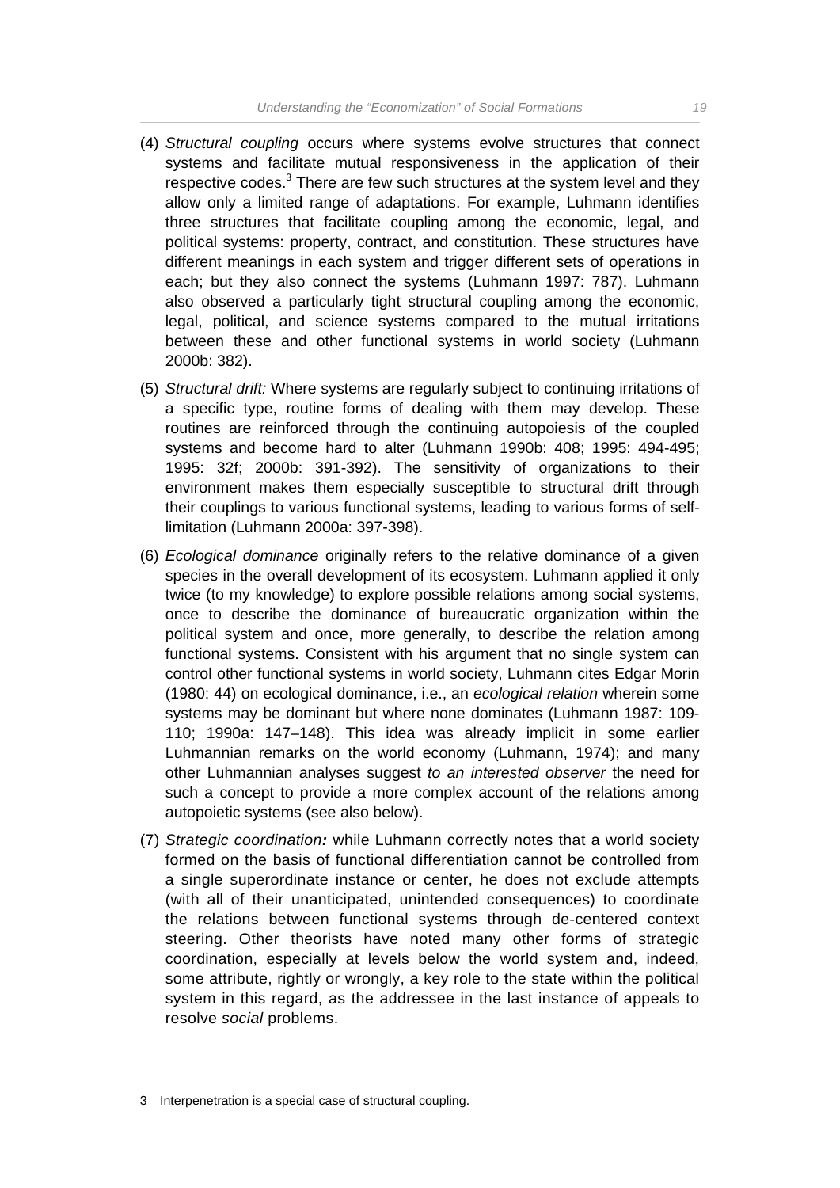(4) *Structural coupling* occurs where systems evolve structures that connect systems and facilitate mutual responsiveness in the application of their respective codes.[3] There are few such structures at the system level and they allow only a limited range of adaptations. For example, Luhmann identifies three structures that facilitate coupling among the economic, legal, and political systems: property, contract, and constitution. These structures have different meanings in each system and trigger different sets of operations in each; but they also connect the systems (Luhmann 1997: 787). Luhmann also observed a particularly tight structural coupling among the economic, legal, political, and science systems compared to the mutual irritations between these and other functional systems in world society (Luhmann 2000b: 382).

(5) *Structural drift:* Where systems are regularly subject to continuing irritations of a specific type, routine forms of dealing with them may develop. These routines are reinforced through the continuing autopoiesis of the coupled systems and become hard to alter (Luhmann 1990b: 408; 1995: 494-495; 1995: 32f; 2000b: 391-392). The sensitivity of organizations to their environment makes them especially susceptible to structural drift through their couplings to various functional systems, leading to various forms of self-limitation (Luhmann 2000a: 397-398).

(6) *Ecological dominance* originally refers to the relative dominance of a given species in the overall development of its ecosystem. Luhmann applied it only twice (to my knowledge) to explore possible relations among social systems, once to describe the dominance of bureaucratic organization within the political system and once, more generally, to describe the relation among functional systems. Consistent with his argument that no single system can control other functional systems in world society, Luhmann cites Edgar Morin (1980: 44) on ecological dominance, i.e., an *ecological relation* wherein some systems may be dominant but where none dominates (Luhmann 1987: 109-110; 1990a: 147–148). This idea was already implicit in some earlier Luhmannian remarks on the world economy (Luhmann, 1974); and many other Luhmannian analyses suggest *to an interested observer* the need for such a concept to provide a more complex account of the relations among autopoietic systems (see also below).

(7) *Strategic coordination**:*** while Luhmann correctly notes that a world society formed on the basis of functional differentiation cannot be controlled from a single superordinate instance or center, he does not exclude attempts (with all of their unanticipated, unintended consequences) to coordinate the relations between functional systems through de-centered context steering. Other theorists have noted many other forms of strategic coordination, especially at levels below the world system and, indeed, some attribute, rightly or wrongly, a key role to the state within the political system in this regard, as the addressee in the last instance of appeals to resolve *social* problems.

3 Interpenetration is a special case of structural coupling.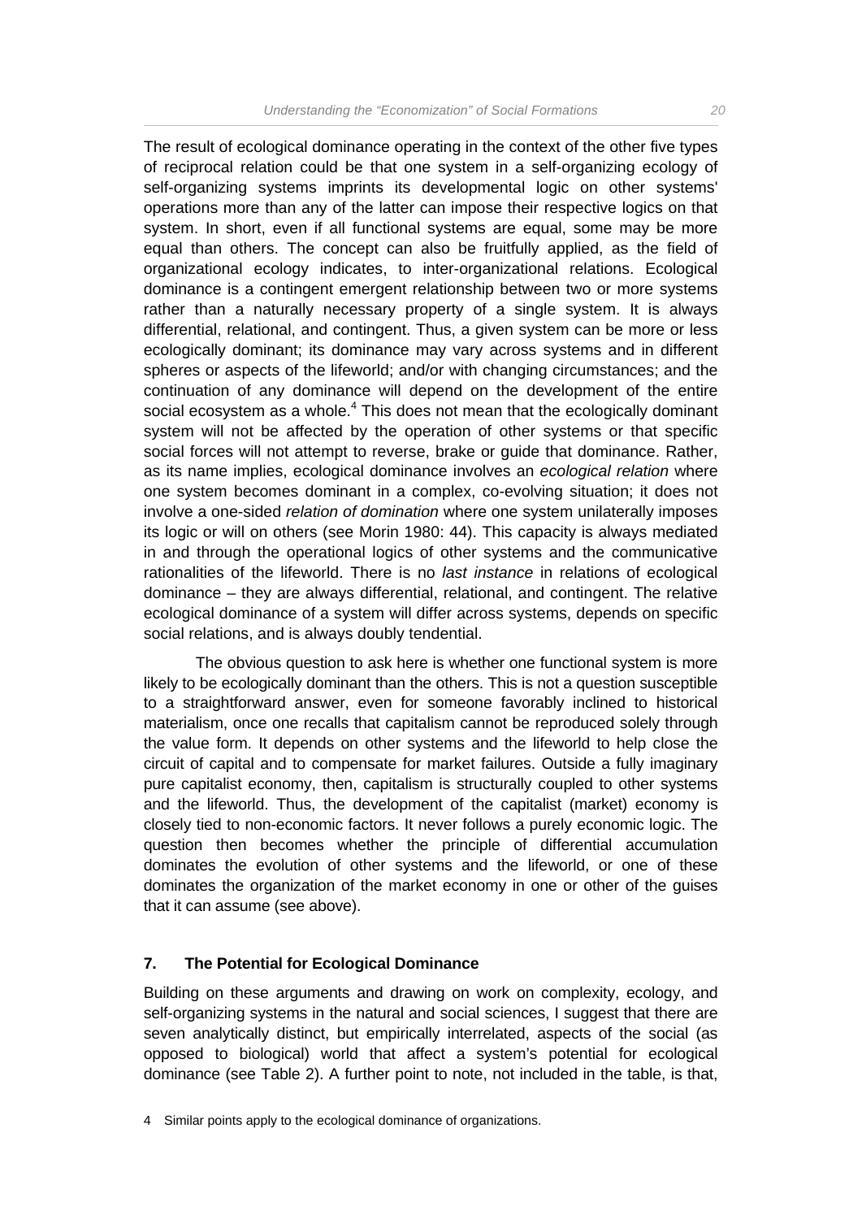The result of ecological dominance operating in the context of the other five types of reciprocal relation could be that one system in a self-organizing ecology of self-organizing systems imprints its developmental logic on other systems' operations more than any of the latter can impose their respective logics on that system. In short, even if all functional systems are equal, some may be more equal than others. The concept can also be fruitfully applied, as the field of organizational ecology indicates, to inter-organizational relations. Ecological dominance is a contingent emergent relationship between two or more systems rather than a naturally necessary property of a single system. It is always differential, relational, and contingent. Thus, a given system can be more or less ecologically dominant; its dominance may vary across systems and in different spheres or aspects of the lifeworld; and/or with changing circumstances; and the continuation of any dominance will depend on the development of the entire social ecosystem as a whole.[4] This does not mean that the ecologically dominant system will not be affected by the operation of other systems or that specific social forces will not attempt to reverse, brake or guide that dominance. Rather, as its name implies, ecological dominance involves an *ecological relation* where one system becomes dominant in a complex, co-evolving situation; it does not involve a one-sided *relation of domination* where one system unilaterally imposes its logic or will on others (see Morin 1980: 44). This capacity is always mediated in and through the operational logics of other systems and the communicative rationalities of the lifeworld. There is no *last instance* in relations of ecological dominance – they are always differential, relational, and contingent. The relative ecological dominance of a system will differ across systems, depends on specific social relations, and is always doubly tendential.

The obvious question to ask here is whether one functional system is more likely to be ecologically dominant than the others. This is not a question susceptible to a straightforward answer, even for someone favorably inclined to historical materialism, once one recalls that capitalism cannot be reproduced solely through the value form. It depends on other systems and the lifeworld to help close the circuit of capital and to compensate for market failures. Outside a fully imaginary pure capitalist economy, then, capitalism is structurally coupled to other systems and the lifeworld. Thus, the development of the capitalist (market) economy is closely tied to non-economic factors. It never follows a purely economic logic. The question then becomes whether the principle of differential accumulation dominates the evolution of other systems and the lifeworld, or one of these dominates the organization of the market economy in one or other of the guises that it can assume (see above).

## 7. The Potential for Ecological Dominance

Building on these arguments and drawing on work on complexity, ecology, and self-organizing systems in the natural and social sciences, I suggest that there are seven analytically distinct, but empirically interrelated, aspects of the social (as opposed to biological) world that affect a system's potential for ecological dominance (see Table 2). A further point to note, not included in the table, is that,

4 Similar points apply to the ecological dominance of organizations.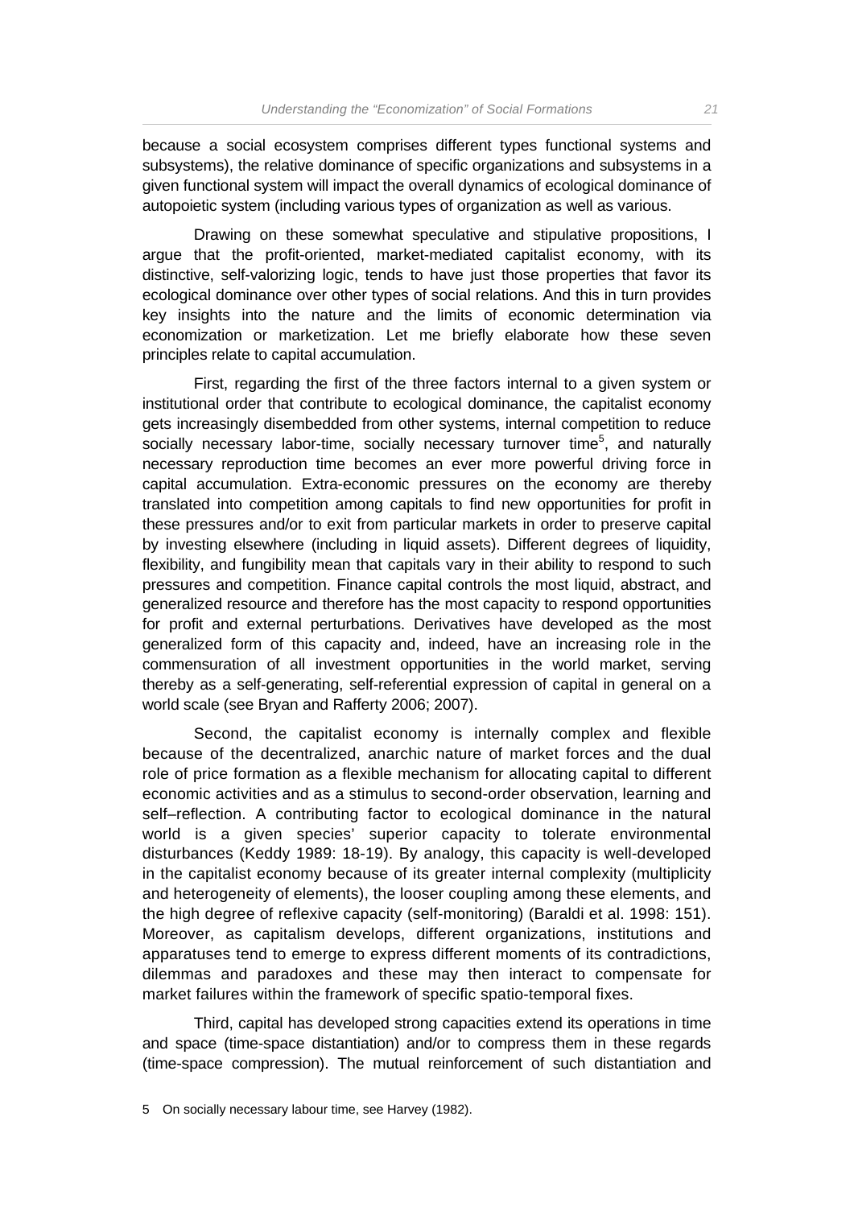because a social ecosystem comprises different types functional systems and subsystems), the relative dominance of specific organizations and subsystems in a given functional system will impact the overall dynamics of ecological dominance of autopoietic system (including various types of organization as well as various.

Drawing on these somewhat speculative and stipulative propositions, I argue that the profit-oriented, market-mediated capitalist economy, with its distinctive, self-valorizing logic, tends to have just those properties that favor its ecological dominance over other types of social relations. And this in turn provides key insights into the nature and the limits of economic determination via economization or marketization. Let me briefly elaborate how these seven principles relate to capital accumulation.

First, regarding the first of the three factors internal to a given system or institutional order that contribute to ecological dominance, the capitalist economy gets increasingly disembedded from other systems, internal competition to reduce socially necessary labor-time, socially necessary turnover time[5], and naturally necessary reproduction time becomes an ever more powerful driving force in capital accumulation. Extra-economic pressures on the economy are thereby translated into competition among capitals to find new opportunities for profit in these pressures and/or to exit from particular markets in order to preserve capital by investing elsewhere (including in liquid assets). Different degrees of liquidity, flexibility, and fungibility mean that capitals vary in their ability to respond to such pressures and competition. Finance capital controls the most liquid, abstract, and generalized resource and therefore has the most capacity to respond opportunities for profit and external perturbations. Derivatives have developed as the most generalized form of this capacity and, indeed, have an increasing role in the commensuration of all investment opportunities in the world market, serving thereby as a self-generating, self-referential expression of capital in general on a world scale (see Bryan and Rafferty 2006; 2007).

Second, the capitalist economy is internally complex and flexible because of the decentralized, anarchic nature of market forces and the dual role of price formation as a flexible mechanism for allocating capital to different economic activities and as a stimulus to second-order observation, learning and self–reflection. A contributing factor to ecological dominance in the natural world is a given species' superior capacity to tolerate environmental disturbances (Keddy 1989: 18-19). By analogy, this capacity is well-developed in the capitalist economy because of its greater internal complexity (multiplicity and heterogeneity of elements), the looser coupling among these elements, and the high degree of reflexive capacity (self-monitoring) (Baraldi et al. 1998: 151). Moreover, as capitalism develops, different organizations, institutions and apparatuses tend to emerge to express different moments of its contradictions, dilemmas and paradoxes and these may then interact to compensate for market failures within the framework of specific spatio-temporal fixes.

Third, capital has developed strong capacities extend its operations in time and space (time-space distantiation) and/or to compress them in these regards (time-space compression). The mutual reinforcement of such distantiation and

5 On socially necessary labour time, see Harvey (1982).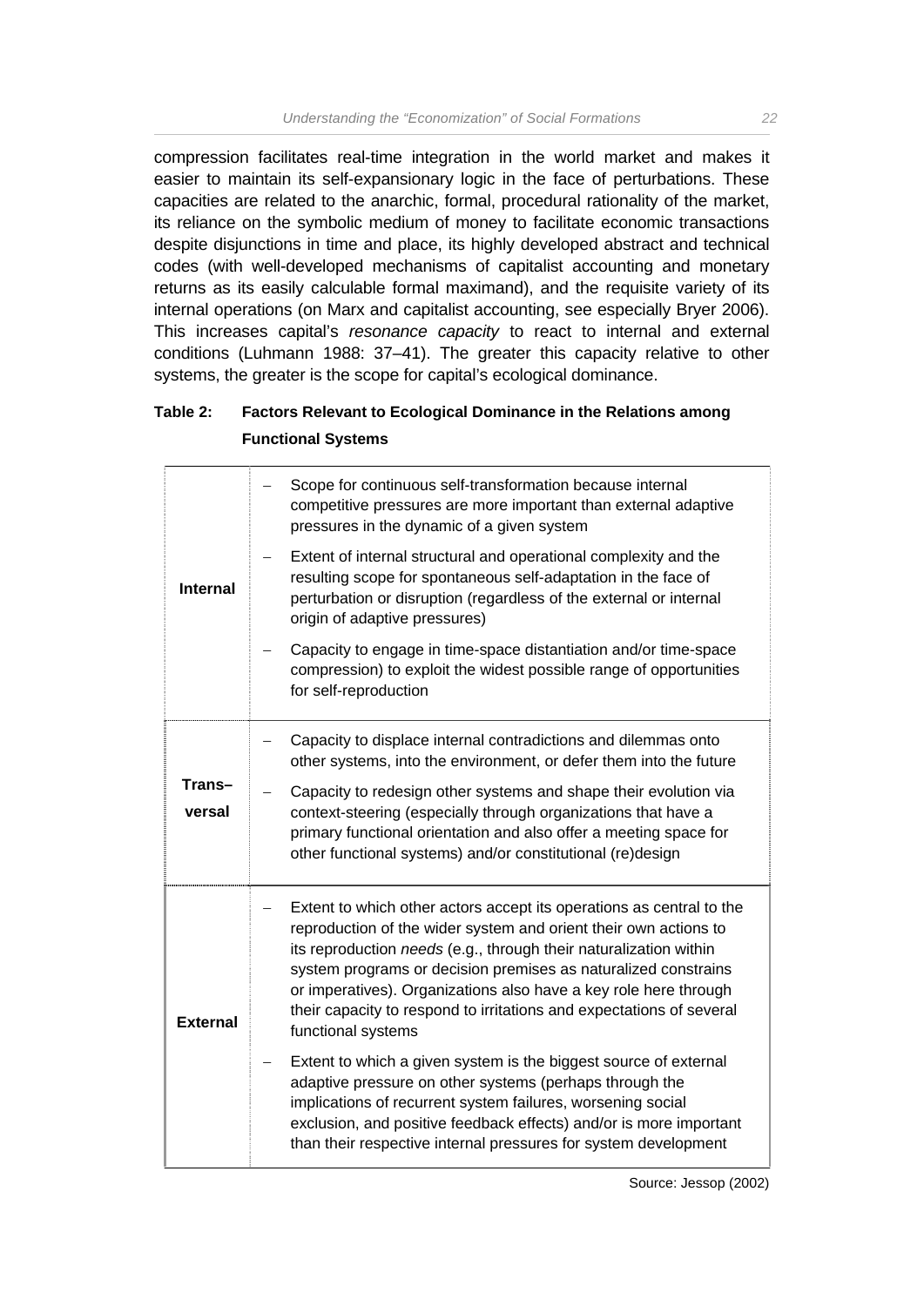compression facilitates real-time integration in the world market and makes it easier to maintain its self-expansionary logic in the face of perturbations. These capacities are related to the anarchic, formal, procedural rationality of the market, its reliance on the symbolic medium of money to facilitate economic transactions despite disjunctions in time and place, its highly developed abstract and technical codes (with well-developed mechanisms of capitalist accounting and monetary returns as its easily calculable formal maximand), and the requisite variety of its internal operations (on Marx and capitalist accounting, see especially Bryer 2006). This increases capital's *resonance capacity* to react to internal and external conditions (Luhmann 1988: 37–41). The greater this capacity relative to other systems, the greater is the scope for capital's ecological dominance.

**Table 2: Factors Relevant to Ecological Dominance in the Relations among Functional Systems**

| | |
|---|---|
| **Internal** | – Scope for continuous self-transformation because internal competitive pressures are more important than external adaptive pressures in the dynamic of a given system<br>– Extent of internal structural and operational complexity and the resulting scope for spontaneous self-adaptation in the face of perturbation or disruption (regardless of the external or internal origin of adaptive pressures)<br>– Capacity to engage in time-space distantiation and/or time-space compression) to exploit the widest possible range of opportunities for self-reproduction |
| **Trans–versal** | – Capacity to displace internal contradictions and dilemmas onto other systems, into the environment, or defer them into the future<br>– Capacity to redesign other systems and shape their evolution via context-steering (especially through organizations that have a primary functional orientation and also offer a meeting space for other functional systems) and/or constitutional (re)design |
| **External** | – Extent to which other actors accept its operations as central to the reproduction of the wider system and orient their own actions to its reproduction *needs* (e.g., through their naturalization within system programs or decision premises as naturalized constrains or imperatives). Organizations also have a key role here through their capacity to respond to irritations and expectations of several functional systems<br>– Extent to which a given system is the biggest source of external adaptive pressure on other systems (perhaps through the implications of recurrent system failures, worsening social exclusion, and positive feedback effects) and/or is more important than their respective internal pressures for system development |

Source: Jessop (2002)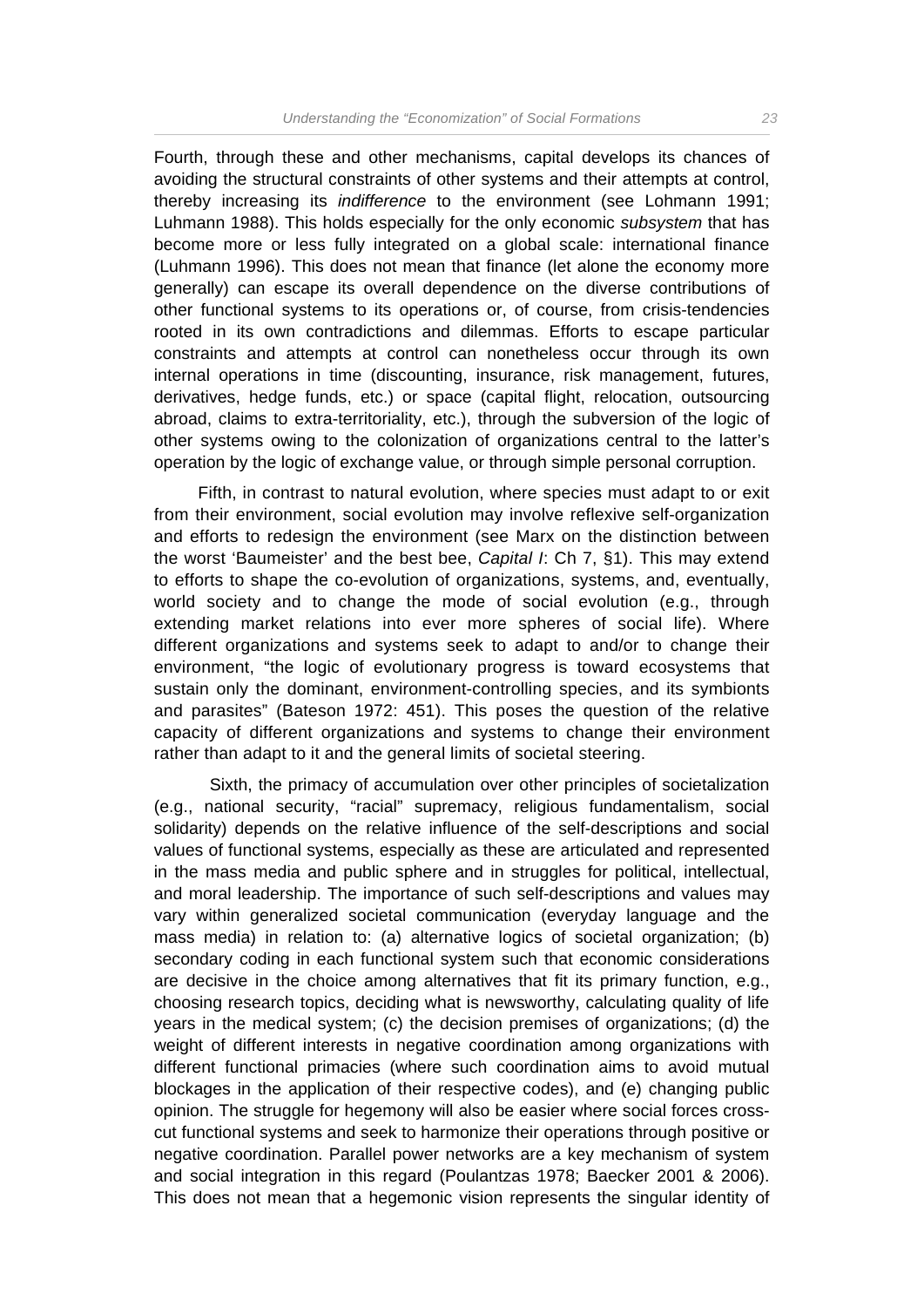Fourth, through these and other mechanisms, capital develops its chances of avoiding the structural constraints of other systems and their attempts at control, thereby increasing its *indifference* to the environment (see Lohmann 1991; Luhmann 1988). This holds especially for the only economic *subsystem* that has become more or less fully integrated on a global scale: international finance (Luhmann 1996). This does not mean that finance (let alone the economy more generally) can escape its overall dependence on the diverse contributions of other functional systems to its operations or, of course, from crisis-tendencies rooted in its own contradictions and dilemmas. Efforts to escape particular constraints and attempts at control can nonetheless occur through its own internal operations in time (discounting, insurance, risk management, futures, derivatives, hedge funds, etc.) or space (capital flight, relocation, outsourcing abroad, claims to extra-territoriality, etc.), through the subversion of the logic of other systems owing to the colonization of organizations central to the latter's operation by the logic of exchange value, or through simple personal corruption.

Fifth, in contrast to natural evolution, where species must adapt to or exit from their environment, social evolution may involve reflexive self-organization and efforts to redesign the environment (see Marx on the distinction between the worst 'Baumeister' and the best bee, *Capital I*: Ch 7, §1). This may extend to efforts to shape the co-evolution of organizations, systems, and, eventually, world society and to change the mode of social evolution (e.g., through extending market relations into ever more spheres of social life). Where different organizations and systems seek to adapt to and/or to change their environment, "the logic of evolutionary progress is toward ecosystems that sustain only the dominant, environment-controlling species, and its symbionts and parasites" (Bateson 1972: 451). This poses the question of the relative capacity of different organizations and systems to change their environment rather than adapt to it and the general limits of societal steering.

Sixth, the primacy of accumulation over other principles of societalization (e.g., national security, "racial" supremacy, religious fundamentalism, social solidarity) depends on the relative influence of the self-descriptions and social values of functional systems, especially as these are articulated and represented in the mass media and public sphere and in struggles for political, intellectual, and moral leadership. The importance of such self-descriptions and values may vary within generalized societal communication (everyday language and the mass media) in relation to: (a) alternative logics of societal organization; (b) secondary coding in each functional system such that economic considerations are decisive in the choice among alternatives that fit its primary function, e.g., choosing research topics, deciding what is newsworthy, calculating quality of life years in the medical system; (c) the decision premises of organizations; (d) the weight of different interests in negative coordination among organizations with different functional primacies (where such coordination aims to avoid mutual blockages in the application of their respective codes), and (e) changing public opinion. The struggle for hegemony will also be easier where social forces cross-cut functional systems and seek to harmonize their operations through positive or negative coordination. Parallel power networks are a key mechanism of system and social integration in this regard (Poulantzas 1978; Baecker 2001 & 2006). This does not mean that a hegemonic vision represents the singular identity of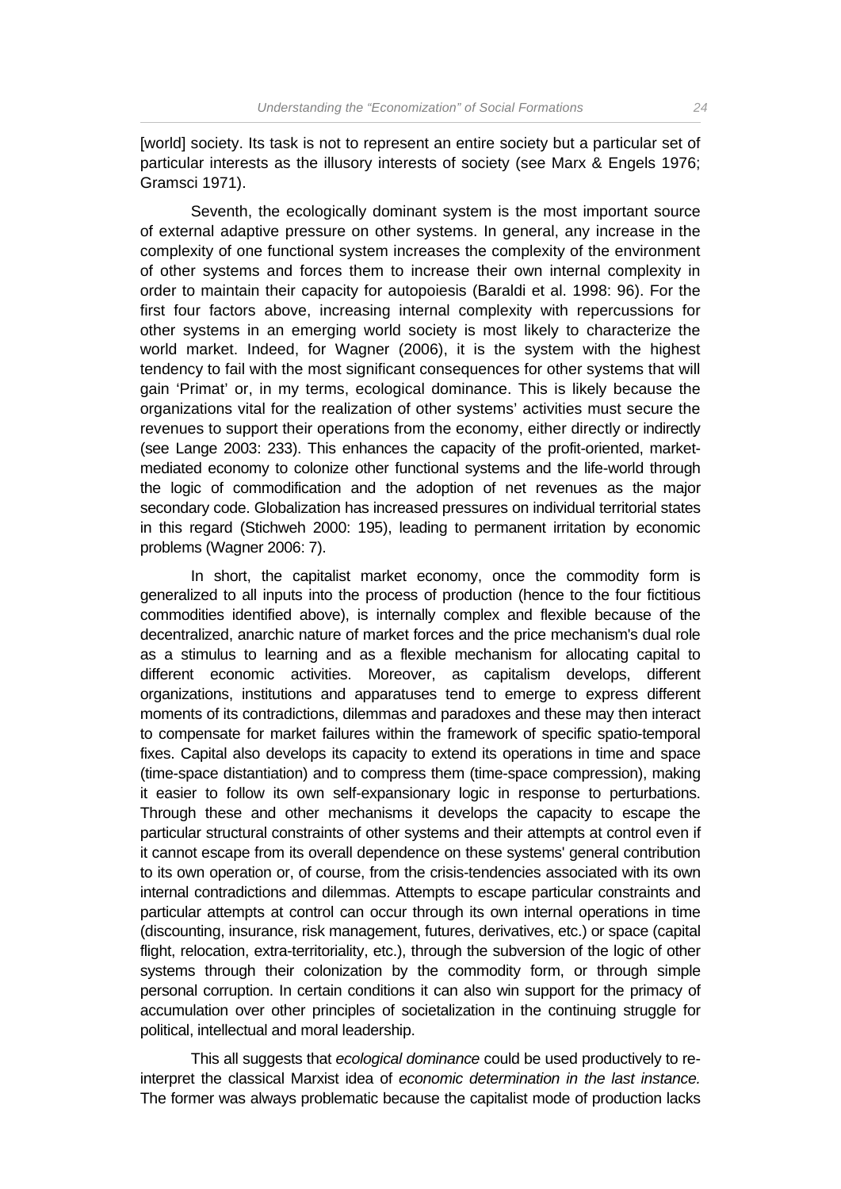[world] society. Its task is not to represent an entire society but a particular set of particular interests as the illusory interests of society (see Marx & Engels 1976; Gramsci 1971).

Seventh, the ecologically dominant system is the most important source of external adaptive pressure on other systems. In general, any increase in the complexity of one functional system increases the complexity of the environment of other systems and forces them to increase their own internal complexity in order to maintain their capacity for autopoiesis (Baraldi et al. 1998: 96). For the first four factors above, increasing internal complexity with repercussions for other systems in an emerging world society is most likely to characterize the world market. Indeed, for Wagner (2006), it is the system with the highest tendency to fail with the most significant consequences for other systems that will gain 'Primat' or, in my terms, ecological dominance. This is likely because the organizations vital for the realization of other systems' activities must secure the revenues to support their operations from the economy, either directly or indirectly (see Lange 2003: 233). This enhances the capacity of the profit-oriented, market-mediated economy to colonize other functional systems and the life-world through the logic of commodification and the adoption of net revenues as the major secondary code. Globalization has increased pressures on individual territorial states in this regard (Stichweh 2000: 195), leading to permanent irritation by economic problems (Wagner 2006: 7).

In short, the capitalist market economy, once the commodity form is generalized to all inputs into the process of production (hence to the four fictitious commodities identified above), is internally complex and flexible because of the decentralized, anarchic nature of market forces and the price mechanism's dual role as a stimulus to learning and as a flexible mechanism for allocating capital to different economic activities. Moreover, as capitalism develops, different organizations, institutions and apparatuses tend to emerge to express different moments of its contradictions, dilemmas and paradoxes and these may then interact to compensate for market failures within the framework of specific spatio-temporal fixes. Capital also develops its capacity to extend its operations in time and space (time-space distantiation) and to compress them (time-space compression), making it easier to follow its own self-expansionary logic in response to perturbations. Through these and other mechanisms it develops the capacity to escape the particular structural constraints of other systems and their attempts at control even if it cannot escape from its overall dependence on these systems' general contribution to its own operation or, of course, from the crisis-tendencies associated with its own internal contradictions and dilemmas. Attempts to escape particular constraints and particular attempts at control can occur through its own internal operations in time (discounting, insurance, risk management, futures, derivatives, etc.) or space (capital flight, relocation, extra-territoriality, etc.), through the subversion of the logic of other systems through their colonization by the commodity form, or through simple personal corruption. In certain conditions it can also win support for the primacy of accumulation over other principles of societalization in the continuing struggle for political, intellectual and moral leadership.

This all suggests that *ecological dominance* could be used productively to re-interpret the classical Marxist idea of *economic determination in the last instance.* The former was always problematic because the capitalist mode of production lacks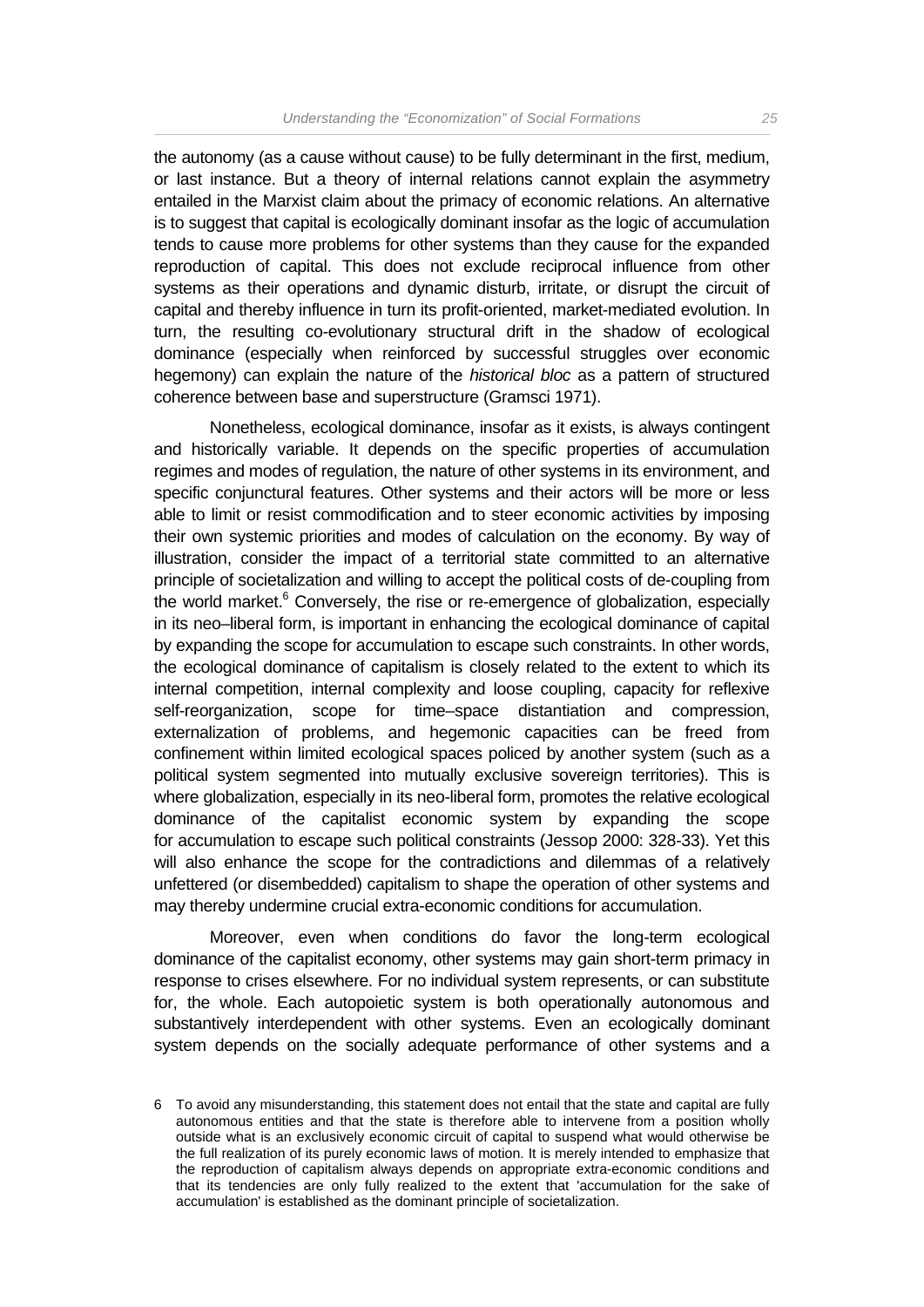the autonomy (as a cause without cause) to be fully determinant in the first, medium, or last instance. But a theory of internal relations cannot explain the asymmetry entailed in the Marxist claim about the primacy of economic relations. An alternative is to suggest that capital is ecologically dominant insofar as the logic of accumulation tends to cause more problems for other systems than they cause for the expanded reproduction of capital. This does not exclude reciprocal influence from other systems as their operations and dynamic disturb, irritate, or disrupt the circuit of capital and thereby influence in turn its profit-oriented, market-mediated evolution. In turn, the resulting co-evolutionary structural drift in the shadow of ecological dominance (especially when reinforced by successful struggles over economic hegemony) can explain the nature of the *historical bloc* as a pattern of structured coherence between base and superstructure (Gramsci 1971).

Nonetheless, ecological dominance, insofar as it exists, is always contingent and historically variable. It depends on the specific properties of accumulation regimes and modes of regulation, the nature of other systems in its environment, and specific conjunctural features. Other systems and their actors will be more or less able to limit or resist commodification and to steer economic activities by imposing their own systemic priorities and modes of calculation on the economy. By way of illustration, consider the impact of a territorial state committed to an alternative principle of societalization and willing to accept the political costs of de-coupling from the world market.[6] Conversely, the rise or re-emergence of globalization, especially in its neo–liberal form, is important in enhancing the ecological dominance of capital by expanding the scope for accumulation to escape such constraints. In other words, the ecological dominance of capitalism is closely related to the extent to which its internal competition, internal complexity and loose coupling, capacity for reflexive self-reorganization, scope for time–space distantiation and compression, externalization of problems, and hegemonic capacities can be freed from confinement within limited ecological spaces policed by another system (such as a political system segmented into mutually exclusive sovereign territories). This is where globalization, especially in its neo-liberal form, promotes the relative ecological dominance of the capitalist economic system by expanding the scope for accumulation to escape such political constraints (Jessop 2000: 328-33). Yet this will also enhance the scope for the contradictions and dilemmas of a relatively unfettered (or disembedded) capitalism to shape the operation of other systems and may thereby undermine crucial extra-economic conditions for accumulation.

Moreover, even when conditions do favor the long-term ecological dominance of the capitalist economy, other systems may gain short-term primacy in response to crises elsewhere. For no individual system represents, or can substitute for, the whole. Each autopoietic system is both operationally autonomous and substantively interdependent with other systems. Even an ecologically dominant system depends on the socially adequate performance of other systems and a

6 To avoid any misunderstanding, this statement does not entail that the state and capital are fully autonomous entities and that the state is therefore able to intervene from a position wholly outside what is an exclusively economic circuit of capital to suspend what would otherwise be the full realization of its purely economic laws of motion. It is merely intended to emphasize that the reproduction of capitalism always depends on appropriate extra-economic conditions and that its tendencies are only fully realized to the extent that 'accumulation for the sake of accumulation' is established as the dominant principle of societalization.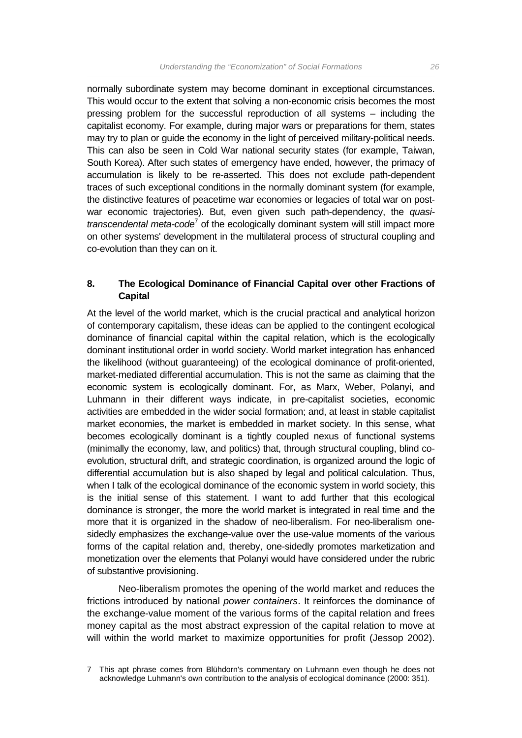normally subordinate system may become dominant in exceptional circumstances. This would occur to the extent that solving a non-economic crisis becomes the most pressing problem for the successful reproduction of all systems – including the capitalist economy. For example, during major wars or preparations for them, states may try to plan or guide the economy in the light of perceived military-political needs. This can also be seen in Cold War national security states (for example, Taiwan, South Korea). After such states of emergency have ended, however, the primacy of accumulation is likely to be re-asserted. This does not exclude path-dependent traces of such exceptional conditions in the normally dominant system (for example, the distinctive features of peacetime war economies or legacies of total war on post-war economic trajectories). But, even given such path-dependency, the *quasi-transcendental meta-code*[7] of the ecologically dominant system will still impact more on other systems' development in the multilateral process of structural coupling and co-evolution than they can on it.

## 8. The Ecological Dominance of Financial Capital over other Fractions of Capital

At the level of the world market, which is the crucial practical and analytical horizon of contemporary capitalism, these ideas can be applied to the contingent ecological dominance of financial capital within the capital relation, which is the ecologically dominant institutional order in world society. World market integration has enhanced the likelihood (without guaranteeing) of the ecological dominance of profit-oriented, market-mediated differential accumulation. This is not the same as claiming that the economic system is ecologically dominant. For, as Marx, Weber, Polanyi, and Luhmann in their different ways indicate, in pre-capitalist societies, economic activities are embedded in the wider social formation; and, at least in stable capitalist market economies, the market is embedded in market society. In this sense, what becomes ecologically dominant is a tightly coupled nexus of functional systems (minimally the economy, law, and politics) that, through structural coupling, blind co-evolution, structural drift, and strategic coordination, is organized around the logic of differential accumulation but is also shaped by legal and political calculation. Thus, when I talk of the ecological dominance of the economic system in world society, this is the initial sense of this statement. I want to add further that this ecological dominance is stronger, the more the world market is integrated in real time and the more that it is organized in the shadow of neo-liberalism. For neo-liberalism one-sidedly emphasizes the exchange-value over the use-value moments of the various forms of the capital relation and, thereby, one-sidedly promotes marketization and monetization over the elements that Polanyi would have considered under the rubric of substantive provisioning.

Neo-liberalism promotes the opening of the world market and reduces the frictions introduced by national *power containers*. It reinforces the dominance of the exchange-value moment of the various forms of the capital relation and frees money capital as the most abstract expression of the capital relation to move at will within the world market to maximize opportunities for profit (Jessop 2002).

7 This apt phrase comes from Blühdorn's commentary on Luhmann even though he does not acknowledge Luhmann's own contribution to the analysis of ecological dominance (2000: 351).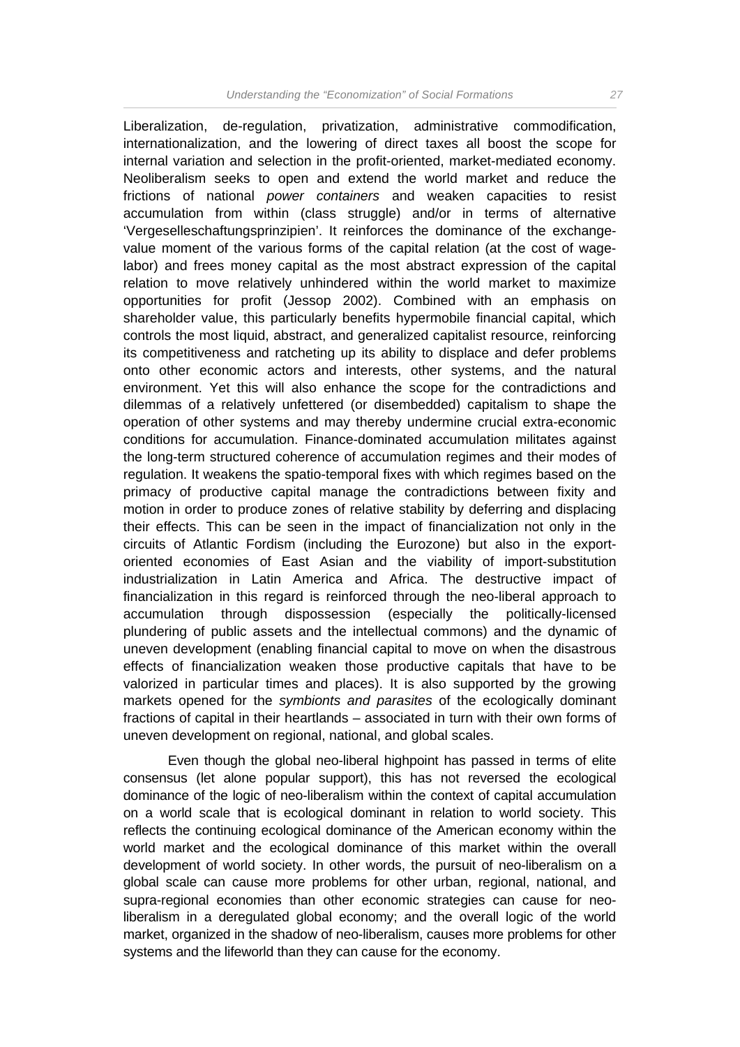Liberalization, de-regulation, privatization, administrative commodification, internationalization, and the lowering of direct taxes all boost the scope for internal variation and selection in the profit-oriented, market-mediated economy. Neoliberalism seeks to open and extend the world market and reduce the frictions of national *power containers* and weaken capacities to resist accumulation from within (class struggle) and/or in terms of alternative 'Vergeselleschaftungsprinzipien'. It reinforces the dominance of the exchange-value moment of the various forms of the capital relation (at the cost of wage-labor) and frees money capital as the most abstract expression of the capital relation to move relatively unhindered within the world market to maximize opportunities for profit (Jessop 2002). Combined with an emphasis on shareholder value, this particularly benefits hypermobile financial capital, which controls the most liquid, abstract, and generalized capitalist resource, reinforcing its competitiveness and ratcheting up its ability to displace and defer problems onto other economic actors and interests, other systems, and the natural environment. Yet this will also enhance the scope for the contradictions and dilemmas of a relatively unfettered (or disembedded) capitalism to shape the operation of other systems and may thereby undermine crucial extra-economic conditions for accumulation. Finance-dominated accumulation militates against the long-term structured coherence of accumulation regimes and their modes of regulation. It weakens the spatio-temporal fixes with which regimes based on the primacy of productive capital manage the contradictions between fixity and motion in order to produce zones of relative stability by deferring and displacing their effects. This can be seen in the impact of financialization not only in the circuits of Atlantic Fordism (including the Eurozone) but also in the export-oriented economies of East Asian and the viability of import-substitution industrialization in Latin America and Africa. The destructive impact of financialization in this regard is reinforced through the neo-liberal approach to accumulation through dispossession (especially the politically-licensed plundering of public assets and the intellectual commons) and the dynamic of uneven development (enabling financial capital to move on when the disastrous effects of financialization weaken those productive capitals that have to be valorized in particular times and places). It is also supported by the growing markets opened for the *symbionts and parasites* of the ecologically dominant fractions of capital in their heartlands – associated in turn with their own forms of uneven development on regional, national, and global scales.

Even though the global neo-liberal highpoint has passed in terms of elite consensus (let alone popular support), this has not reversed the ecological dominance of the logic of neo-liberalism within the context of capital accumulation on a world scale that is ecological dominant in relation to world society. This reflects the continuing ecological dominance of the American economy within the world market and the ecological dominance of this market within the overall development of world society. In other words, the pursuit of neo-liberalism on a global scale can cause more problems for other urban, regional, national, and supra-regional economies than other economic strategies can cause for neo-liberalism in a deregulated global economy; and the overall logic of the world market, organized in the shadow of neo-liberalism, causes more problems for other systems and the lifeworld than they can cause for the economy.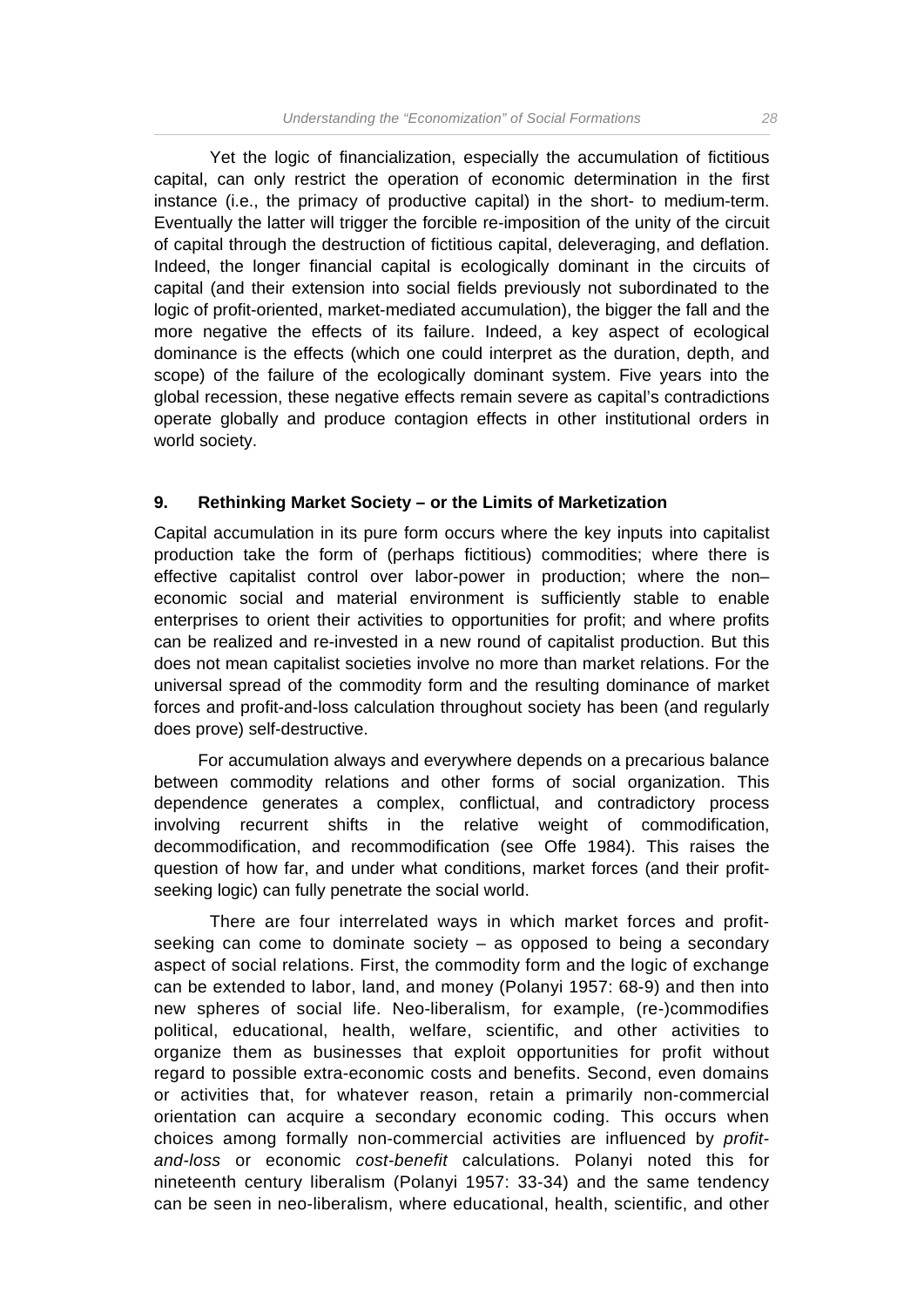Yet the logic of financialization, especially the accumulation of fictitious capital, can only restrict the operation of economic determination in the first instance (i.e., the primacy of productive capital) in the short- to medium-term. Eventually the latter will trigger the forcible re-imposition of the unity of the circuit of capital through the destruction of fictitious capital, deleveraging, and deflation. Indeed, the longer financial capital is ecologically dominant in the circuits of capital (and their extension into social fields previously not subordinated to the logic of profit-oriented, market-mediated accumulation), the bigger the fall and the more negative the effects of its failure. Indeed, a key aspect of ecological dominance is the effects (which one could interpret as the duration, depth, and scope) of the failure of the ecologically dominant system. Five years into the global recession, these negative effects remain severe as capital's contradictions operate globally and produce contagion effects in other institutional orders in world society.

## 9. Rethinking Market Society – or the Limits of Marketization

Capital accumulation in its pure form occurs where the key inputs into capitalist production take the form of (perhaps fictitious) commodities; where there is effective capitalist control over labor-power in production; where the non–economic social and material environment is sufficiently stable to enable enterprises to orient their activities to opportunities for profit; and where profits can be realized and re-invested in a new round of capitalist production. But this does not mean capitalist societies involve no more than market relations. For the universal spread of the commodity form and the resulting dominance of market forces and profit-and-loss calculation throughout society has been (and regularly does prove) self-destructive.

For accumulation always and everywhere depends on a precarious balance between commodity relations and other forms of social organization. This dependence generates a complex, conflictual, and contradictory process involving recurrent shifts in the relative weight of commodification, decommodification, and recommodification (see Offe 1984). This raises the question of how far, and under what conditions, market forces (and their profit-seeking logic) can fully penetrate the social world.

There are four interrelated ways in which market forces and profit-seeking can come to dominate society – as opposed to being a secondary aspect of social relations. First, the commodity form and the logic of exchange can be extended to labor, land, and money (Polanyi 1957: 68-9) and then into new spheres of social life. Neo-liberalism, for example, (re-)commodifies political, educational, health, welfare, scientific, and other activities to organize them as businesses that exploit opportunities for profit without regard to possible extra-economic costs and benefits. Second, even domains or activities that, for whatever reason, retain a primarily non-commercial orientation can acquire a secondary economic coding. This occurs when choices among formally non-commercial activities are influenced by *profit-and-loss* or economic *cost-benefit* calculations. Polanyi noted this for nineteenth century liberalism (Polanyi 1957: 33-34) and the same tendency can be seen in neo-liberalism, where educational, health, scientific, and other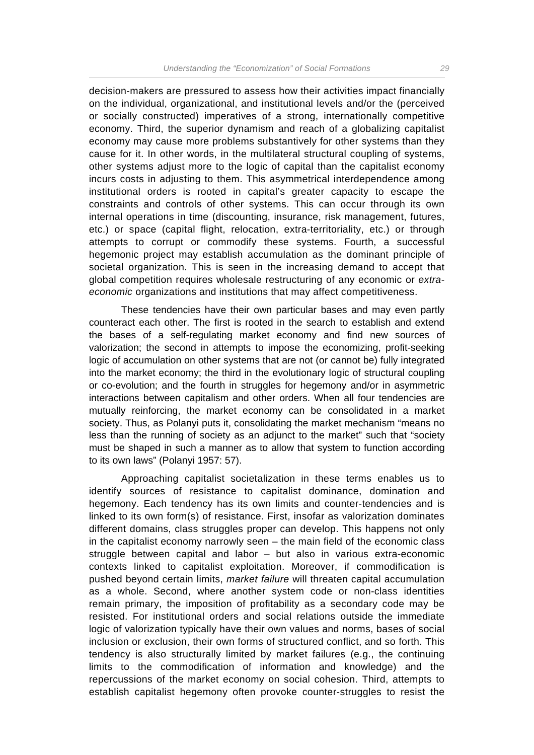decision-makers are pressured to assess how their activities impact financially on the individual, organizational, and institutional levels and/or the (perceived or socially constructed) imperatives of a strong, internationally competitive economy. Third, the superior dynamism and reach of a globalizing capitalist economy may cause more problems substantively for other systems than they cause for it. In other words, in the multilateral structural coupling of systems, other systems adjust more to the logic of capital than the capitalist economy incurs costs in adjusting to them. This asymmetrical interdependence among institutional orders is rooted in capital's greater capacity to escape the constraints and controls of other systems. This can occur through its own internal operations in time (discounting, insurance, risk management, futures, etc.) or space (capital flight, relocation, extra-territoriality, etc.) or through attempts to corrupt or commodify these systems. Fourth, a successful hegemonic project may establish accumulation as the dominant principle of societal organization. This is seen in the increasing demand to accept that global competition requires wholesale restructuring of any economic or *extra-economic* organizations and institutions that may affect competitiveness.

These tendencies have their own particular bases and may even partly counteract each other. The first is rooted in the search to establish and extend the bases of a self-regulating market economy and find new sources of valorization; the second in attempts to impose the economizing, profit-seeking logic of accumulation on other systems that are not (or cannot be) fully integrated into the market economy; the third in the evolutionary logic of structural coupling or co-evolution; and the fourth in struggles for hegemony and/or in asymmetric interactions between capitalism and other orders. When all four tendencies are mutually reinforcing, the market economy can be consolidated in a market society. Thus, as Polanyi puts it, consolidating the market mechanism "means no less than the running of society as an adjunct to the market" such that "society must be shaped in such a manner as to allow that system to function according to its own laws" (Polanyi 1957: 57).

Approaching capitalist societalization in these terms enables us to identify sources of resistance to capitalist dominance, domination and hegemony. Each tendency has its own limits and counter-tendencies and is linked to its own form(s) of resistance. First, insofar as valorization dominates different domains, class struggles proper can develop. This happens not only in the capitalist economy narrowly seen – the main field of the economic class struggle between capital and labor – but also in various extra-economic contexts linked to capitalist exploitation. Moreover, if commodification is pushed beyond certain limits, *market failure* will threaten capital accumulation as a whole. Second, where another system code or non-class identities remain primary, the imposition of profitability as a secondary code may be resisted. For institutional orders and social relations outside the immediate logic of valorization typically have their own values and norms, bases of social inclusion or exclusion, their own forms of structured conflict, and so forth. This tendency is also structurally limited by market failures (e.g., the continuing limits to the commodification of information and knowledge) and the repercussions of the market economy on social cohesion. Third, attempts to establish capitalist hegemony often provoke counter-struggles to resist the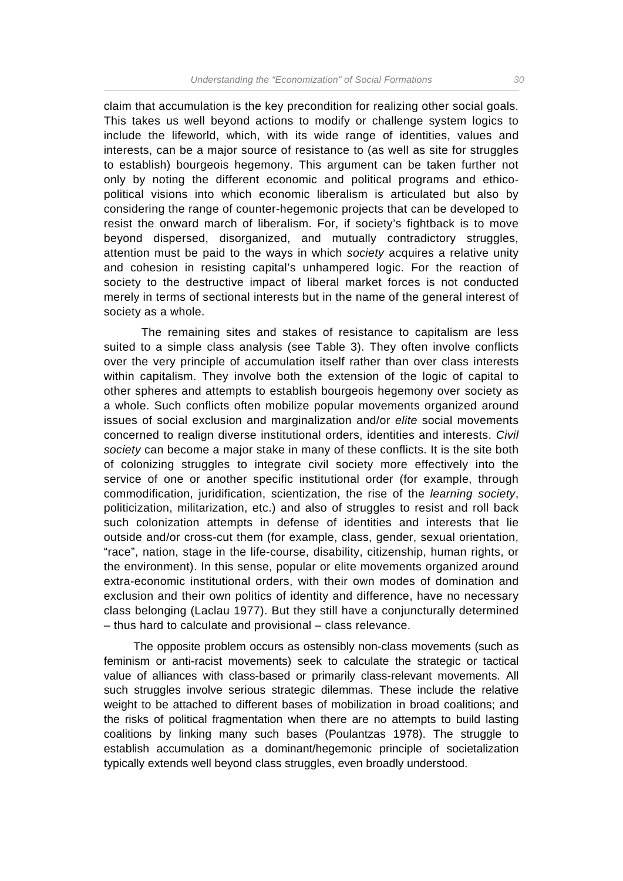claim that accumulation is the key precondition for realizing other social goals. This takes us well beyond actions to modify or challenge system logics to include the lifeworld, which, with its wide range of identities, values and interests, can be a major source of resistance to (as well as site for struggles to establish) bourgeois hegemony. This argument can be taken further not only by noting the different economic and political programs and ethico-political visions into which economic liberalism is articulated but also by considering the range of counter-hegemonic projects that can be developed to resist the onward march of liberalism. For, if society's fightback is to move beyond dispersed, disorganized, and mutually contradictory struggles, attention must be paid to the ways in which *society* acquires a relative unity and cohesion in resisting capital's unhampered logic. For the reaction of society to the destructive impact of liberal market forces is not conducted merely in terms of sectional interests but in the name of the general interest of society as a whole.

The remaining sites and stakes of resistance to capitalism are less suited to a simple class analysis (see Table 3). They often involve conflicts over the very principle of accumulation itself rather than over class interests within capitalism. They involve both the extension of the logic of capital to other spheres and attempts to establish bourgeois hegemony over society as a whole. Such conflicts often mobilize popular movements organized around issues of social exclusion and marginalization and/or *elite* social movements concerned to realign diverse institutional orders, identities and interests. *Civil society* can become a major stake in many of these conflicts. It is the site both of colonizing struggles to integrate civil society more effectively into the service of one or another specific institutional order (for example, through commodification, juridification, scientization, the rise of the *learning society*, politicization, militarization, etc.) and also of struggles to resist and roll back such colonization attempts in defense of identities and interests that lie outside and/or cross-cut them (for example, class, gender, sexual orientation, "race", nation, stage in the life-course, disability, citizenship, human rights, or the environment). In this sense, popular or elite movements organized around extra-economic institutional orders, with their own modes of domination and exclusion and their own politics of identity and difference, have no necessary class belonging (Laclau 1977). But they still have a conjuncturally determined – thus hard to calculate and provisional – class relevance.

The opposite problem occurs as ostensibly non-class movements (such as feminism or anti-racist movements) seek to calculate the strategic or tactical value of alliances with class-based or primarily class-relevant movements. All such struggles involve serious strategic dilemmas. These include the relative weight to be attached to different bases of mobilization in broad coalitions; and the risks of political fragmentation when there are no attempts to build lasting coalitions by linking many such bases (Poulantzas 1978). The struggle to establish accumulation as a dominant/hegemonic principle of societalization typically extends well beyond class struggles, even broadly understood.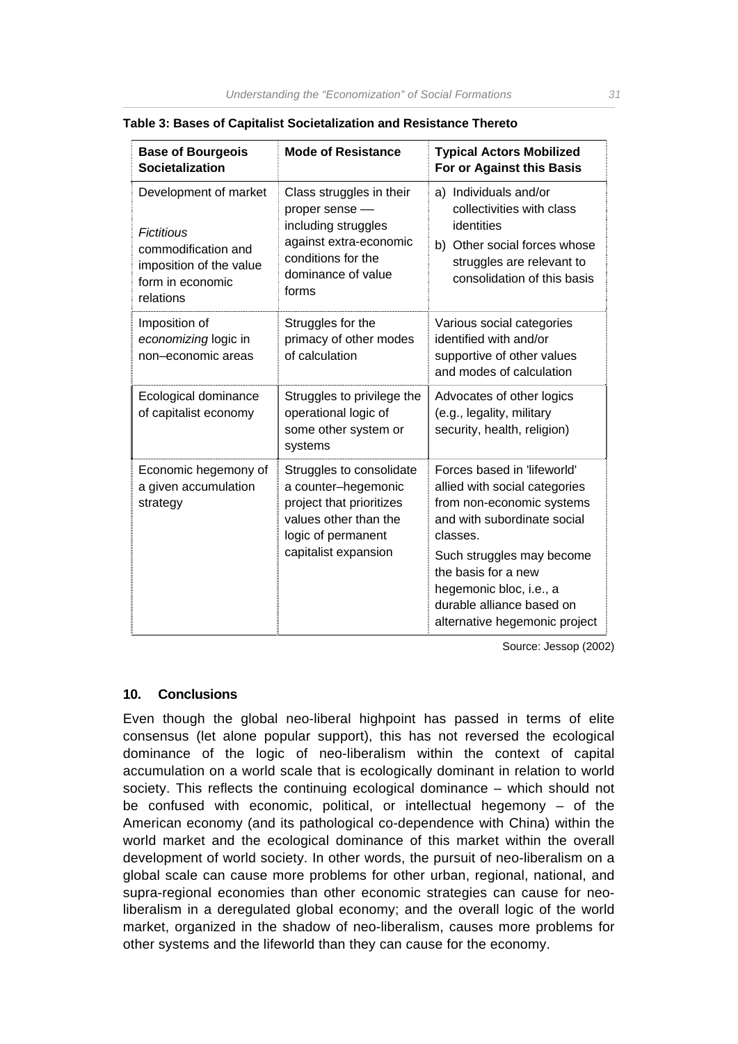**Table 3: Bases of Capitalist Societalization and Resistance Thereto**

| Base of Bourgeois Societalization | Mode of Resistance | Typical Actors Mobilized For or Against this Basis |
|---|---|---|
| Development of market<br><br>*Fictitious* commodification and imposition of the value form in economic relations | Class struggles in their proper sense — including struggles against extra-economic conditions for the dominance of value forms | a) Individuals and/or collectivities with class identities<br>b) Other social forces whose struggles are relevant to consolidation of this basis |
| Imposition of *economizing* logic in non–economic areas | Struggles for the primacy of other modes of calculation | Various social categories identified with and/or supportive of other values and modes of calculation |
| Ecological dominance of capitalist economy | Struggles to privilege the operational logic of some other system or systems | Advocates of other logics (e.g., legality, military security, health, religion) |
| Economic hegemony of a given accumulation strategy | Struggles to consolidate a counter–hegemonic project that prioritizes values other than the logic of permanent capitalist expansion | Forces based in 'lifeworld' allied with social categories from non-economic systems and with subordinate social classes.<br><br>Such struggles may become the basis for a new hegemonic bloc, i.e., a durable alliance based on alternative hegemonic project |

Source: Jessop (2002)

## 10. Conclusions

Even though the global neo-liberal highpoint has passed in terms of elite consensus (let alone popular support), this has not reversed the ecological dominance of the logic of neo-liberalism within the context of capital accumulation on a world scale that is ecologically dominant in relation to world society. This reflects the continuing ecological dominance – which should not be confused with economic, political, or intellectual hegemony – of the American economy (and its pathological co-dependence with China) within the world market and the ecological dominance of this market within the overall development of world society. In other words, the pursuit of neo-liberalism on a global scale can cause more problems for other urban, regional, national, and supra-regional economies than other economic strategies can cause for neo-liberalism in a deregulated global economy; and the overall logic of the world market, organized in the shadow of neo-liberalism, causes more problems for other systems and the lifeworld than they can cause for the economy.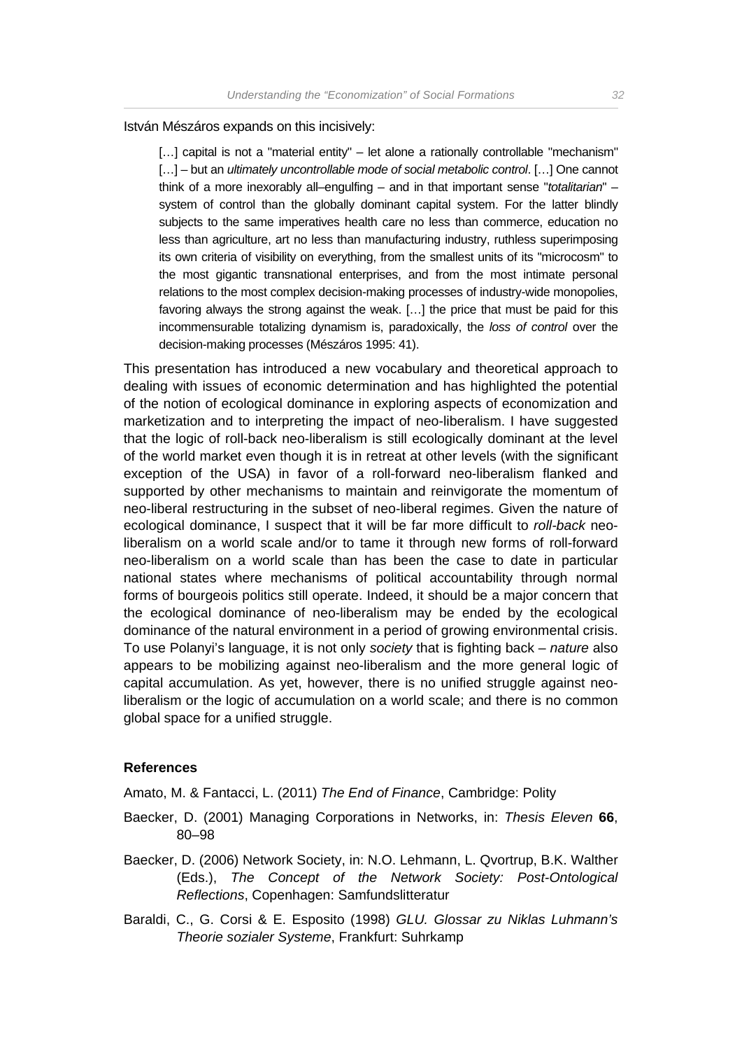István Mészáros expands on this incisively:

> […] capital is not a "material entity" – let alone a rationally controllable "mechanism" […] – but an *ultimately uncontrollable mode of social metabolic control*. […] One cannot think of a more inexorably all–engulfing – and in that important sense "*totalitarian*" – system of control than the globally dominant capital system. For the latter blindly subjects to the same imperatives health care no less than commerce, education no less than agriculture, art no less than manufacturing industry, ruthless superimposing its own criteria of visibility on everything, from the smallest units of its "microcosm" to the most gigantic transnational enterprises, and from the most intimate personal relations to the most complex decision-making processes of industry-wide monopolies, favoring always the strong against the weak. […] the price that must be paid for this incommensurable totalizing dynamism is, paradoxically, the *loss of control* over the decision-making processes (Mészáros 1995: 41).

This presentation has introduced a new vocabulary and theoretical approach to dealing with issues of economic determination and has highlighted the potential of the notion of ecological dominance in exploring aspects of economization and marketization and to interpreting the impact of neo-liberalism. I have suggested that the logic of roll-back neo-liberalism is still ecologically dominant at the level of the world market even though it is in retreat at other levels (with the significant exception of the USA) in favor of a roll-forward neo-liberalism flanked and supported by other mechanisms to maintain and reinvigorate the momentum of neo-liberal restructuring in the subset of neo-liberal regimes. Given the nature of ecological dominance, I suspect that it will be far more difficult to *roll-back* neo-liberalism on a world scale and/or to tame it through new forms of roll-forward neo-liberalism on a world scale than has been the case to date in particular national states where mechanisms of political accountability through normal forms of bourgeois politics still operate. Indeed, it should be a major concern that the ecological dominance of neo-liberalism may be ended by the ecological dominance of the natural environment in a period of growing environmental crisis. To use Polanyi's language, it is not only *society* that is fighting back – *nature* also appears to be mobilizing against neo-liberalism and the more general logic of capital accumulation. As yet, however, there is no unified struggle against neo-liberalism or the logic of accumulation on a world scale; and there is no common global space for a unified struggle.

### References

Amato, M. & Fantacci, L. (2011) *The End of Finance*, Cambridge: Polity

Baecker, D. (2001) Managing Corporations in Networks, in: *Thesis Eleven* **66**, 80–98

Baecker, D. (2006) Network Society, in: N.O. Lehmann, L. Qvortrup, B.K. Walther (Eds.), *The Concept of the Network Society: Post-Ontological Reflections*, Copenhagen: Samfundslitteratur

Baraldi, C., G. Corsi & E. Esposito (1998) *GLU. Glossar zu Niklas Luhmann's Theorie sozialer Systeme*, Frankfurt: Suhrkamp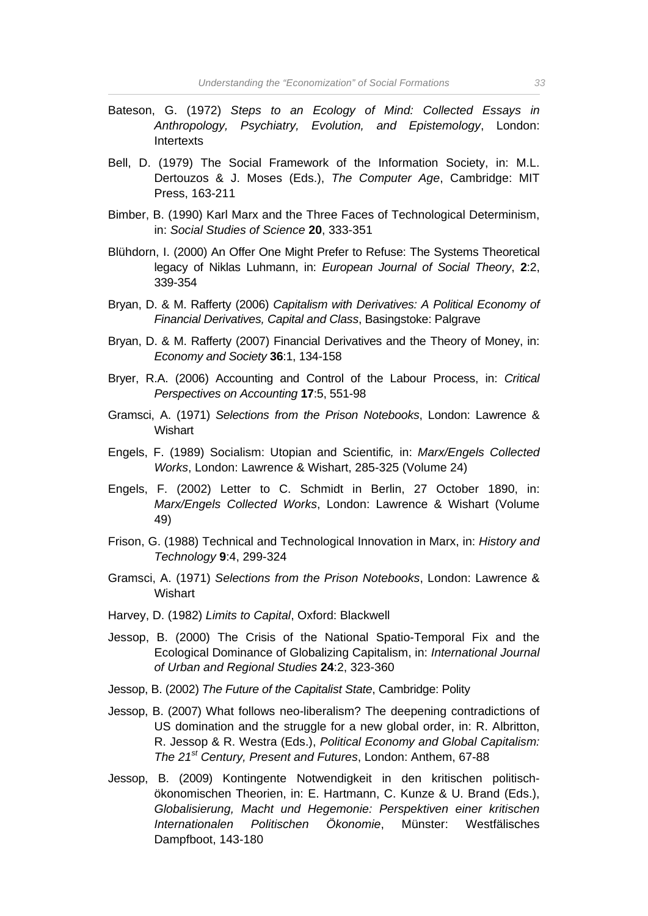Bateson, G. (1972) *Steps to an Ecology of Mind: Collected Essays in Anthropology, Psychiatry, Evolution, and Epistemology*, London: Intertexts

Bell, D. (1979) The Social Framework of the Information Society, in: M.L. Dertouzos & J. Moses (Eds.), *The Computer Age*, Cambridge: MIT Press, 163-211

Bimber, B. (1990) Karl Marx and the Three Faces of Technological Determinism, in: *Social Studies of Science* **20**, 333-351

Blühdorn, I. (2000) An Offer One Might Prefer to Refuse: The Systems Theoretical legacy of Niklas Luhmann, in: *European Journal of Social Theory*, **2**:2, 339-354

Bryan, D. & M. Rafferty (2006) *Capitalism with Derivatives: A Political Economy of Financial Derivatives, Capital and Class*, Basingstoke: Palgrave

Bryan, D. & M. Rafferty (2007) Financial Derivatives and the Theory of Money, in: *Economy and Society* **36**:1, 134-158

Bryer, R.A. (2006) Accounting and Control of the Labour Process, in: *Critical Perspectives on Accounting* **17**:5, 551-98

Gramsci, A. (1971) *Selections from the Prison Notebooks*, London: Lawrence & Wishart

Engels, F. (1989) Socialism: Utopian and Scientific, in: *Marx/Engels Collected Works*, London: Lawrence & Wishart, 285-325 (Volume 24)

Engels, F. (2002) Letter to C. Schmidt in Berlin, 27 October 1890, in: *Marx/Engels Collected Works*, London: Lawrence & Wishart (Volume 49)

Frison, G. (1988) Technical and Technological Innovation in Marx, in: *History and Technology* **9**:4, 299-324

Gramsci, A. (1971) *Selections from the Prison Notebooks*, London: Lawrence & Wishart

Harvey, D. (1982) *Limits to Capital*, Oxford: Blackwell

Jessop, B. (2000) The Crisis of the National Spatio-Temporal Fix and the Ecological Dominance of Globalizing Capitalism, in: *International Journal of Urban and Regional Studies* **24**:2, 323-360

Jessop, B. (2002) *The Future of the Capitalist State*, Cambridge: Polity

Jessop, B. (2007) What follows neo-liberalism? The deepening contradictions of US domination and the struggle for a new global order, in: R. Albritton, R. Jessop & R. Westra (Eds.), *Political Economy and Global Capitalism: The 21st Century, Present and Futures*, London: Anthem, 67-88

Jessop, B. (2009) Kontingente Notwendigkeit in den kritischen politisch-ökonomischen Theorien, in: E. Hartmann, C. Kunze & U. Brand (Eds.), *Globalisierung, Macht und Hegemonie: Perspektiven einer kritischen Internationalen Politischen Ökonomie*, Münster: Westfälisches Dampfboot, 143-180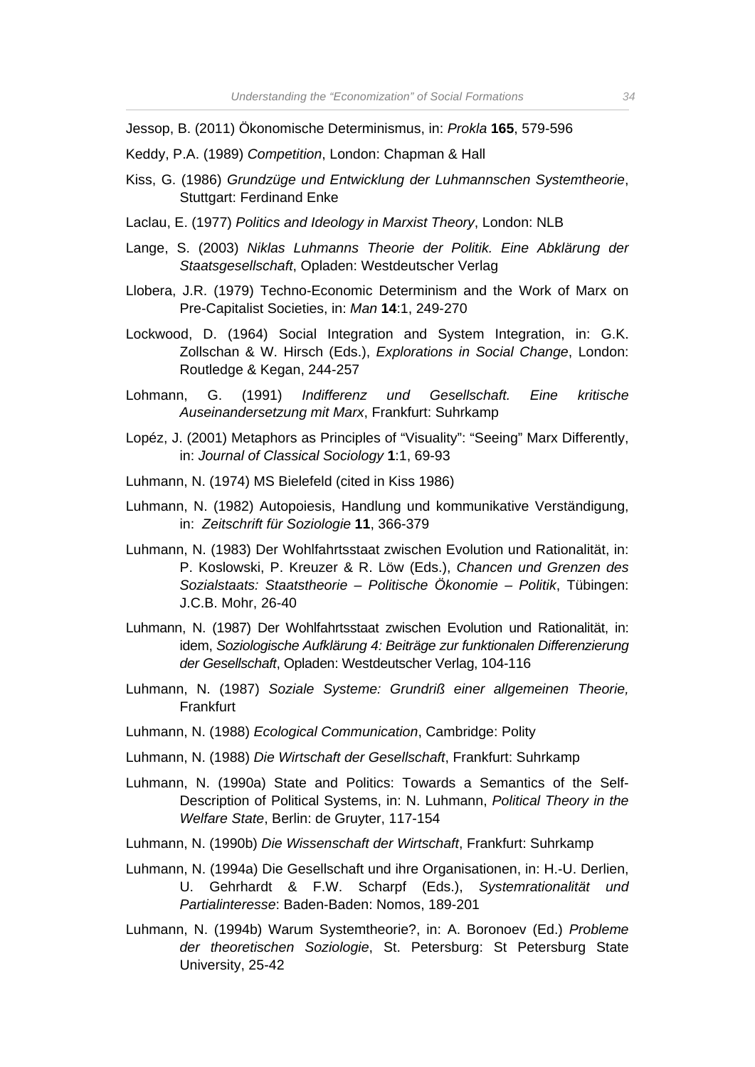Jessop, B. (2011) Ökonomische Determinismus, in: *Prokla* **165**, 579-596

Keddy, P.A. (1989) *Competition*, London: Chapman & Hall

Kiss, G. (1986) *Grundzüge und Entwicklung der Luhmannschen Systemtheorie*, Stuttgart: Ferdinand Enke

Laclau, E. (1977) *Politics and Ideology in Marxist Theory*, London: NLB

Lange, S. (2003) *Niklas Luhmanns Theorie der Politik. Eine Abklärung der Staatsgesellschaft*, Opladen: Westdeutscher Verlag

Llobera, J.R. (1979) Techno-Economic Determinism and the Work of Marx on Pre-Capitalist Societies, in: *Man* **14**:1, 249-270

Lockwood, D. (1964) Social Integration and System Integration, in: G.K. Zollschan & W. Hirsch (Eds.), *Explorations in Social Change*, London: Routledge & Kegan, 244-257

Lohmann, G. (1991) *Indifferenz und Gesellschaft. Eine kritische Auseinandersetzung mit Marx*, Frankfurt: Suhrkamp

Lopéz, J. (2001) Metaphors as Principles of "Visuality": "Seeing" Marx Differently, in: *Journal of Classical Sociology* **1**:1, 69-93

Luhmann, N. (1974) MS Bielefeld (cited in Kiss 1986)

Luhmann, N. (1982) Autopoiesis, Handlung und kommunikative Verständigung, in: *Zeitschrift für Soziologie* **11**, 366-379

Luhmann, N. (1983) Der Wohlfahrtsstaat zwischen Evolution und Rationalität, in: P. Koslowski, P. Kreuzer & R. Löw (Eds.), *Chancen und Grenzen des Sozialstaats: Staatstheorie – Politische Ökonomie – Politik*, Tübingen: J.C.B. Mohr, 26-40

Luhmann, N. (1987) Der Wohlfahrtsstaat zwischen Evolution und Rationalität, in: idem, *Soziologische Aufklärung 4: Beiträge zur funktionalen Differenzierung der Gesellschaft*, Opladen: Westdeutscher Verlag, 104-116

Luhmann, N. (1987) *Soziale Systeme: Grundriß einer allgemeinen Theorie,* Frankfurt

Luhmann, N. (1988) *Ecological Communication*, Cambridge: Polity

Luhmann, N. (1988) *Die Wirtschaft der Gesellschaft*, Frankfurt: Suhrkamp

Luhmann, N. (1990a) State and Politics: Towards a Semantics of the Self-Description of Political Systems, in: N. Luhmann, *Political Theory in the Welfare State*, Berlin: de Gruyter, 117-154

Luhmann, N. (1990b) *Die Wissenschaft der Wirtschaft*, Frankfurt: Suhrkamp

Luhmann, N. (1994a) Die Gesellschaft und ihre Organisationen, in: H.-U. Derlien, U. Gehrhardt & F.W. Scharpf (Eds.), *Systemrationalität und Partialinteresse*: Baden-Baden: Nomos, 189-201

Luhmann, N. (1994b) Warum Systemtheorie?, in: A. Boronoev (Ed.) *Probleme der theoretischen Soziologie*, St. Petersburg: St Petersburg State University, 25-42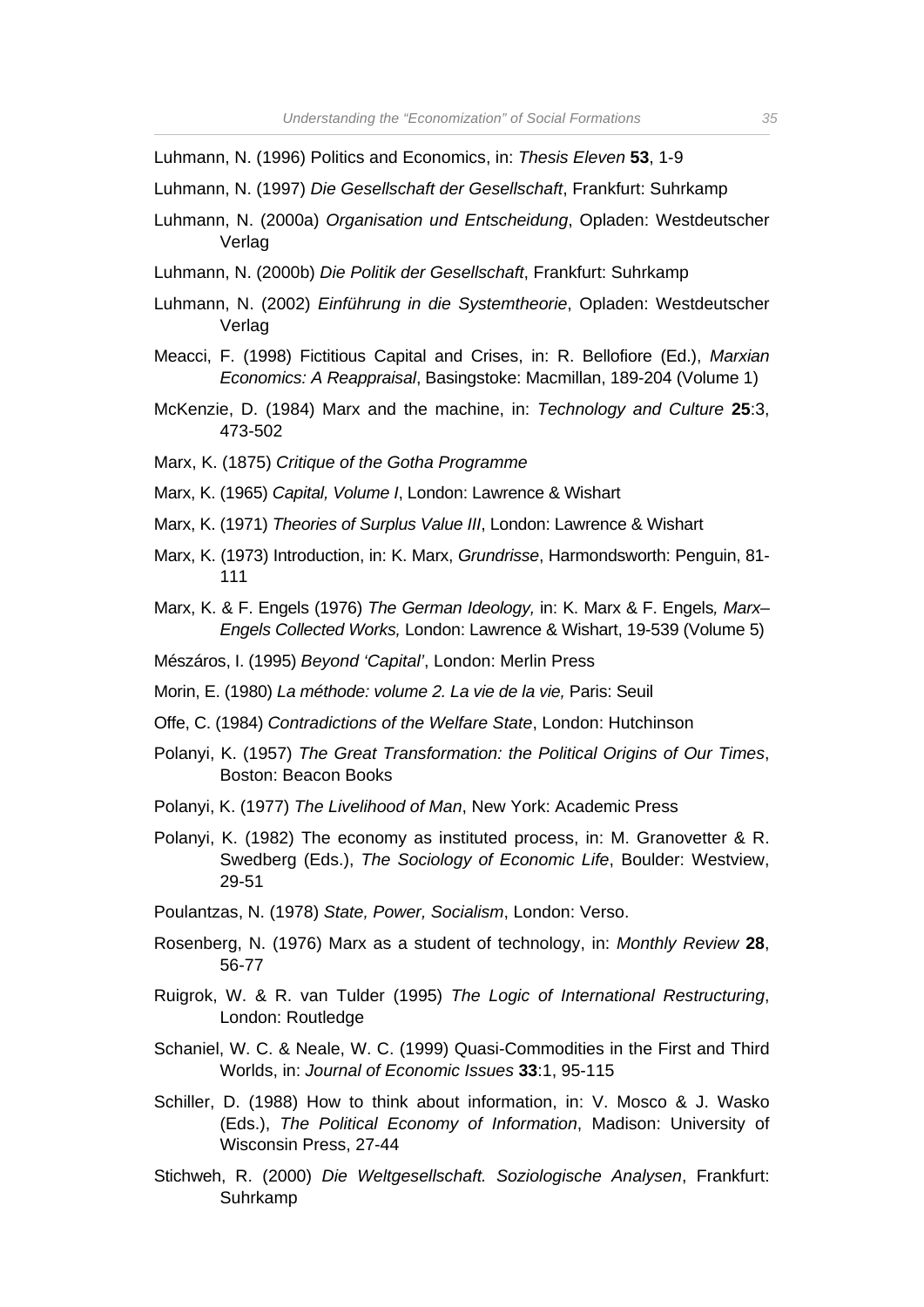Luhmann, N. (1996) Politics and Economics, in: *Thesis Eleven* **53**, 1-9

Luhmann, N. (1997) *Die Gesellschaft der Gesellschaft*, Frankfurt: Suhrkamp

Luhmann, N. (2000a) *Organisation und Entscheidung*, Opladen: Westdeutscher Verlag

Luhmann, N. (2000b) *Die Politik der Gesellschaft*, Frankfurt: Suhrkamp

Luhmann, N. (2002) *Einführung in die Systemtheorie*, Opladen: Westdeutscher Verlag

Meacci, F. (1998) Fictitious Capital and Crises, in: R. Bellofiore (Ed.), *Marxian Economics: A Reappraisal*, Basingstoke: Macmillan, 189-204 (Volume 1)

McKenzie, D. (1984) Marx and the machine, in: *Technology and Culture* **25**:3, 473-502

Marx, K. (1875) *Critique of the Gotha Programme*

Marx, K. (1965) *Capital, Volume I*, London: Lawrence & Wishart

Marx, K. (1971) *Theories of Surplus Value III*, London: Lawrence & Wishart

Marx, K. (1973) Introduction, in: K. Marx, *Grundrisse*, Harmondsworth: Penguin, 81-111

Marx, K. & F. Engels (1976) *The German Ideology,* in: K. Marx & F. Engels*, Marx–Engels Collected Works,* London: Lawrence & Wishart, 19-539 (Volume 5)

Mészáros, I. (1995) *Beyond 'Capital'*, London: Merlin Press

Morin, E. (1980) *La méthode: volume 2. La vie de la vie,* Paris: Seuil

Offe, C. (1984) *Contradictions of the Welfare State*, London: Hutchinson

Polanyi, K. (1957) *The Great Transformation: the Political Origins of Our Times*, Boston: Beacon Books

Polanyi, K. (1977) *The Livelihood of Man*, New York: Academic Press

Polanyi, K. (1982) The economy as instituted process, in: M. Granovetter & R. Swedberg (Eds.), *The Sociology of Economic Life*, Boulder: Westview, 29-51

Poulantzas, N. (1978) *State, Power, Socialism*, London: Verso.

Rosenberg, N. (1976) Marx as a student of technology, in: *Monthly Review* **28**, 56-77

Ruigrok, W. & R. van Tulder (1995) *The Logic of International Restructuring*, London: Routledge

Schaniel, W. C. & Neale, W. C. (1999) Quasi-Commodities in the First and Third Worlds, in: *Journal of Economic Issues* **33**:1, 95-115

Schiller, D. (1988) How to think about information, in: V. Mosco & J. Wasko (Eds.), *The Political Economy of Information*, Madison: University of Wisconsin Press, 27-44

Stichweh, R. (2000) *Die Weltgesellschaft. Soziologische Analysen*, Frankfurt: Suhrkamp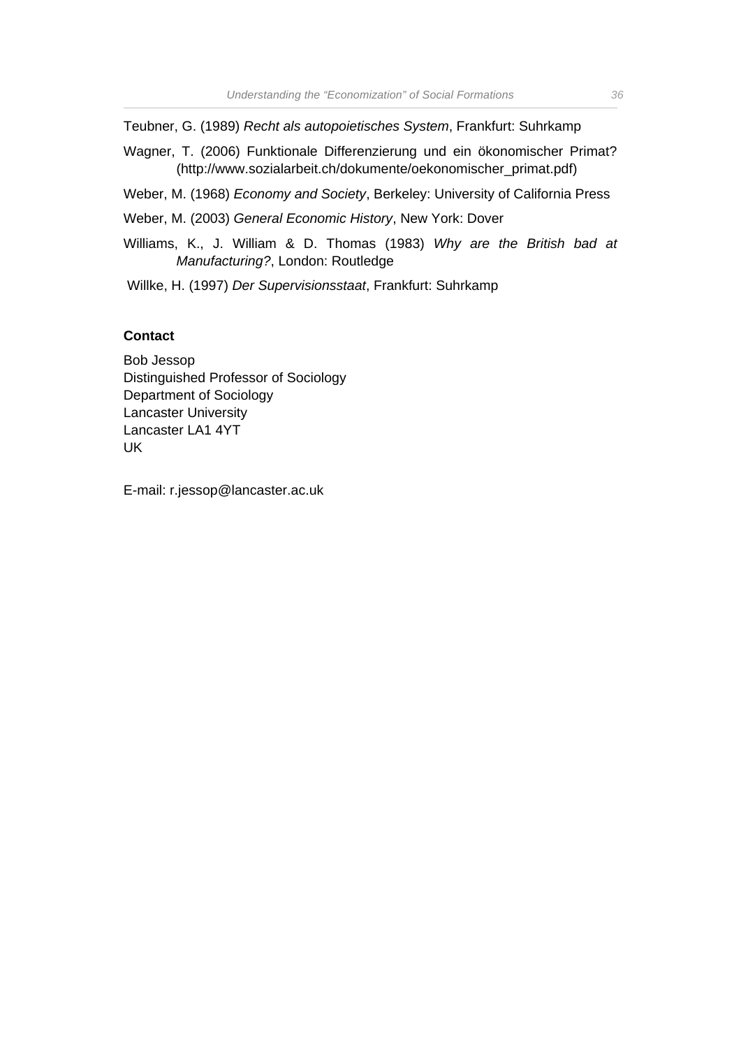Teubner, G. (1989) *Recht als autopoietisches System*, Frankfurt: Suhrkamp

Wagner, T. (2006) Funktionale Differenzierung und ein ökonomischer Primat? (http://www.sozialarbeit.ch/dokumente/oekonomischer_primat.pdf)

Weber, M. (1968) *Economy and Society*, Berkeley: University of California Press

Weber, M. (2003) *General Economic History*, New York: Dover

Williams, K., J. William & D. Thomas (1983) *Why are the British bad at Manufacturing?*, London: Routledge

Willke, H. (1997) *Der Supervisionsstaat*, Frankfurt: Suhrkamp

**Contact**

Bob Jessop
Distinguished Professor of Sociology
Department of Sociology
Lancaster University
Lancaster LA1 4YT
UK

E-mail: r.jessop@lancaster.ac.uk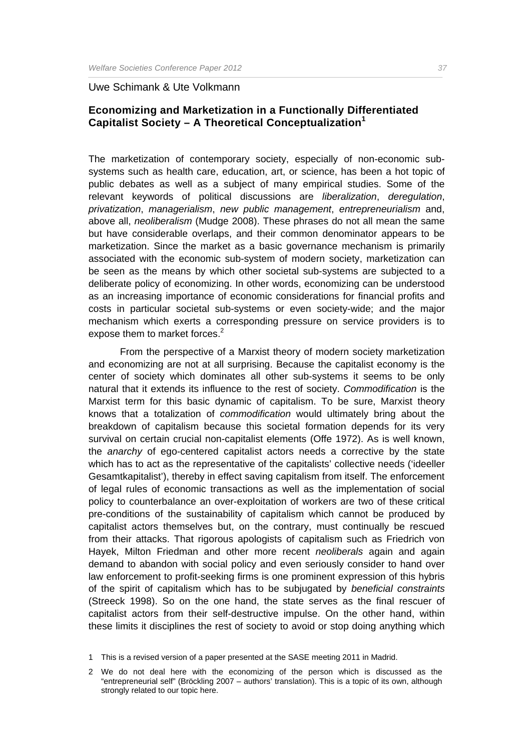Uwe Schimank & Ute Volkmann

## Economizing and Marketization in a Functionally Differentiated Capitalist Society – A Theoretical Conceptualization[1]

The marketization of contemporary society, especially of non-economic sub-systems such as health care, education, art, or science, has been a hot topic of public debates as well as a subject of many empirical studies. Some of the relevant keywords of political discussions are *liberalization*, *deregulation*, *privatization*, *managerialism*, *new public management*, *entrepreneurialism* and, above all, *neoliberalism* (Mudge 2008). These phrases do not all mean the same but have considerable overlaps, and their common denominator appears to be marketization. Since the market as a basic governance mechanism is primarily associated with the economic sub-system of modern society, marketization can be seen as the means by which other societal sub-systems are subjected to a deliberate policy of economizing. In other words, economizing can be understood as an increasing importance of economic considerations for financial profits and costs in particular societal sub-systems or even society-wide; and the major mechanism which exerts a corresponding pressure on service providers is to expose them to market forces.[2]

From the perspective of a Marxist theory of modern society marketization and economizing are not at all surprising. Because the capitalist economy is the center of society which dominates all other sub-systems it seems to be only natural that it extends its influence to the rest of society. *Commodification* is the Marxist term for this basic dynamic of capitalism. To be sure, Marxist theory knows that a totalization of *commodification* would ultimately bring about the breakdown of capitalism because this societal formation depends for its very survival on certain crucial non-capitalist elements (Offe 1972). As is well known, the *anarchy* of ego-centered capitalist actors needs a corrective by the state which has to act as the representative of the capitalists' collective needs ('ideeller Gesamtkapitalist'), thereby in effect saving capitalism from itself. The enforcement of legal rules of economic transactions as well as the implementation of social policy to counterbalance an over-exploitation of workers are two of these critical pre-conditions of the sustainability of capitalism which cannot be produced by capitalist actors themselves but, on the contrary, must continually be rescued from their attacks. That rigorous apologists of capitalism such as Friedrich von Hayek, Milton Friedman and other more recent *neoliberals* again and again demand to abandon with social policy and even seriously consider to hand over law enforcement to profit-seeking firms is one prominent expression of this hybris of the spirit of capitalism which has to be subjugated by *beneficial constraints* (Streeck 1998). So on the one hand, the state serves as the final rescuer of capitalist actors from their self-destructive impulse. On the other hand, within these limits it disciplines the rest of society to avoid or stop doing anything which

1 This is a revised version of a paper presented at the SASE meeting 2011 in Madrid.

2 We do not deal here with the economizing of the person which is discussed as the "entrepreneurial self" (Bröckling 2007 – authors' translation). This is a topic of its own, although strongly related to our topic here.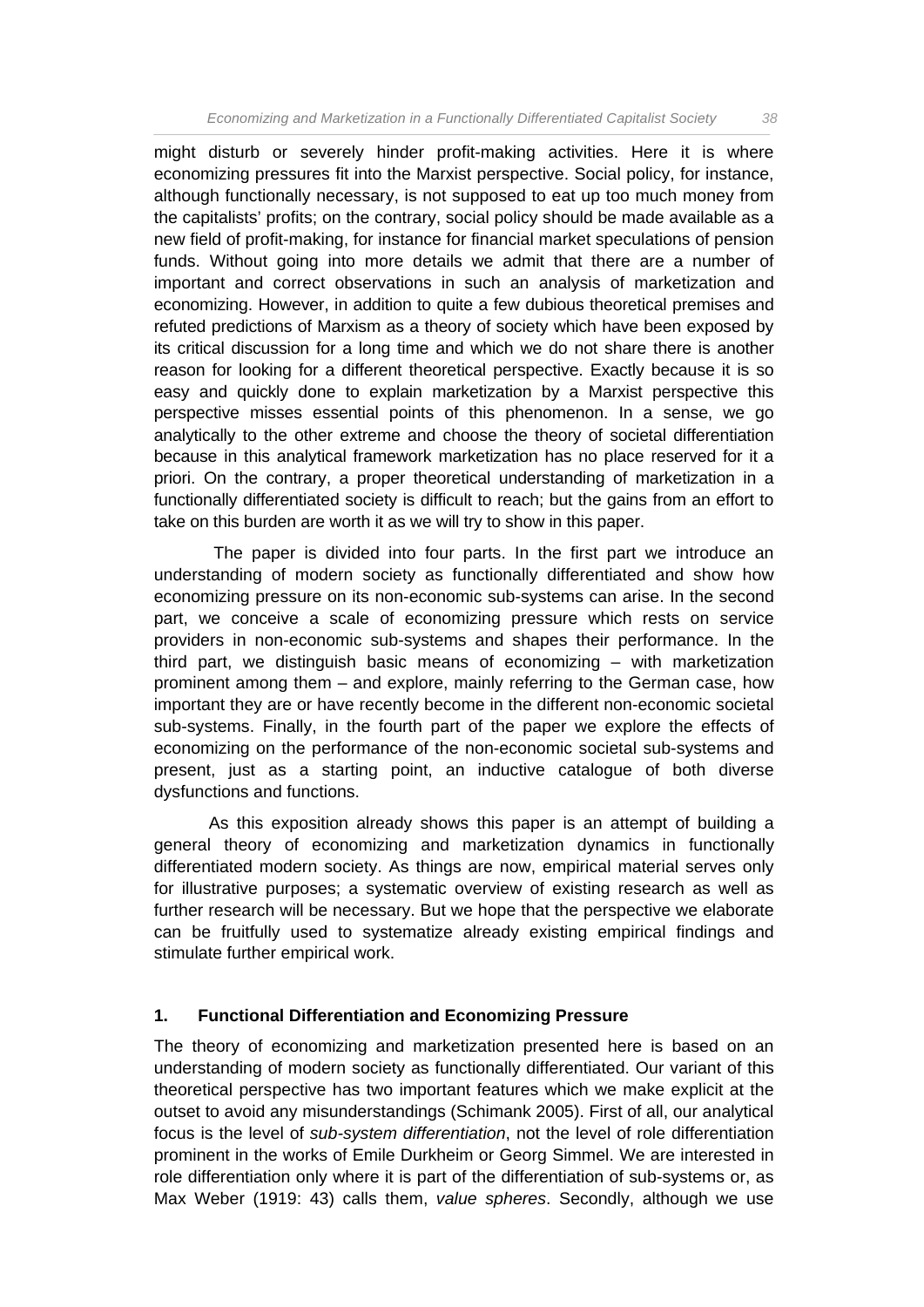might disturb or severely hinder profit-making activities. Here it is where economizing pressures fit into the Marxist perspective. Social policy, for instance, although functionally necessary, is not supposed to eat up too much money from the capitalists' profits; on the contrary, social policy should be made available as a new field of profit-making, for instance for financial market speculations of pension funds. Without going into more details we admit that there are a number of important and correct observations in such an analysis of marketization and economizing. However, in addition to quite a few dubious theoretical premises and refuted predictions of Marxism as a theory of society which have been exposed by its critical discussion for a long time and which we do not share there is another reason for looking for a different theoretical perspective. Exactly because it is so easy and quickly done to explain marketization by a Marxist perspective this perspective misses essential points of this phenomenon. In a sense, we go analytically to the other extreme and choose the theory of societal differentiation because in this analytical framework marketization has no place reserved for it a priori. On the contrary, a proper theoretical understanding of marketization in a functionally differentiated society is difficult to reach; but the gains from an effort to take on this burden are worth it as we will try to show in this paper.

The paper is divided into four parts. In the first part we introduce an understanding of modern society as functionally differentiated and show how economizing pressure on its non-economic sub-systems can arise. In the second part, we conceive a scale of economizing pressure which rests on service providers in non-economic sub-systems and shapes their performance. In the third part, we distinguish basic means of economizing – with marketization prominent among them – and explore, mainly referring to the German case, how important they are or have recently become in the different non-economic societal sub-systems. Finally, in the fourth part of the paper we explore the effects of economizing on the performance of the non-economic societal sub-systems and present, just as a starting point, an inductive catalogue of both diverse dysfunctions and functions.

As this exposition already shows this paper is an attempt of building a general theory of economizing and marketization dynamics in functionally differentiated modern society. As things are now, empirical material serves only for illustrative purposes; a systematic overview of existing research as well as further research will be necessary. But we hope that the perspective we elaborate can be fruitfully used to systematize already existing empirical findings and stimulate further empirical work.

## 1. Functional Differentiation and Economizing Pressure

The theory of economizing and marketization presented here is based on an understanding of modern society as functionally differentiated. Our variant of this theoretical perspective has two important features which we make explicit at the outset to avoid any misunderstandings (Schimank 2005). First of all, our analytical focus is the level of *sub-system differentiation*, not the level of role differentiation prominent in the works of Emile Durkheim or Georg Simmel. We are interested in role differentiation only where it is part of the differentiation of sub-systems or, as Max Weber (1919: 43) calls them, *value spheres*. Secondly, although we use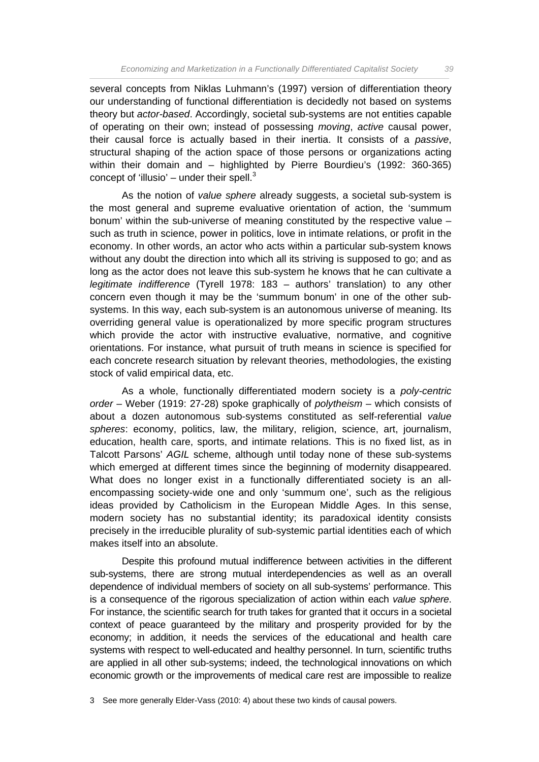several concepts from Niklas Luhmann's (1997) version of differentiation theory our understanding of functional differentiation is decidedly not based on systems theory but *actor-based*. Accordingly, societal sub-systems are not entities capable of operating on their own; instead of possessing *moving*, *active* causal power, their causal force is actually based in their inertia. It consists of a *passive*, structural shaping of the action space of those persons or organizations acting within their domain and – highlighted by Pierre Bourdieu's (1992: 360-365) concept of 'illusio' – under their spell.[3]

As the notion of *value sphere* already suggests, a societal sub-system is the most general and supreme evaluative orientation of action, the 'summum bonum' within the sub-universe of meaning constituted by the respective value – such as truth in science, power in politics, love in intimate relations, or profit in the economy. In other words, an actor who acts within a particular sub-system knows without any doubt the direction into which all its striving is supposed to go; and as long as the actor does not leave this sub-system he knows that he can cultivate a *legitimate indifference* (Tyrell 1978: 183 – authors' translation) to any other concern even though it may be the 'summum bonum' in one of the other sub-systems. In this way, each sub-system is an autonomous universe of meaning. Its overriding general value is operationalized by more specific program structures which provide the actor with instructive evaluative, normative, and cognitive orientations. For instance, what pursuit of truth means in science is specified for each concrete research situation by relevant theories, methodologies, the existing stock of valid empirical data, etc.

As a whole, functionally differentiated modern society is a *poly-centric order* – Weber (1919: 27-28) spoke graphically of *polytheism* – which consists of about a dozen autonomous sub-systems constituted as self-referential *value spheres*: economy, politics, law, the military, religion, science, art, journalism, education, health care, sports, and intimate relations. This is no fixed list, as in Talcott Parsons' *AGIL* scheme, although until today none of these sub-systems which emerged at different times since the beginning of modernity disappeared. What does no longer exist in a functionally differentiated society is an all-encompassing society-wide one and only 'summum one', such as the religious ideas provided by Catholicism in the European Middle Ages. In this sense, modern society has no substantial identity; its paradoxical identity consists precisely in the irreducible plurality of sub-systemic partial identities each of which makes itself into an absolute.

Despite this profound mutual indifference between activities in the different sub-systems, there are strong mutual interdependencies as well as an overall dependence of individual members of society on all sub-systems' performance. This is a consequence of the rigorous specialization of action within each *value sphere*. For instance, the scientific search for truth takes for granted that it occurs in a societal context of peace guaranteed by the military and prosperity provided for by the economy; in addition, it needs the services of the educational and health care systems with respect to well-educated and healthy personnel. In turn, scientific truths are applied in all other sub-systems; indeed, the technological innovations on which economic growth or the improvements of medical care rest are impossible to realize

3 See more generally Elder-Vass (2010: 4) about these two kinds of causal powers.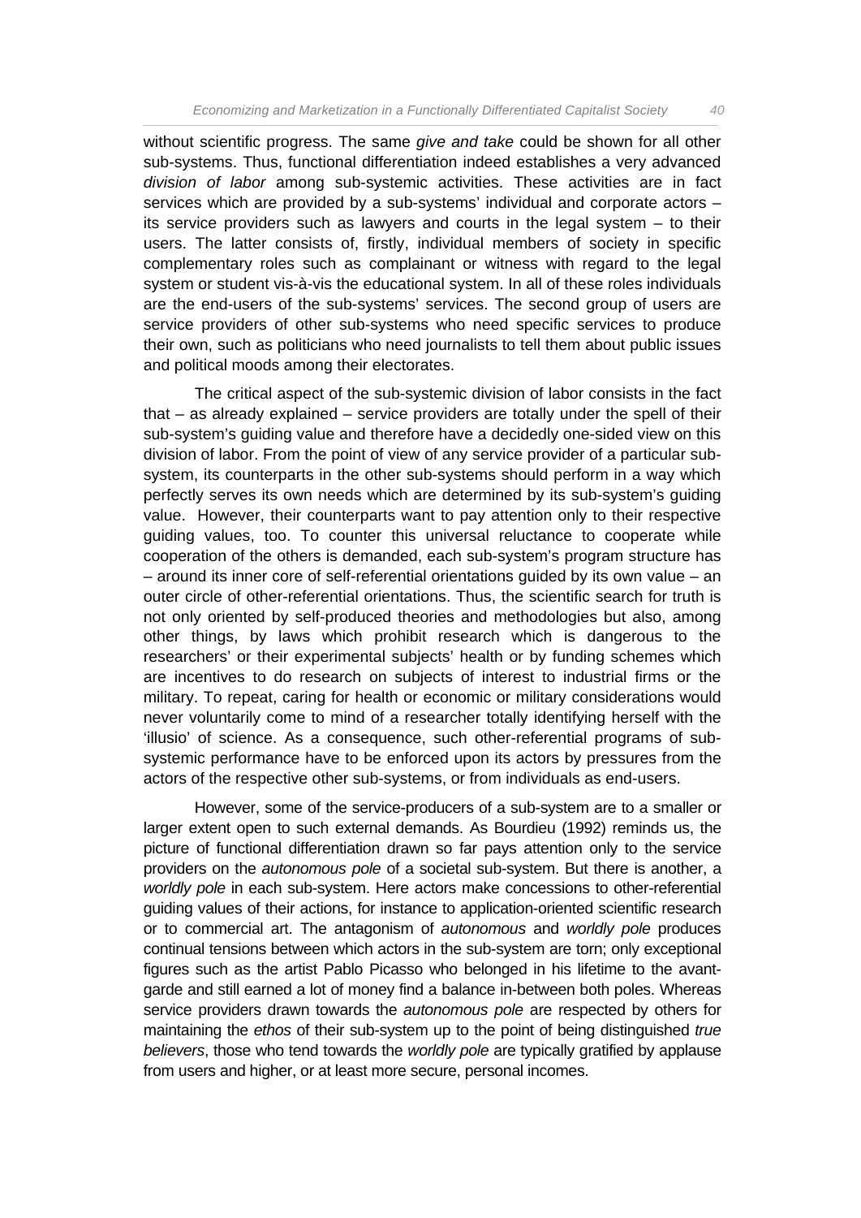without scientific progress. The same *give and take* could be shown for all other sub-systems. Thus, functional differentiation indeed establishes a very advanced *division of labor* among sub-systemic activities. These activities are in fact services which are provided by a sub-systems' individual and corporate actors – its service providers such as lawyers and courts in the legal system – to their users. The latter consists of, firstly, individual members of society in specific complementary roles such as complainant or witness with regard to the legal system or student vis-à-vis the educational system. In all of these roles individuals are the end-users of the sub-systems' services. The second group of users are service providers of other sub-systems who need specific services to produce their own, such as politicians who need journalists to tell them about public issues and political moods among their electorates.

The critical aspect of the sub-systemic division of labor consists in the fact that – as already explained – service providers are totally under the spell of their sub-system's guiding value and therefore have a decidedly one-sided view on this division of labor. From the point of view of any service provider of a particular sub-system, its counterparts in the other sub-systems should perform in a way which perfectly serves its own needs which are determined by its sub-system's guiding value. However, their counterparts want to pay attention only to their respective guiding values, too. To counter this universal reluctance to cooperate while cooperation of the others is demanded, each sub-system's program structure has – around its inner core of self-referential orientations guided by its own value – an outer circle of other-referential orientations. Thus, the scientific search for truth is not only oriented by self-produced theories and methodologies but also, among other things, by laws which prohibit research which is dangerous to the researchers' or their experimental subjects' health or by funding schemes which are incentives to do research on subjects of interest to industrial firms or the military. To repeat, caring for health or economic or military considerations would never voluntarily come to mind of a researcher totally identifying herself with the 'illusio' of science. As a consequence, such other-referential programs of sub-systemic performance have to be enforced upon its actors by pressures from the actors of the respective other sub-systems, or from individuals as end-users.

However, some of the service-producers of a sub-system are to a smaller or larger extent open to such external demands. As Bourdieu (1992) reminds us, the picture of functional differentiation drawn so far pays attention only to the service providers on the *autonomous pole* of a societal sub-system. But there is another, a *worldly pole* in each sub-system. Here actors make concessions to other-referential guiding values of their actions, for instance to application-oriented scientific research or to commercial art. The antagonism of *autonomous* and *worldly pole* produces continual tensions between which actors in the sub-system are torn; only exceptional figures such as the artist Pablo Picasso who belonged in his lifetime to the avant-garde and still earned a lot of money find a balance in-between both poles. Whereas service providers drawn towards the *autonomous pole* are respected by others for maintaining the *ethos* of their sub-system up to the point of being distinguished *true believers*, those who tend towards the *worldly pole* are typically gratified by applause from users and higher, or at least more secure, personal incomes.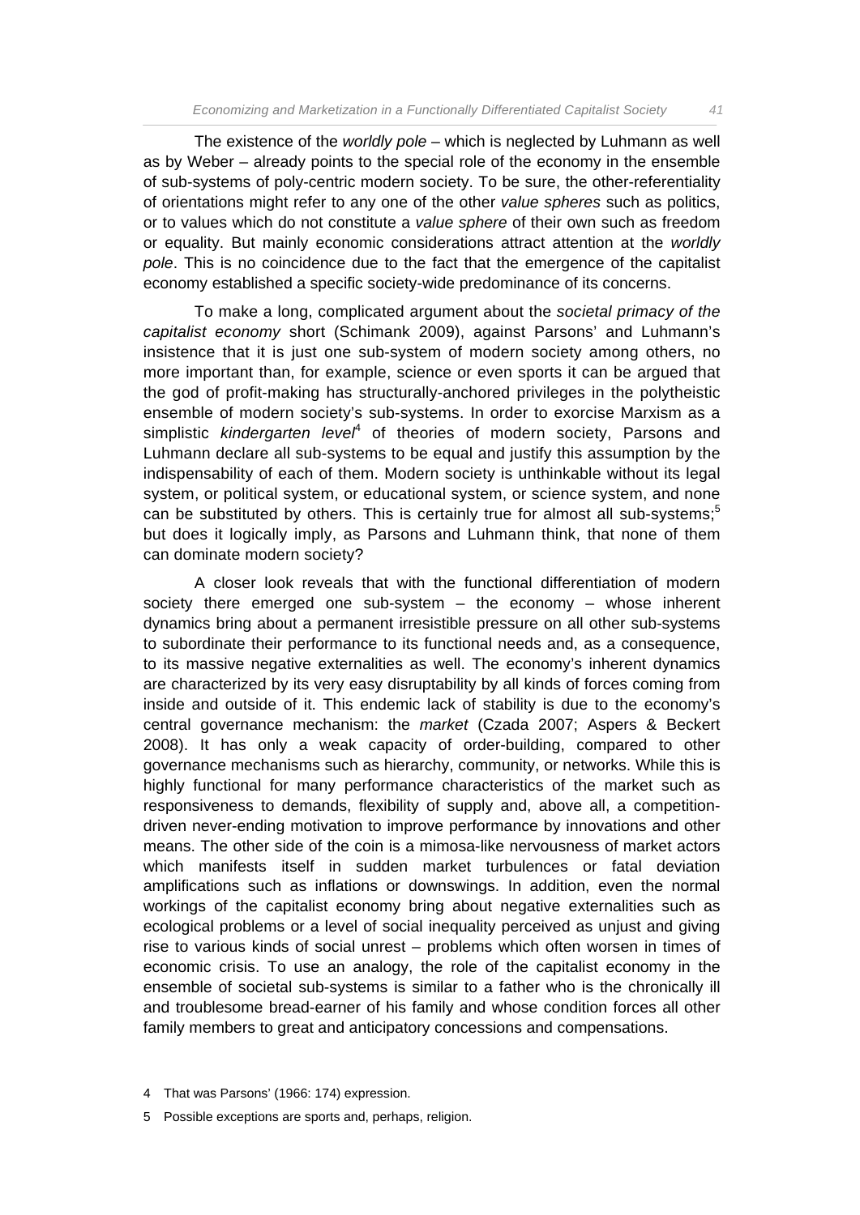The existence of the *worldly pole* – which is neglected by Luhmann as well as by Weber – already points to the special role of the economy in the ensemble of sub-systems of poly-centric modern society. To be sure, the other-referentiality of orientations might refer to any one of the other *value spheres* such as politics, or to values which do not constitute a *value sphere* of their own such as freedom or equality. But mainly economic considerations attract attention at the *worldly pole*. This is no coincidence due to the fact that the emergence of the capitalist economy established a specific society-wide predominance of its concerns.

To make a long, complicated argument about the *societal primacy of the capitalist economy* short (Schimank 2009), against Parsons' and Luhmann's insistence that it is just one sub-system of modern society among others, no more important than, for example, science or even sports it can be argued that the god of profit-making has structurally-anchored privileges in the polytheistic ensemble of modern society's sub-systems. In order to exorcise Marxism as a simplistic *kindergarten level*[4] of theories of modern society, Parsons and Luhmann declare all sub-systems to be equal and justify this assumption by the indispensability of each of them. Modern society is unthinkable without its legal system, or political system, or educational system, or science system, and none can be substituted by others. This is certainly true for almost all sub-systems;[5] but does it logically imply, as Parsons and Luhmann think, that none of them can dominate modern society?

A closer look reveals that with the functional differentiation of modern society there emerged one sub-system – the economy – whose inherent dynamics bring about a permanent irresistible pressure on all other sub-systems to subordinate their performance to its functional needs and, as a consequence, to its massive negative externalities as well. The economy's inherent dynamics are characterized by its very easy disruptability by all kinds of forces coming from inside and outside of it. This endemic lack of stability is due to the economy's central governance mechanism: the *market* (Czada 2007; Aspers & Beckert 2008). It has only a weak capacity of order-building, compared to other governance mechanisms such as hierarchy, community, or networks. While this is highly functional for many performance characteristics of the market such as responsiveness to demands, flexibility of supply and, above all, a competition-driven never-ending motivation to improve performance by innovations and other means. The other side of the coin is a mimosa-like nervousness of market actors which manifests itself in sudden market turbulences or fatal deviation amplifications such as inflations or downswings. In addition, even the normal workings of the capitalist economy bring about negative externalities such as ecological problems or a level of social inequality perceived as unjust and giving rise to various kinds of social unrest – problems which often worsen in times of economic crisis. To use an analogy, the role of the capitalist economy in the ensemble of societal sub-systems is similar to a father who is the chronically ill and troublesome bread-earner of his family and whose condition forces all other family members to great and anticipatory concessions and compensations.

4 That was Parsons' (1966: 174) expression.

5 Possible exceptions are sports and, perhaps, religion.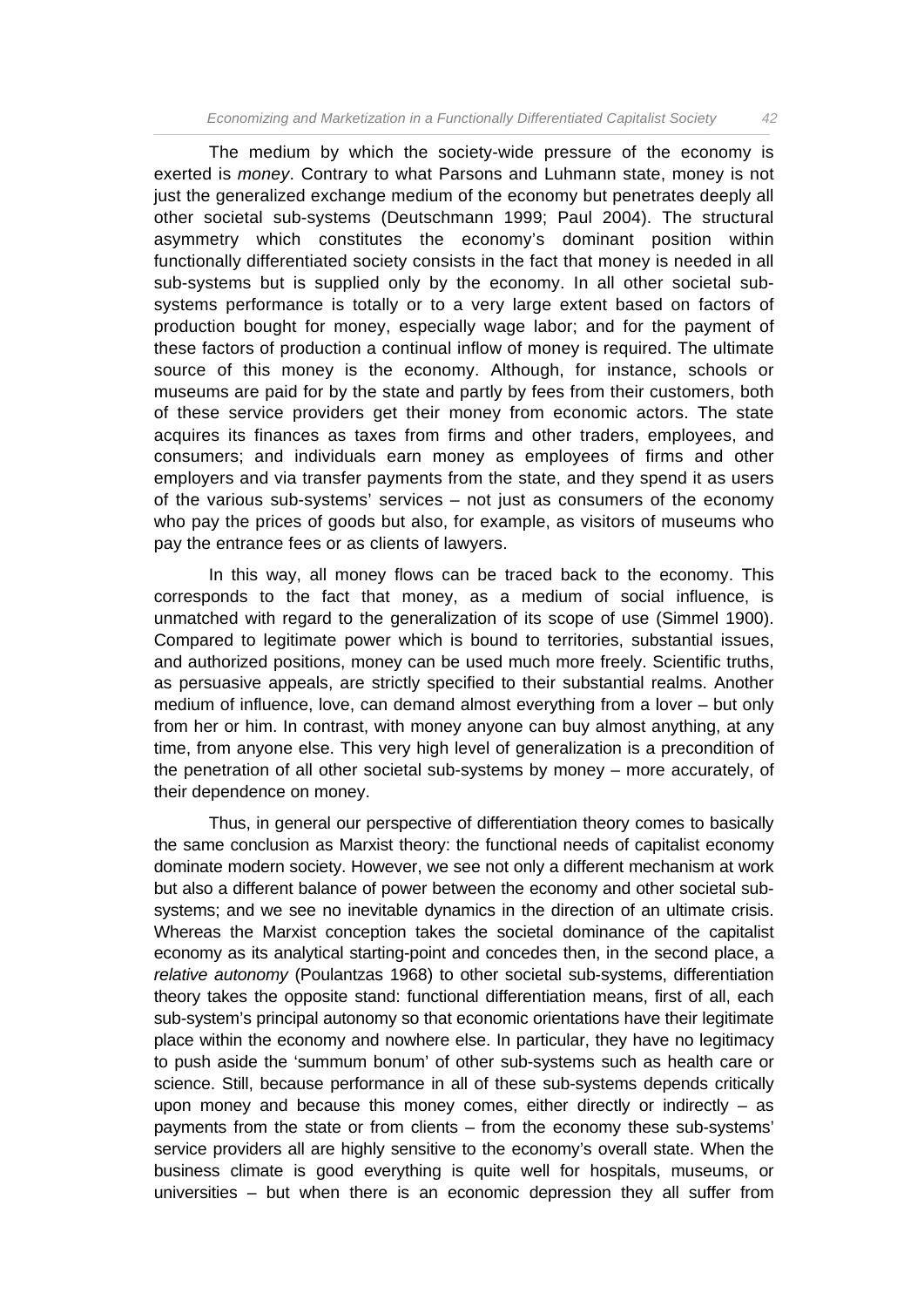The medium by which the society-wide pressure of the economy is exerted is *money*. Contrary to what Parsons and Luhmann state, money is not just the generalized exchange medium of the economy but penetrates deeply all other societal sub-systems (Deutschmann 1999; Paul 2004). The structural asymmetry which constitutes the economy's dominant position within functionally differentiated society consists in the fact that money is needed in all sub-systems but is supplied only by the economy. In all other societal sub-systems performance is totally or to a very large extent based on factors of production bought for money, especially wage labor; and for the payment of these factors of production a continual inflow of money is required. The ultimate source of this money is the economy. Although, for instance, schools or museums are paid for by the state and partly by fees from their customers, both of these service providers get their money from economic actors. The state acquires its finances as taxes from firms and other traders, employees, and consumers; and individuals earn money as employees of firms and other employers and via transfer payments from the state, and they spend it as users of the various sub-systems' services – not just as consumers of the economy who pay the prices of goods but also, for example, as visitors of museums who pay the entrance fees or as clients of lawyers.

In this way, all money flows can be traced back to the economy. This corresponds to the fact that money, as a medium of social influence, is unmatched with regard to the generalization of its scope of use (Simmel 1900). Compared to legitimate power which is bound to territories, substantial issues, and authorized positions, money can be used much more freely. Scientific truths, as persuasive appeals, are strictly specified to their substantial realms. Another medium of influence, love, can demand almost everything from a lover – but only from her or him. In contrast, with money anyone can buy almost anything, at any time, from anyone else. This very high level of generalization is a precondition of the penetration of all other societal sub-systems by money – more accurately, of their dependence on money.

Thus, in general our perspective of differentiation theory comes to basically the same conclusion as Marxist theory: the functional needs of capitalist economy dominate modern society. However, we see not only a different mechanism at work but also a different balance of power between the economy and other societal sub-systems; and we see no inevitable dynamics in the direction of an ultimate crisis. Whereas the Marxist conception takes the societal dominance of the capitalist economy as its analytical starting-point and concedes then, in the second place, a *relative autonomy* (Poulantzas 1968) to other societal sub-systems, differentiation theory takes the opposite stand: functional differentiation means, first of all, each sub-system's principal autonomy so that economic orientations have their legitimate place within the economy and nowhere else. In particular, they have no legitimacy to push aside the 'summum bonum' of other sub-systems such as health care or science. Still, because performance in all of these sub-systems depends critically upon money and because this money comes, either directly or indirectly – as payments from the state or from clients – from the economy these sub-systems' service providers all are highly sensitive to the economy's overall state. When the business climate is good everything is quite well for hospitals, museums, or universities – but when there is an economic depression they all suffer from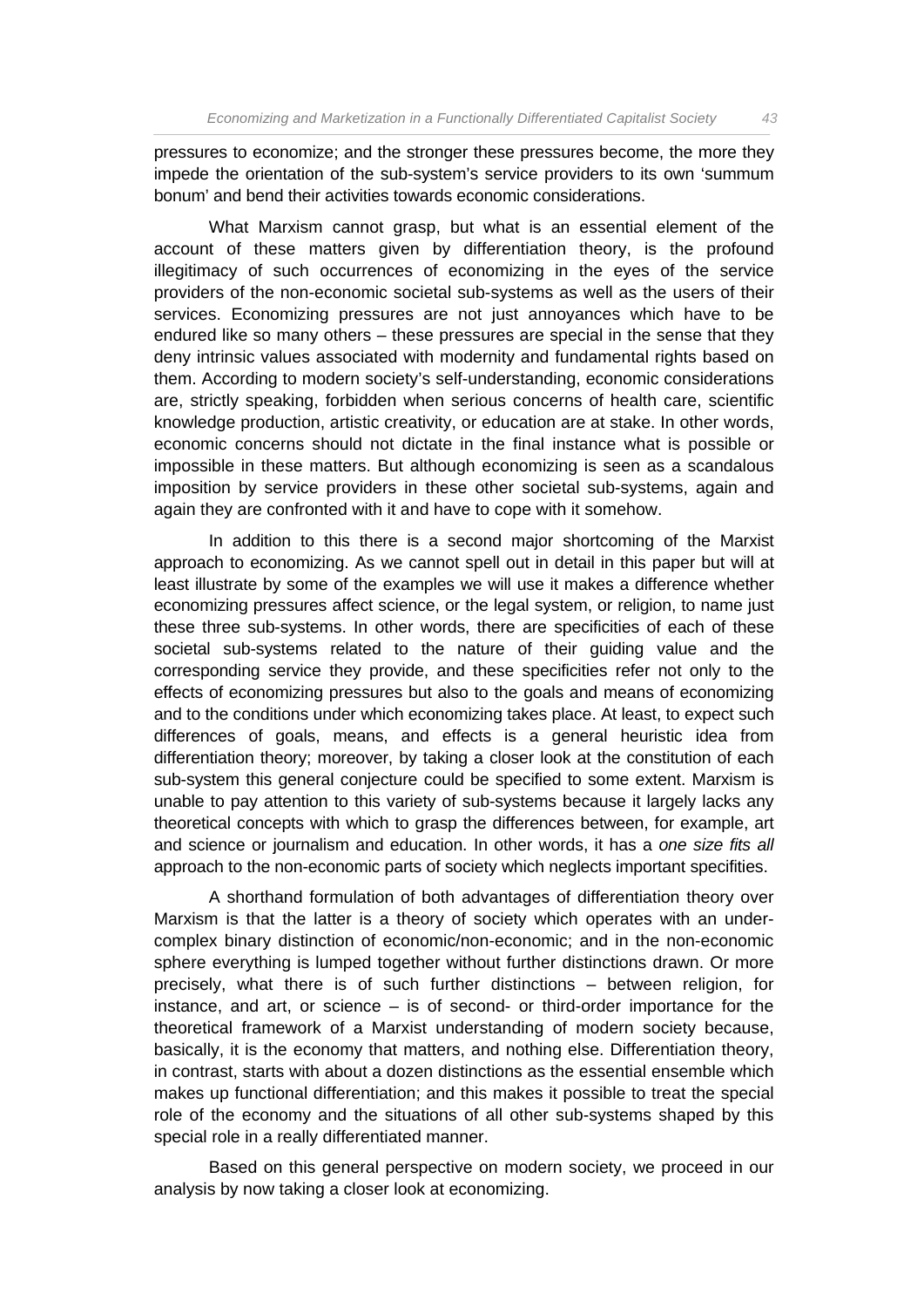pressures to economize; and the stronger these pressures become, the more they impede the orientation of the sub-system's service providers to its own 'summum bonum' and bend their activities towards economic considerations.

What Marxism cannot grasp, but what is an essential element of the account of these matters given by differentiation theory, is the profound illegitimacy of such occurrences of economizing in the eyes of the service providers of the non-economic societal sub-systems as well as the users of their services. Economizing pressures are not just annoyances which have to be endured like so many others – these pressures are special in the sense that they deny intrinsic values associated with modernity and fundamental rights based on them. According to modern society's self-understanding, economic considerations are, strictly speaking, forbidden when serious concerns of health care, scientific knowledge production, artistic creativity, or education are at stake. In other words, economic concerns should not dictate in the final instance what is possible or impossible in these matters. But although economizing is seen as a scandalous imposition by service providers in these other societal sub-systems, again and again they are confronted with it and have to cope with it somehow.

In addition to this there is a second major shortcoming of the Marxist approach to economizing. As we cannot spell out in detail in this paper but will at least illustrate by some of the examples we will use it makes a difference whether economizing pressures affect science, or the legal system, or religion, to name just these three sub-systems. In other words, there are specificities of each of these societal sub-systems related to the nature of their guiding value and the corresponding service they provide, and these specificities refer not only to the effects of economizing pressures but also to the goals and means of economizing and to the conditions under which economizing takes place. At least, to expect such differences of goals, means, and effects is a general heuristic idea from differentiation theory; moreover, by taking a closer look at the constitution of each sub-system this general conjecture could be specified to some extent. Marxism is unable to pay attention to this variety of sub-systems because it largely lacks any theoretical concepts with which to grasp the differences between, for example, art and science or journalism and education. In other words, it has a *one size fits all* approach to the non-economic parts of society which neglects important specifities.

A shorthand formulation of both advantages of differentiation theory over Marxism is that the latter is a theory of society which operates with an under-complex binary distinction of economic/non-economic; and in the non-economic sphere everything is lumped together without further distinctions drawn. Or more precisely, what there is of such further distinctions – between religion, for instance, and art, or science – is of second- or third-order importance for the theoretical framework of a Marxist understanding of modern society because, basically, it is the economy that matters, and nothing else. Differentiation theory, in contrast, starts with about a dozen distinctions as the essential ensemble which makes up functional differentiation; and this makes it possible to treat the special role of the economy and the situations of all other sub-systems shaped by this special role in a really differentiated manner.

Based on this general perspective on modern society, we proceed in our analysis by now taking a closer look at economizing.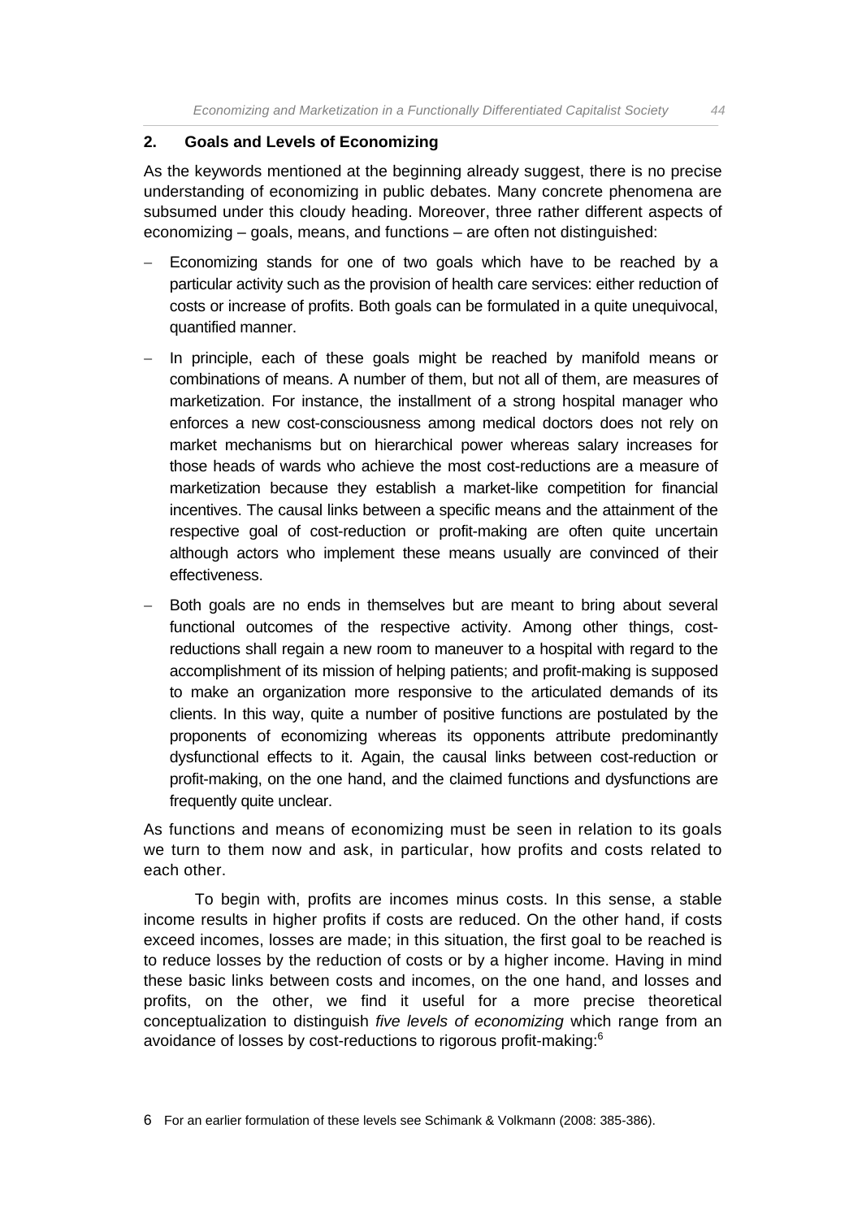## 2. Goals and Levels of Economizing

As the keywords mentioned at the beginning already suggest, there is no precise understanding of economizing in public debates. Many concrete phenomena are subsumed under this cloudy heading. Moreover, three rather different aspects of economizing – goals, means, and functions – are often not distinguished:

- Economizing stands for one of two goals which have to be reached by a particular activity such as the provision of health care services: either reduction of costs or increase of profits. Both goals can be formulated in a quite unequivocal, quantified manner.
- In principle, each of these goals might be reached by manifold means or combinations of means. A number of them, but not all of them, are measures of marketization. For instance, the installment of a strong hospital manager who enforces a new cost-consciousness among medical doctors does not rely on market mechanisms but on hierarchical power whereas salary increases for those heads of wards who achieve the most cost-reductions are a measure of marketization because they establish a market-like competition for financial incentives. The causal links between a specific means and the attainment of the respective goal of cost-reduction or profit-making are often quite uncertain although actors who implement these means usually are convinced of their effectiveness.
- Both goals are no ends in themselves but are meant to bring about several functional outcomes of the respective activity. Among other things, cost-reductions shall regain a new room to maneuver to a hospital with regard to the accomplishment of its mission of helping patients; and profit-making is supposed to make an organization more responsive to the articulated demands of its clients. In this way, quite a number of positive functions are postulated by the proponents of economizing whereas its opponents attribute predominantly dysfunctional effects to it. Again, the causal links between cost-reduction or profit-making, on the one hand, and the claimed functions and dysfunctions are frequently quite unclear.

As functions and means of economizing must be seen in relation to its goals we turn to them now and ask, in particular, how profits and costs related to each other.

To begin with, profits are incomes minus costs. In this sense, a stable income results in higher profits if costs are reduced. On the other hand, if costs exceed incomes, losses are made; in this situation, the first goal to be reached is to reduce losses by the reduction of costs or by a higher income. Having in mind these basic links between costs and incomes, on the one hand, and losses and profits, on the other, we find it useful for a more precise theoretical conceptualization to distinguish *five levels of economizing* which range from an avoidance of losses by cost-reductions to rigorous profit-making:[6]

6 For an earlier formulation of these levels see Schimank & Volkmann (2008: 385-386).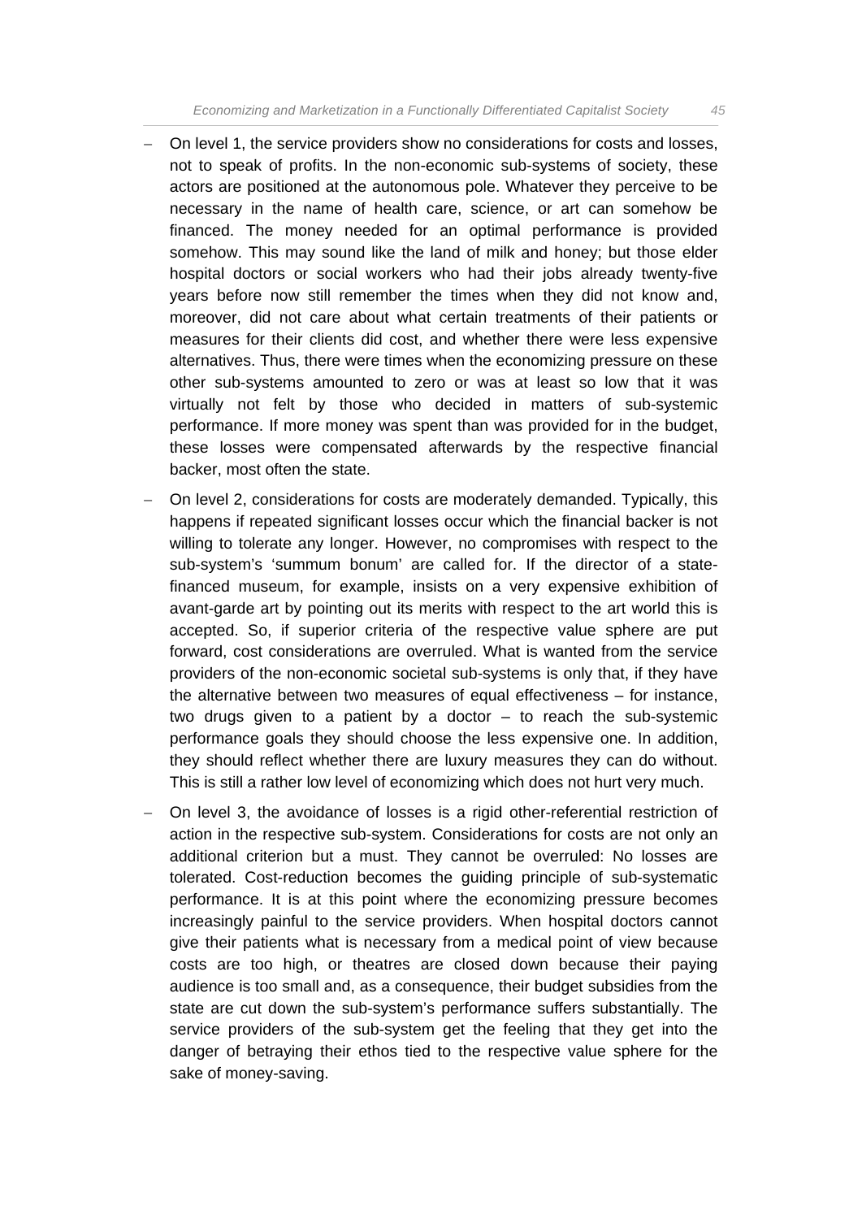- On level 1, the service providers show no considerations for costs and losses, not to speak of profits. In the non-economic sub-systems of society, these actors are positioned at the autonomous pole. Whatever they perceive to be necessary in the name of health care, science, or art can somehow be financed. The money needed for an optimal performance is provided somehow. This may sound like the land of milk and honey; but those elder hospital doctors or social workers who had their jobs already twenty-five years before now still remember the times when they did not know and, moreover, did not care about what certain treatments of their patients or measures for their clients did cost, and whether there were less expensive alternatives. Thus, there were times when the economizing pressure on these other sub-systems amounted to zero or was at least so low that it was virtually not felt by those who decided in matters of sub-systemic performance. If more money was spent than was provided for in the budget, these losses were compensated afterwards by the respective financial backer, most often the state.
- On level 2, considerations for costs are moderately demanded. Typically, this happens if repeated significant losses occur which the financial backer is not willing to tolerate any longer. However, no compromises with respect to the sub-system's 'summum bonum' are called for. If the director of a state-financed museum, for example, insists on a very expensive exhibition of avant-garde art by pointing out its merits with respect to the art world this is accepted. So, if superior criteria of the respective value sphere are put forward, cost considerations are overruled. What is wanted from the service providers of the non-economic societal sub-systems is only that, if they have the alternative between two measures of equal effectiveness – for instance, two drugs given to a patient by a doctor – to reach the sub-systemic performance goals they should choose the less expensive one. In addition, they should reflect whether there are luxury measures they can do without. This is still a rather low level of economizing which does not hurt very much.
- On level 3, the avoidance of losses is a rigid other-referential restriction of action in the respective sub-system. Considerations for costs are not only an additional criterion but a must. They cannot be overruled: No losses are tolerated. Cost-reduction becomes the guiding principle of sub-systematic performance. It is at this point where the economizing pressure becomes increasingly painful to the service providers. When hospital doctors cannot give their patients what is necessary from a medical point of view because costs are too high, or theatres are closed down because their paying audience is too small and, as a consequence, their budget subsidies from the state are cut down the sub-system's performance suffers substantially. The service providers of the sub-system get the feeling that they get into the danger of betraying their ethos tied to the respective value sphere for the sake of money-saving.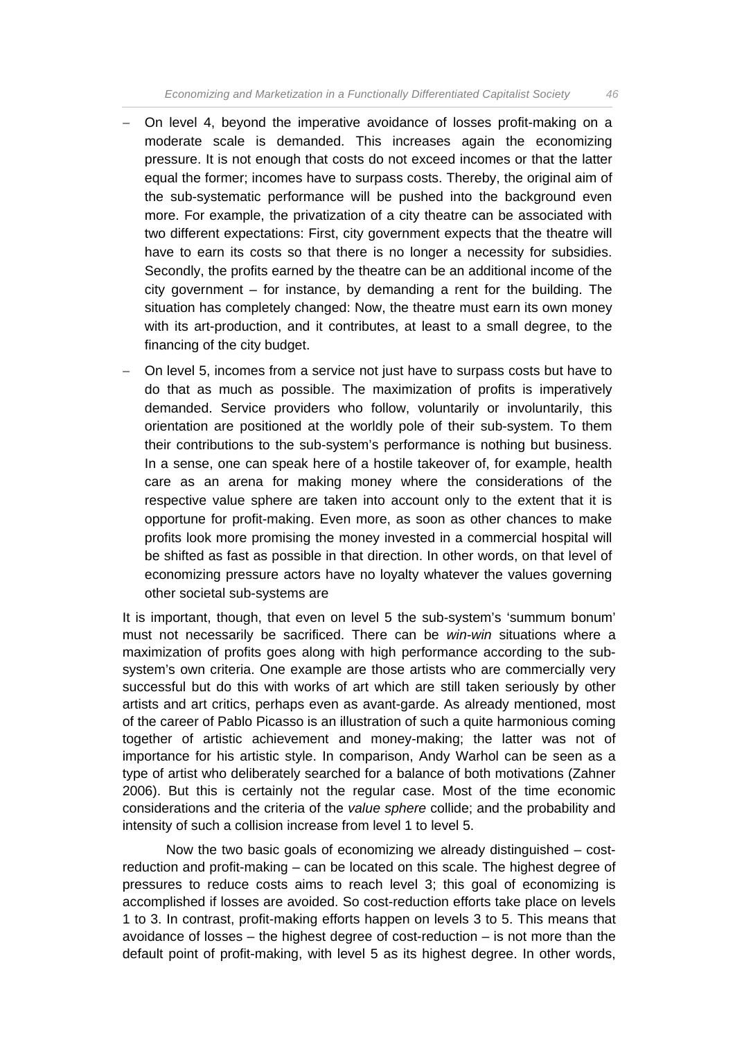- On level 4, beyond the imperative avoidance of losses profit-making on a moderate scale is demanded. This increases again the economizing pressure. It is not enough that costs do not exceed incomes or that the latter equal the former; incomes have to surpass costs. Thereby, the original aim of the sub-systematic performance will be pushed into the background even more. For example, the privatization of a city theatre can be associated with two different expectations: First, city government expects that the theatre will have to earn its costs so that there is no longer a necessity for subsidies. Secondly, the profits earned by the theatre can be an additional income of the city government – for instance, by demanding a rent for the building. The situation has completely changed: Now, the theatre must earn its own money with its art-production, and it contributes, at least to a small degree, to the financing of the city budget.
- On level 5, incomes from a service not just have to surpass costs but have to do that as much as possible. The maximization of profits is imperatively demanded. Service providers who follow, voluntarily or involuntarily, this orientation are positioned at the worldly pole of their sub-system. To them their contributions to the sub-system's performance is nothing but business. In a sense, one can speak here of a hostile takeover of, for example, health care as an arena for making money where the considerations of the respective value sphere are taken into account only to the extent that it is opportune for profit-making. Even more, as soon as other chances to make profits look more promising the money invested in a commercial hospital will be shifted as fast as possible in that direction. In other words, on that level of economizing pressure actors have no loyalty whatever the values governing other societal sub-systems are

It is important, though, that even on level 5 the sub-system's 'summum bonum' must not necessarily be sacrificed. There can be *win-win* situations where a maximization of profits goes along with high performance according to the sub-system's own criteria. One example are those artists who are commercially very successful but do this with works of art which are still taken seriously by other artists and art critics, perhaps even as avant-garde. As already mentioned, most of the career of Pablo Picasso is an illustration of such a quite harmonious coming together of artistic achievement and money-making; the latter was not of importance for his artistic style. In comparison, Andy Warhol can be seen as a type of artist who deliberately searched for a balance of both motivations (Zahner 2006). But this is certainly not the regular case. Most of the time economic considerations and the criteria of the *value sphere* collide; and the probability and intensity of such a collision increase from level 1 to level 5.

Now the two basic goals of economizing we already distinguished – cost-reduction and profit-making – can be located on this scale. The highest degree of pressures to reduce costs aims to reach level 3; this goal of economizing is accomplished if losses are avoided. So cost-reduction efforts take place on levels 1 to 3. In contrast, profit-making efforts happen on levels 3 to 5. This means that avoidance of losses – the highest degree of cost-reduction – is not more than the default point of profit-making, with level 5 as its highest degree. In other words,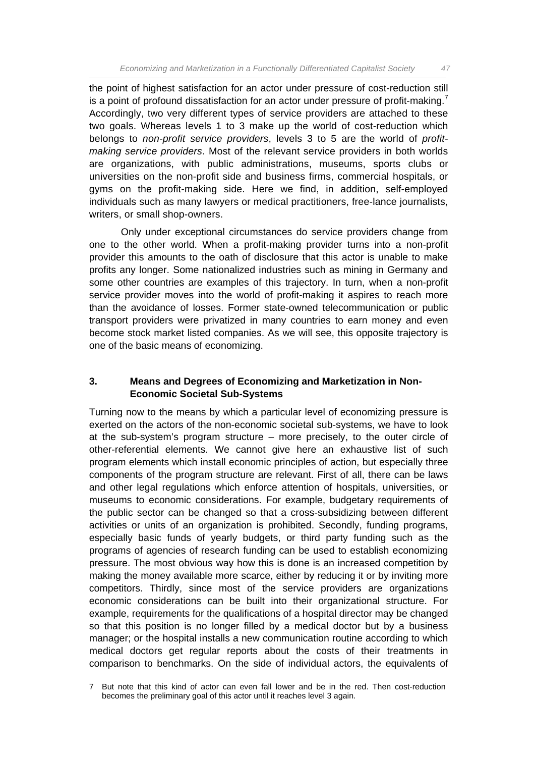the point of highest satisfaction for an actor under pressure of cost-reduction still is a point of profound dissatisfaction for an actor under pressure of profit-making.[7] Accordingly, two very different types of service providers are attached to these two goals. Whereas levels 1 to 3 make up the world of cost-reduction which belongs to *non-profit service providers*, levels 3 to 5 are the world of *profit-making service providers*. Most of the relevant service providers in both worlds are organizations, with public administrations, museums, sports clubs or universities on the non-profit side and business firms, commercial hospitals, or gyms on the profit-making side. Here we find, in addition, self-employed individuals such as many lawyers or medical practitioners, free-lance journalists, writers, or small shop-owners.

Only under exceptional circumstances do service providers change from one to the other world. When a profit-making provider turns into a non-profit provider this amounts to the oath of disclosure that this actor is unable to make profits any longer. Some nationalized industries such as mining in Germany and some other countries are examples of this trajectory. In turn, when a non-profit service provider moves into the world of profit-making it aspires to reach more than the avoidance of losses. Former state-owned telecommunication or public transport providers were privatized in many countries to earn money and even become stock market listed companies. As we will see, this opposite trajectory is one of the basic means of economizing.

## 3. Means and Degrees of Economizing and Marketization in Non-Economic Societal Sub-Systems

Turning now to the means by which a particular level of economizing pressure is exerted on the actors of the non-economic societal sub-systems, we have to look at the sub-system's program structure – more precisely, to the outer circle of other-referential elements. We cannot give here an exhaustive list of such program elements which install economic principles of action, but especially three components of the program structure are relevant. First of all, there can be laws and other legal regulations which enforce attention of hospitals, universities, or museums to economic considerations. For example, budgetary requirements of the public sector can be changed so that a cross-subsidizing between different activities or units of an organization is prohibited. Secondly, funding programs, especially basic funds of yearly budgets, or third party funding such as the programs of agencies of research funding can be used to establish economizing pressure. The most obvious way how this is done is an increased competition by making the money available more scarce, either by reducing it or by inviting more competitors. Thirdly, since most of the service providers are organizations economic considerations can be built into their organizational structure. For example, requirements for the qualifications of a hospital director may be changed so that this position is no longer filled by a medical doctor but by a business manager; or the hospital installs a new communication routine according to which medical doctors get regular reports about the costs of their treatments in comparison to benchmarks. On the side of individual actors, the equivalents of

7 But note that this kind of actor can even fall lower and be in the red. Then cost-reduction becomes the preliminary goal of this actor until it reaches level 3 again.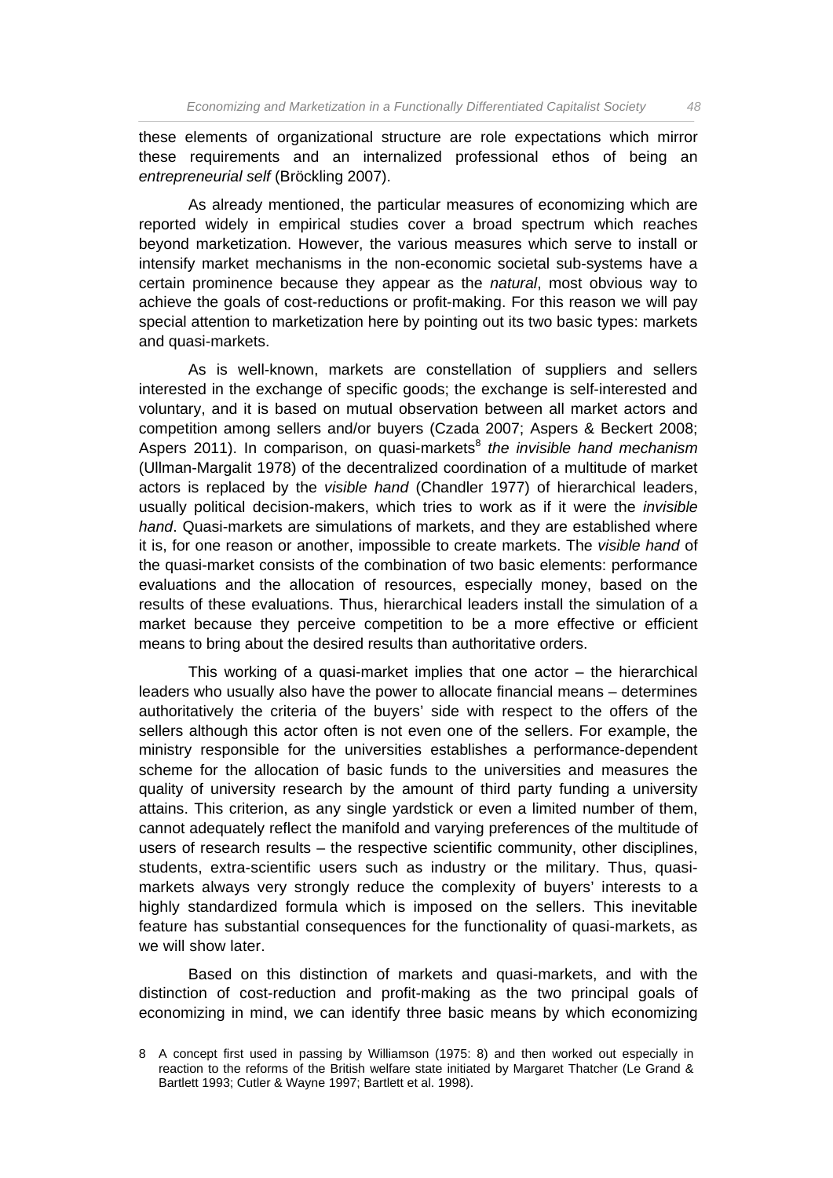these elements of organizational structure are role expectations which mirror these requirements and an internalized professional ethos of being an *entrepreneurial self* (Bröckling 2007).

As already mentioned, the particular measures of economizing which are reported widely in empirical studies cover a broad spectrum which reaches beyond marketization. However, the various measures which serve to install or intensify market mechanisms in the non-economic societal sub-systems have a certain prominence because they appear as the *natural*, most obvious way to achieve the goals of cost-reductions or profit-making. For this reason we will pay special attention to marketization here by pointing out its two basic types: markets and quasi-markets.

As is well-known, markets are constellation of suppliers and sellers interested in the exchange of specific goods; the exchange is self-interested and voluntary, and it is based on mutual observation between all market actors and competition among sellers and/or buyers (Czada 2007; Aspers & Beckert 2008; Aspers 2011). In comparison, on quasi-markets[8] *the invisible hand mechanism* (Ullman-Margalit 1978) of the decentralized coordination of a multitude of market actors is replaced by the *visible hand* (Chandler 1977) of hierarchical leaders, usually political decision-makers, which tries to work as if it were the *invisible hand*. Quasi-markets are simulations of markets, and they are established where it is, for one reason or another, impossible to create markets. The *visible hand* of the quasi-market consists of the combination of two basic elements: performance evaluations and the allocation of resources, especially money, based on the results of these evaluations. Thus, hierarchical leaders install the simulation of a market because they perceive competition to be a more effective or efficient means to bring about the desired results than authoritative orders.

This working of a quasi-market implies that one actor – the hierarchical leaders who usually also have the power to allocate financial means – determines authoritatively the criteria of the buyers' side with respect to the offers of the sellers although this actor often is not even one of the sellers. For example, the ministry responsible for the universities establishes a performance-dependent scheme for the allocation of basic funds to the universities and measures the quality of university research by the amount of third party funding a university attains. This criterion, as any single yardstick or even a limited number of them, cannot adequately reflect the manifold and varying preferences of the multitude of users of research results – the respective scientific community, other disciplines, students, extra-scientific users such as industry or the military. Thus, quasi-markets always very strongly reduce the complexity of buyers' interests to a highly standardized formula which is imposed on the sellers. This inevitable feature has substantial consequences for the functionality of quasi-markets, as we will show later.

Based on this distinction of markets and quasi-markets, and with the distinction of cost-reduction and profit-making as the two principal goals of economizing in mind, we can identify three basic means by which economizing

8 A concept first used in passing by Williamson (1975: 8) and then worked out especially in reaction to the reforms of the British welfare state initiated by Margaret Thatcher (Le Grand & Bartlett 1993; Cutler & Wayne 1997; Bartlett et al. 1998).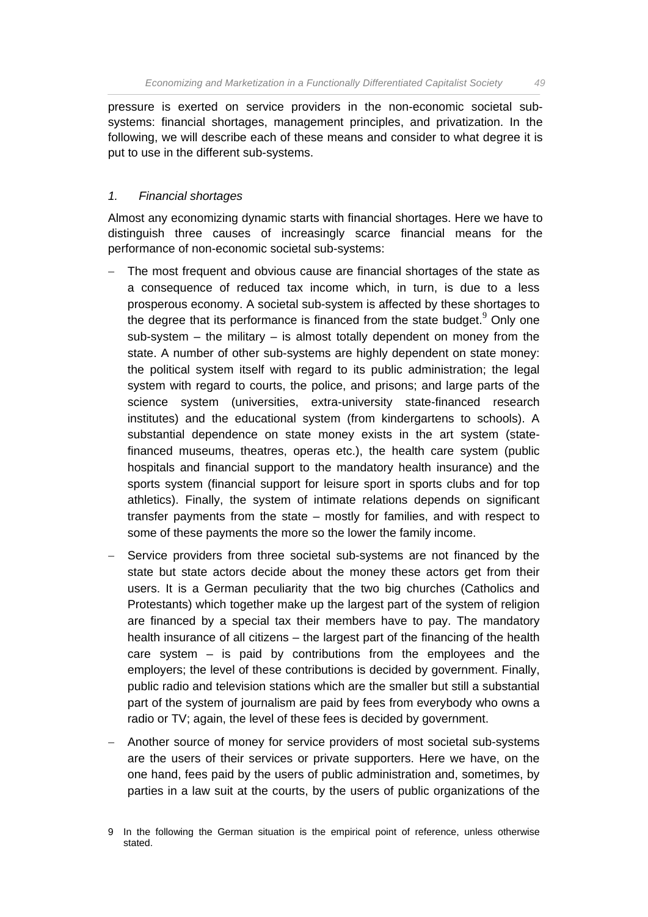pressure is exerted on service providers in the non-economic societal sub-systems: financial shortages, management principles, and privatization. In the following, we will describe each of these means and consider to what degree it is put to use in the different sub-systems.

### *1. Financial shortages*

Almost any economizing dynamic starts with financial shortages. Here we have to distinguish three causes of increasingly scarce financial means for the performance of non-economic societal sub-systems:

- The most frequent and obvious cause are financial shortages of the state as a consequence of reduced tax income which, in turn, is due to a less prosperous economy. A societal sub-system is affected by these shortages to the degree that its performance is financed from the state budget.[9] Only one sub-system – the military – is almost totally dependent on money from the state. A number of other sub-systems are highly dependent on state money: the political system itself with regard to its public administration; the legal system with regard to courts, the police, and prisons; and large parts of the science system (universities, extra-university state-financed research institutes) and the educational system (from kindergartens to schools). A substantial dependence on state money exists in the art system (state-financed museums, theatres, operas etc.), the health care system (public hospitals and financial support to the mandatory health insurance) and the sports system (financial support for leisure sport in sports clubs and for top athletics). Finally, the system of intimate relations depends on significant transfer payments from the state – mostly for families, and with respect to some of these payments the more so the lower the family income.
- Service providers from three societal sub-systems are not financed by the state but state actors decide about the money these actors get from their users. It is a German peculiarity that the two big churches (Catholics and Protestants) which together make up the largest part of the system of religion are financed by a special tax their members have to pay. The mandatory health insurance of all citizens – the largest part of the financing of the health care system – is paid by contributions from the employees and the employers; the level of these contributions is decided by government. Finally, public radio and television stations which are the smaller but still a substantial part of the system of journalism are paid by fees from everybody who owns a radio or TV; again, the level of these fees is decided by government.
- Another source of money for service providers of most societal sub-systems are the users of their services or private supporters. Here we have, on the one hand, fees paid by the users of public administration and, sometimes, by parties in a law suit at the courts, by the users of public organizations of the

9 In the following the German situation is the empirical point of reference, unless otherwise stated.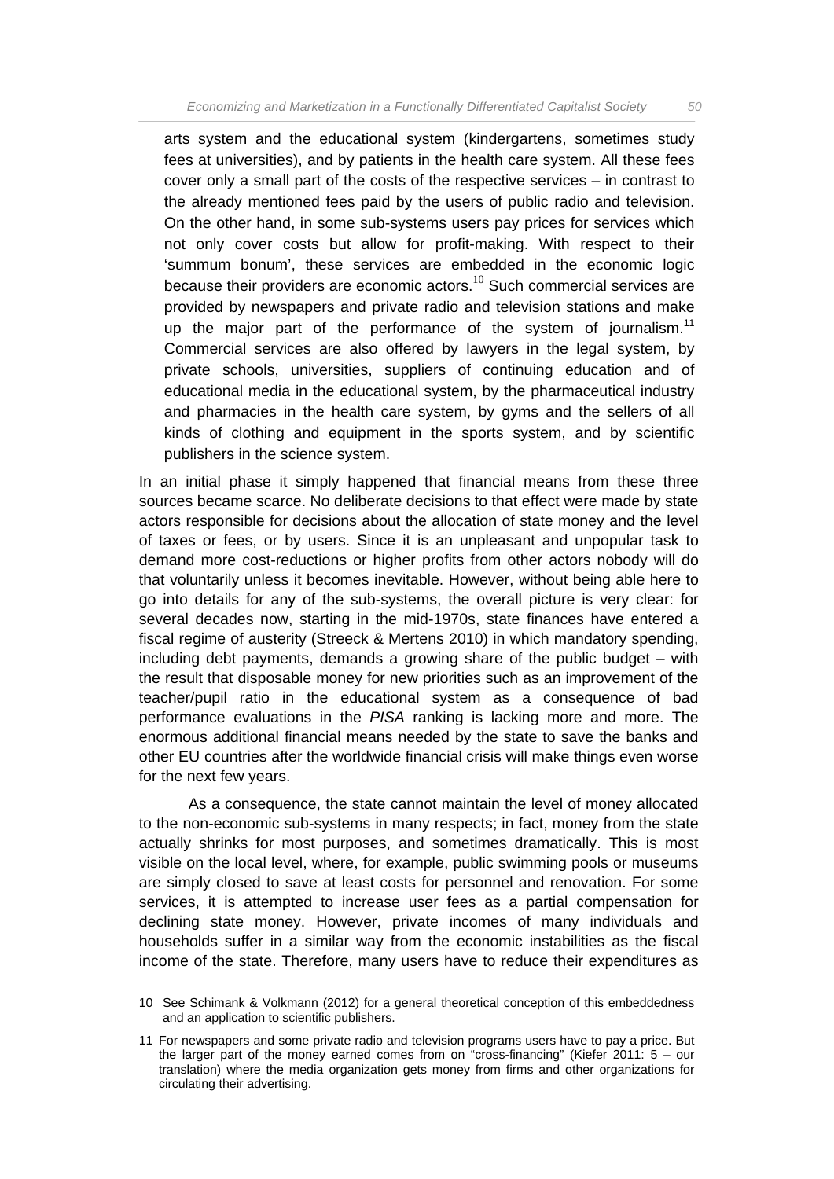> arts system and the educational system (kindergartens, sometimes study fees at universities), and by patients in the health care system. All these fees cover only a small part of the costs of the respective services – in contrast to the already mentioned fees paid by the users of public radio and television. On the other hand, in some sub-systems users pay prices for services which not only cover costs but allow for profit-making. With respect to their 'summum bonum', these services are embedded in the economic logic because their providers are economic actors.[10] Such commercial services are provided by newspapers and private radio and television stations and make up the major part of the performance of the system of journalism.[11] Commercial services are also offered by lawyers in the legal system, by private schools, universities, suppliers of continuing education and of educational media in the educational system, by the pharmaceutical industry and pharmacies in the health care system, by gyms and the sellers of all kinds of clothing and equipment in the sports system, and by scientific publishers in the science system.

In an initial phase it simply happened that financial means from these three sources became scarce. No deliberate decisions to that effect were made by state actors responsible for decisions about the allocation of state money and the level of taxes or fees, or by users. Since it is an unpleasant and unpopular task to demand more cost-reductions or higher profits from other actors nobody will do that voluntarily unless it becomes inevitable. However, without being able here to go into details for any of the sub-systems, the overall picture is very clear: for several decades now, starting in the mid-1970s, state finances have entered a fiscal regime of austerity (Streeck & Mertens 2010) in which mandatory spending, including debt payments, demands a growing share of the public budget – with the result that disposable money for new priorities such as an improvement of the teacher/pupil ratio in the educational system as a consequence of bad performance evaluations in the *PISA* ranking is lacking more and more. The enormous additional financial means needed by the state to save the banks and other EU countries after the worldwide financial crisis will make things even worse for the next few years.

As a consequence, the state cannot maintain the level of money allocated to the non-economic sub-systems in many respects; in fact, money from the state actually shrinks for most purposes, and sometimes dramatically. This is most visible on the local level, where, for example, public swimming pools or museums are simply closed to save at least costs for personnel and renovation. For some services, it is attempted to increase user fees as a partial compensation for declining state money. However, private incomes of many individuals and households suffer in a similar way from the economic instabilities as the fiscal income of the state. Therefore, many users have to reduce their expenditures as

---

10 See Schimank & Volkmann (2012) for a general theoretical conception of this embeddedness and an application to scientific publishers.

11 For newspapers and some private radio and television programs users have to pay a price. But the larger part of the money earned comes from on "cross-financing" (Kiefer 2011: 5 – our translation) where the media organization gets money from firms and other organizations for circulating their advertising.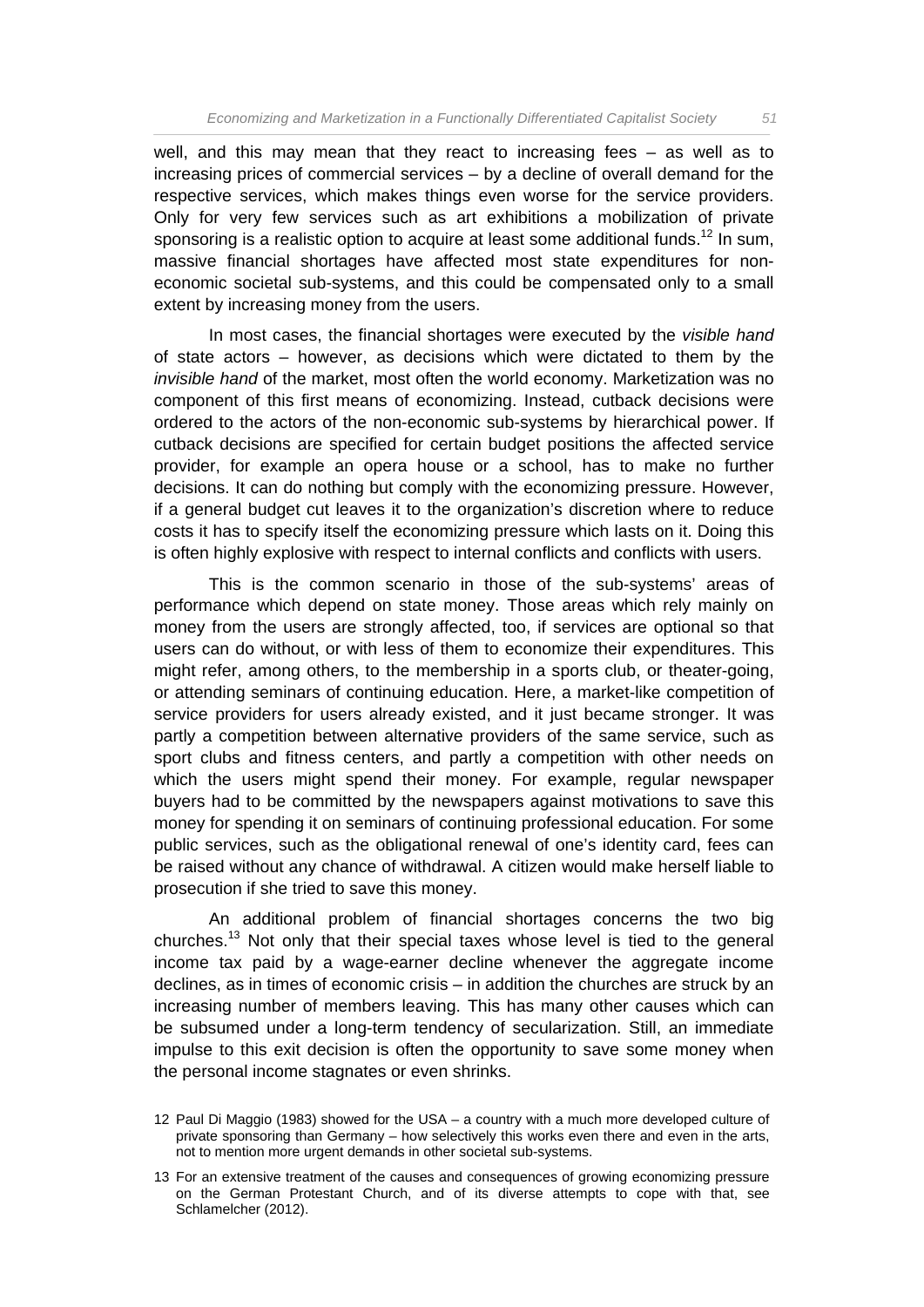well, and this may mean that they react to increasing fees – as well as to increasing prices of commercial services – by a decline of overall demand for the respective services, which makes things even worse for the service providers. Only for very few services such as art exhibitions a mobilization of private sponsoring is a realistic option to acquire at least some additional funds.[12] In sum, massive financial shortages have affected most state expenditures for non-economic societal sub-systems, and this could be compensated only to a small extent by increasing money from the users.

In most cases, the financial shortages were executed by the *visible hand* of state actors – however, as decisions which were dictated to them by the *invisible hand* of the market, most often the world economy. Marketization was no component of this first means of economizing. Instead, cutback decisions were ordered to the actors of the non-economic sub-systems by hierarchical power. If cutback decisions are specified for certain budget positions the affected service provider, for example an opera house or a school, has to make no further decisions. It can do nothing but comply with the economizing pressure. However, if a general budget cut leaves it to the organization's discretion where to reduce costs it has to specify itself the economizing pressure which lasts on it. Doing this is often highly explosive with respect to internal conflicts and conflicts with users.

This is the common scenario in those of the sub-systems' areas of performance which depend on state money. Those areas which rely mainly on money from the users are strongly affected, too, if services are optional so that users can do without, or with less of them to economize their expenditures. This might refer, among others, to the membership in a sports club, or theater-going, or attending seminars of continuing education. Here, a market-like competition of service providers for users already existed, and it just became stronger. It was partly a competition between alternative providers of the same service, such as sport clubs and fitness centers, and partly a competition with other needs on which the users might spend their money. For example, regular newspaper buyers had to be committed by the newspapers against motivations to save this money for spending it on seminars of continuing professional education. For some public services, such as the obligational renewal of one's identity card, fees can be raised without any chance of withdrawal. A citizen would make herself liable to prosecution if she tried to save this money.

An additional problem of financial shortages concerns the two big churches.[13] Not only that their special taxes whose level is tied to the general income tax paid by a wage-earner decline whenever the aggregate income declines, as in times of economic crisis – in addition the churches are struck by an increasing number of members leaving. This has many other causes which can be subsumed under a long-term tendency of secularization. Still, an immediate impulse to this exit decision is often the opportunity to save some money when the personal income stagnates or even shrinks.

12 Paul Di Maggio (1983) showed for the USA – a country with a much more developed culture of private sponsoring than Germany – how selectively this works even there and even in the arts, not to mention more urgent demands in other societal sub-systems.

13 For an extensive treatment of the causes and consequences of growing economizing pressure on the German Protestant Church, and of its diverse attempts to cope with that, see Schlamelcher (2012).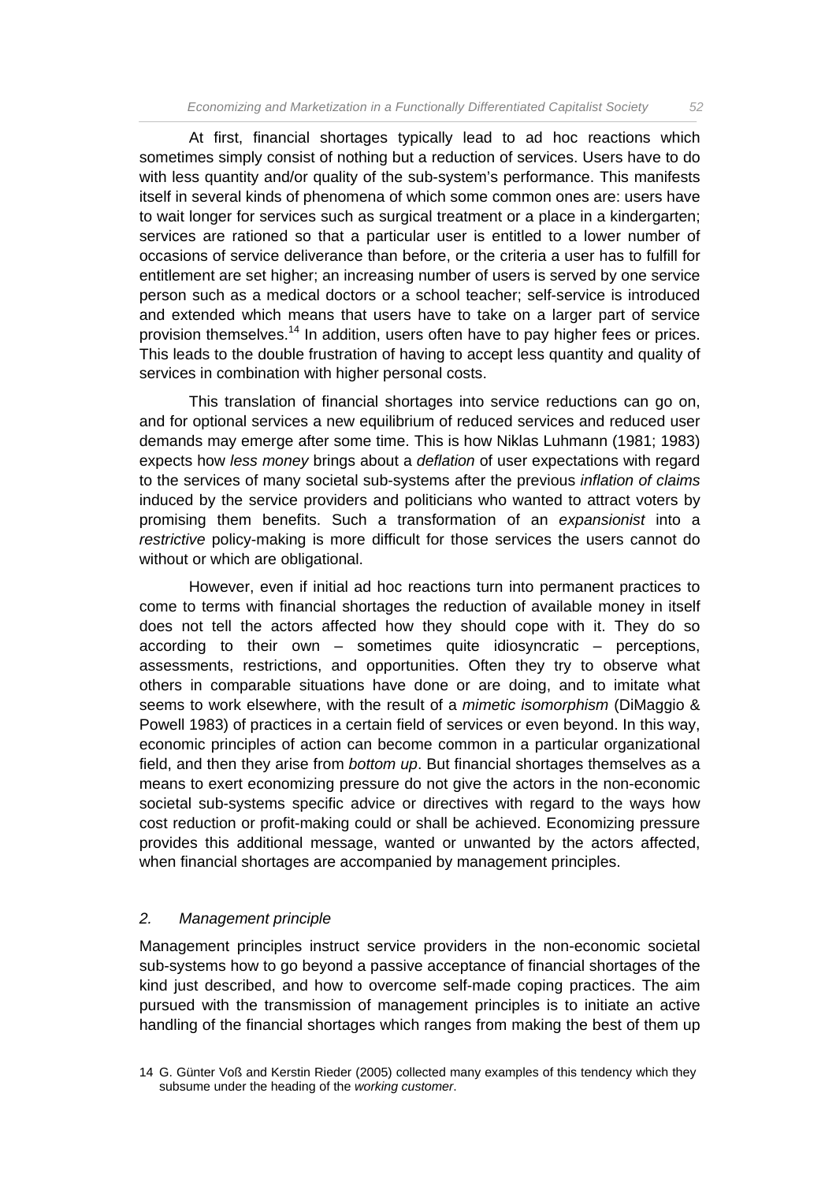At first, financial shortages typically lead to ad hoc reactions which sometimes simply consist of nothing but a reduction of services. Users have to do with less quantity and/or quality of the sub-system's performance. This manifests itself in several kinds of phenomena of which some common ones are: users have to wait longer for services such as surgical treatment or a place in a kindergarten; services are rationed so that a particular user is entitled to a lower number of occasions of service deliverance than before, or the criteria a user has to fulfill for entitlement are set higher; an increasing number of users is served by one service person such as a medical doctors or a school teacher; self-service is introduced and extended which means that users have to take on a larger part of service provision themselves.[14] In addition, users often have to pay higher fees or prices. This leads to the double frustration of having to accept less quantity and quality of services in combination with higher personal costs.

This translation of financial shortages into service reductions can go on, and for optional services a new equilibrium of reduced services and reduced user demands may emerge after some time. This is how Niklas Luhmann (1981; 1983) expects how *less money* brings about a *deflation* of user expectations with regard to the services of many societal sub-systems after the previous *inflation of claims* induced by the service providers and politicians who wanted to attract voters by promising them benefits. Such a transformation of an *expansionist* into a *restrictive* policy-making is more difficult for those services the users cannot do without or which are obligational.

However, even if initial ad hoc reactions turn into permanent practices to come to terms with financial shortages the reduction of available money in itself does not tell the actors affected how they should cope with it. They do so according to their own – sometimes quite idiosyncratic – perceptions, assessments, restrictions, and opportunities. Often they try to observe what others in comparable situations have done or are doing, and to imitate what seems to work elsewhere, with the result of a *mimetic isomorphism* (DiMaggio & Powell 1983) of practices in a certain field of services or even beyond. In this way, economic principles of action can become common in a particular organizational field, and then they arise from *bottom up*. But financial shortages themselves as a means to exert economizing pressure do not give the actors in the non-economic societal sub-systems specific advice or directives with regard to the ways how cost reduction or profit-making could or shall be achieved. Economizing pressure provides this additional message, wanted or unwanted by the actors affected, when financial shortages are accompanied by management principles.

### *2. Management principle*

Management principles instruct service providers in the non-economic societal sub-systems how to go beyond a passive acceptance of financial shortages of the kind just described, and how to overcome self-made coping practices. The aim pursued with the transmission of management principles is to initiate an active handling of the financial shortages which ranges from making the best of them up

14 G. Günter Voß and Kerstin Rieder (2005) collected many examples of this tendency which they subsume under the heading of the *working customer*.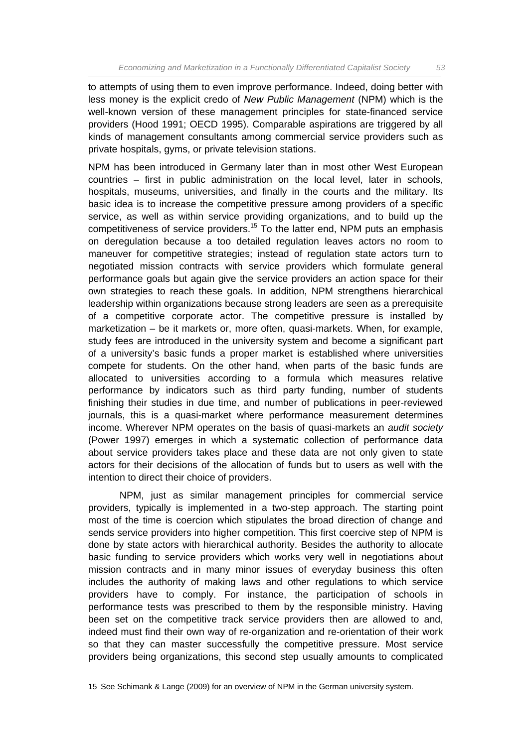to attempts of using them to even improve performance. Indeed, doing better with less money is the explicit credo of *New Public Management* (NPM) which is the well-known version of these management principles for state-financed service providers (Hood 1991; OECD 1995). Comparable aspirations are triggered by all kinds of management consultants among commercial service providers such as private hospitals, gyms, or private television stations.

NPM has been introduced in Germany later than in most other West European countries – first in public administration on the local level, later in schools, hospitals, museums, universities, and finally in the courts and the military. Its basic idea is to increase the competitive pressure among providers of a specific service, as well as within service providing organizations, and to build up the competitiveness of service providers.[15] To the latter end, NPM puts an emphasis on deregulation because a too detailed regulation leaves actors no room to maneuver for competitive strategies; instead of regulation state actors turn to negotiated mission contracts with service providers which formulate general performance goals but again give the service providers an action space for their own strategies to reach these goals. In addition, NPM strengthens hierarchical leadership within organizations because strong leaders are seen as a prerequisite of a competitive corporate actor. The competitive pressure is installed by marketization – be it markets or, more often, quasi-markets. When, for example, study fees are introduced in the university system and become a significant part of a university's basic funds a proper market is established where universities compete for students. On the other hand, when parts of the basic funds are allocated to universities according to a formula which measures relative performance by indicators such as third party funding, number of students finishing their studies in due time, and number of publications in peer-reviewed journals, this is a quasi-market where performance measurement determines income. Wherever NPM operates on the basis of quasi-markets an *audit society* (Power 1997) emerges in which a systematic collection of performance data about service providers takes place and these data are not only given to state actors for their decisions of the allocation of funds but to users as well with the intention to direct their choice of providers.

NPM, just as similar management principles for commercial service providers, typically is implemented in a two-step approach. The starting point most of the time is coercion which stipulates the broad direction of change and sends service providers into higher competition. This first coercive step of NPM is done by state actors with hierarchical authority. Besides the authority to allocate basic funding to service providers which works very well in negotiations about mission contracts and in many minor issues of everyday business this often includes the authority of making laws and other regulations to which service providers have to comply. For instance, the participation of schools in performance tests was prescribed to them by the responsible ministry. Having been set on the competitive track service providers then are allowed to and, indeed must find their own way of re-organization and re-orientation of their work so that they can master successfully the competitive pressure. Most service providers being organizations, this second step usually amounts to complicated

15 See Schimank & Lange (2009) for an overview of NPM in the German university system.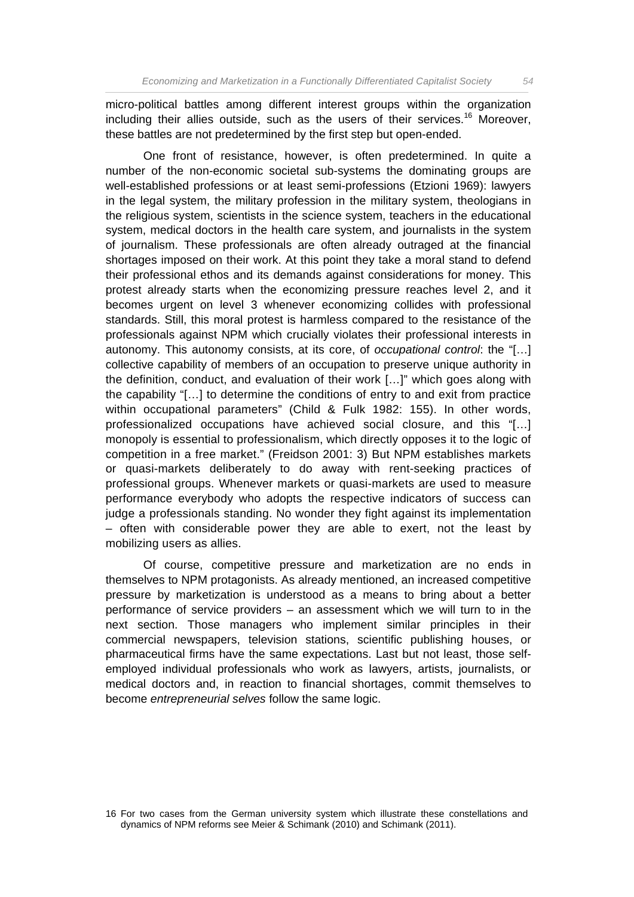micro-political battles among different interest groups within the organization including their allies outside, such as the users of their services.[16] Moreover, these battles are not predetermined by the first step but open-ended.

One front of resistance, however, is often predetermined. In quite a number of the non-economic societal sub-systems the dominating groups are well-established professions or at least semi-professions (Etzioni 1969): lawyers in the legal system, the military profession in the military system, theologians in the religious system, scientists in the science system, teachers in the educational system, medical doctors in the health care system, and journalists in the system of journalism. These professionals are often already outraged at the financial shortages imposed on their work. At this point they take a moral stand to defend their professional ethos and its demands against considerations for money. This protest already starts when the economizing pressure reaches level 2, and it becomes urgent on level 3 whenever economizing collides with professional standards. Still, this moral protest is harmless compared to the resistance of the professionals against NPM which crucially violates their professional interests in autonomy. This autonomy consists, at its core, of *occupational control*: the "[…] collective capability of members of an occupation to preserve unique authority in the definition, conduct, and evaluation of their work […]" which goes along with the capability "[…] to determine the conditions of entry to and exit from practice within occupational parameters" (Child & Fulk 1982: 155). In other words, professionalized occupations have achieved social closure, and this "[…] monopoly is essential to professionalism, which directly opposes it to the logic of competition in a free market." (Freidson 2001: 3) But NPM establishes markets or quasi-markets deliberately to do away with rent-seeking practices of professional groups. Whenever markets or quasi-markets are used to measure performance everybody who adopts the respective indicators of success can judge a professionals standing. No wonder they fight against its implementation – often with considerable power they are able to exert, not the least by mobilizing users as allies.

Of course, competitive pressure and marketization are no ends in themselves to NPM protagonists. As already mentioned, an increased competitive pressure by marketization is understood as a means to bring about a better performance of service providers – an assessment which we will turn to in the next section. Those managers who implement similar principles in their commercial newspapers, television stations, scientific publishing houses, or pharmaceutical firms have the same expectations. Last but not least, those self-employed individual professionals who work as lawyers, artists, journalists, or medical doctors and, in reaction to financial shortages, commit themselves to become *entrepreneurial selves* follow the same logic.

16 For two cases from the German university system which illustrate these constellations and dynamics of NPM reforms see Meier & Schimank (2010) and Schimank (2011).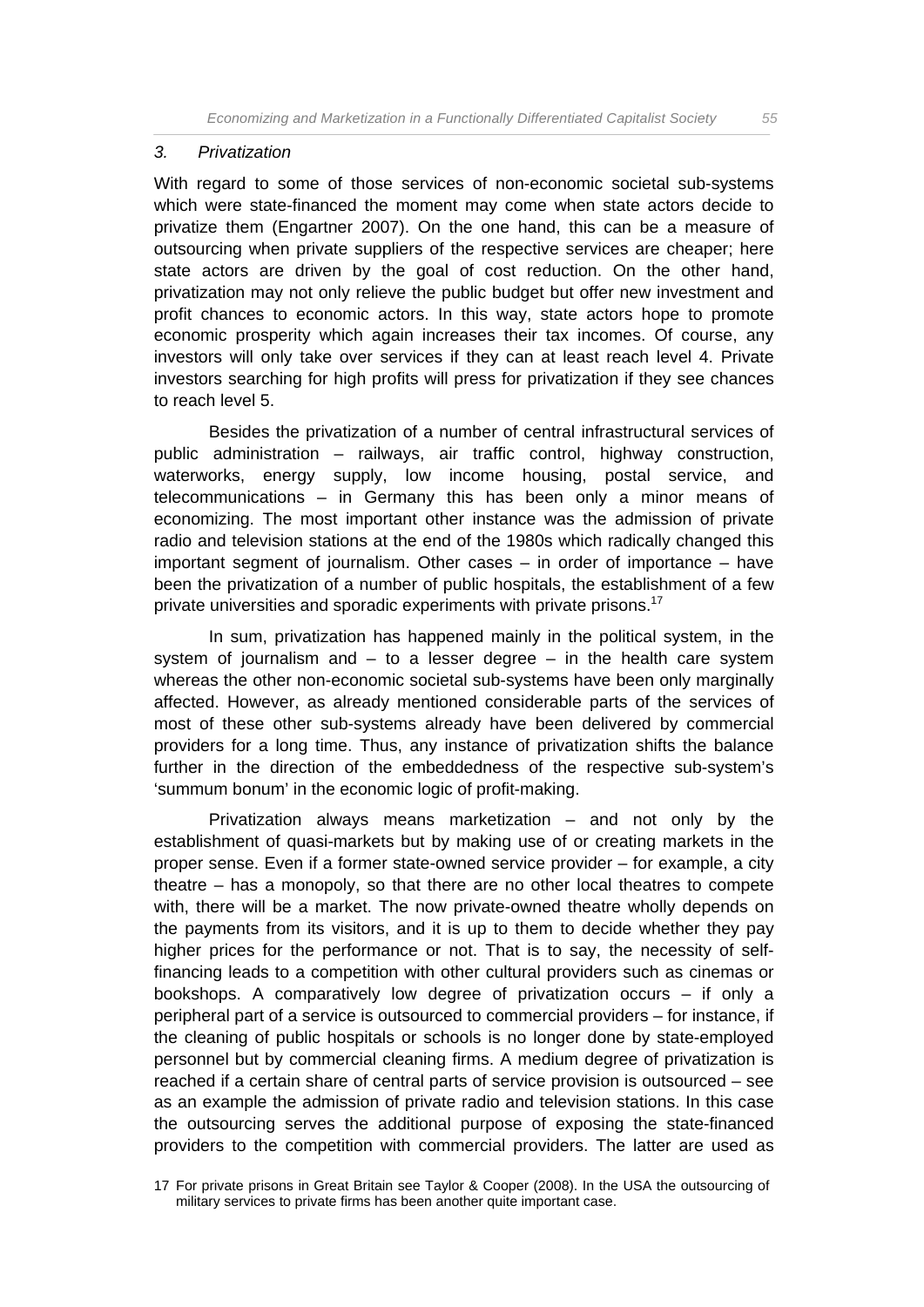### *3. Privatization*

With regard to some of those services of non-economic societal sub-systems which were state-financed the moment may come when state actors decide to privatize them (Engartner 2007). On the one hand, this can be a measure of outsourcing when private suppliers of the respective services are cheaper; here state actors are driven by the goal of cost reduction. On the other hand, privatization may not only relieve the public budget but offer new investment and profit chances to economic actors. In this way, state actors hope to promote economic prosperity which again increases their tax incomes. Of course, any investors will only take over services if they can at least reach level 4. Private investors searching for high profits will press for privatization if they see chances to reach level 5.

Besides the privatization of a number of central infrastructural services of public administration – railways, air traffic control, highway construction, waterworks, energy supply, low income housing, postal service, and telecommunications – in Germany this has been only a minor means of economizing. The most important other instance was the admission of private radio and television stations at the end of the 1980s which radically changed this important segment of journalism. Other cases – in order of importance – have been the privatization of a number of public hospitals, the establishment of a few private universities and sporadic experiments with private prisons.[17]

In sum, privatization has happened mainly in the political system, in the system of journalism and – to a lesser degree – in the health care system whereas the other non-economic societal sub-systems have been only marginally affected. However, as already mentioned considerable parts of the services of most of these other sub-systems already have been delivered by commercial providers for a long time. Thus, any instance of privatization shifts the balance further in the direction of the embeddedness of the respective sub-system's 'summum bonum' in the economic logic of profit-making.

Privatization always means marketization – and not only by the establishment of quasi-markets but by making use of or creating markets in the proper sense. Even if a former state-owned service provider – for example, a city theatre – has a monopoly, so that there are no other local theatres to compete with, there will be a market. The now private-owned theatre wholly depends on the payments from its visitors, and it is up to them to decide whether they pay higher prices for the performance or not. That is to say, the necessity of self-financing leads to a competition with other cultural providers such as cinemas or bookshops. A comparatively low degree of privatization occurs – if only a peripheral part of a service is outsourced to commercial providers – for instance, if the cleaning of public hospitals or schools is no longer done by state-employed personnel but by commercial cleaning firms. A medium degree of privatization is reached if a certain share of central parts of service provision is outsourced – see as an example the admission of private radio and television stations. In this case the outsourcing serves the additional purpose of exposing the state-financed providers to the competition with commercial providers. The latter are used as

17 For private prisons in Great Britain see Taylor & Cooper (2008). In the USA the outsourcing of military services to private firms has been another quite important case.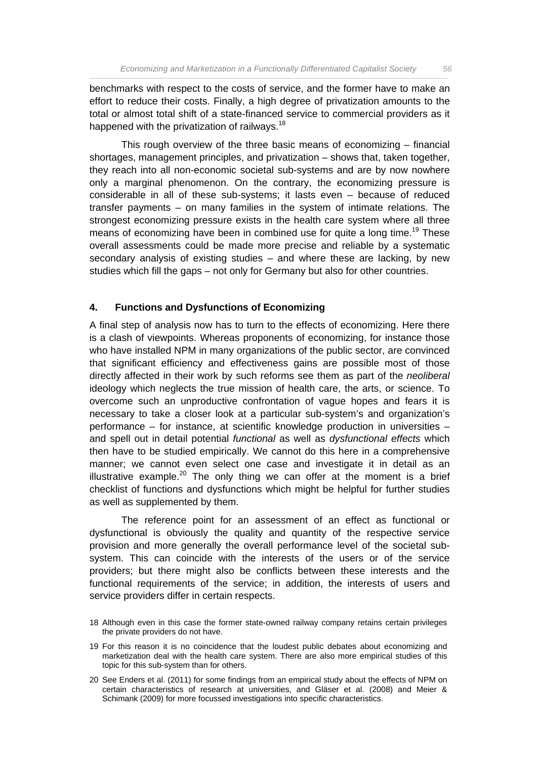benchmarks with respect to the costs of service, and the former have to make an effort to reduce their costs. Finally, a high degree of privatization amounts to the total or almost total shift of a state-financed service to commercial providers as it happened with the privatization of railways.[18]

This rough overview of the three basic means of economizing – financial shortages, management principles, and privatization – shows that, taken together, they reach into all non-economic societal sub-systems and are by now nowhere only a marginal phenomenon. On the contrary, the economizing pressure is considerable in all of these sub-systems; it lasts even – because of reduced transfer payments – on many families in the system of intimate relations. The strongest economizing pressure exists in the health care system where all three means of economizing have been in combined use for quite a long time.[19] These overall assessments could be made more precise and reliable by a systematic secondary analysis of existing studies – and where these are lacking, by new studies which fill the gaps – not only for Germany but also for other countries.

## 4. Functions and Dysfunctions of Economizing

A final step of analysis now has to turn to the effects of economizing. Here there is a clash of viewpoints. Whereas proponents of economizing, for instance those who have installed NPM in many organizations of the public sector, are convinced that significant efficiency and effectiveness gains are possible most of those directly affected in their work by such reforms see them as part of the *neoliberal* ideology which neglects the true mission of health care, the arts, or science. To overcome such an unproductive confrontation of vague hopes and fears it is necessary to take a closer look at a particular sub-system's and organization's performance – for instance, at scientific knowledge production in universities – and spell out in detail potential *functional* as well as *dysfunctional effects* which then have to be studied empirically. We cannot do this here in a comprehensive manner; we cannot even select one case and investigate it in detail as an illustrative example.[20] The only thing we can offer at the moment is a brief checklist of functions and dysfunctions which might be helpful for further studies as well as supplemented by them.

The reference point for an assessment of an effect as functional or dysfunctional is obviously the quality and quantity of the respective service provision and more generally the overall performance level of the societal sub-system. This can coincide with the interests of the users or of the service providers; but there might also be conflicts between these interests and the functional requirements of the service; in addition, the interests of users and service providers differ in certain respects.

18 Although even in this case the former state-owned railway company retains certain privileges the private providers do not have.

19 For this reason it is no coincidence that the loudest public debates about economizing and marketization deal with the health care system. There are also more empirical studies of this topic for this sub-system than for others.

20 See Enders et al. (2011) for some findings from an empirical study about the effects of NPM on certain characteristics of research at universities, and Gläser et al. (2008) and Meier & Schimank (2009) for more focussed investigations into specific characteristics.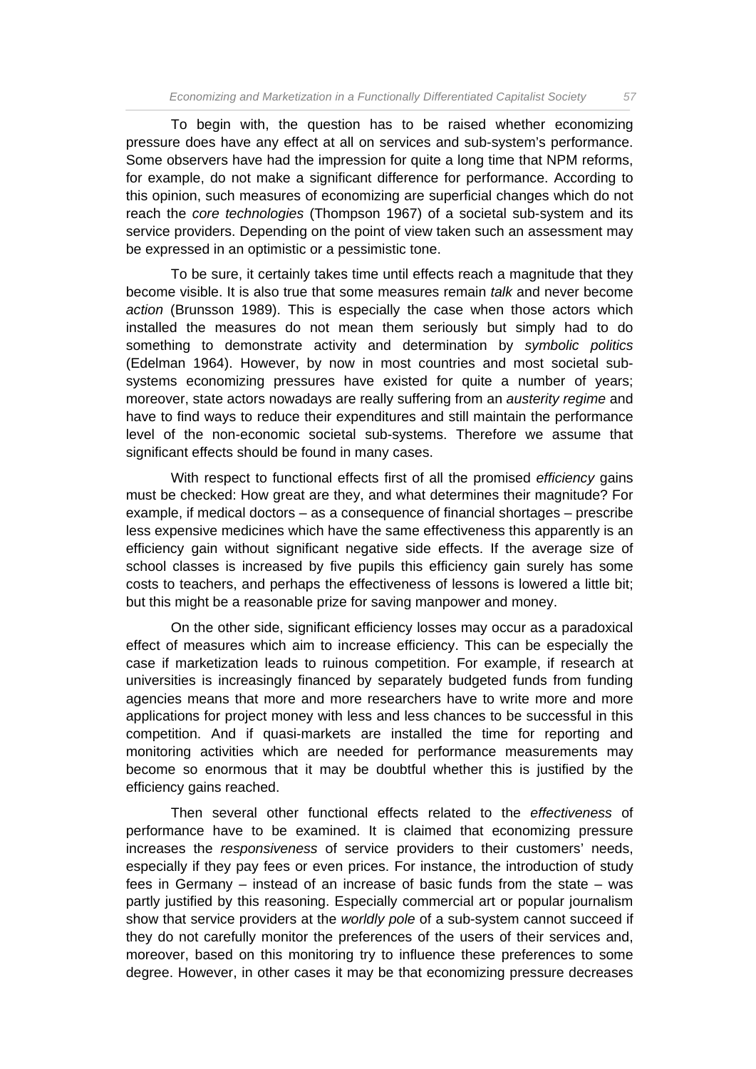To begin with, the question has to be raised whether economizing pressure does have any effect at all on services and sub-system's performance. Some observers have had the impression for quite a long time that NPM reforms, for example, do not make a significant difference for performance. According to this opinion, such measures of economizing are superficial changes which do not reach the *core technologies* (Thompson 1967) of a societal sub-system and its service providers. Depending on the point of view taken such an assessment may be expressed in an optimistic or a pessimistic tone.

To be sure, it certainly takes time until effects reach a magnitude that they become visible. It is also true that some measures remain *talk* and never become *action* (Brunsson 1989). This is especially the case when those actors which installed the measures do not mean them seriously but simply had to do something to demonstrate activity and determination by *symbolic politics* (Edelman 1964). However, by now in most countries and most societal sub-systems economizing pressures have existed for quite a number of years; moreover, state actors nowadays are really suffering from an *austerity regime* and have to find ways to reduce their expenditures and still maintain the performance level of the non-economic societal sub-systems. Therefore we assume that significant effects should be found in many cases.

With respect to functional effects first of all the promised *efficiency* gains must be checked: How great are they, and what determines their magnitude? For example, if medical doctors – as a consequence of financial shortages – prescribe less expensive medicines which have the same effectiveness this apparently is an efficiency gain without significant negative side effects. If the average size of school classes is increased by five pupils this efficiency gain surely has some costs to teachers, and perhaps the effectiveness of lessons is lowered a little bit; but this might be a reasonable prize for saving manpower and money.

On the other side, significant efficiency losses may occur as a paradoxical effect of measures which aim to increase efficiency. This can be especially the case if marketization leads to ruinous competition. For example, if research at universities is increasingly financed by separately budgeted funds from funding agencies means that more and more researchers have to write more and more applications for project money with less and less chances to be successful in this competition. And if quasi-markets are installed the time for reporting and monitoring activities which are needed for performance measurements may become so enormous that it may be doubtful whether this is justified by the efficiency gains reached.

Then several other functional effects related to the *effectiveness* of performance have to be examined. It is claimed that economizing pressure increases the *responsiveness* of service providers to their customers' needs, especially if they pay fees or even prices. For instance, the introduction of study fees in Germany – instead of an increase of basic funds from the state – was partly justified by this reasoning. Especially commercial art or popular journalism show that service providers at the *worldly pole* of a sub-system cannot succeed if they do not carefully monitor the preferences of the users of their services and, moreover, based on this monitoring try to influence these preferences to some degree. However, in other cases it may be that economizing pressure decreases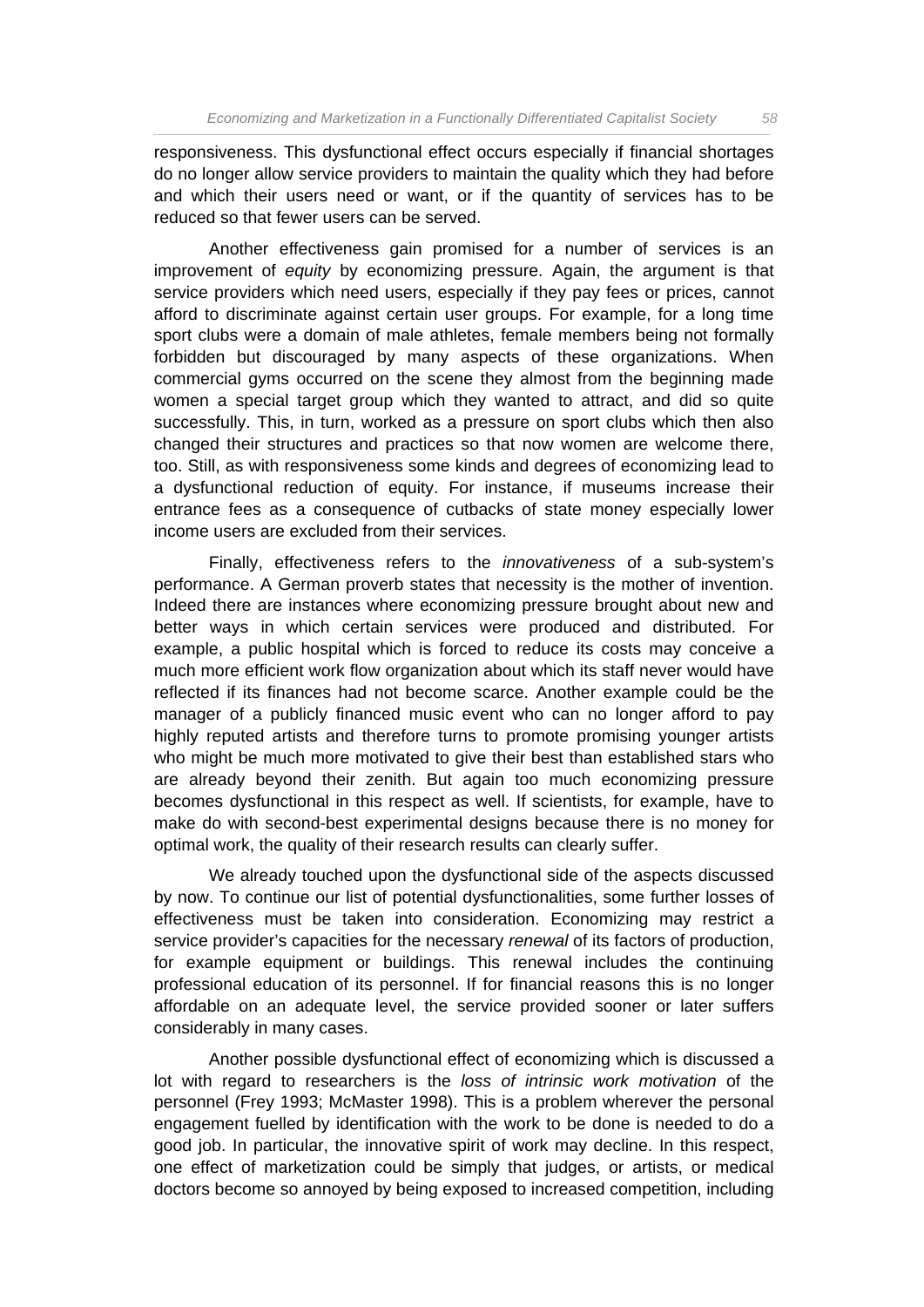responsiveness. This dysfunctional effect occurs especially if financial shortages do no longer allow service providers to maintain the quality which they had before and which their users need or want, or if the quantity of services has to be reduced so that fewer users can be served.

Another effectiveness gain promised for a number of services is an improvement of *equity* by economizing pressure. Again, the argument is that service providers which need users, especially if they pay fees or prices, cannot afford to discriminate against certain user groups. For example, for a long time sport clubs were a domain of male athletes, female members being not formally forbidden but discouraged by many aspects of these organizations. When commercial gyms occurred on the scene they almost from the beginning made women a special target group which they wanted to attract, and did so quite successfully. This, in turn, worked as a pressure on sport clubs which then also changed their structures and practices so that now women are welcome there, too. Still, as with responsiveness some kinds and degrees of economizing lead to a dysfunctional reduction of equity. For instance, if museums increase their entrance fees as a consequence of cutbacks of state money especially lower income users are excluded from their services.

Finally, effectiveness refers to the *innovativeness* of a sub-system's performance. A German proverb states that necessity is the mother of invention. Indeed there are instances where economizing pressure brought about new and better ways in which certain services were produced and distributed. For example, a public hospital which is forced to reduce its costs may conceive a much more efficient work flow organization about which its staff never would have reflected if its finances had not become scarce. Another example could be the manager of a publicly financed music event who can no longer afford to pay highly reputed artists and therefore turns to promote promising younger artists who might be much more motivated to give their best than established stars who are already beyond their zenith. But again too much economizing pressure becomes dysfunctional in this respect as well. If scientists, for example, have to make do with second-best experimental designs because there is no money for optimal work, the quality of their research results can clearly suffer.

We already touched upon the dysfunctional side of the aspects discussed by now. To continue our list of potential dysfunctionalities, some further losses of effectiveness must be taken into consideration. Economizing may restrict a service provider's capacities for the necessary *renewal* of its factors of production, for example equipment or buildings. This renewal includes the continuing professional education of its personnel. If for financial reasons this is no longer affordable on an adequate level, the service provided sooner or later suffers considerably in many cases.

Another possible dysfunctional effect of economizing which is discussed a lot with regard to researchers is the *loss of intrinsic work motivation* of the personnel (Frey 1993; McMaster 1998). This is a problem wherever the personal engagement fuelled by identification with the work to be done is needed to do a good job. In particular, the innovative spirit of work may decline. In this respect, one effect of marketization could be simply that judges, or artists, or medical doctors become so annoyed by being exposed to increased competition, including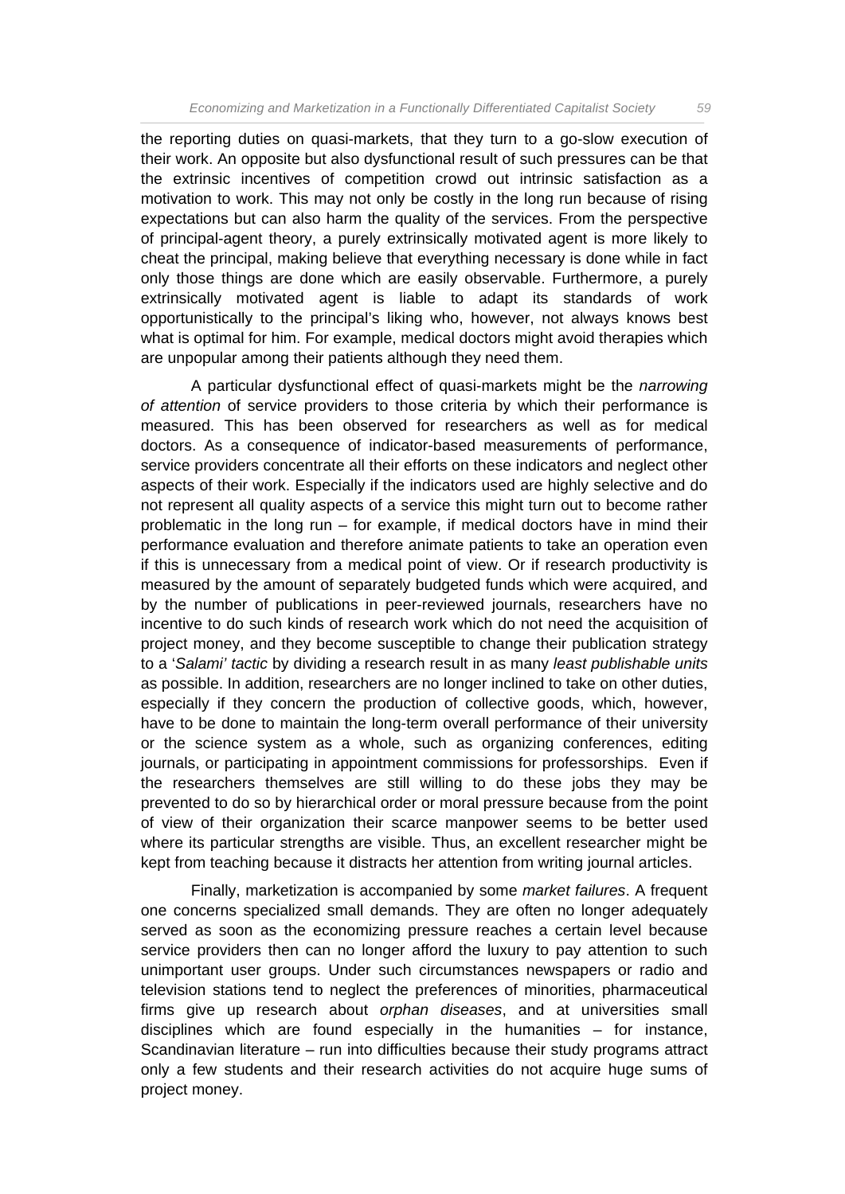the reporting duties on quasi-markets, that they turn to a go-slow execution of their work. An opposite but also dysfunctional result of such pressures can be that the extrinsic incentives of competition crowd out intrinsic satisfaction as a motivation to work. This may not only be costly in the long run because of rising expectations but can also harm the quality of the services. From the perspective of principal-agent theory, a purely extrinsically motivated agent is more likely to cheat the principal, making believe that everything necessary is done while in fact only those things are done which are easily observable. Furthermore, a purely extrinsically motivated agent is liable to adapt its standards of work opportunistically to the principal's liking who, however, not always knows best what is optimal for him. For example, medical doctors might avoid therapies which are unpopular among their patients although they need them.

A particular dysfunctional effect of quasi-markets might be the *narrowing of attention* of service providers to those criteria by which their performance is measured. This has been observed for researchers as well as for medical doctors. As a consequence of indicator-based measurements of performance, service providers concentrate all their efforts on these indicators and neglect other aspects of their work. Especially if the indicators used are highly selective and do not represent all quality aspects of a service this might turn out to become rather problematic in the long run – for example, if medical doctors have in mind their performance evaluation and therefore animate patients to take an operation even if this is unnecessary from a medical point of view. Or if research productivity is measured by the amount of separately budgeted funds which were acquired, and by the number of publications in peer-reviewed journals, researchers have no incentive to do such kinds of research work which do not need the acquisition of project money, and they become susceptible to change their publication strategy to a '*Salami' tactic* by dividing a research result in as many *least publishable units* as possible. In addition, researchers are no longer inclined to take on other duties, especially if they concern the production of collective goods, which, however, have to be done to maintain the long-term overall performance of their university or the science system as a whole, such as organizing conferences, editing journals, or participating in appointment commissions for professorships. Even if the researchers themselves are still willing to do these jobs they may be prevented to do so by hierarchical order or moral pressure because from the point of view of their organization their scarce manpower seems to be better used where its particular strengths are visible. Thus, an excellent researcher might be kept from teaching because it distracts her attention from writing journal articles.

Finally, marketization is accompanied by some *market failures*. A frequent one concerns specialized small demands. They are often no longer adequately served as soon as the economizing pressure reaches a certain level because service providers then can no longer afford the luxury to pay attention to such unimportant user groups. Under such circumstances newspapers or radio and television stations tend to neglect the preferences of minorities, pharmaceutical firms give up research about *orphan diseases*, and at universities small disciplines which are found especially in the humanities – for instance, Scandinavian literature – run into difficulties because their study programs attract only a few students and their research activities do not acquire huge sums of project money.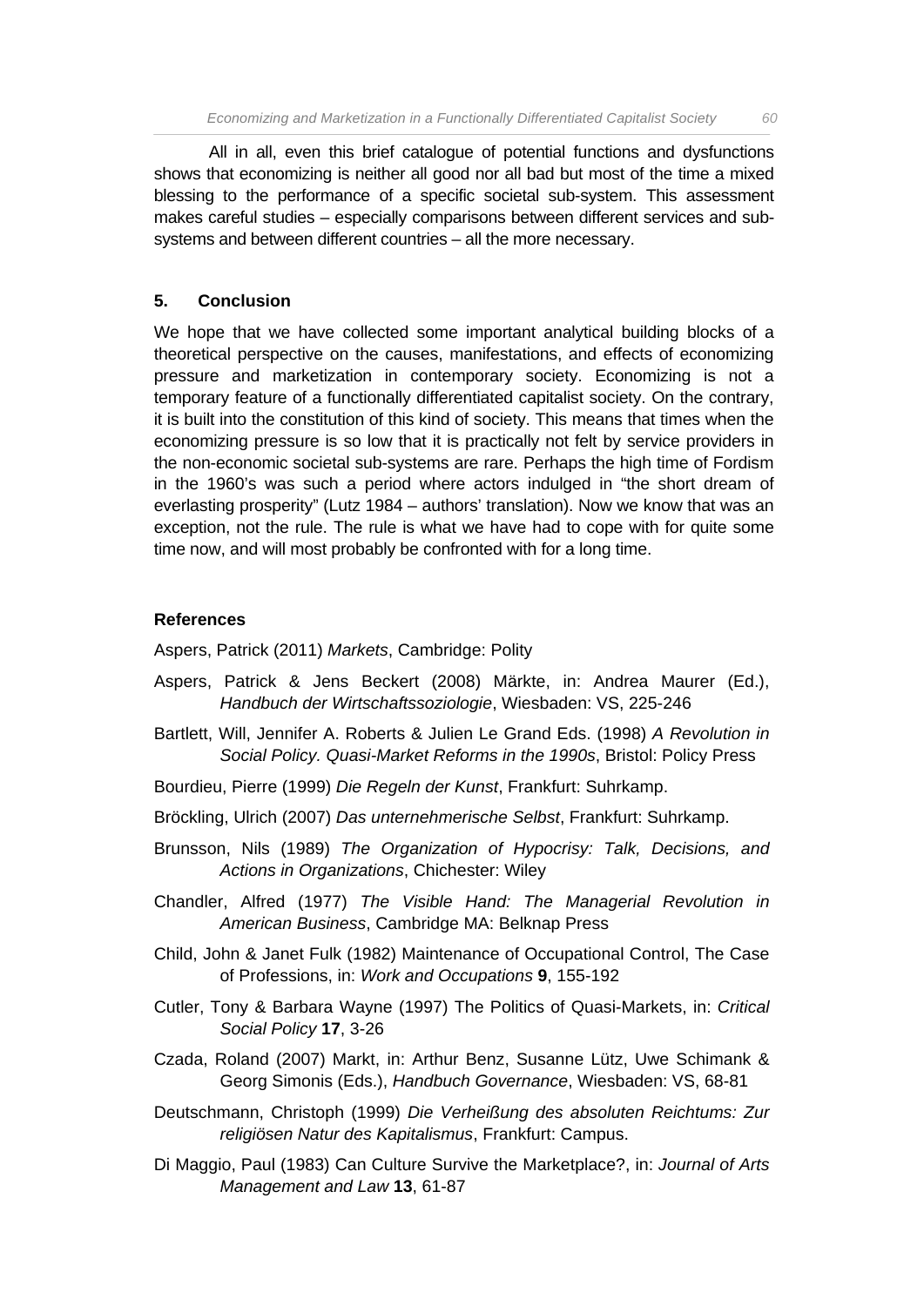All in all, even this brief catalogue of potential functions and dysfunctions shows that economizing is neither all good nor all bad but most of the time a mixed blessing to the performance of a specific societal sub-system. This assessment makes careful studies – especially comparisons between different services and sub-systems and between different countries – all the more necessary.

## 5. Conclusion

We hope that we have collected some important analytical building blocks of a theoretical perspective on the causes, manifestations, and effects of economizing pressure and marketization in contemporary society. Economizing is not a temporary feature of a functionally differentiated capitalist society. On the contrary, it is built into the constitution of this kind of society. This means that times when the economizing pressure is so low that it is practically not felt by service providers in the non-economic societal sub-systems are rare. Perhaps the high time of Fordism in the 1960's was such a period where actors indulged in "the short dream of everlasting prosperity" (Lutz 1984 – authors' translation). Now we know that was an exception, not the rule. The rule is what we have had to cope with for quite some time now, and will most probably be confronted with for a long time.

## References

Aspers, Patrick (2011) *Markets*, Cambridge: Polity

Aspers, Patrick & Jens Beckert (2008) Märkte, in: Andrea Maurer (Ed.), *Handbuch der Wirtschaftssoziologie*, Wiesbaden: VS, 225-246

Bartlett, Will, Jennifer A. Roberts & Julien Le Grand Eds. (1998) *A Revolution in Social Policy. Quasi-Market Reforms in the 1990s*, Bristol: Policy Press

Bourdieu, Pierre (1999) *Die Regeln der Kunst*, Frankfurt: Suhrkamp.

Bröckling, Ulrich (2007) *Das unternehmerische Selbst*, Frankfurt: Suhrkamp.

Brunsson, Nils (1989) *The Organization of Hypocrisy: Talk, Decisions, and Actions in Organizations*, Chichester: Wiley

Chandler, Alfred (1977) *The Visible Hand: The Managerial Revolution in American Business*, Cambridge MA: Belknap Press

Child, John & Janet Fulk (1982) Maintenance of Occupational Control, The Case of Professions, in: *Work and Occupations* **9**, 155-192

Cutler, Tony & Barbara Wayne (1997) The Politics of Quasi-Markets, in: *Critical Social Policy* **17**, 3-26

Czada, Roland (2007) Markt, in: Arthur Benz, Susanne Lütz, Uwe Schimank & Georg Simonis (Eds.), *Handbuch Governance*, Wiesbaden: VS, 68-81

Deutschmann, Christoph (1999) *Die Verheißung des absoluten Reichtums: Zur religiösen Natur des Kapitalismus*, Frankfurt: Campus.

Di Maggio, Paul (1983) Can Culture Survive the Marketplace?, in: *Journal of Arts Management and Law* **13**, 61-87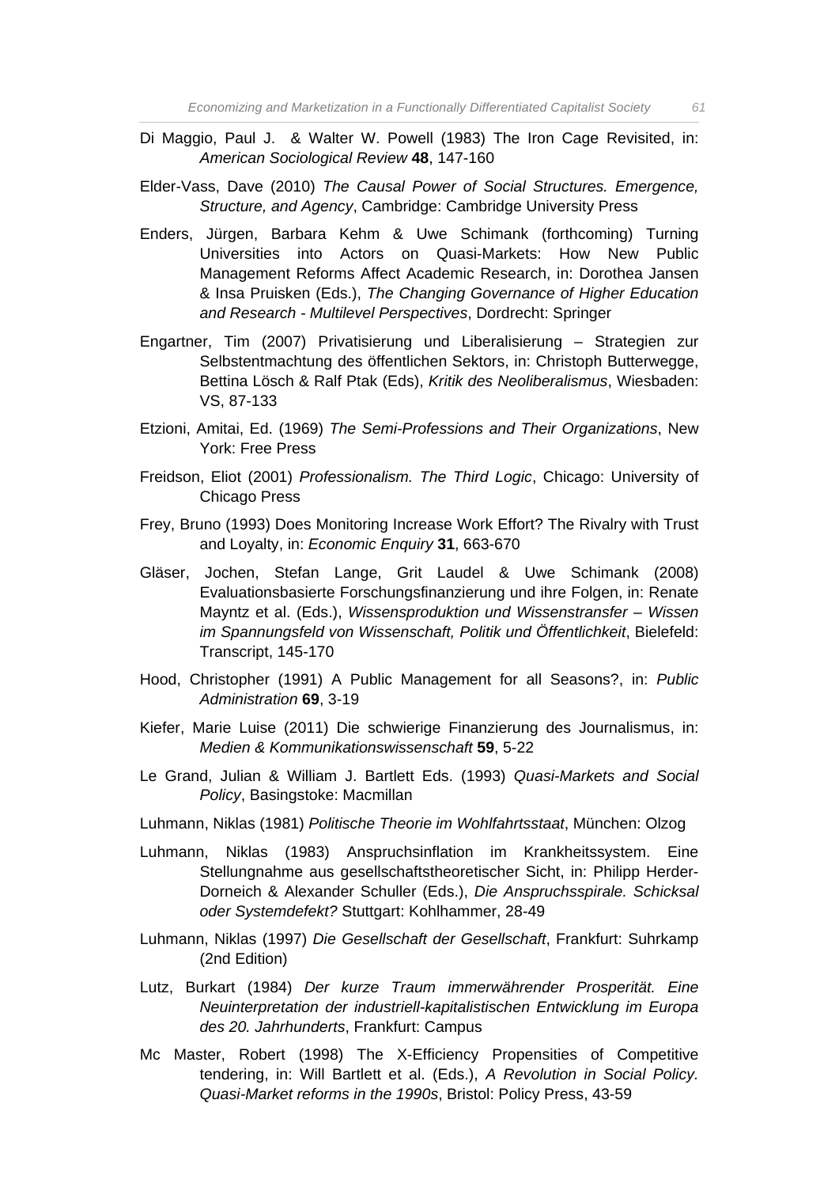Di Maggio, Paul J. & Walter W. Powell (1983) The Iron Cage Revisited, in: *American Sociological Review* **48**, 147-160

Elder-Vass, Dave (2010) *The Causal Power of Social Structures. Emergence, Structure, and Agency*, Cambridge: Cambridge University Press

Enders, Jürgen, Barbara Kehm & Uwe Schimank (forthcoming) Turning Universities into Actors on Quasi-Markets: How New Public Management Reforms Affect Academic Research, in: Dorothea Jansen & Insa Pruisken (Eds.), *The Changing Governance of Higher Education and Research - Multilevel Perspectives*, Dordrecht: Springer

Engartner, Tim (2007) Privatisierung und Liberalisierung – Strategien zur Selbstentmachtung des öffentlichen Sektors, in: Christoph Butterwegge, Bettina Lösch & Ralf Ptak (Eds), *Kritik des Neoliberalismus*, Wiesbaden: VS, 87-133

Etzioni, Amitai, Ed. (1969) *The Semi-Professions and Their Organizations*, New York: Free Press

Freidson, Eliot (2001) *Professionalism. The Third Logic*, Chicago: University of Chicago Press

Frey, Bruno (1993) Does Monitoring Increase Work Effort? The Rivalry with Trust and Loyalty, in: *Economic Enquiry* **31**, 663-670

Gläser, Jochen, Stefan Lange, Grit Laudel & Uwe Schimank (2008) Evaluationsbasierte Forschungsfinanzierung und ihre Folgen, in: Renate Mayntz et al. (Eds.), *Wissensproduktion und Wissenstransfer – Wissen im Spannungsfeld von Wissenschaft, Politik und Öffentlichkeit*, Bielefeld: Transcript, 145-170

Hood, Christopher (1991) A Public Management for all Seasons?, in: *Public Administration* **69**, 3-19

Kiefer, Marie Luise (2011) Die schwierige Finanzierung des Journalismus, in: *Medien & Kommunikationswissenschaft* **59**, 5-22

Le Grand, Julian & William J. Bartlett Eds. (1993) *Quasi-Markets and Social Policy*, Basingstoke: Macmillan

Luhmann, Niklas (1981) *Politische Theorie im Wohlfahrtsstaat*, München: Olzog

Luhmann, Niklas (1983) Anspruchsinflation im Krankheitssystem. Eine Stellungnahme aus gesellschaftstheoretischer Sicht, in: Philipp Herder-Dorneich & Alexander Schuller (Eds.), *Die Anspruchsspirale. Schicksal oder Systemdefekt?* Stuttgart: Kohlhammer, 28-49

Luhmann, Niklas (1997) *Die Gesellschaft der Gesellschaft*, Frankfurt: Suhrkamp (2nd Edition)

Lutz, Burkart (1984) *Der kurze Traum immerwährender Prosperität. Eine Neuinterpretation der industriell-kapitalistischen Entwicklung im Europa des 20. Jahrhunderts*, Frankfurt: Campus

Mc Master, Robert (1998) The X-Efficiency Propensities of Competitive tendering, in: Will Bartlett et al. (Eds.), *A Revolution in Social Policy. Quasi-Market reforms in the 1990s*, Bristol: Policy Press, 43-59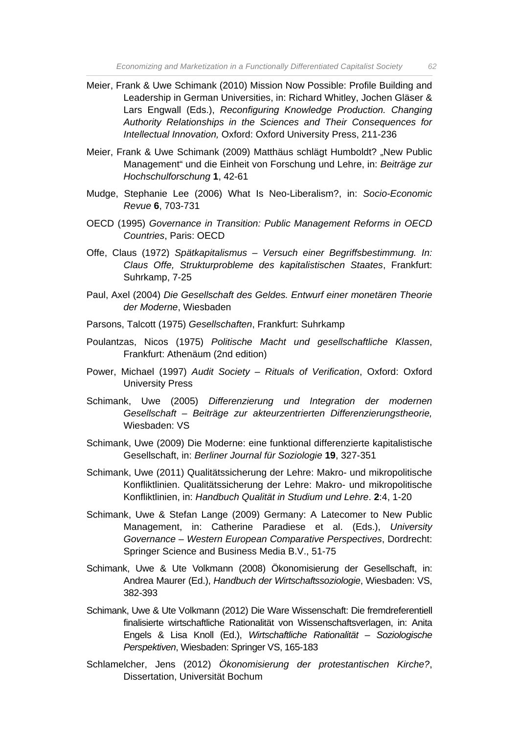Meier, Frank & Uwe Schimank (2010) Mission Now Possible: Profile Building and Leadership in German Universities, in: Richard Whitley, Jochen Gläser & Lars Engwall (Eds.), *Reconfiguring Knowledge Production. Changing Authority Relationships in the Sciences and Their Consequences for Intellectual Innovation,* Oxford: Oxford University Press, 211-236

Meier, Frank & Uwe Schimank (2009) Matthäus schlägt Humboldt? „New Public Management" und die Einheit von Forschung und Lehre, in: *Beiträge zur Hochschulforschung* **1**, 42-61

Mudge, Stephanie Lee (2006) What Is Neo-Liberalism?, in: *Socio-Economic Revue* **6**, 703-731

OECD (1995) *Governance in Transition: Public Management Reforms in OECD Countries*, Paris: OECD

Offe, Claus (1972) *Spätkapitalismus – Versuch einer Begriffsbestimmung. In: Claus Offe, Strukturprobleme des kapitalistischen Staates*, Frankfurt: Suhrkamp, 7-25

Paul, Axel (2004) *Die Gesellschaft des Geldes. Entwurf einer monetären Theorie der Moderne*, Wiesbaden

Parsons, Talcott (1975) *Gesellschaften*, Frankfurt: Suhrkamp

Poulantzas, Nicos (1975) *Politische Macht und gesellschaftliche Klassen*, Frankfurt: Athenäum (2nd edition)

Power, Michael (1997) *Audit Society – Rituals of Verification*, Oxford: Oxford University Press

Schimank, Uwe (2005) *Differenzierung und Integration der modernen Gesellschaft – Beiträge zur akteurzentrierten Differenzierungstheorie,* Wiesbaden: VS

Schimank, Uwe (2009) Die Moderne: eine funktional differenzierte kapitalistische Gesellschaft, in: *Berliner Journal für Soziologie* **19**, 327-351

Schimank, Uwe (2011) Qualitätssicherung der Lehre: Makro- und mikropolitische Konfliktlinien. Qualitätssicherung der Lehre: Makro- und mikropolitische Konfliktlinien, in: *Handbuch Qualität in Studium und Lehre*. **2**:4, 1-20

Schimank, Uwe & Stefan Lange (2009) Germany: A Latecomer to New Public Management, in: Catherine Paradiese et al. (Eds.), *University Governance – Western European Comparative Perspectives*, Dordrecht: Springer Science and Business Media B.V., 51-75

Schimank, Uwe & Ute Volkmann (2008) Ökonomisierung der Gesellschaft, in: Andrea Maurer (Ed.), *Handbuch der Wirtschaftssoziologie*, Wiesbaden: VS, 382-393

Schimank, Uwe & Ute Volkmann (2012) Die Ware Wissenschaft: Die fremdreferentiell finalisierte wirtschaftliche Rationalität von Wissenschaftsverlagen, in: Anita Engels & Lisa Knoll (Ed.), *Wirtschaftliche Rationalität – Soziologische Perspektiven*, Wiesbaden: Springer VS, 165-183

Schlamelcher, Jens (2012) *Ökonomisierung der protestantischen Kirche?*, Dissertation, Universität Bochum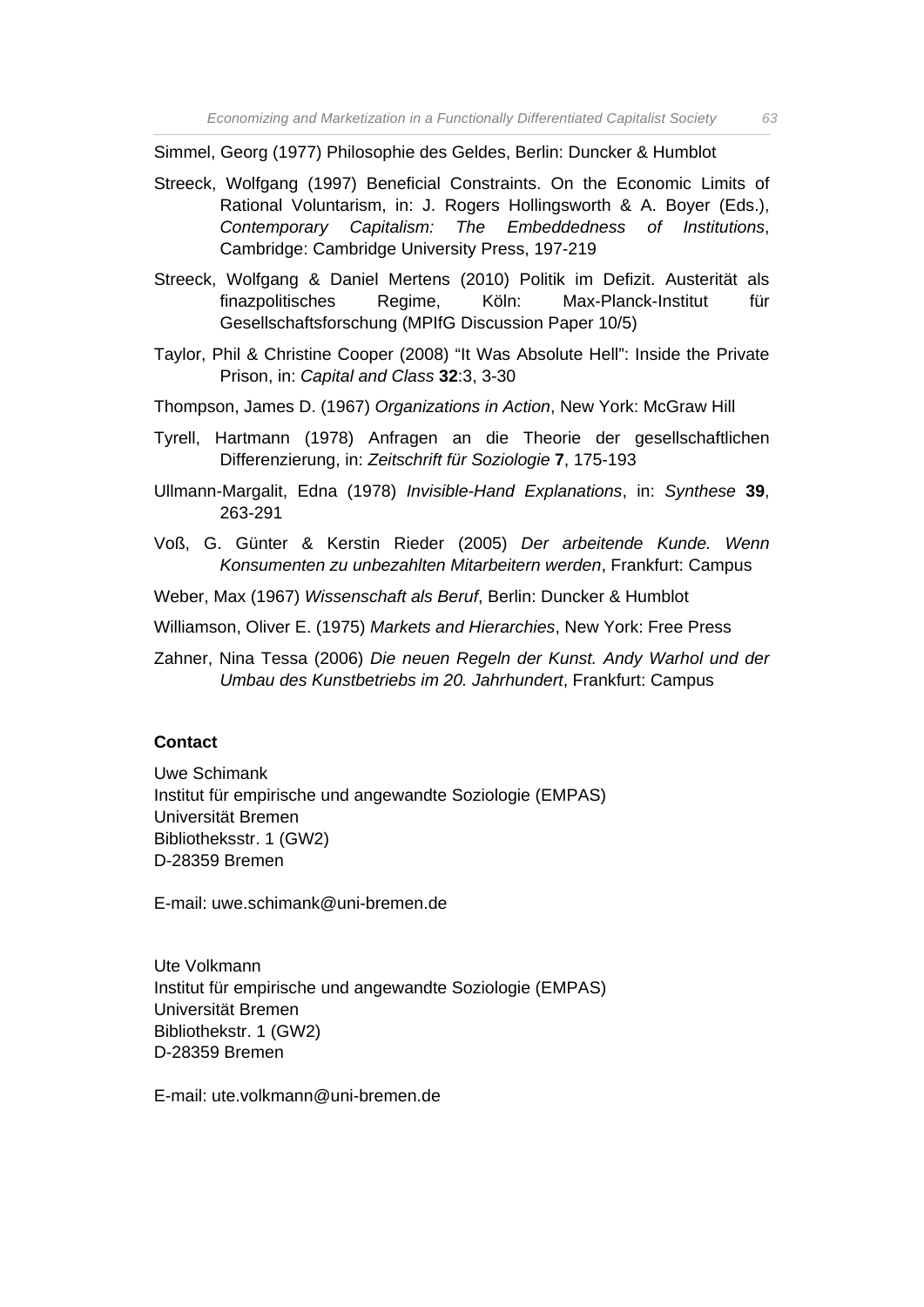Simmel, Georg (1977) Philosophie des Geldes, Berlin: Duncker & Humblot

Streeck, Wolfgang (1997) Beneficial Constraints. On the Economic Limits of Rational Voluntarism, in: J. Rogers Hollingsworth & A. Boyer (Eds.), *Contemporary Capitalism: The Embeddedness of Institutions*, Cambridge: Cambridge University Press, 197-219

Streeck, Wolfgang & Daniel Mertens (2010) Politik im Defizit. Austerität als finazpolitisches Regime, Köln: Max-Planck-Institut für Gesellschaftsforschung (MPIfG Discussion Paper 10/5)

Taylor, Phil & Christine Cooper (2008) "It Was Absolute Hell": Inside the Private Prison, in: *Capital and Class* **32**:3, 3-30

Thompson, James D. (1967) *Organizations in Action*, New York: McGraw Hill

Tyrell, Hartmann (1978) Anfragen an die Theorie der gesellschaftlichen Differenzierung, in: *Zeitschrift für Soziologie* **7**, 175-193

Ullmann-Margalit, Edna (1978) *Invisible-Hand Explanations*, in: *Synthese* **39**, 263-291

Voß, G. Günter & Kerstin Rieder (2005) *Der arbeitende Kunde. Wenn Konsumenten zu unbezahlten Mitarbeitern werden*, Frankfurt: Campus

Weber, Max (1967) *Wissenschaft als Beruf*, Berlin: Duncker & Humblot

Williamson, Oliver E. (1975) *Markets and Hierarchies*, New York: Free Press

Zahner, Nina Tessa (2006) *Die neuen Regeln der Kunst. Andy Warhol und der Umbau des Kunstbetriebs im 20. Jahrhundert*, Frankfurt: Campus

**Contact**

Uwe Schimank
Institut für empirische und angewandte Soziologie (EMPAS)
Universität Bremen
Bibliotheksstr. 1 (GW2)
D-28359 Bremen

E-mail: uwe.schimank@uni-bremen.de

Ute Volkmann
Institut für empirische und angewandte Soziologie (EMPAS)
Universität Bremen
Bibliothekstr. 1 (GW2)
D-28359 Bremen

E-mail: ute.volkmann@uni-bremen.de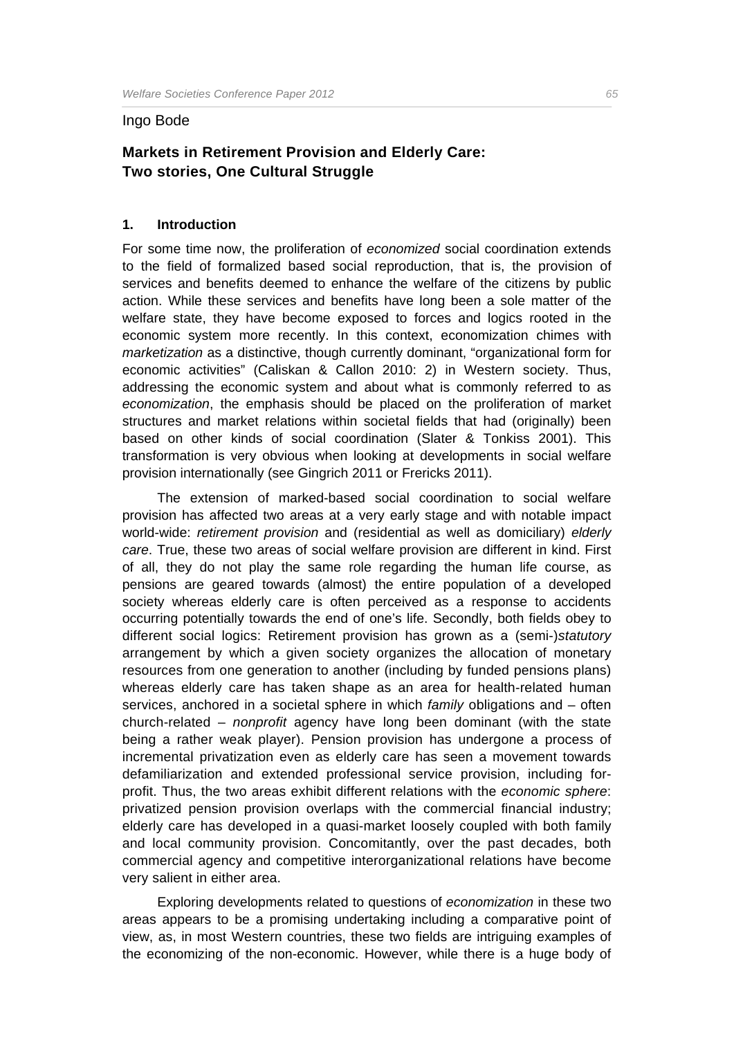Ingo Bode

## Markets in Retirement Provision and Elderly Care: Two stories, One Cultural Struggle

### 1. Introduction

For some time now, the proliferation of *economized* social coordination extends to the field of formalized based social reproduction, that is, the provision of services and benefits deemed to enhance the welfare of the citizens by public action. While these services and benefits have long been a sole matter of the welfare state, they have become exposed to forces and logics rooted in the economic system more recently. In this context, economization chimes with *marketization* as a distinctive, though currently dominant, "organizational form for economic activities" (Caliskan & Callon 2010: 2) in Western society. Thus, addressing the economic system and about what is commonly referred to as *economization*, the emphasis should be placed on the proliferation of market structures and market relations within societal fields that had (originally) been based on other kinds of social coordination (Slater & Tonkiss 2001). This transformation is very obvious when looking at developments in social welfare provision internationally (see Gingrich 2011 or Frericks 2011).

The extension of marked-based social coordination to social welfare provision has affected two areas at a very early stage and with notable impact world-wide: *retirement provision* and (residential as well as domiciliary) *elderly care*. True, these two areas of social welfare provision are different in kind. First of all, they do not play the same role regarding the human life course, as pensions are geared towards (almost) the entire population of a developed society whereas elderly care is often perceived as a response to accidents occurring potentially towards the end of one's life. Secondly, both fields obey to different social logics: Retirement provision has grown as a (semi-)*statutory* arrangement by which a given society organizes the allocation of monetary resources from one generation to another (including by funded pensions plans) whereas elderly care has taken shape as an area for health-related human services, anchored in a societal sphere in which *family* obligations and – often church-related – *nonprofit* agency have long been dominant (with the state being a rather weak player). Pension provision has undergone a process of incremental privatization even as elderly care has seen a movement towards defamiliarization and extended professional service provision, including for-profit. Thus, the two areas exhibit different relations with the *economic sphere*: privatized pension provision overlaps with the commercial financial industry; elderly care has developed in a quasi-market loosely coupled with both family and local community provision. Concomitantly, over the past decades, both commercial agency and competitive interorganizational relations have become very salient in either area.

Exploring developments related to questions of *economization* in these two areas appears to be a promising undertaking including a comparative point of view, as, in most Western countries, these two fields are intriguing examples of the economizing of the non-economic. However, while there is a huge body of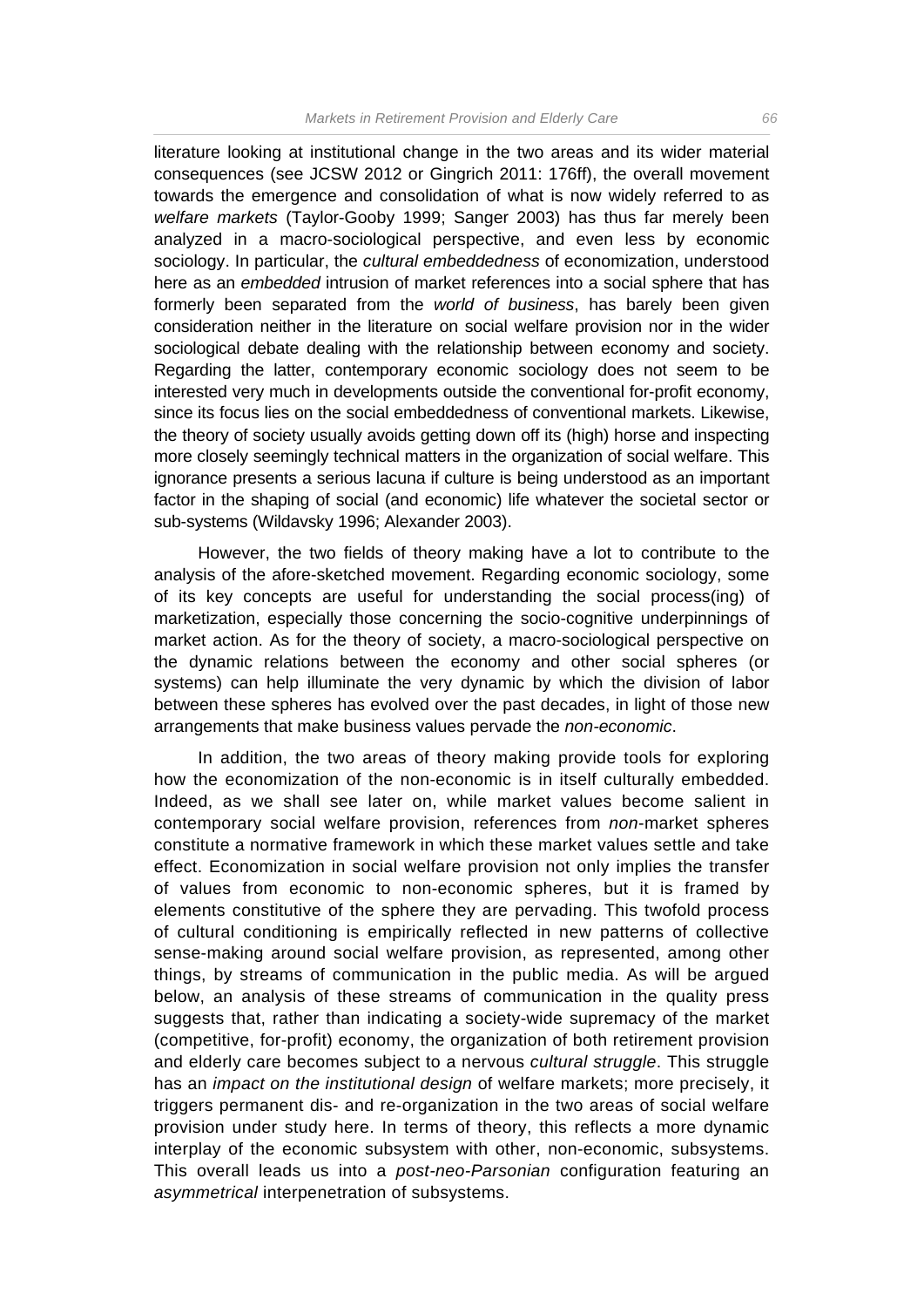literature looking at institutional change in the two areas and its wider material consequences (see JCSW 2012 or Gingrich 2011: 176ff), the overall movement towards the emergence and consolidation of what is now widely referred to as *welfare markets* (Taylor-Gooby 1999; Sanger 2003) has thus far merely been analyzed in a macro-sociological perspective, and even less by economic sociology. In particular, the *cultural embeddedness* of economization, understood here as an *embedded* intrusion of market references into a social sphere that has formerly been separated from the *world of business*, has barely been given consideration neither in the literature on social welfare provision nor in the wider sociological debate dealing with the relationship between economy and society. Regarding the latter, contemporary economic sociology does not seem to be interested very much in developments outside the conventional for-profit economy, since its focus lies on the social embeddedness of conventional markets. Likewise, the theory of society usually avoids getting down off its (high) horse and inspecting more closely seemingly technical matters in the organization of social welfare. This ignorance presents a serious lacuna if culture is being understood as an important factor in the shaping of social (and economic) life whatever the societal sector or sub-systems (Wildavsky 1996; Alexander 2003).

However, the two fields of theory making have a lot to contribute to the analysis of the afore-sketched movement. Regarding economic sociology, some of its key concepts are useful for understanding the social process(ing) of marketization, especially those concerning the socio-cognitive underpinnings of market action. As for the theory of society, a macro-sociological perspective on the dynamic relations between the economy and other social spheres (or systems) can help illuminate the very dynamic by which the division of labor between these spheres has evolved over the past decades, in light of those new arrangements that make business values pervade the *non-economic*.

In addition, the two areas of theory making provide tools for exploring how the economization of the non-economic is in itself culturally embedded. Indeed, as we shall see later on, while market values become salient in contemporary social welfare provision, references from *non*-market spheres constitute a normative framework in which these market values settle and take effect. Economization in social welfare provision not only implies the transfer of values from economic to non-economic spheres, but it is framed by elements constitutive of the sphere they are pervading. This twofold process of cultural conditioning is empirically reflected in new patterns of collective sense-making around social welfare provision, as represented, among other things, by streams of communication in the public media. As will be argued below, an analysis of these streams of communication in the quality press suggests that, rather than indicating a society-wide supremacy of the market (competitive, for-profit) economy, the organization of both retirement provision and elderly care becomes subject to a nervous *cultural struggle*. This struggle has an *impact on the institutional design* of welfare markets; more precisely, it triggers permanent dis- and re-organization in the two areas of social welfare provision under study here. In terms of theory, this reflects a more dynamic interplay of the economic subsystem with other, non-economic, subsystems. This overall leads us into a *post-neo-Parsonian* configuration featuring an *asymmetrical* interpenetration of subsystems.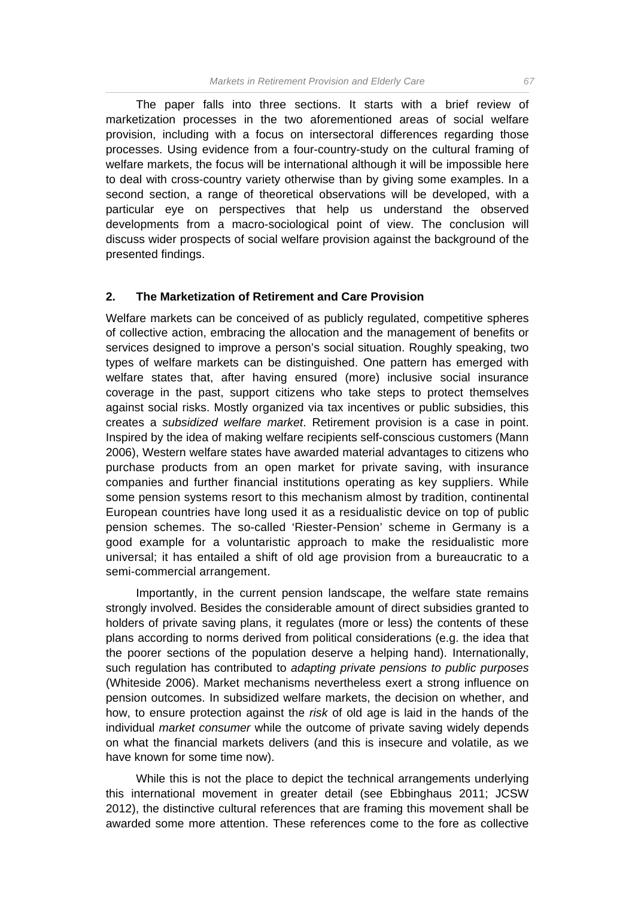The paper falls into three sections. It starts with a brief review of marketization processes in the two aforementioned areas of social welfare provision, including with a focus on intersectoral differences regarding those processes. Using evidence from a four-country-study on the cultural framing of welfare markets, the focus will be international although it will be impossible here to deal with cross-country variety otherwise than by giving some examples. In a second section, a range of theoretical observations will be developed, with a particular eye on perspectives that help us understand the observed developments from a macro-sociological point of view. The conclusion will discuss wider prospects of social welfare provision against the background of the presented findings.

## 2. The Marketization of Retirement and Care Provision

Welfare markets can be conceived of as publicly regulated, competitive spheres of collective action, embracing the allocation and the management of benefits or services designed to improve a person's social situation. Roughly speaking, two types of welfare markets can be distinguished. One pattern has emerged with welfare states that, after having ensured (more) inclusive social insurance coverage in the past, support citizens who take steps to protect themselves against social risks. Mostly organized via tax incentives or public subsidies, this creates a *subsidized welfare market*. Retirement provision is a case in point. Inspired by the idea of making welfare recipients self-conscious customers (Mann 2006), Western welfare states have awarded material advantages to citizens who purchase products from an open market for private saving, with insurance companies and further financial institutions operating as key suppliers. While some pension systems resort to this mechanism almost by tradition, continental European countries have long used it as a residualistic device on top of public pension schemes. The so-called 'Riester-Pension' scheme in Germany is a good example for a voluntaristic approach to make the residualistic more universal; it has entailed a shift of old age provision from a bureaucratic to a semi-commercial arrangement.

Importantly, in the current pension landscape, the welfare state remains strongly involved. Besides the considerable amount of direct subsidies granted to holders of private saving plans, it regulates (more or less) the contents of these plans according to norms derived from political considerations (e.g. the idea that the poorer sections of the population deserve a helping hand). Internationally, such regulation has contributed to *adapting private pensions to public purposes* (Whiteside 2006). Market mechanisms nevertheless exert a strong influence on pension outcomes. In subsidized welfare markets, the decision on whether, and how, to ensure protection against the *risk* of old age is laid in the hands of the individual *market consumer* while the outcome of private saving widely depends on what the financial markets delivers (and this is insecure and volatile, as we have known for some time now).

While this is not the place to depict the technical arrangements underlying this international movement in greater detail (see Ebbinghaus 2011; JCSW 2012), the distinctive cultural references that are framing this movement shall be awarded some more attention. These references come to the fore as collective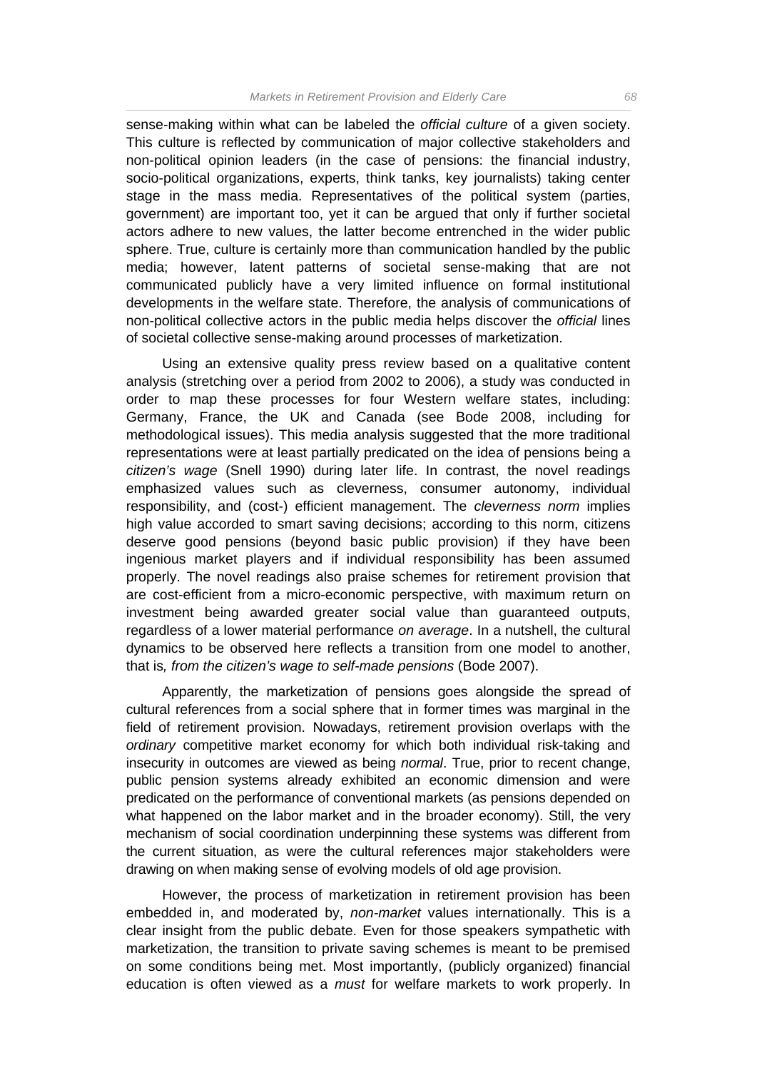sense-making within what can be labeled the *official culture* of a given society. This culture is reflected by communication of major collective stakeholders and non-political opinion leaders (in the case of pensions: the financial industry, socio-political organizations, experts, think tanks, key journalists) taking center stage in the mass media. Representatives of the political system (parties, government) are important too, yet it can be argued that only if further societal actors adhere to new values, the latter become entrenched in the wider public sphere. True, culture is certainly more than communication handled by the public media; however, latent patterns of societal sense-making that are not communicated publicly have a very limited influence on formal institutional developments in the welfare state. Therefore, the analysis of communications of non-political collective actors in the public media helps discover the *official* lines of societal collective sense-making around processes of marketization.

Using an extensive quality press review based on a qualitative content analysis (stretching over a period from 2002 to 2006), a study was conducted in order to map these processes for four Western welfare states, including: Germany, France, the UK and Canada (see Bode 2008, including for methodological issues). This media analysis suggested that the more traditional representations were at least partially predicated on the idea of pensions being a *citizen's wage* (Snell 1990) during later life. In contrast, the novel readings emphasized values such as cleverness, consumer autonomy, individual responsibility, and (cost-) efficient management. The *cleverness norm* implies high value accorded to smart saving decisions; according to this norm, citizens deserve good pensions (beyond basic public provision) if they have been ingenious market players and if individual responsibility has been assumed properly. The novel readings also praise schemes for retirement provision that are cost-efficient from a micro-economic perspective, with maximum return on investment being awarded greater social value than guaranteed outputs, regardless of a lower material performance *on average*. In a nutshell, the cultural dynamics to be observed here reflects a transition from one model to another, that is*, from the citizen's wage to self-made pensions* (Bode 2007).

Apparently, the marketization of pensions goes alongside the spread of cultural references from a social sphere that in former times was marginal in the field of retirement provision. Nowadays, retirement provision overlaps with the *ordinary* competitive market economy for which both individual risk-taking and insecurity in outcomes are viewed as being *normal*. True, prior to recent change, public pension systems already exhibited an economic dimension and were predicated on the performance of conventional markets (as pensions depended on what happened on the labor market and in the broader economy). Still, the very mechanism of social coordination underpinning these systems was different from the current situation, as were the cultural references major stakeholders were drawing on when making sense of evolving models of old age provision.

However, the process of marketization in retirement provision has been embedded in, and moderated by, *non-market* values internationally. This is a clear insight from the public debate. Even for those speakers sympathetic with marketization, the transition to private saving schemes is meant to be premised on some conditions being met. Most importantly, (publicly organized) financial education is often viewed as a *must* for welfare markets to work properly. In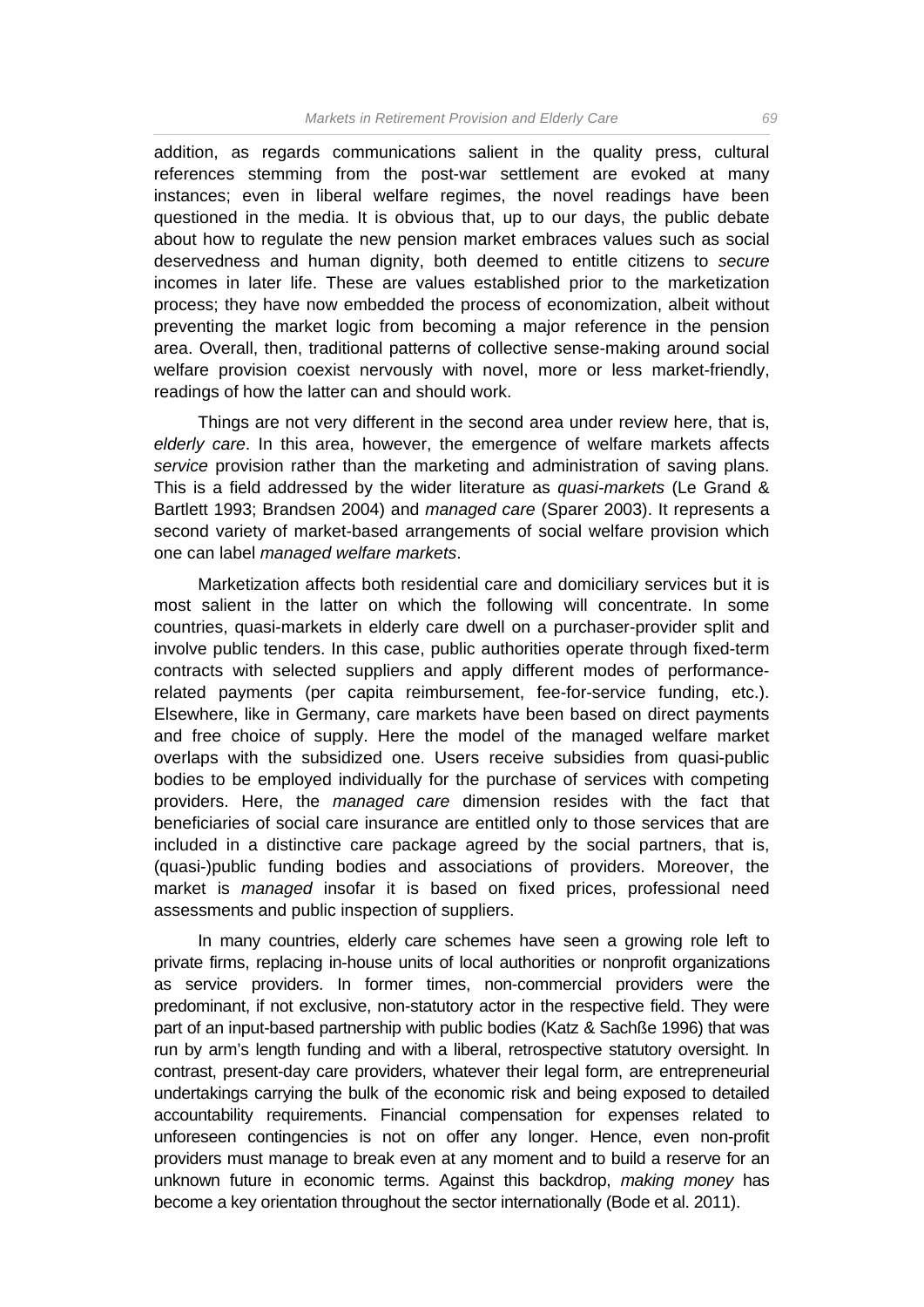addition, as regards communications salient in the quality press, cultural references stemming from the post-war settlement are evoked at many instances; even in liberal welfare regimes, the novel readings have been questioned in the media. It is obvious that, up to our days, the public debate about how to regulate the new pension market embraces values such as social deservedness and human dignity, both deemed to entitle citizens to *secure* incomes in later life. These are values established prior to the marketization process; they have now embedded the process of economization, albeit without preventing the market logic from becoming a major reference in the pension area. Overall, then, traditional patterns of collective sense-making around social welfare provision coexist nervously with novel, more or less market-friendly, readings of how the latter can and should work.

Things are not very different in the second area under review here, that is, *elderly care*. In this area, however, the emergence of welfare markets affects *service* provision rather than the marketing and administration of saving plans. This is a field addressed by the wider literature as *quasi-markets* (Le Grand & Bartlett 1993; Brandsen 2004) and *managed care* (Sparer 2003). It represents a second variety of market-based arrangements of social welfare provision which one can label *managed welfare markets*.

Marketization affects both residential care and domiciliary services but it is most salient in the latter on which the following will concentrate. In some countries, quasi-markets in elderly care dwell on a purchaser-provider split and involve public tenders. In this case, public authorities operate through fixed-term contracts with selected suppliers and apply different modes of performance-related payments (per capita reimbursement, fee-for-service funding, etc.). Elsewhere, like in Germany, care markets have been based on direct payments and free choice of supply. Here the model of the managed welfare market overlaps with the subsidized one. Users receive subsidies from quasi-public bodies to be employed individually for the purchase of services with competing providers. Here, the *managed care* dimension resides with the fact that beneficiaries of social care insurance are entitled only to those services that are included in a distinctive care package agreed by the social partners, that is, (quasi-)public funding bodies and associations of providers. Moreover, the market is *managed* insofar it is based on fixed prices, professional need assessments and public inspection of suppliers.

In many countries, elderly care schemes have seen a growing role left to private firms, replacing in-house units of local authorities or nonprofit organizations as service providers. In former times, non-commercial providers were the predominant, if not exclusive, non-statutory actor in the respective field. They were part of an input-based partnership with public bodies (Katz & Sachße 1996) that was run by arm's length funding and with a liberal, retrospective statutory oversight. In contrast, present-day care providers, whatever their legal form, are entrepreneurial undertakings carrying the bulk of the economic risk and being exposed to detailed accountability requirements. Financial compensation for expenses related to unforeseen contingencies is not on offer any longer. Hence, even non-profit providers must manage to break even at any moment and to build a reserve for an unknown future in economic terms. Against this backdrop, *making money* has become a key orientation throughout the sector internationally (Bode et al. 2011).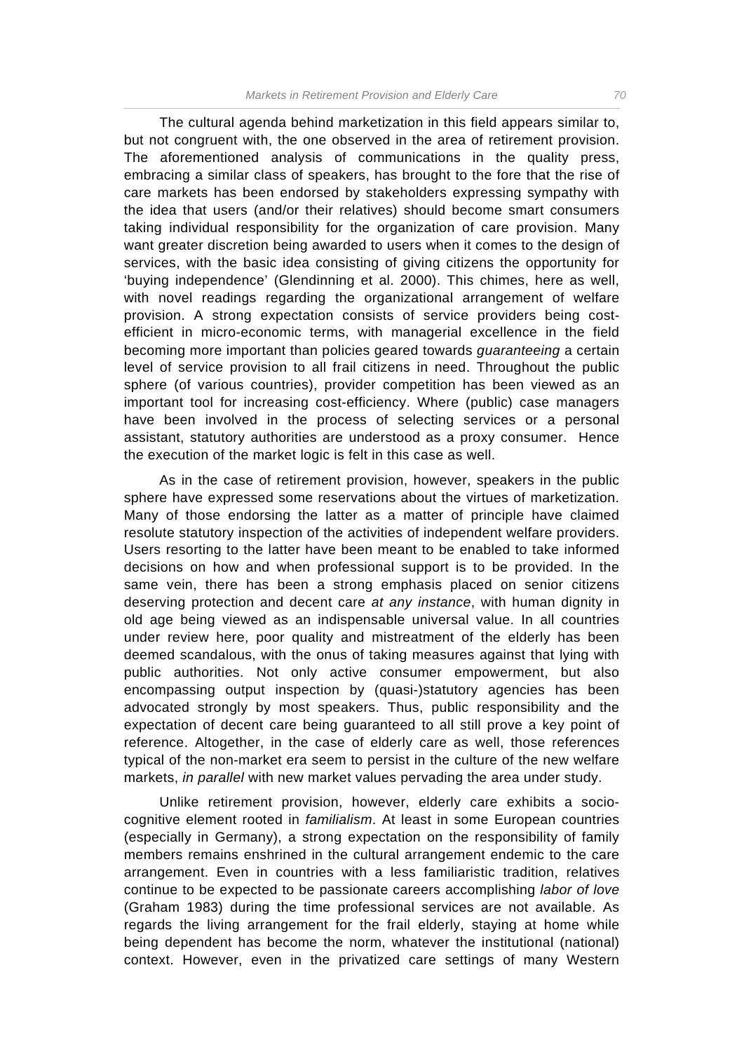The cultural agenda behind marketization in this field appears similar to, but not congruent with, the one observed in the area of retirement provision. The aforementioned analysis of communications in the quality press, embracing a similar class of speakers, has brought to the fore that the rise of care markets has been endorsed by stakeholders expressing sympathy with the idea that users (and/or their relatives) should become smart consumers taking individual responsibility for the organization of care provision. Many want greater discretion being awarded to users when it comes to the design of services, with the basic idea consisting of giving citizens the opportunity for 'buying independence' (Glendinning et al. 2000). This chimes, here as well, with novel readings regarding the organizational arrangement of welfare provision. A strong expectation consists of service providers being cost-efficient in micro-economic terms, with managerial excellence in the field becoming more important than policies geared towards *guaranteeing* a certain level of service provision to all frail citizens in need. Throughout the public sphere (of various countries), provider competition has been viewed as an important tool for increasing cost-efficiency. Where (public) case managers have been involved in the process of selecting services or a personal assistant, statutory authorities are understood as a proxy consumer. Hence the execution of the market logic is felt in this case as well.

As in the case of retirement provision, however, speakers in the public sphere have expressed some reservations about the virtues of marketization. Many of those endorsing the latter as a matter of principle have claimed resolute statutory inspection of the activities of independent welfare providers. Users resorting to the latter have been meant to be enabled to take informed decisions on how and when professional support is to be provided. In the same vein, there has been a strong emphasis placed on senior citizens deserving protection and decent care *at any instance*, with human dignity in old age being viewed as an indispensable universal value. In all countries under review here, poor quality and mistreatment of the elderly has been deemed scandalous, with the onus of taking measures against that lying with public authorities. Not only active consumer empowerment, but also encompassing output inspection by (quasi-)statutory agencies has been advocated strongly by most speakers. Thus, public responsibility and the expectation of decent care being guaranteed to all still prove a key point of reference. Altogether, in the case of elderly care as well, those references typical of the non-market era seem to persist in the culture of the new welfare markets, *in parallel* with new market values pervading the area under study.

Unlike retirement provision, however, elderly care exhibits a socio-cognitive element rooted in *familialism*. At least in some European countries (especially in Germany), a strong expectation on the responsibility of family members remains enshrined in the cultural arrangement endemic to the care arrangement. Even in countries with a less familiaristic tradition, relatives continue to be expected to be passionate careers accomplishing *labor of love* (Graham 1983) during the time professional services are not available. As regards the living arrangement for the frail elderly, staying at home while being dependent has become the norm, whatever the institutional (national) context. However, even in the privatized care settings of many Western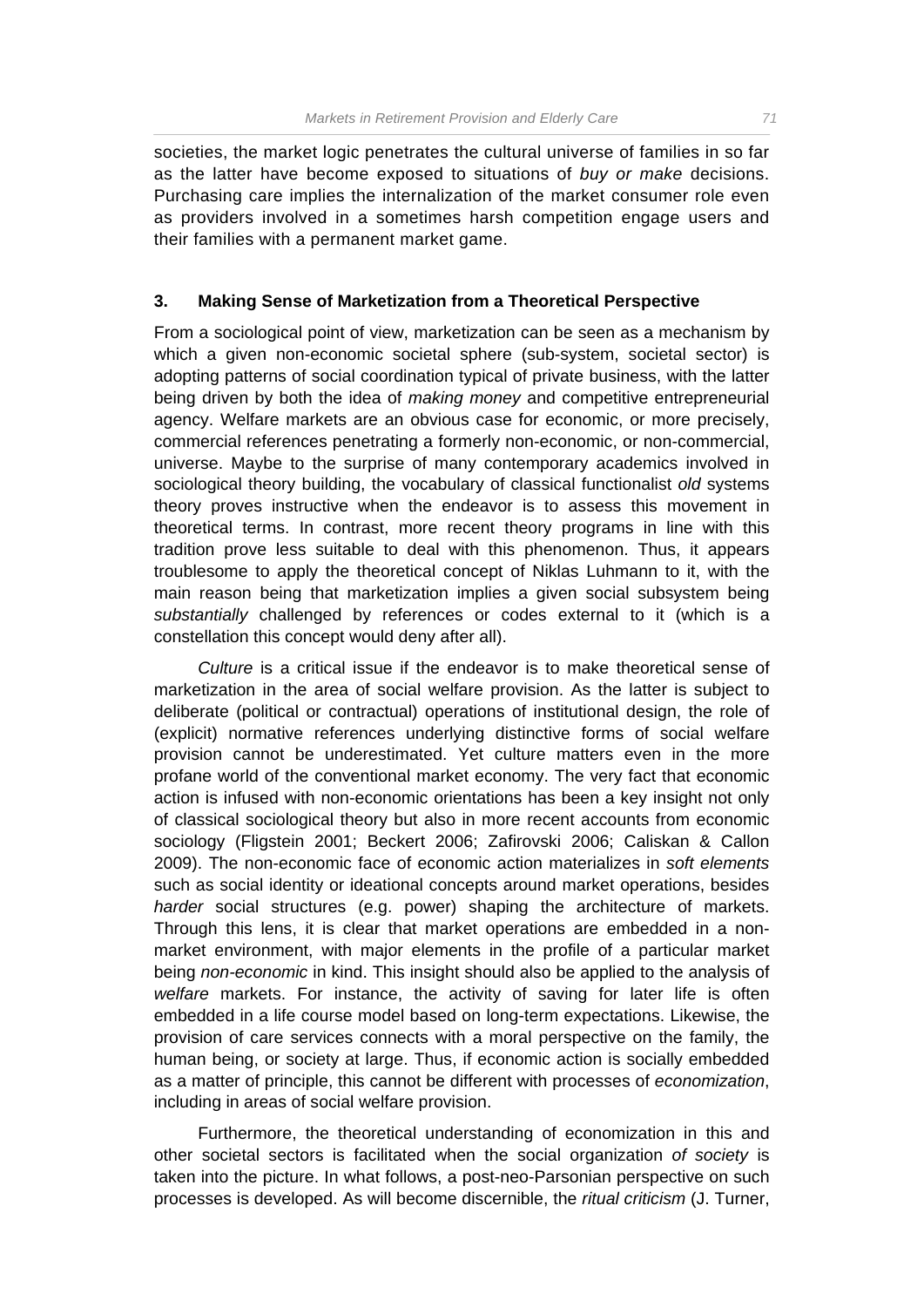societies, the market logic penetrates the cultural universe of families in so far as the latter have become exposed to situations of *buy or make* decisions. Purchasing care implies the internalization of the market consumer role even as providers involved in a sometimes harsh competition engage users and their families with a permanent market game.

## 3. Making Sense of Marketization from a Theoretical Perspective

From a sociological point of view, marketization can be seen as a mechanism by which a given non-economic societal sphere (sub-system, societal sector) is adopting patterns of social coordination typical of private business, with the latter being driven by both the idea of *making money* and competitive entrepreneurial agency. Welfare markets are an obvious case for economic, or more precisely, commercial references penetrating a formerly non-economic, or non-commercial, universe. Maybe to the surprise of many contemporary academics involved in sociological theory building, the vocabulary of classical functionalist *old* systems theory proves instructive when the endeavor is to assess this movement in theoretical terms. In contrast, more recent theory programs in line with this tradition prove less suitable to deal with this phenomenon. Thus, it appears troublesome to apply the theoretical concept of Niklas Luhmann to it, with the main reason being that marketization implies a given social subsystem being *substantially* challenged by references or codes external to it (which is a constellation this concept would deny after all).

*Culture* is a critical issue if the endeavor is to make theoretical sense of marketization in the area of social welfare provision. As the latter is subject to deliberate (political or contractual) operations of institutional design, the role of (explicit) normative references underlying distinctive forms of social welfare provision cannot be underestimated. Yet culture matters even in the more profane world of the conventional market economy. The very fact that economic action is infused with non-economic orientations has been a key insight not only of classical sociological theory but also in more recent accounts from economic sociology (Fligstein 2001; Beckert 2006; Zafirovski 2006; Caliskan & Callon 2009). The non-economic face of economic action materializes in *soft elements* such as social identity or ideational concepts around market operations, besides *harder* social structures (e.g. power) shaping the architecture of markets. Through this lens, it is clear that market operations are embedded in a non-market environment, with major elements in the profile of a particular market being *non-economic* in kind. This insight should also be applied to the analysis of *welfare* markets. For instance, the activity of saving for later life is often embedded in a life course model based on long-term expectations. Likewise, the provision of care services connects with a moral perspective on the family, the human being, or society at large. Thus, if economic action is socially embedded as a matter of principle, this cannot be different with processes of *economization*, including in areas of social welfare provision.

Furthermore, the theoretical understanding of economization in this and other societal sectors is facilitated when the social organization *of society* is taken into the picture. In what follows, a post-neo-Parsonian perspective on such processes is developed. As will become discernible, the *ritual criticism* (J. Turner,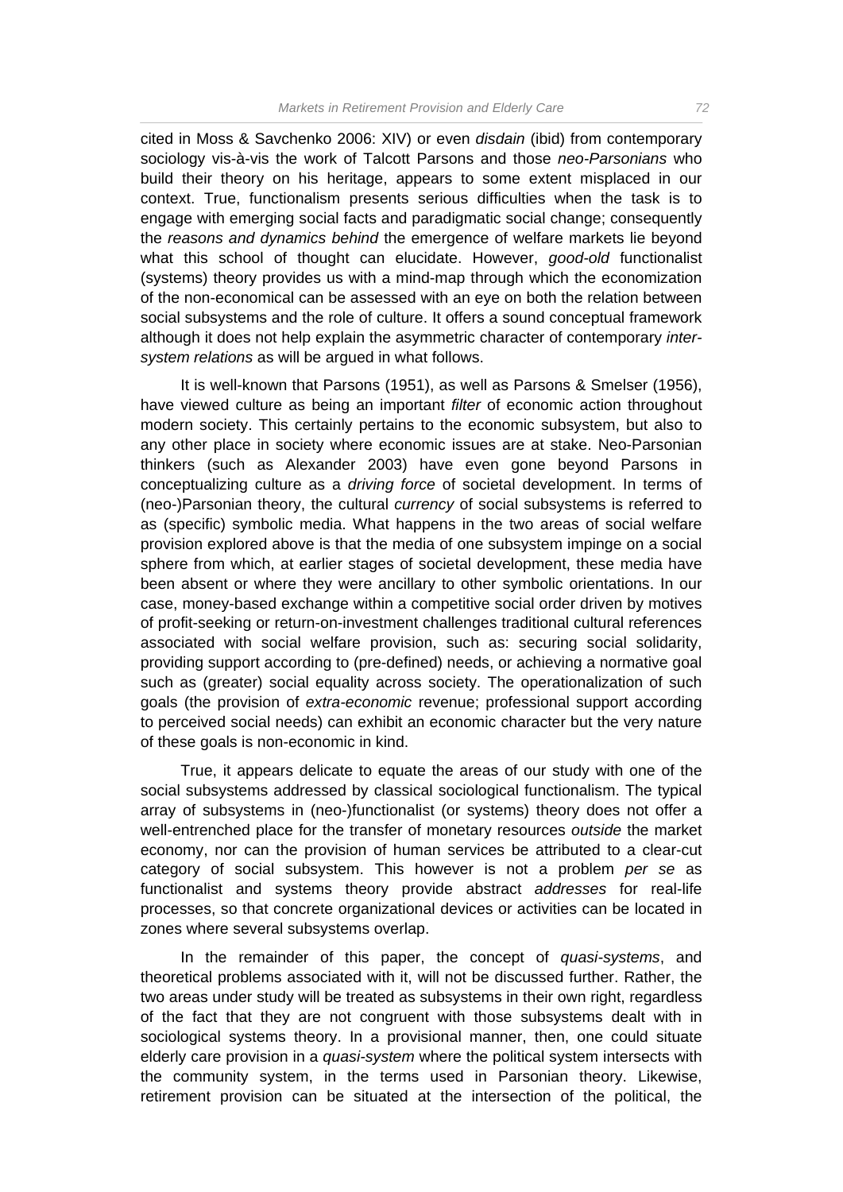cited in Moss & Savchenko 2006: XIV) or even *disdain* (ibid) from contemporary sociology vis-à-vis the work of Talcott Parsons and those *neo-Parsonians* who build their theory on his heritage, appears to some extent misplaced in our context. True, functionalism presents serious difficulties when the task is to engage with emerging social facts and paradigmatic social change; consequently the *reasons and dynamics behind* the emergence of welfare markets lie beyond what this school of thought can elucidate. However, *good-old* functionalist (systems) theory provides us with a mind-map through which the economization of the non-economical can be assessed with an eye on both the relation between social subsystems and the role of culture. It offers a sound conceptual framework although it does not help explain the asymmetric character of contemporary *inter-system relations* as will be argued in what follows.

It is well-known that Parsons (1951), as well as Parsons & Smelser (1956), have viewed culture as being an important *filter* of economic action throughout modern society. This certainly pertains to the economic subsystem, but also to any other place in society where economic issues are at stake. Neo-Parsonian thinkers (such as Alexander 2003) have even gone beyond Parsons in conceptualizing culture as a *driving force* of societal development. In terms of (neo-)Parsonian theory, the cultural *currency* of social subsystems is referred to as (specific) symbolic media. What happens in the two areas of social welfare provision explored above is that the media of one subsystem impinge on a social sphere from which, at earlier stages of societal development, these media have been absent or where they were ancillary to other symbolic orientations. In our case, money-based exchange within a competitive social order driven by motives of profit-seeking or return-on-investment challenges traditional cultural references associated with social welfare provision, such as: securing social solidarity, providing support according to (pre-defined) needs, or achieving a normative goal such as (greater) social equality across society. The operationalization of such goals (the provision of *extra-economic* revenue; professional support according to perceived social needs) can exhibit an economic character but the very nature of these goals is non-economic in kind.

True, it appears delicate to equate the areas of our study with one of the social subsystems addressed by classical sociological functionalism. The typical array of subsystems in (neo-)functionalist (or systems) theory does not offer a well-entrenched place for the transfer of monetary resources *outside* the market economy, nor can the provision of human services be attributed to a clear-cut category of social subsystem. This however is not a problem *per se* as functionalist and systems theory provide abstract *addresses* for real-life processes, so that concrete organizational devices or activities can be located in zones where several subsystems overlap.

In the remainder of this paper, the concept of *quasi-systems*, and theoretical problems associated with it, will not be discussed further. Rather, the two areas under study will be treated as subsystems in their own right, regardless of the fact that they are not congruent with those subsystems dealt with in sociological systems theory. In a provisional manner, then, one could situate elderly care provision in a *quasi-system* where the political system intersects with the community system, in the terms used in Parsonian theory. Likewise, retirement provision can be situated at the intersection of the political, the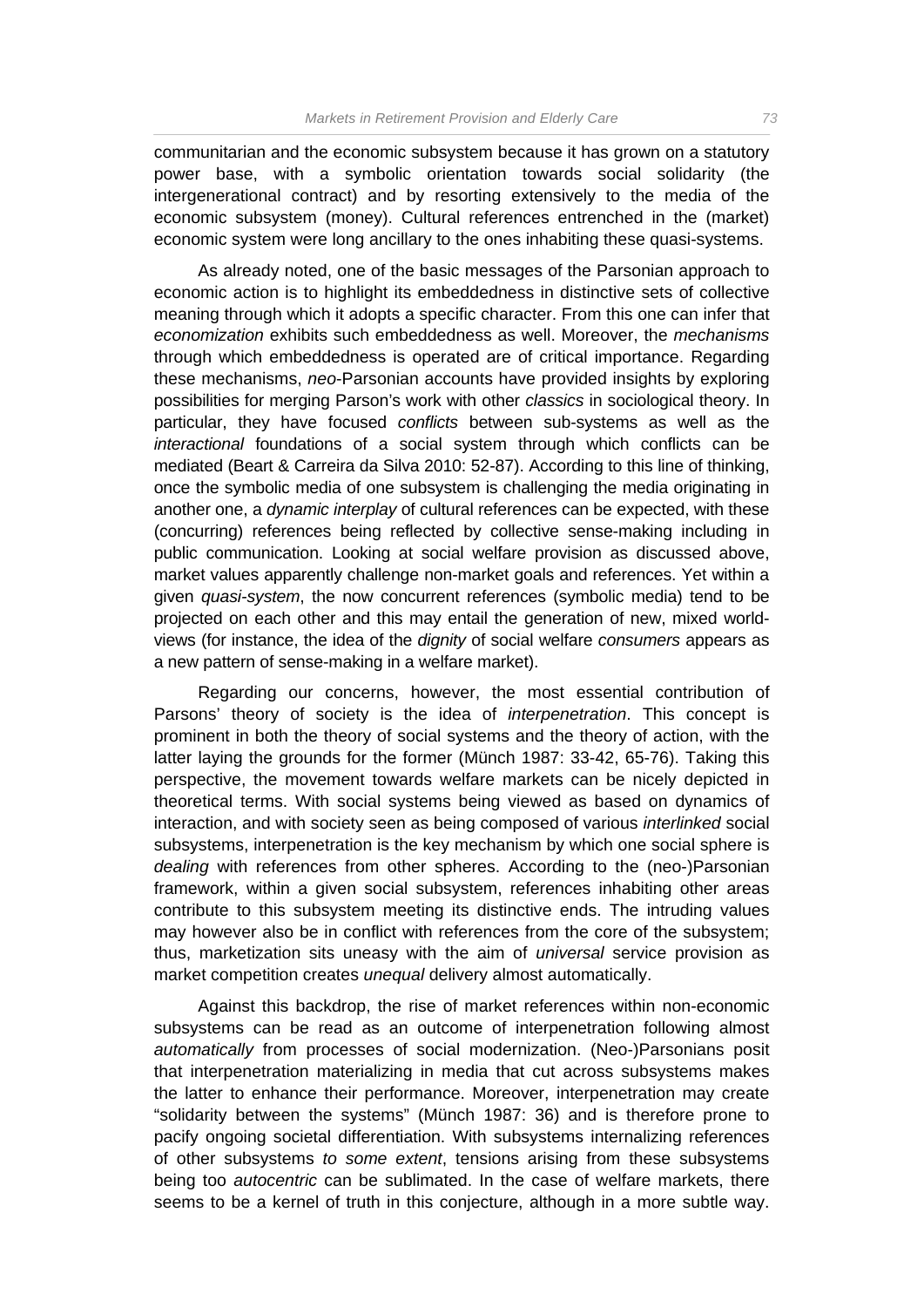communitarian and the economic subsystem because it has grown on a statutory power base, with a symbolic orientation towards social solidarity (the intergenerational contract) and by resorting extensively to the media of the economic subsystem (money). Cultural references entrenched in the (market) economic system were long ancillary to the ones inhabiting these quasi-systems.

As already noted, one of the basic messages of the Parsonian approach to economic action is to highlight its embeddedness in distinctive sets of collective meaning through which it adopts a specific character. From this one can infer that *economization* exhibits such embeddedness as well. Moreover, the *mechanisms* through which embeddedness is operated are of critical importance. Regarding these mechanisms, *neo*-Parsonian accounts have provided insights by exploring possibilities for merging Parson's work with other *classics* in sociological theory. In particular, they have focused *conflicts* between sub-systems as well as the *interactional* foundations of a social system through which conflicts can be mediated (Beart & Carreira da Silva 2010: 52-87). According to this line of thinking, once the symbolic media of one subsystem is challenging the media originating in another one, a *dynamic interplay* of cultural references can be expected, with these (concurring) references being reflected by collective sense-making including in public communication. Looking at social welfare provision as discussed above, market values apparently challenge non-market goals and references. Yet within a given *quasi-system*, the now concurrent references (symbolic media) tend to be projected on each other and this may entail the generation of new, mixed world-views (for instance, the idea of the *dignity* of social welfare *consumers* appears as a new pattern of sense-making in a welfare market).

Regarding our concerns, however, the most essential contribution of Parsons' theory of society is the idea of *interpenetration*. This concept is prominent in both the theory of social systems and the theory of action, with the latter laying the grounds for the former (Münch 1987: 33-42, 65-76). Taking this perspective, the movement towards welfare markets can be nicely depicted in theoretical terms. With social systems being viewed as based on dynamics of interaction, and with society seen as being composed of various *interlinked* social subsystems, interpenetration is the key mechanism by which one social sphere is *dealing* with references from other spheres. According to the (neo-)Parsonian framework, within a given social subsystem, references inhabiting other areas contribute to this subsystem meeting its distinctive ends. The intruding values may however also be in conflict with references from the core of the subsystem; thus, marketization sits uneasy with the aim of *universal* service provision as market competition creates *unequal* delivery almost automatically.

Against this backdrop, the rise of market references within non-economic subsystems can be read as an outcome of interpenetration following almost *automatically* from processes of social modernization. (Neo-)Parsonians posit that interpenetration materializing in media that cut across subsystems makes the latter to enhance their performance. Moreover, interpenetration may create "solidarity between the systems" (Münch 1987: 36) and is therefore prone to pacify ongoing societal differentiation. With subsystems internalizing references of other subsystems *to some extent*, tensions arising from these subsystems being too *autocentric* can be sublimated. In the case of welfare markets, there seems to be a kernel of truth in this conjecture, although in a more subtle way.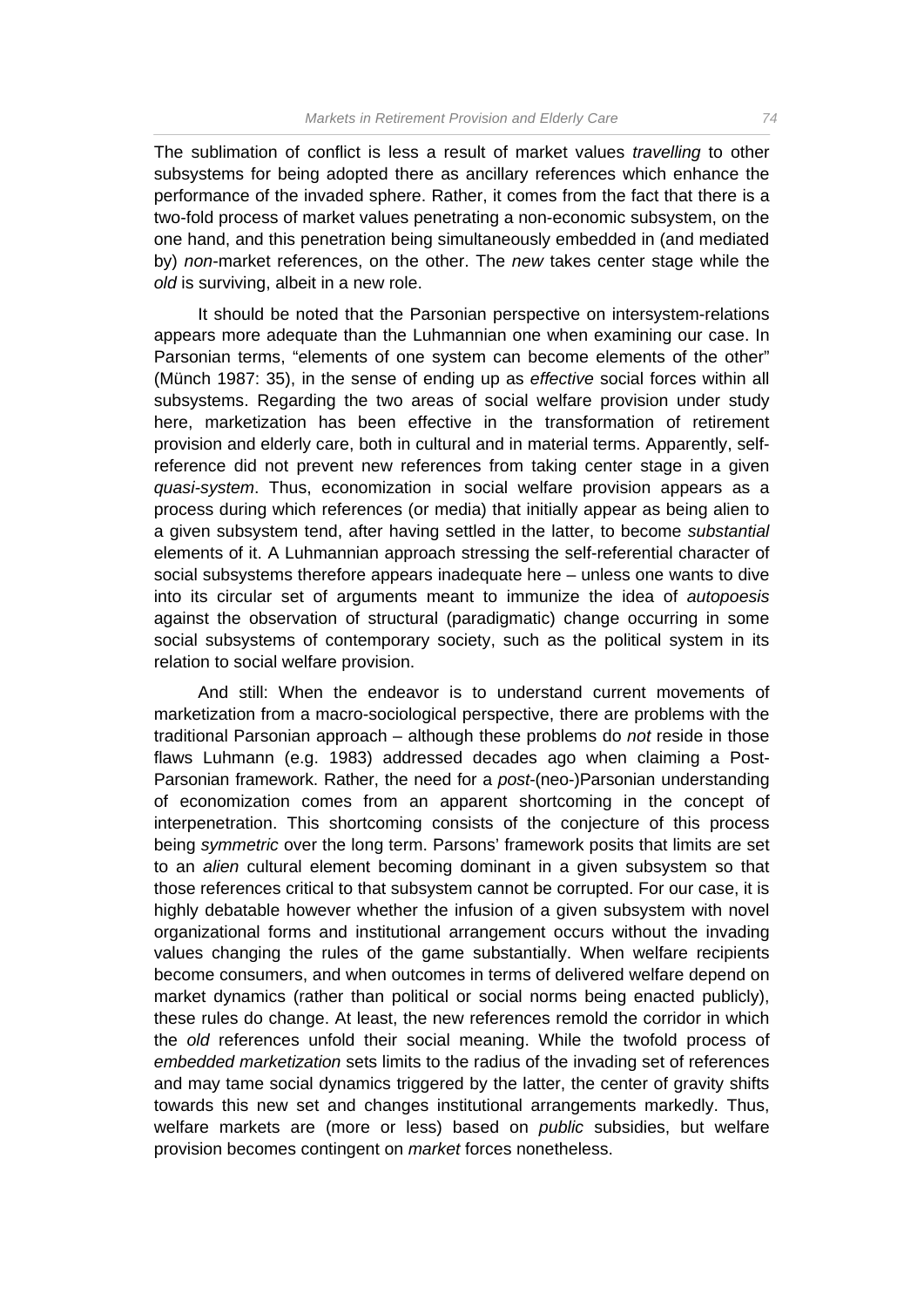The sublimation of conflict is less a result of market values *travelling* to other subsystems for being adopted there as ancillary references which enhance the performance of the invaded sphere. Rather, it comes from the fact that there is a two-fold process of market values penetrating a non-economic subsystem, on the one hand, and this penetration being simultaneously embedded in (and mediated by) *non*-market references, on the other. The *new* takes center stage while the *old* is surviving, albeit in a new role.

It should be noted that the Parsonian perspective on intersystem-relations appears more adequate than the Luhmannian one when examining our case. In Parsonian terms, "elements of one system can become elements of the other" (Münch 1987: 35), in the sense of ending up as *effective* social forces within all subsystems. Regarding the two areas of social welfare provision under study here, marketization has been effective in the transformation of retirement provision and elderly care, both in cultural and in material terms. Apparently, self-reference did not prevent new references from taking center stage in a given *quasi-system*. Thus, economization in social welfare provision appears as a process during which references (or media) that initially appear as being alien to a given subsystem tend, after having settled in the latter, to become *substantial* elements of it. A Luhmannian approach stressing the self-referential character of social subsystems therefore appears inadequate here – unless one wants to dive into its circular set of arguments meant to immunize the idea of *autopoesis* against the observation of structural (paradigmatic) change occurring in some social subsystems of contemporary society, such as the political system in its relation to social welfare provision.

And still: When the endeavor is to understand current movements of marketization from a macro-sociological perspective, there are problems with the traditional Parsonian approach – although these problems do *not* reside in those flaws Luhmann (e.g. 1983) addressed decades ago when claiming a Post-Parsonian framework. Rather, the need for a *post*-(neo-)Parsonian understanding of economization comes from an apparent shortcoming in the concept of interpenetration. This shortcoming consists of the conjecture of this process being *symmetric* over the long term. Parsons' framework posits that limits are set to an *alien* cultural element becoming dominant in a given subsystem so that those references critical to that subsystem cannot be corrupted. For our case, it is highly debatable however whether the infusion of a given subsystem with novel organizational forms and institutional arrangement occurs without the invading values changing the rules of the game substantially. When welfare recipients become consumers, and when outcomes in terms of delivered welfare depend on market dynamics (rather than political or social norms being enacted publicly), these rules do change. At least, the new references remold the corridor in which the *old* references unfold their social meaning. While the twofold process of *embedded marketization* sets limits to the radius of the invading set of references and may tame social dynamics triggered by the latter, the center of gravity shifts towards this new set and changes institutional arrangements markedly. Thus, welfare markets are (more or less) based on *public* subsidies, but welfare provision becomes contingent on *market* forces nonetheless.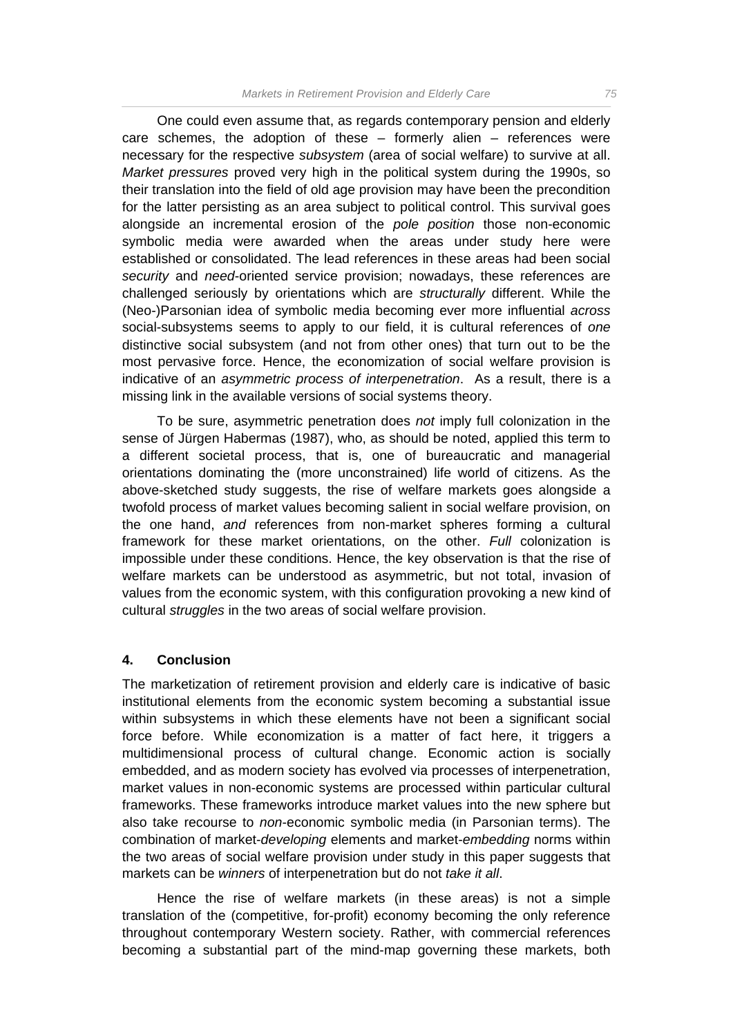One could even assume that, as regards contemporary pension and elderly care schemes, the adoption of these – formerly alien – references were necessary for the respective *subsystem* (area of social welfare) to survive at all. *Market pressures* proved very high in the political system during the 1990s, so their translation into the field of old age provision may have been the precondition for the latter persisting as an area subject to political control. This survival goes alongside an incremental erosion of the *pole position* those non-economic symbolic media were awarded when the areas under study here were established or consolidated. The lead references in these areas had been social *security* and *need*-oriented service provision; nowadays, these references are challenged seriously by orientations which are *structurally* different. While the (Neo-)Parsonian idea of symbolic media becoming ever more influential *across* social-subsystems seems to apply to our field, it is cultural references of *one* distinctive social subsystem (and not from other ones) that turn out to be the most pervasive force. Hence, the economization of social welfare provision is indicative of an *asymmetric process of interpenetration*. As a result, there is a missing link in the available versions of social systems theory.

To be sure, asymmetric penetration does *not* imply full colonization in the sense of Jürgen Habermas (1987), who, as should be noted, applied this term to a different societal process, that is, one of bureaucratic and managerial orientations dominating the (more unconstrained) life world of citizens. As the above-sketched study suggests, the rise of welfare markets goes alongside a twofold process of market values becoming salient in social welfare provision, on the one hand, *and* references from non-market spheres forming a cultural framework for these market orientations, on the other. *Full* colonization is impossible under these conditions. Hence, the key observation is that the rise of welfare markets can be understood as asymmetric, but not total, invasion of values from the economic system, with this configuration provoking a new kind of cultural *struggles* in the two areas of social welfare provision.

## 4. Conclusion

The marketization of retirement provision and elderly care is indicative of basic institutional elements from the economic system becoming a substantial issue within subsystems in which these elements have not been a significant social force before. While economization is a matter of fact here, it triggers a multidimensional process of cultural change. Economic action is socially embedded, and as modern society has evolved via processes of interpenetration, market values in non-economic systems are processed within particular cultural frameworks. These frameworks introduce market values into the new sphere but also take recourse to *non*-economic symbolic media (in Parsonian terms). The combination of market-*developing* elements and market-*embedding* norms within the two areas of social welfare provision under study in this paper suggests that markets can be *winners* of interpenetration but do not *take it all*.

Hence the rise of welfare markets (in these areas) is not a simple translation of the (competitive, for-profit) economy becoming the only reference throughout contemporary Western society. Rather, with commercial references becoming a substantial part of the mind-map governing these markets, both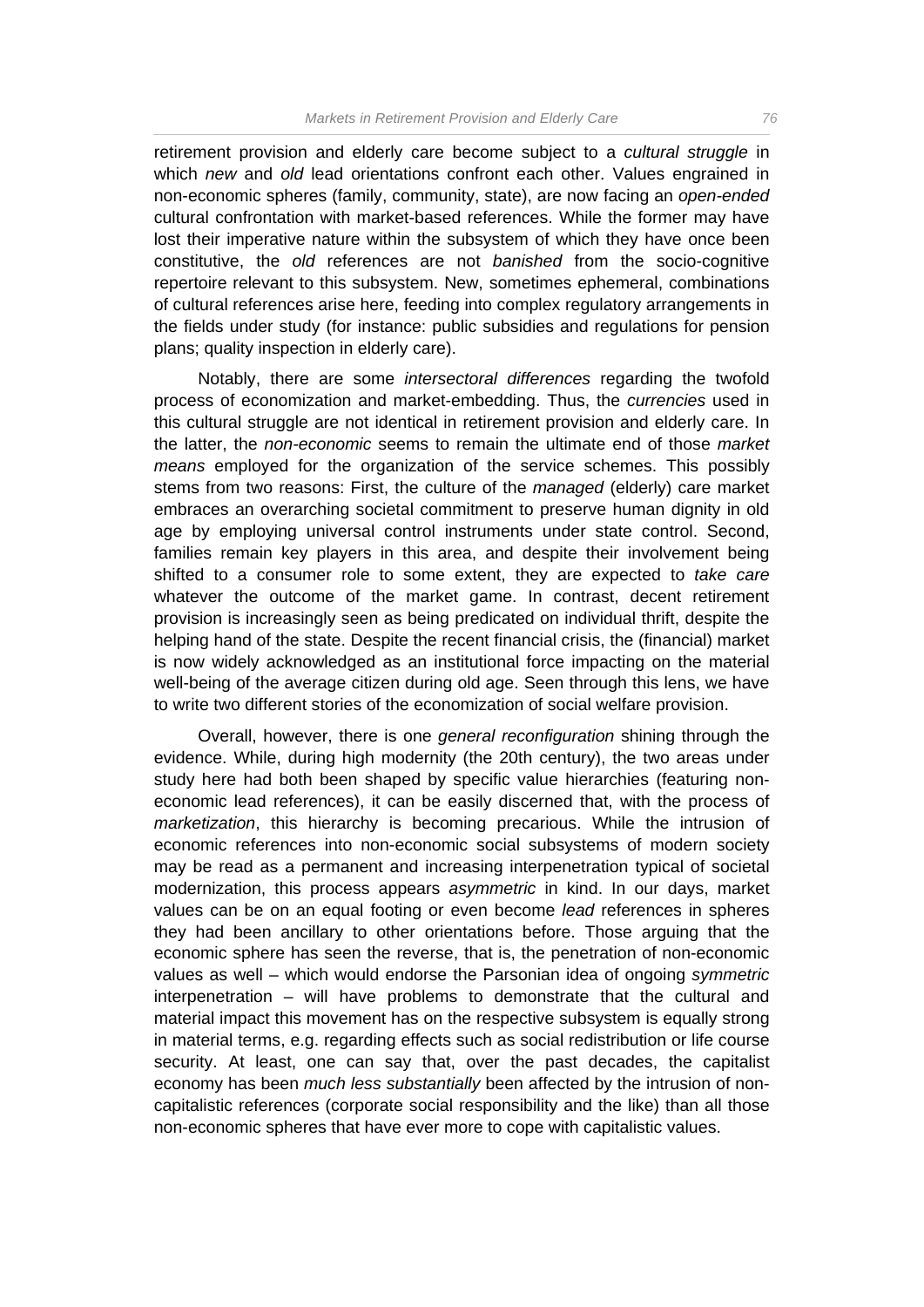retirement provision and elderly care become subject to a *cultural struggle* in which *new* and *old* lead orientations confront each other. Values engrained in non-economic spheres (family, community, state), are now facing an *open-ended* cultural confrontation with market-based references. While the former may have lost their imperative nature within the subsystem of which they have once been constitutive, the *old* references are not *banished* from the socio-cognitive repertoire relevant to this subsystem. New, sometimes ephemeral, combinations of cultural references arise here, feeding into complex regulatory arrangements in the fields under study (for instance: public subsidies and regulations for pension plans; quality inspection in elderly care).

Notably, there are some *intersectoral differences* regarding the twofold process of economization and market-embedding. Thus, the *currencies* used in this cultural struggle are not identical in retirement provision and elderly care. In the latter, the *non-economic* seems to remain the ultimate end of those *market means* employed for the organization of the service schemes. This possibly stems from two reasons: First, the culture of the *managed* (elderly) care market embraces an overarching societal commitment to preserve human dignity in old age by employing universal control instruments under state control. Second, families remain key players in this area, and despite their involvement being shifted to a consumer role to some extent, they are expected to *take care* whatever the outcome of the market game. In contrast, decent retirement provision is increasingly seen as being predicated on individual thrift, despite the helping hand of the state. Despite the recent financial crisis, the (financial) market is now widely acknowledged as an institutional force impacting on the material well-being of the average citizen during old age. Seen through this lens, we have to write two different stories of the economization of social welfare provision.

Overall, however, there is one *general reconfiguration* shining through the evidence. While, during high modernity (the 20th century), the two areas under study here had both been shaped by specific value hierarchies (featuring non-economic lead references), it can be easily discerned that, with the process of *marketization*, this hierarchy is becoming precarious. While the intrusion of economic references into non-economic social subsystems of modern society may be read as a permanent and increasing interpenetration typical of societal modernization, this process appears *asymmetric* in kind. In our days, market values can be on an equal footing or even become *lead* references in spheres they had been ancillary to other orientations before. Those arguing that the economic sphere has seen the reverse, that is, the penetration of non-economic values as well – which would endorse the Parsonian idea of ongoing *symmetric* interpenetration – will have problems to demonstrate that the cultural and material impact this movement has on the respective subsystem is equally strong in material terms, e.g. regarding effects such as social redistribution or life course security. At least, one can say that, over the past decades, the capitalist economy has been *much less substantially* been affected by the intrusion of non-capitalistic references (corporate social responsibility and the like) than all those non-economic spheres that have ever more to cope with capitalistic values.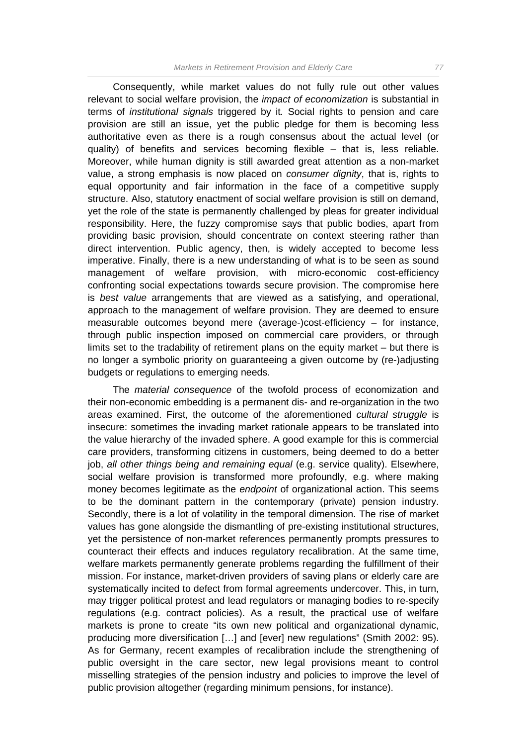Consequently, while market values do not fully rule out other values relevant to social welfare provision, the *impact of economization* is substantial in terms of *institutional signals* triggered by it*.* Social rights to pension and care provision are still an issue, yet the public pledge for them is becoming less authoritative even as there is a rough consensus about the actual level (or quality) of benefits and services becoming flexible – that is, less reliable. Moreover, while human dignity is still awarded great attention as a non-market value, a strong emphasis is now placed on *consumer dignity*, that is, rights to equal opportunity and fair information in the face of a competitive supply structure. Also, statutory enactment of social welfare provision is still on demand, yet the role of the state is permanently challenged by pleas for greater individual responsibility. Here, the fuzzy compromise says that public bodies, apart from providing basic provision, should concentrate on context steering rather than direct intervention. Public agency, then, is widely accepted to become less imperative. Finally, there is a new understanding of what is to be seen as sound management of welfare provision, with micro-economic cost-efficiency confronting social expectations towards secure provision. The compromise here is *best value* arrangements that are viewed as a satisfying, and operational, approach to the management of welfare provision. They are deemed to ensure measurable outcomes beyond mere (average-)cost-efficiency – for instance, through public inspection imposed on commercial care providers, or through limits set to the tradability of retirement plans on the equity market – but there is no longer a symbolic priority on guaranteeing a given outcome by (re-)adjusting budgets or regulations to emerging needs.

The *material consequence* of the twofold process of economization and their non-economic embedding is a permanent dis- and re-organization in the two areas examined. First, the outcome of the aforementioned *cultural struggle* is insecure: sometimes the invading market rationale appears to be translated into the value hierarchy of the invaded sphere. A good example for this is commercial care providers, transforming citizens in customers, being deemed to do a better job, *all other things being and remaining equal* (e.g. service quality). Elsewhere, social welfare provision is transformed more profoundly, e.g. where making money becomes legitimate as the *endpoint* of organizational action. This seems to be the dominant pattern in the contemporary (private) pension industry. Secondly, there is a lot of volatility in the temporal dimension. The rise of market values has gone alongside the dismantling of pre-existing institutional structures, yet the persistence of non-market references permanently prompts pressures to counteract their effects and induces regulatory recalibration. At the same time, welfare markets permanently generate problems regarding the fulfillment of their mission. For instance, market-driven providers of saving plans or elderly care are systematically incited to defect from formal agreements undercover. This, in turn, may trigger political protest and lead regulators or managing bodies to re-specify regulations (e.g. contract policies). As a result, the practical use of welfare markets is prone to create "its own new political and organizational dynamic, producing more diversification […] and [ever] new regulations" (Smith 2002: 95). As for Germany, recent examples of recalibration include the strengthening of public oversight in the care sector, new legal provisions meant to control misselling strategies of the pension industry and policies to improve the level of public provision altogether (regarding minimum pensions, for instance).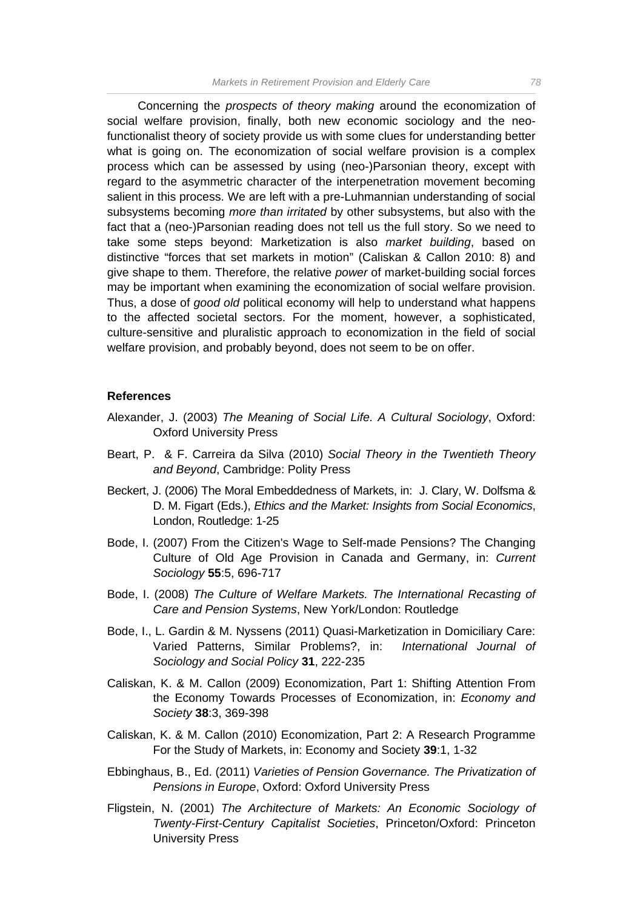Concerning the *prospects of theory making* around the economization of social welfare provision, finally, both new economic sociology and the neo-functionalist theory of society provide us with some clues for understanding better what is going on. The economization of social welfare provision is a complex process which can be assessed by using (neo-)Parsonian theory, except with regard to the asymmetric character of the interpenetration movement becoming salient in this process. We are left with a pre-Luhmannian understanding of social subsystems becoming *more than irritated* by other subsystems, but also with the fact that a (neo-)Parsonian reading does not tell us the full story. So we need to take some steps beyond: Marketization is also *market building*, based on distinctive "forces that set markets in motion" (Caliskan & Callon 2010: 8) and give shape to them. Therefore, the relative *power* of market-building social forces may be important when examining the economization of social welfare provision. Thus, a dose of *good old* political economy will help to understand what happens to the affected societal sectors. For the moment, however, a sophisticated, culture-sensitive and pluralistic approach to economization in the field of social welfare provision, and probably beyond, does not seem to be on offer.

### References

Alexander, J. (2003) *The Meaning of Social Life. A Cultural Sociology*, Oxford: Oxford University Press

Beart, P. & F. Carreira da Silva (2010) *Social Theory in the Twentieth Theory and Beyond*, Cambridge: Polity Press

Beckert, J. (2006) The Moral Embeddedness of Markets, in: J. Clary, W. Dolfsma & D. M. Figart (Eds.), *Ethics and the Market: Insights from Social Economics*, London, Routledge: 1-25

Bode, I. (2007) From the Citizen's Wage to Self-made Pensions? The Changing Culture of Old Age Provision in Canada and Germany, in: *Current Sociology* **55**:5, 696-717

Bode, I. (2008) *The Culture of Welfare Markets. The International Recasting of Care and Pension Systems*, New York/London: Routledge

Bode, I., L. Gardin & M. Nyssens (2011) Quasi-Marketization in Domiciliary Care: Varied Patterns, Similar Problems?, in: *International Journal of Sociology and Social Policy* **31**, 222-235

Caliskan, K. & M. Callon (2009) Economization, Part 1: Shifting Attention From the Economy Towards Processes of Economization, in: *Economy and Society* **38**:3, 369-398

Caliskan, K. & M. Callon (2010) Economization, Part 2: A Research Programme For the Study of Markets, in: Economy and Society **39**:1, 1-32

Ebbinghaus, B., Ed. (2011) *Varieties of Pension Governance. The Privatization of Pensions in Europe*, Oxford: Oxford University Press

Fligstein, N. (2001) *The Architecture of Markets: An Economic Sociology of Twenty-First-Century Capitalist Societies*, Princeton/Oxford: Princeton University Press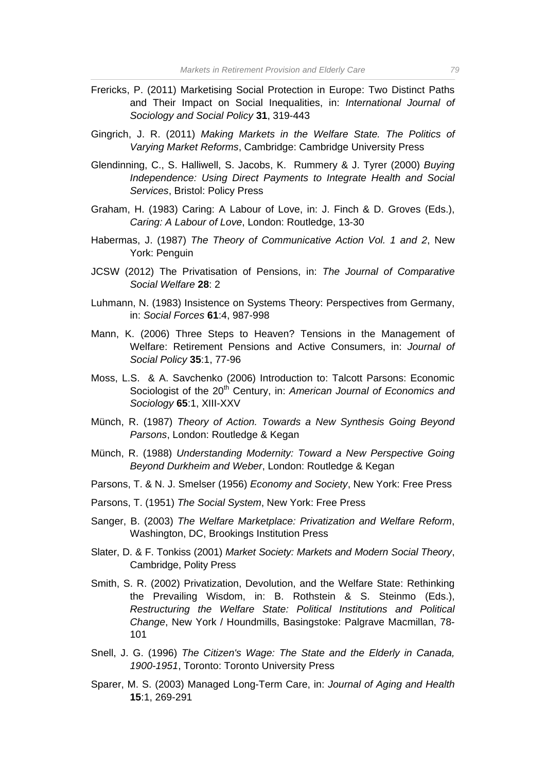Frericks, P. (2011) Marketising Social Protection in Europe: Two Distinct Paths and Their Impact on Social Inequalities, in: *International Journal of Sociology and Social Policy* **31**, 319-443

Gingrich, J. R. (2011) *Making Markets in the Welfare State. The Politics of Varying Market Reforms*, Cambridge: Cambridge University Press

Glendinning, C., S. Halliwell, S. Jacobs, K. Rummery & J. Tyrer (2000) *Buying Independence: Using Direct Payments to Integrate Health and Social Services*, Bristol: Policy Press

Graham, H. (1983) Caring: A Labour of Love, in: J. Finch & D. Groves (Eds.), *Caring: A Labour of Love*, London: Routledge, 13-30

Habermas, J. (1987) *The Theory of Communicative Action Vol. 1 and 2*, New York: Penguin

JCSW (2012) The Privatisation of Pensions, in: *The Journal of Comparative Social Welfare* **28**: 2

Luhmann, N. (1983) Insistence on Systems Theory: Perspectives from Germany, in: *Social Forces* **61**:4, 987-998

Mann, K. (2006) Three Steps to Heaven? Tensions in the Management of Welfare: Retirement Pensions and Active Consumers, in: *Journal of Social Policy* **35**:1, 77-96

Moss, L.S. & A. Savchenko (2006) Introduction to: Talcott Parsons: Economic Sociologist of the 20th Century, in: *American Journal of Economics and Sociology* **65**:1, XIII-XXV

Münch, R. (1987) *Theory of Action. Towards a New Synthesis Going Beyond Parsons*, London: Routledge & Kegan

Münch, R. (1988) *Understanding Modernity: Toward a New Perspective Going Beyond Durkheim and Weber*, London: Routledge & Kegan

Parsons, T. & N. J. Smelser (1956) *Economy and Society*, New York: Free Press

Parsons, T. (1951) *The Social System*, New York: Free Press

Sanger, B. (2003) *The Welfare Marketplace: Privatization and Welfare Reform*, Washington, DC, Brookings Institution Press

Slater, D. & F. Tonkiss (2001) *Market Society: Markets and Modern Social Theory*, Cambridge, Polity Press

Smith, S. R. (2002) Privatization, Devolution, and the Welfare State: Rethinking the Prevailing Wisdom, in: B. Rothstein & S. Steinmo (Eds.), *Restructuring the Welfare State: Political Institutions and Political Change*, New York / Houndmills, Basingstoke: Palgrave Macmillan, 78-101

Snell, J. G. (1996) *The Citizen's Wage: The State and the Elderly in Canada, 1900-1951*, Toronto: Toronto University Press

Sparer, M. S. (2003) Managed Long-Term Care, in: *Journal of Aging and Health* **15**:1, 269-291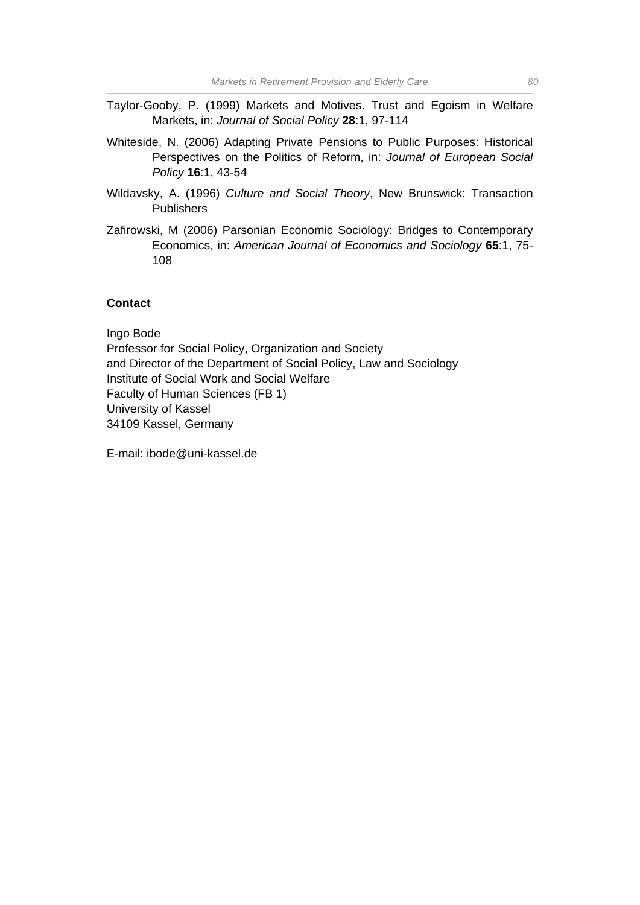Taylor-Gooby, P. (1999) Markets and Motives. Trust and Egoism in Welfare Markets, in: *Journal of Social Policy* **28**:1, 97-114

Whiteside, N. (2006) Adapting Private Pensions to Public Purposes: Historical Perspectives on the Politics of Reform, in: *Journal of European Social Policy* **16**:1, 43-54

Wildavsky, A. (1996) *Culture and Social Theory*, New Brunswick: Transaction Publishers

Zafirowski, M (2006) Parsonian Economic Sociology: Bridges to Contemporary Economics, in: *American Journal of Economics and Sociology* **65**:1, 75-108

**Contact**

Ingo Bode
Professor for Social Policy, Organization and Society
and Director of the Department of Social Policy, Law and Sociology
Institute of Social Work and Social Welfare
Faculty of Human Sciences (FB 1)
University of Kassel
34109 Kassel, Germany

E-mail: ibode@uni-kassel.de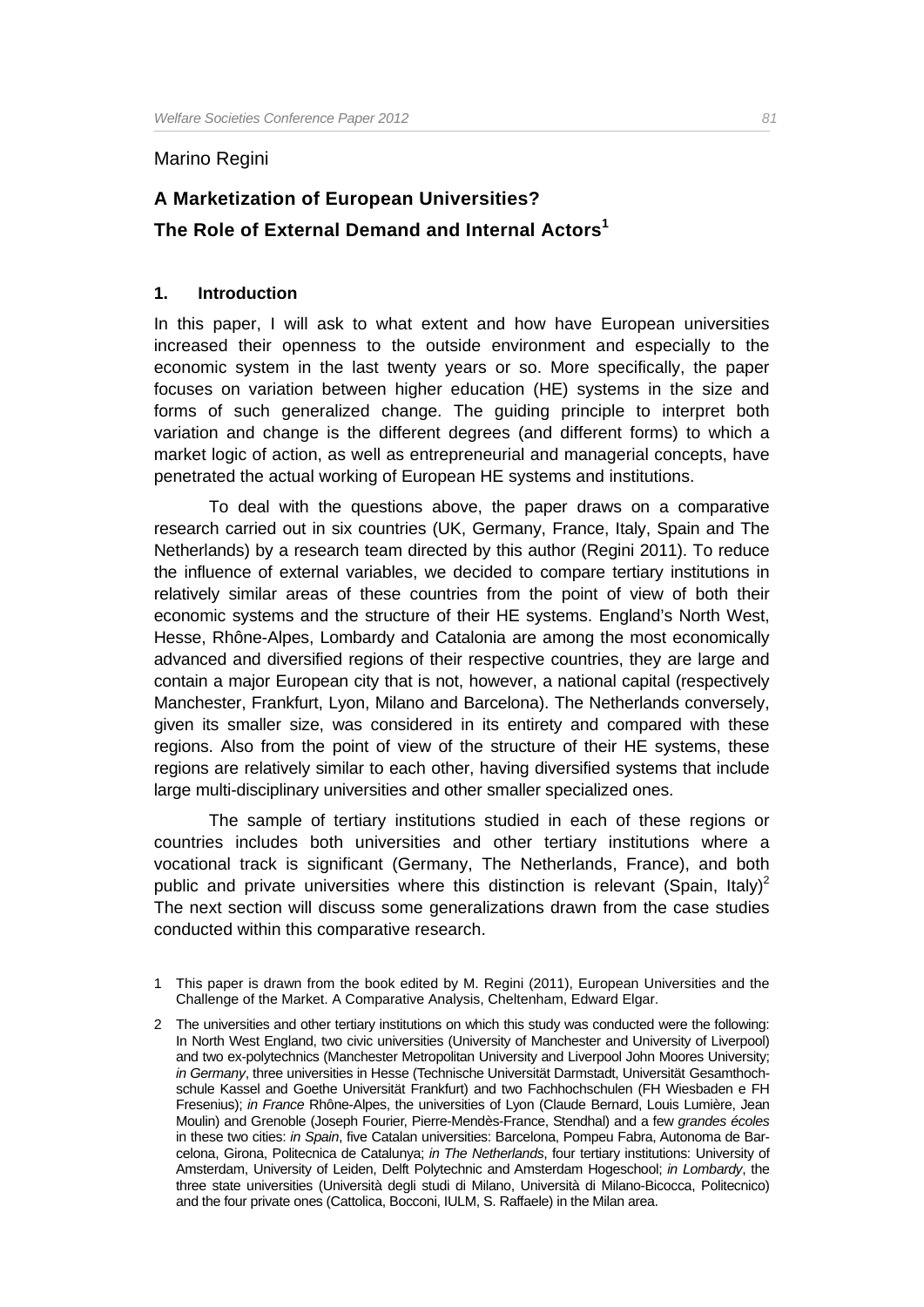Marino Regini

# A Marketization of European Universities? The Role of External Demand and Internal Actors[1]

## 1. Introduction

In this paper, I will ask to what extent and how have European universities increased their openness to the outside environment and especially to the economic system in the last twenty years or so. More specifically, the paper focuses on variation between higher education (HE) systems in the size and forms of such generalized change. The guiding principle to interpret both variation and change is the different degrees (and different forms) to which a market logic of action, as well as entrepreneurial and managerial concepts, have penetrated the actual working of European HE systems and institutions.

To deal with the questions above, the paper draws on a comparative research carried out in six countries (UK, Germany, France, Italy, Spain and The Netherlands) by a research team directed by this author (Regini 2011). To reduce the influence of external variables, we decided to compare tertiary institutions in relatively similar areas of these countries from the point of view of both their economic systems and the structure of their HE systems. England's North West, Hesse, Rhône-Alpes, Lombardy and Catalonia are among the most economically advanced and diversified regions of their respective countries, they are large and contain a major European city that is not, however, a national capital (respectively Manchester, Frankfurt, Lyon, Milano and Barcelona). The Netherlands conversely, given its smaller size, was considered in its entirety and compared with these regions. Also from the point of view of the structure of their HE systems, these regions are relatively similar to each other, having diversified systems that include large multi-disciplinary universities and other smaller specialized ones.

The sample of tertiary institutions studied in each of these regions or countries includes both universities and other tertiary institutions where a vocational track is significant (Germany, The Netherlands, France), and both public and private universities where this distinction is relevant (Spain, Italy)[2] The next section will discuss some generalizations drawn from the case studies conducted within this comparative research.

1 This paper is drawn from the book edited by M. Regini (2011), European Universities and the Challenge of the Market. A Comparative Analysis, Cheltenham, Edward Elgar.

2 The universities and other tertiary institutions on which this study was conducted were the following: In North West England, two civic universities (University of Manchester and University of Liverpool) and two ex-polytechnics (Manchester Metropolitan University and Liverpool John Moores University; *in Germany*, three universities in Hesse (Technische Universität Darmstadt, Universität Gesamthochschule Kassel and Goethe Universität Frankfurt) and two Fachhochschulen (FH Wiesbaden e FH Fresenius); *in France* Rhône-Alpes, the universities of Lyon (Claude Bernard, Louis Lumière, Jean Moulin) and Grenoble (Joseph Fourier, Pierre-Mendès-France, Stendhal) and a few *grandes écoles* in these two cities: *in Spain*, five Catalan universities: Barcelona, Pompeu Fabra, Autonoma de Barcelona, Girona, Politecnica de Catalunya; *in The Netherlands*, four tertiary institutions: University of Amsterdam, University of Leiden, Delft Polytechnic and Amsterdam Hogeschool; *in Lombardy*, the three state universities (Università degli studi di Milano, Università di Milano-Bicocca, Politecnico) and the four private ones (Cattolica, Bocconi, IULM, S. Raffaele) in the Milan area.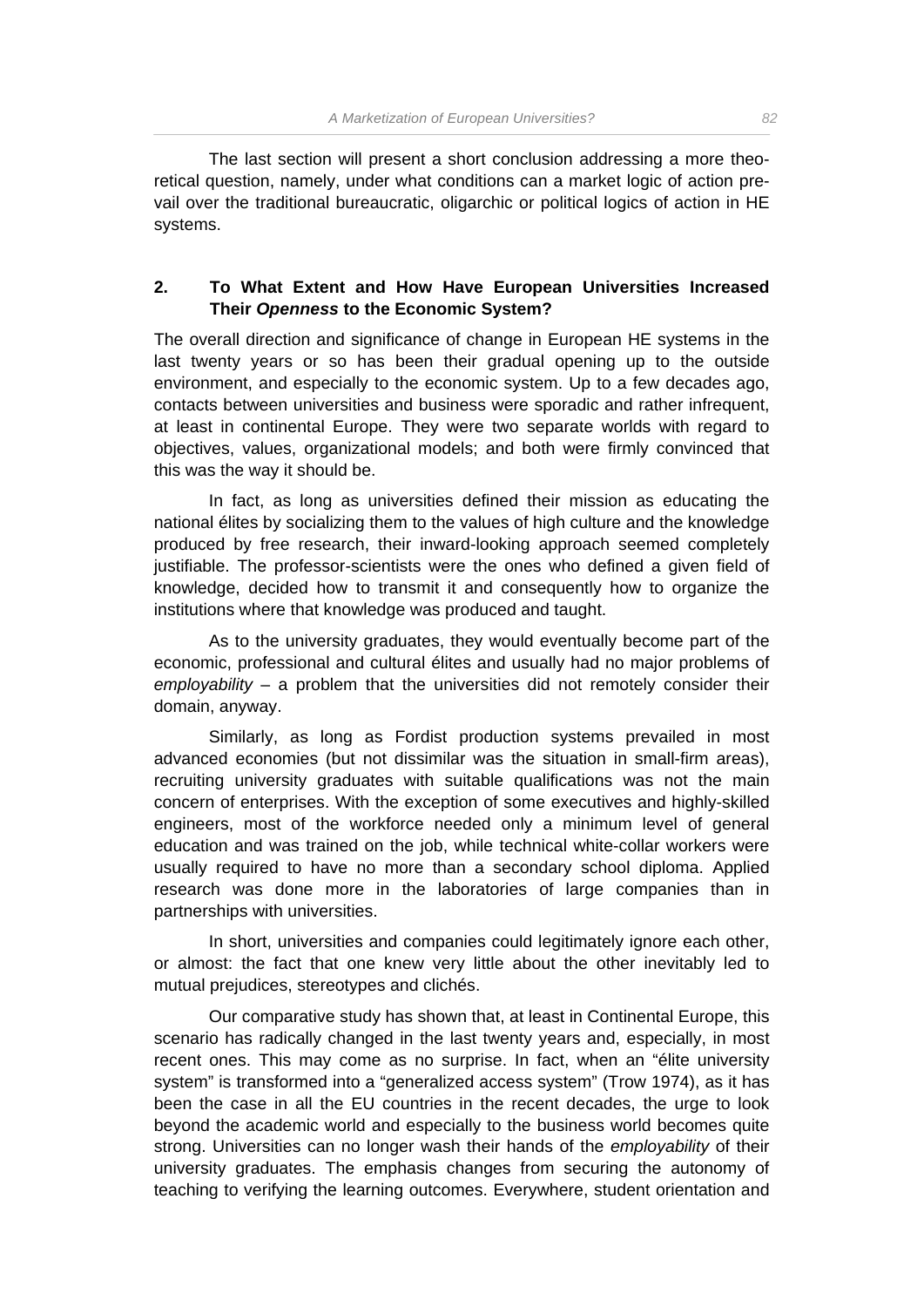The last section will present a short conclusion addressing a more theoretical question, namely, under what conditions can a market logic of action prevail over the traditional bureaucratic, oligarchic or political logics of action in HE systems.

## 2. To What Extent and How Have European Universities Increased Their *Openness* to the Economic System?

The overall direction and significance of change in European HE systems in the last twenty years or so has been their gradual opening up to the outside environment, and especially to the economic system. Up to a few decades ago, contacts between universities and business were sporadic and rather infrequent, at least in continental Europe. They were two separate worlds with regard to objectives, values, organizational models; and both were firmly convinced that this was the way it should be.

In fact, as long as universities defined their mission as educating the national élites by socializing them to the values of high culture and the knowledge produced by free research, their inward-looking approach seemed completely justifiable. The professor-scientists were the ones who defined a given field of knowledge, decided how to transmit it and consequently how to organize the institutions where that knowledge was produced and taught.

As to the university graduates, they would eventually become part of the economic, professional and cultural élites and usually had no major problems of *employability* – a problem that the universities did not remotely consider their domain, anyway.

Similarly, as long as Fordist production systems prevailed in most advanced economies (but not dissimilar was the situation in small-firm areas), recruiting university graduates with suitable qualifications was not the main concern of enterprises. With the exception of some executives and highly-skilled engineers, most of the workforce needed only a minimum level of general education and was trained on the job, while technical white-collar workers were usually required to have no more than a secondary school diploma. Applied research was done more in the laboratories of large companies than in partnerships with universities.

In short, universities and companies could legitimately ignore each other, or almost: the fact that one knew very little about the other inevitably led to mutual prejudices, stereotypes and clichés.

Our comparative study has shown that, at least in Continental Europe, this scenario has radically changed in the last twenty years and, especially, in most recent ones. This may come as no surprise. In fact, when an "élite university system" is transformed into a "generalized access system" (Trow 1974), as it has been the case in all the EU countries in the recent decades, the urge to look beyond the academic world and especially to the business world becomes quite strong. Universities can no longer wash their hands of the *employability* of their university graduates. The emphasis changes from securing the autonomy of teaching to verifying the learning outcomes. Everywhere, student orientation and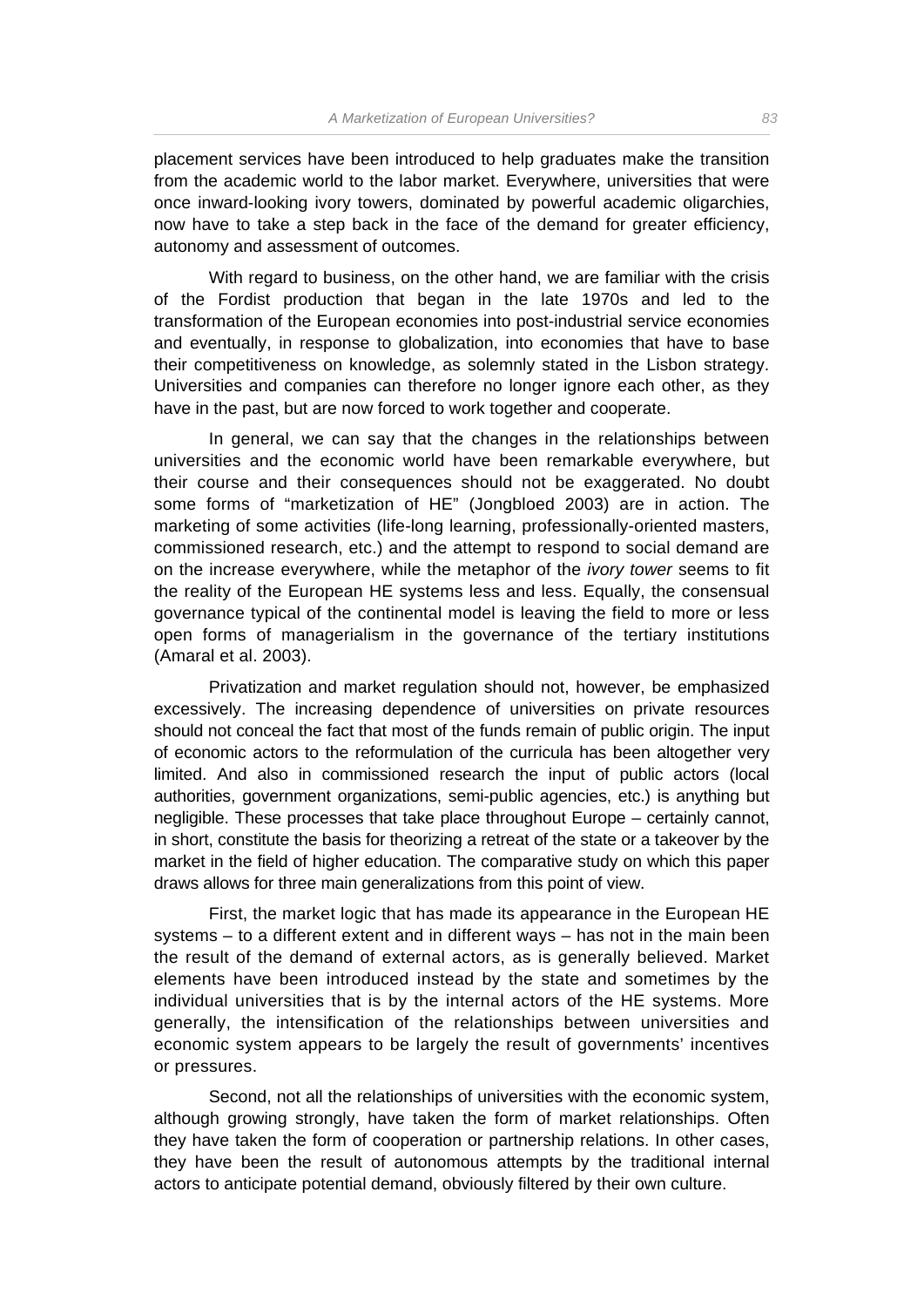placement services have been introduced to help graduates make the transition from the academic world to the labor market. Everywhere, universities that were once inward-looking ivory towers, dominated by powerful academic oligarchies, now have to take a step back in the face of the demand for greater efficiency, autonomy and assessment of outcomes.

With regard to business, on the other hand, we are familiar with the crisis of the Fordist production that began in the late 1970s and led to the transformation of the European economies into post-industrial service economies and eventually, in response to globalization, into economies that have to base their competitiveness on knowledge, as solemnly stated in the Lisbon strategy. Universities and companies can therefore no longer ignore each other, as they have in the past, but are now forced to work together and cooperate.

In general, we can say that the changes in the relationships between universities and the economic world have been remarkable everywhere, but their course and their consequences should not be exaggerated. No doubt some forms of "marketization of HE" (Jongbloed 2003) are in action. The marketing of some activities (life-long learning, professionally-oriented masters, commissioned research, etc.) and the attempt to respond to social demand are on the increase everywhere, while the metaphor of the *ivory tower* seems to fit the reality of the European HE systems less and less. Equally, the consensual governance typical of the continental model is leaving the field to more or less open forms of managerialism in the governance of the tertiary institutions (Amaral et al. 2003).

Privatization and market regulation should not, however, be emphasized excessively. The increasing dependence of universities on private resources should not conceal the fact that most of the funds remain of public origin. The input of economic actors to the reformulation of the curricula has been altogether very limited. And also in commissioned research the input of public actors (local authorities, government organizations, semi-public agencies, etc.) is anything but negligible. These processes that take place throughout Europe – certainly cannot, in short, constitute the basis for theorizing a retreat of the state or a takeover by the market in the field of higher education. The comparative study on which this paper draws allows for three main generalizations from this point of view.

First, the market logic that has made its appearance in the European HE systems – to a different extent and in different ways – has not in the main been the result of the demand of external actors, as is generally believed. Market elements have been introduced instead by the state and sometimes by the individual universities that is by the internal actors of the HE systems. More generally, the intensification of the relationships between universities and economic system appears to be largely the result of governments' incentives or pressures.

Second, not all the relationships of universities with the economic system, although growing strongly, have taken the form of market relationships. Often they have taken the form of cooperation or partnership relations. In other cases, they have been the result of autonomous attempts by the traditional internal actors to anticipate potential demand, obviously filtered by their own culture.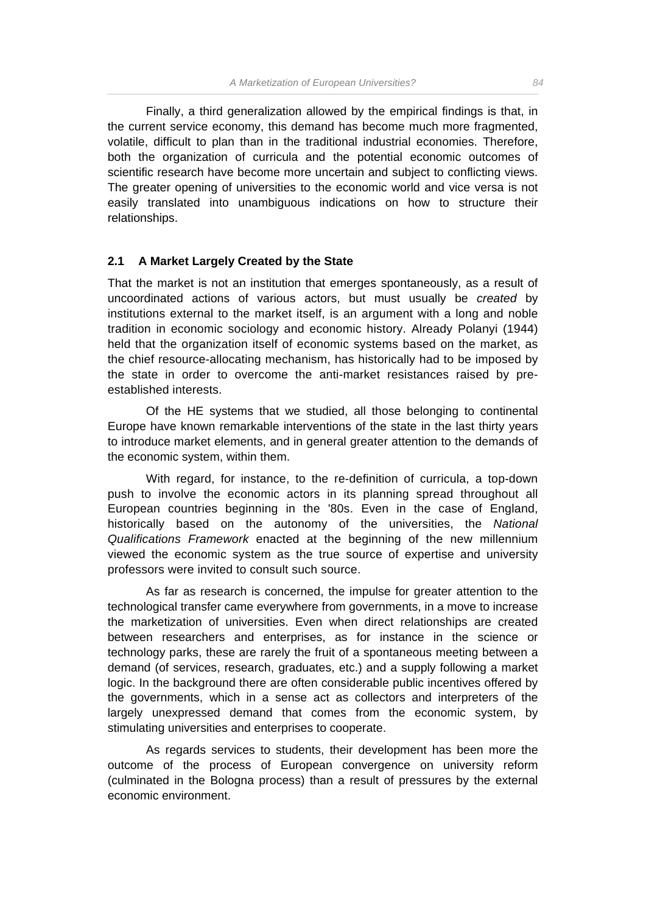Finally, a third generalization allowed by the empirical findings is that, in the current service economy, this demand has become much more fragmented, volatile, difficult to plan than in the traditional industrial economies. Therefore, both the organization of curricula and the potential economic outcomes of scientific research have become more uncertain and subject to conflicting views. The greater opening of universities to the economic world and vice versa is not easily translated into unambiguous indications on how to structure their relationships.

### 2.1 A Market Largely Created by the State

That the market is not an institution that emerges spontaneously, as a result of uncoordinated actions of various actors, but must usually be *created* by institutions external to the market itself, is an argument with a long and noble tradition in economic sociology and economic history. Already Polanyi (1944) held that the organization itself of economic systems based on the market, as the chief resource-allocating mechanism, has historically had to be imposed by the state in order to overcome the anti-market resistances raised by pre-established interests.

Of the HE systems that we studied, all those belonging to continental Europe have known remarkable interventions of the state in the last thirty years to introduce market elements, and in general greater attention to the demands of the economic system, within them.

With regard, for instance, to the re-definition of curricula, a top-down push to involve the economic actors in its planning spread throughout all European countries beginning in the '80s. Even in the case of England, historically based on the autonomy of the universities, the *National Qualifications Framework* enacted at the beginning of the new millennium viewed the economic system as the true source of expertise and university professors were invited to consult such source.

As far as research is concerned, the impulse for greater attention to the technological transfer came everywhere from governments, in a move to increase the marketization of universities. Even when direct relationships are created between researchers and enterprises, as for instance in the science or technology parks, these are rarely the fruit of a spontaneous meeting between a demand (of services, research, graduates, etc.) and a supply following a market logic. In the background there are often considerable public incentives offered by the governments, which in a sense act as collectors and interpreters of the largely unexpressed demand that comes from the economic system, by stimulating universities and enterprises to cooperate.

As regards services to students, their development has been more the outcome of the process of European convergence on university reform (culminated in the Bologna process) than a result of pressures by the external economic environment.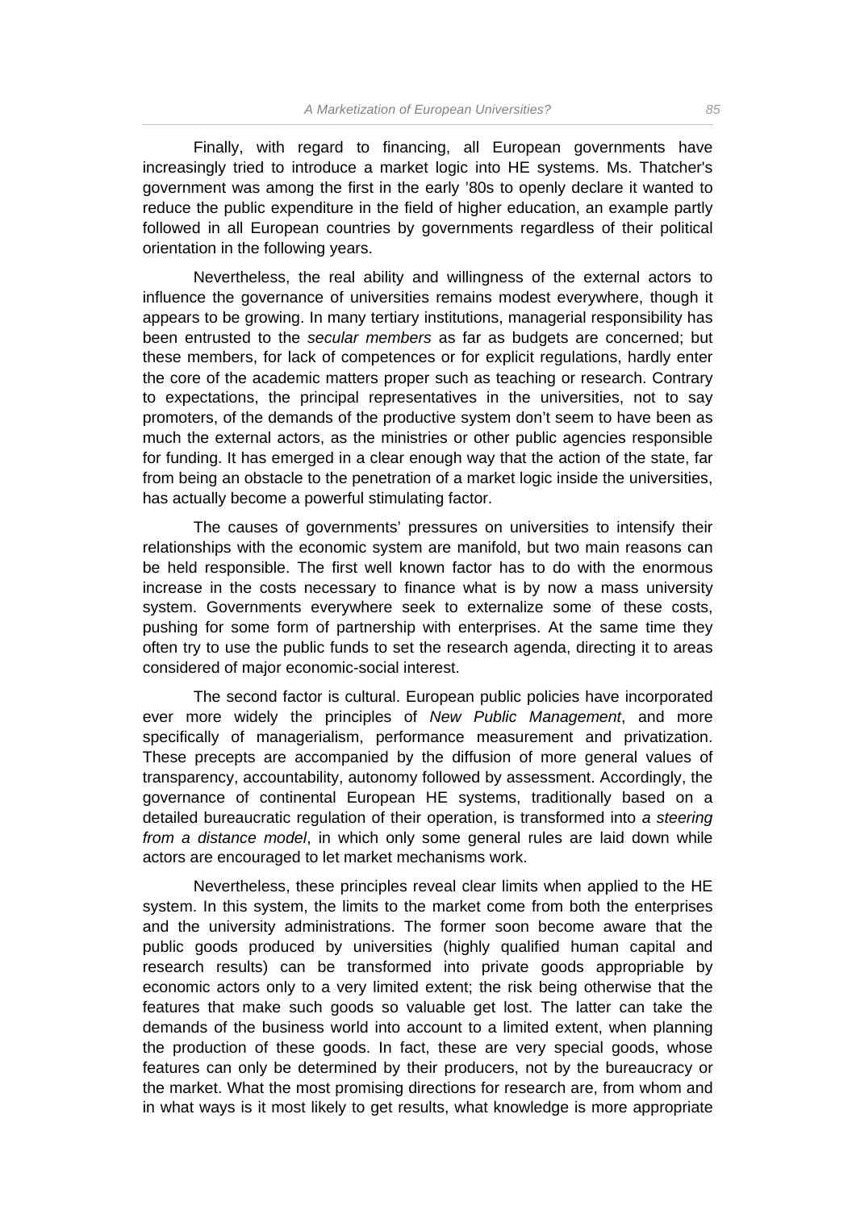Finally, with regard to financing, all European governments have increasingly tried to introduce a market logic into HE systems. Ms. Thatcher's government was among the first in the early ’80s to openly declare it wanted to reduce the public expenditure in the field of higher education, an example partly followed in all European countries by governments regardless of their political orientation in the following years.

Nevertheless, the real ability and willingness of the external actors to influence the governance of universities remains modest everywhere, though it appears to be growing. In many tertiary institutions, managerial responsibility has been entrusted to the *secular members* as far as budgets are concerned; but these members, for lack of competences or for explicit regulations, hardly enter the core of the academic matters proper such as teaching or research. Contrary to expectations, the principal representatives in the universities, not to say promoters, of the demands of the productive system don’t seem to have been as much the external actors, as the ministries or other public agencies responsible for funding. It has emerged in a clear enough way that the action of the state, far from being an obstacle to the penetration of a market logic inside the universities, has actually become a powerful stimulating factor.

The causes of governments’ pressures on universities to intensify their relationships with the economic system are manifold, but two main reasons can be held responsible. The first well known factor has to do with the enormous increase in the costs necessary to finance what is by now a mass university system. Governments everywhere seek to externalize some of these costs, pushing for some form of partnership with enterprises. At the same time they often try to use the public funds to set the research agenda, directing it to areas considered of major economic-social interest.

The second factor is cultural. European public policies have incorporated ever more widely the principles of *New Public Management*, and more specifically of managerialism, performance measurement and privatization. These precepts are accompanied by the diffusion of more general values of transparency, accountability, autonomy followed by assessment. Accordingly, the governance of continental European HE systems, traditionally based on a detailed bureaucratic regulation of their operation, is transformed into *a steering from a distance model*, in which only some general rules are laid down while actors are encouraged to let market mechanisms work.

Nevertheless, these principles reveal clear limits when applied to the HE system. In this system, the limits to the market come from both the enterprises and the university administrations. The former soon become aware that the public goods produced by universities (highly qualified human capital and research results) can be transformed into private goods appropriable by economic actors only to a very limited extent; the risk being otherwise that the features that make such goods so valuable get lost. The latter can take the demands of the business world into account to a limited extent, when planning the production of these goods. In fact, these are very special goods, whose features can only be determined by their producers, not by the bureaucracy or the market. What the most promising directions for research are, from whom and in what ways is it most likely to get results, what knowledge is more appropriate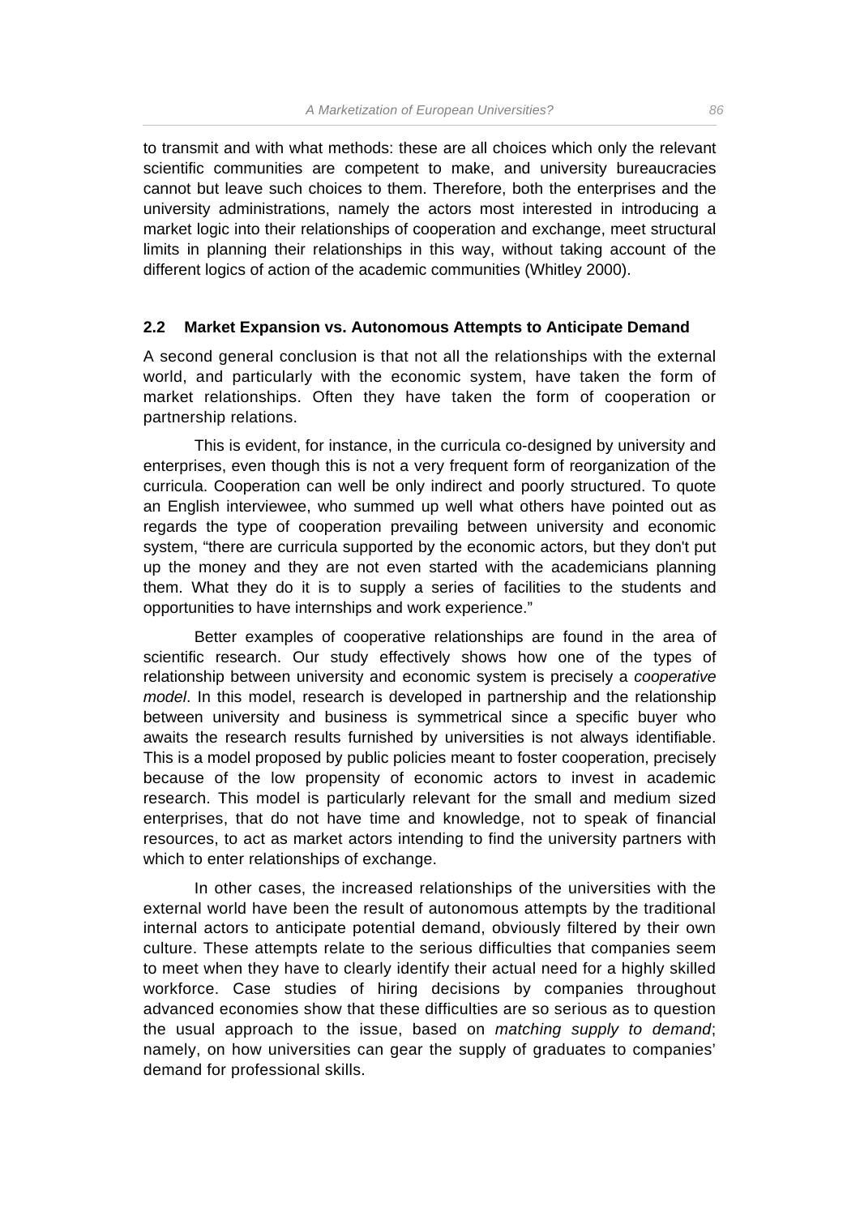to transmit and with what methods: these are all choices which only the relevant scientific communities are competent to make, and university bureaucracies cannot but leave such choices to them. Therefore, both the enterprises and the university administrations, namely the actors most interested in introducing a market logic into their relationships of cooperation and exchange, meet structural limits in planning their relationships in this way, without taking account of the different logics of action of the academic communities (Whitley 2000).

## 2.2 Market Expansion vs. Autonomous Attempts to Anticipate Demand

A second general conclusion is that not all the relationships with the external world, and particularly with the economic system, have taken the form of market relationships. Often they have taken the form of cooperation or partnership relations.

This is evident, for instance, in the curricula co-designed by university and enterprises, even though this is not a very frequent form of reorganization of the curricula. Cooperation can well be only indirect and poorly structured. To quote an English interviewee, who summed up well what others have pointed out as regards the type of cooperation prevailing between university and economic system, "there are curricula supported by the economic actors, but they don't put up the money and they are not even started with the academicians planning them. What they do it is to supply a series of facilities to the students and opportunities to have internships and work experience."

Better examples of cooperative relationships are found in the area of scientific research. Our study effectively shows how one of the types of relationship between university and economic system is precisely a *cooperative model*. In this model, research is developed in partnership and the relationship between university and business is symmetrical since a specific buyer who awaits the research results furnished by universities is not always identifiable. This is a model proposed by public policies meant to foster cooperation, precisely because of the low propensity of economic actors to invest in academic research. This model is particularly relevant for the small and medium sized enterprises, that do not have time and knowledge, not to speak of financial resources, to act as market actors intending to find the university partners with which to enter relationships of exchange.

In other cases, the increased relationships of the universities with the external world have been the result of autonomous attempts by the traditional internal actors to anticipate potential demand, obviously filtered by their own culture. These attempts relate to the serious difficulties that companies seem to meet when they have to clearly identify their actual need for a highly skilled workforce. Case studies of hiring decisions by companies throughout advanced economies show that these difficulties are so serious as to question the usual approach to the issue, based on *matching supply to demand*; namely, on how universities can gear the supply of graduates to companies' demand for professional skills.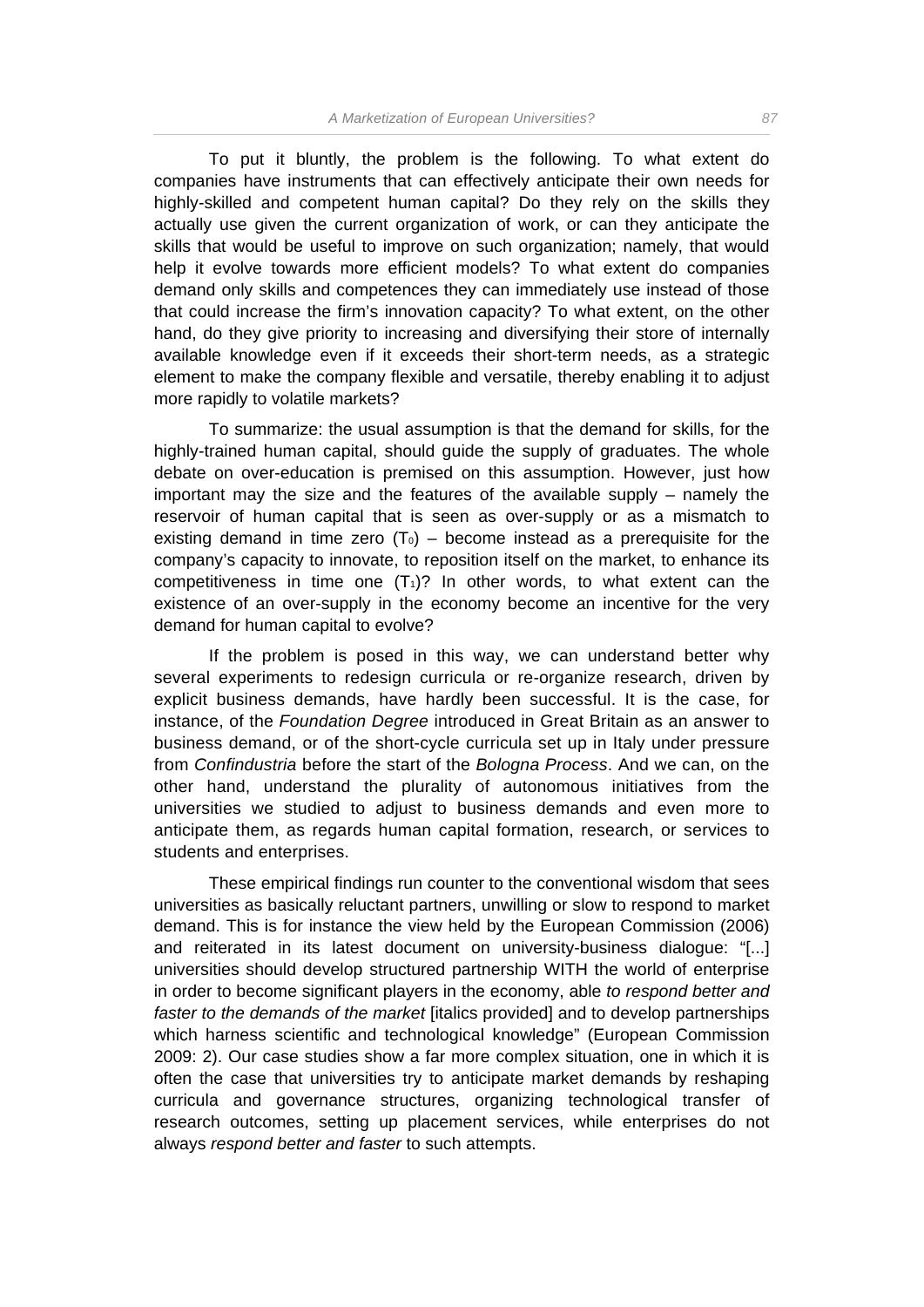To put it bluntly, the problem is the following. To what extent do companies have instruments that can effectively anticipate their own needs for highly-skilled and competent human capital? Do they rely on the skills they actually use given the current organization of work, or can they anticipate the skills that would be useful to improve on such organization; namely, that would help it evolve towards more efficient models? To what extent do companies demand only skills and competences they can immediately use instead of those that could increase the firm's innovation capacity? To what extent, on the other hand, do they give priority to increasing and diversifying their store of internally available knowledge even if it exceeds their short-term needs, as a strategic element to make the company flexible and versatile, thereby enabling it to adjust more rapidly to volatile markets?

To summarize: the usual assumption is that the demand for skills, for the highly-trained human capital, should guide the supply of graduates. The whole debate on over-education is premised on this assumption. However, just how important may the size and the features of the available supply – namely the reservoir of human capital that is seen as over-supply or as a mismatch to existing demand in time zero ($T_0$) – become instead as a prerequisite for the company's capacity to innovate, to reposition itself on the market, to enhance its competitiveness in time one ($T_1$)? In other words, to what extent can the existence of an over-supply in the economy become an incentive for the very demand for human capital to evolve?

If the problem is posed in this way, we can understand better why several experiments to redesign curricula or re-organize research, driven by explicit business demands, have hardly been successful. It is the case, for instance, of the *Foundation Degree* introduced in Great Britain as an answer to business demand, or of the short-cycle curricula set up in Italy under pressure from *Confindustria* before the start of the *Bologna Process*. And we can, on the other hand, understand the plurality of autonomous initiatives from the universities we studied to adjust to business demands and even more to anticipate them, as regards human capital formation, research, or services to students and enterprises.

These empirical findings run counter to the conventional wisdom that sees universities as basically reluctant partners, unwilling or slow to respond to market demand. This is for instance the view held by the European Commission (2006) and reiterated in its latest document on university-business dialogue: "[...] universities should develop structured partnership WITH the world of enterprise in order to become significant players in the economy, able *to respond better and faster to the demands of the market* [italics provided] and to develop partnerships which harness scientific and technological knowledge" (European Commission 2009: 2). Our case studies show a far more complex situation, one in which it is often the case that universities try to anticipate market demands by reshaping curricula and governance structures, organizing technological transfer of research outcomes, setting up placement services, while enterprises do not always *respond better and faster* to such attempts.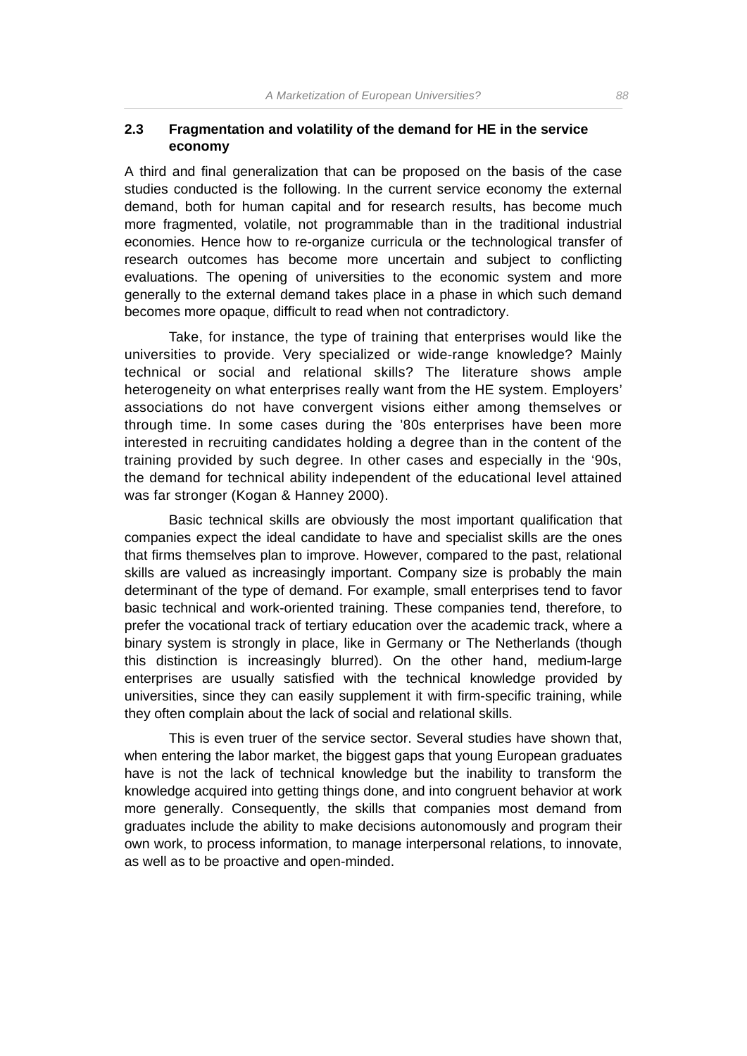## 2.3 Fragmentation and volatility of the demand for HE in the service economy

A third and final generalization that can be proposed on the basis of the case studies conducted is the following. In the current service economy the external demand, both for human capital and for research results, has become much more fragmented, volatile, not programmable than in the traditional industrial economies. Hence how to re-organize curricula or the technological transfer of research outcomes has become more uncertain and subject to conflicting evaluations. The opening of universities to the economic system and more generally to the external demand takes place in a phase in which such demand becomes more opaque, difficult to read when not contradictory.

Take, for instance, the type of training that enterprises would like the universities to provide. Very specialized or wide-range knowledge? Mainly technical or social and relational skills? The literature shows ample heterogeneity on what enterprises really want from the HE system. Employers' associations do not have convergent visions either among themselves or through time. In some cases during the '80s enterprises have been more interested in recruiting candidates holding a degree than in the content of the training provided by such degree. In other cases and especially in the '90s, the demand for technical ability independent of the educational level attained was far stronger (Kogan & Hanney 2000).

Basic technical skills are obviously the most important qualification that companies expect the ideal candidate to have and specialist skills are the ones that firms themselves plan to improve. However, compared to the past, relational skills are valued as increasingly important. Company size is probably the main determinant of the type of demand. For example, small enterprises tend to favor basic technical and work-oriented training. These companies tend, therefore, to prefer the vocational track of tertiary education over the academic track, where a binary system is strongly in place, like in Germany or The Netherlands (though this distinction is increasingly blurred). On the other hand, medium-large enterprises are usually satisfied with the technical knowledge provided by universities, since they can easily supplement it with firm-specific training, while they often complain about the lack of social and relational skills.

This is even truer of the service sector. Several studies have shown that, when entering the labor market, the biggest gaps that young European graduates have is not the lack of technical knowledge but the inability to transform the knowledge acquired into getting things done, and into congruent behavior at work more generally. Consequently, the skills that companies most demand from graduates include the ability to make decisions autonomously and program their own work, to process information, to manage interpersonal relations, to innovate, as well as to be proactive and open-minded.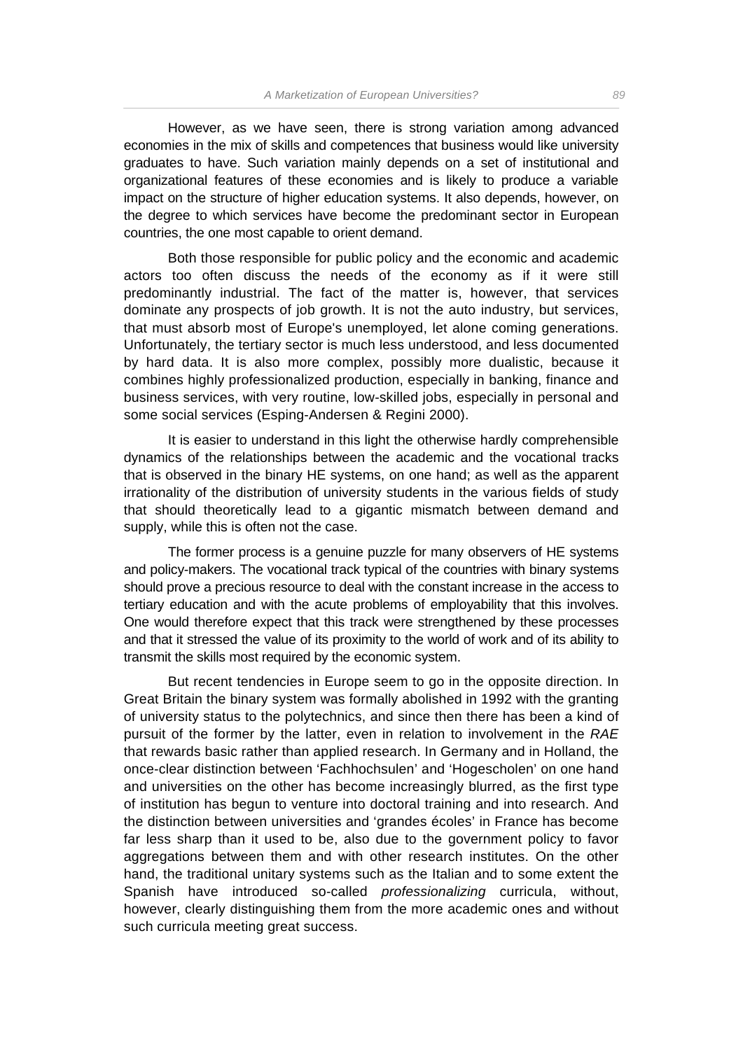However, as we have seen, there is strong variation among advanced economies in the mix of skills and competences that business would like university graduates to have. Such variation mainly depends on a set of institutional and organizational features of these economies and is likely to produce a variable impact on the structure of higher education systems. It also depends, however, on the degree to which services have become the predominant sector in European countries, the one most capable to orient demand.

Both those responsible for public policy and the economic and academic actors too often discuss the needs of the economy as if it were still predominantly industrial. The fact of the matter is, however, that services dominate any prospects of job growth. It is not the auto industry, but services, that must absorb most of Europe's unemployed, let alone coming generations. Unfortunately, the tertiary sector is much less understood, and less documented by hard data. It is also more complex, possibly more dualistic, because it combines highly professionalized production, especially in banking, finance and business services, with very routine, low-skilled jobs, especially in personal and some social services (Esping-Andersen & Regini 2000).

It is easier to understand in this light the otherwise hardly comprehensible dynamics of the relationships between the academic and the vocational tracks that is observed in the binary HE systems, on one hand; as well as the apparent irrationality of the distribution of university students in the various fields of study that should theoretically lead to a gigantic mismatch between demand and supply, while this is often not the case.

The former process is a genuine puzzle for many observers of HE systems and policy-makers. The vocational track typical of the countries with binary systems should prove a precious resource to deal with the constant increase in the access to tertiary education and with the acute problems of employability that this involves. One would therefore expect that this track were strengthened by these processes and that it stressed the value of its proximity to the world of work and of its ability to transmit the skills most required by the economic system.

But recent tendencies in Europe seem to go in the opposite direction. In Great Britain the binary system was formally abolished in 1992 with the granting of university status to the polytechnics, and since then there has been a kind of pursuit of the former by the latter, even in relation to involvement in the *RAE* that rewards basic rather than applied research. In Germany and in Holland, the once-clear distinction between 'Fachhochsulen' and 'Hogescholen' on one hand and universities on the other has become increasingly blurred, as the first type of institution has begun to venture into doctoral training and into research. And the distinction between universities and 'grandes écoles' in France has become far less sharp than it used to be, also due to the government policy to favor aggregations between them and with other research institutes. On the other hand, the traditional unitary systems such as the Italian and to some extent the Spanish have introduced so-called *professionalizing* curricula, without, however, clearly distinguishing them from the more academic ones and without such curricula meeting great success.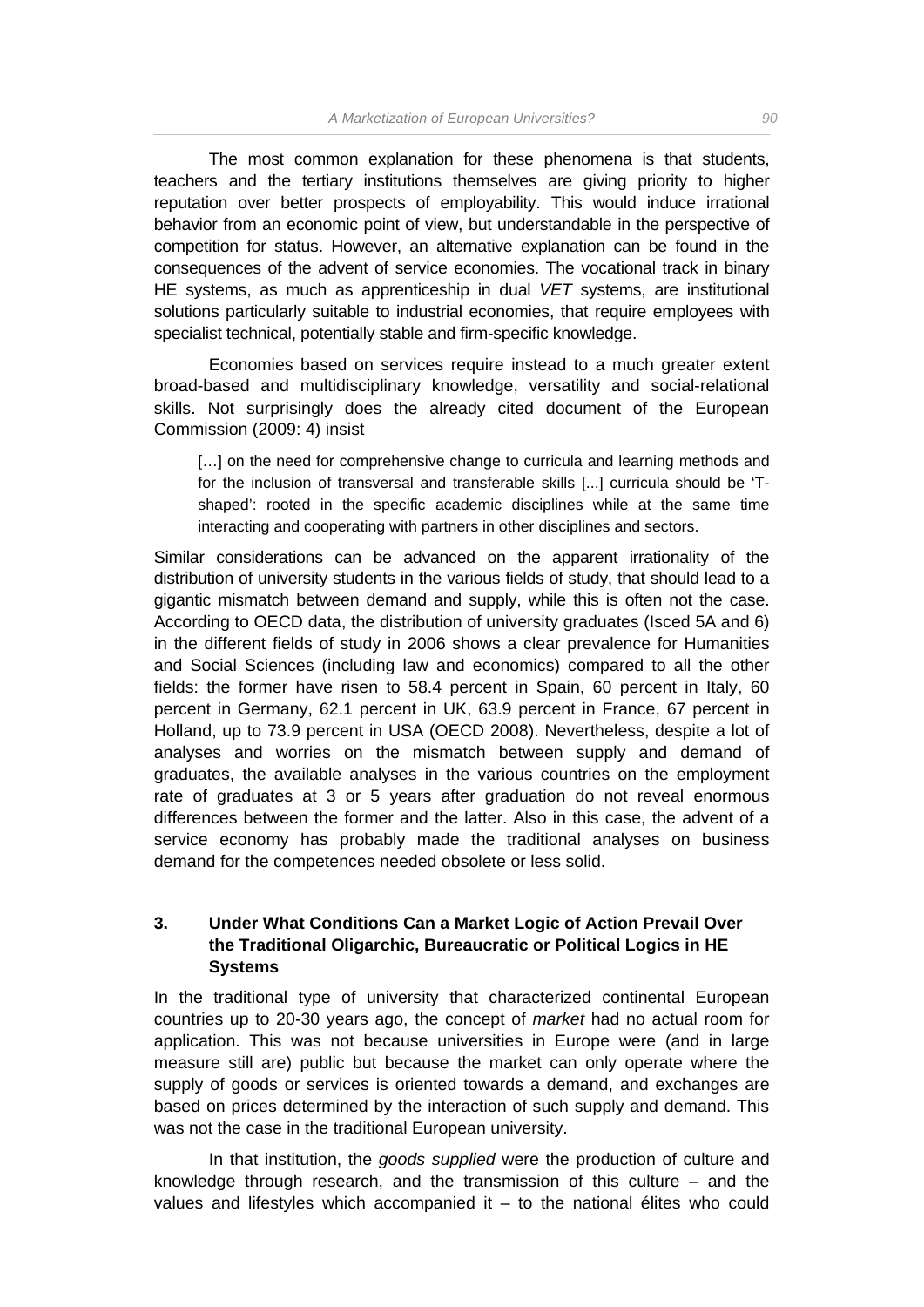The most common explanation for these phenomena is that students, teachers and the tertiary institutions themselves are giving priority to higher reputation over better prospects of employability. This would induce irrational behavior from an economic point of view, but understandable in the perspective of competition for status. However, an alternative explanation can be found in the consequences of the advent of service economies. The vocational track in binary HE systems, as much as apprenticeship in dual *VET* systems, are institutional solutions particularly suitable to industrial economies, that require employees with specialist technical, potentially stable and firm-specific knowledge.

Economies based on services require instead to a much greater extent broad-based and multidisciplinary knowledge, versatility and social-relational skills. Not surprisingly does the already cited document of the European Commission (2009: 4) insist

> […] on the need for comprehensive change to curricula and learning methods and for the inclusion of transversal and transferable skills [...] curricula should be 'T-shaped': rooted in the specific academic disciplines while at the same time interacting and cooperating with partners in other disciplines and sectors.

Similar considerations can be advanced on the apparent irrationality of the distribution of university students in the various fields of study, that should lead to a gigantic mismatch between demand and supply, while this is often not the case. According to OECD data, the distribution of university graduates (Isced 5A and 6) in the different fields of study in 2006 shows a clear prevalence for Humanities and Social Sciences (including law and economics) compared to all the other fields: the former have risen to 58.4 percent in Spain, 60 percent in Italy, 60 percent in Germany, 62.1 percent in UK, 63.9 percent in France, 67 percent in Holland, up to 73.9 percent in USA (OECD 2008). Nevertheless, despite a lot of analyses and worries on the mismatch between supply and demand of graduates, the available analyses in the various countries on the employment rate of graduates at 3 or 5 years after graduation do not reveal enormous differences between the former and the latter. Also in this case, the advent of a service economy has probably made the traditional analyses on business demand for the competences needed obsolete or less solid.

## 3. Under What Conditions Can a Market Logic of Action Prevail Over the Traditional Oligarchic, Bureaucratic or Political Logics in HE Systems

In the traditional type of university that characterized continental European countries up to 20-30 years ago, the concept of *market* had no actual room for application. This was not because universities in Europe were (and in large measure still are) public but because the market can only operate where the supply of goods or services is oriented towards a demand, and exchanges are based on prices determined by the interaction of such supply and demand. This was not the case in the traditional European university.

In that institution, the *goods supplied* were the production of culture and knowledge through research, and the transmission of this culture – and the values and lifestyles which accompanied it – to the national élites who could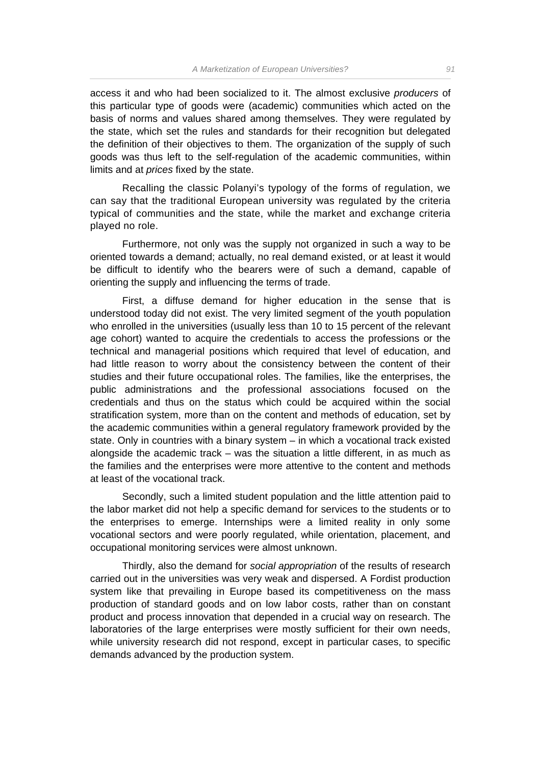access it and who had been socialized to it. The almost exclusive *producers* of this particular type of goods were (academic) communities which acted on the basis of norms and values shared among themselves. They were regulated by the state, which set the rules and standards for their recognition but delegated the definition of their objectives to them. The organization of the supply of such goods was thus left to the self-regulation of the academic communities, within limits and at *prices* fixed by the state.

Recalling the classic Polanyi's typology of the forms of regulation, we can say that the traditional European university was regulated by the criteria typical of communities and the state, while the market and exchange criteria played no role.

Furthermore, not only was the supply not organized in such a way to be oriented towards a demand; actually, no real demand existed, or at least it would be difficult to identify who the bearers were of such a demand, capable of orienting the supply and influencing the terms of trade.

First, a diffuse demand for higher education in the sense that is understood today did not exist. The very limited segment of the youth population who enrolled in the universities (usually less than 10 to 15 percent of the relevant age cohort) wanted to acquire the credentials to access the professions or the technical and managerial positions which required that level of education, and had little reason to worry about the consistency between the content of their studies and their future occupational roles. The families, like the enterprises, the public administrations and the professional associations focused on the credentials and thus on the status which could be acquired within the social stratification system, more than on the content and methods of education, set by the academic communities within a general regulatory framework provided by the state. Only in countries with a binary system – in which a vocational track existed alongside the academic track – was the situation a little different, in as much as the families and the enterprises were more attentive to the content and methods at least of the vocational track.

Secondly, such a limited student population and the little attention paid to the labor market did not help a specific demand for services to the students or to the enterprises to emerge. Internships were a limited reality in only some vocational sectors and were poorly regulated, while orientation, placement, and occupational monitoring services were almost unknown.

Thirdly, also the demand for *social appropriation* of the results of research carried out in the universities was very weak and dispersed. A Fordist production system like that prevailing in Europe based its competitiveness on the mass production of standard goods and on low labor costs, rather than on constant product and process innovation that depended in a crucial way on research. The laboratories of the large enterprises were mostly sufficient for their own needs, while university research did not respond, except in particular cases, to specific demands advanced by the production system.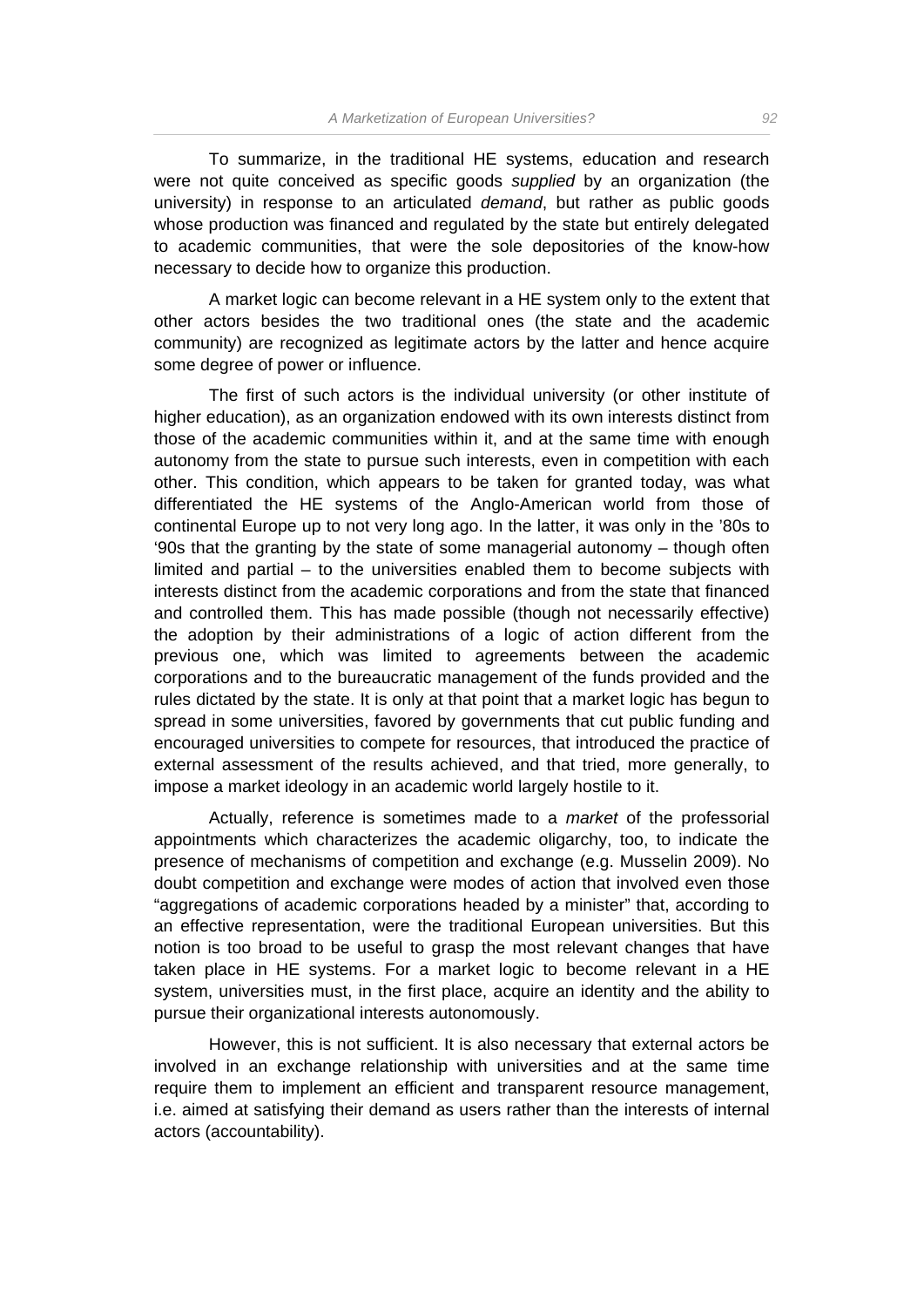To summarize, in the traditional HE systems, education and research were not quite conceived as specific goods *supplied* by an organization (the university) in response to an articulated *demand*, but rather as public goods whose production was financed and regulated by the state but entirely delegated to academic communities, that were the sole depositories of the know-how necessary to decide how to organize this production.

A market logic can become relevant in a HE system only to the extent that other actors besides the two traditional ones (the state and the academic community) are recognized as legitimate actors by the latter and hence acquire some degree of power or influence.

The first of such actors is the individual university (or other institute of higher education), as an organization endowed with its own interests distinct from those of the academic communities within it, and at the same time with enough autonomy from the state to pursue such interests, even in competition with each other. This condition, which appears to be taken for granted today, was what differentiated the HE systems of the Anglo-American world from those of continental Europe up to not very long ago. In the latter, it was only in the '80s to '90s that the granting by the state of some managerial autonomy – though often limited and partial – to the universities enabled them to become subjects with interests distinct from the academic corporations and from the state that financed and controlled them. This has made possible (though not necessarily effective) the adoption by their administrations of a logic of action different from the previous one, which was limited to agreements between the academic corporations and to the bureaucratic management of the funds provided and the rules dictated by the state. It is only at that point that a market logic has begun to spread in some universities, favored by governments that cut public funding and encouraged universities to compete for resources, that introduced the practice of external assessment of the results achieved, and that tried, more generally, to impose a market ideology in an academic world largely hostile to it.

Actually, reference is sometimes made to a *market* of the professorial appointments which characterizes the academic oligarchy, too, to indicate the presence of mechanisms of competition and exchange (e.g. Musselin 2009). No doubt competition and exchange were modes of action that involved even those "aggregations of academic corporations headed by a minister" that, according to an effective representation, were the traditional European universities. But this notion is too broad to be useful to grasp the most relevant changes that have taken place in HE systems. For a market logic to become relevant in a HE system, universities must, in the first place, acquire an identity and the ability to pursue their organizational interests autonomously.

However, this is not sufficient. It is also necessary that external actors be involved in an exchange relationship with universities and at the same time require them to implement an efficient and transparent resource management, i.e. aimed at satisfying their demand as users rather than the interests of internal actors (accountability).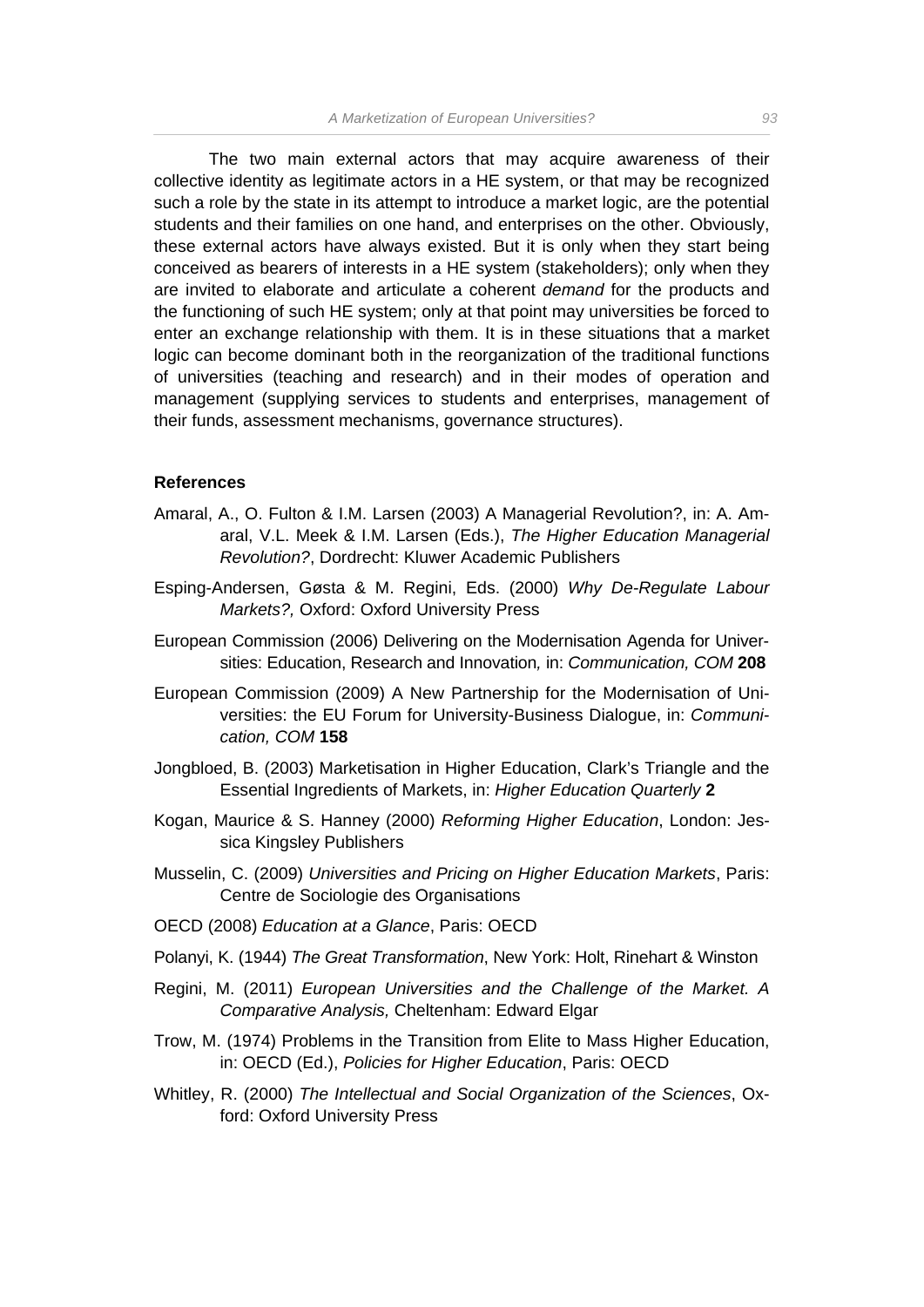The two main external actors that may acquire awareness of their collective identity as legitimate actors in a HE system, or that may be recognized such a role by the state in its attempt to introduce a market logic, are the potential students and their families on one hand, and enterprises on the other. Obviously, these external actors have always existed. But it is only when they start being conceived as bearers of interests in a HE system (stakeholders); only when they are invited to elaborate and articulate a coherent *demand* for the products and the functioning of such HE system; only at that point may universities be forced to enter an exchange relationship with them. It is in these situations that a market logic can become dominant both in the reorganization of the traditional functions of universities (teaching and research) and in their modes of operation and management (supplying services to students and enterprises, management of their funds, assessment mechanisms, governance structures).

### References

Amaral, A., O. Fulton & I.M. Larsen (2003) A Managerial Revolution?, in: A. Amaral, V.L. Meek & I.M. Larsen (Eds.), *The Higher Education Managerial Revolution?*, Dordrecht: Kluwer Academic Publishers

Esping-Andersen, Gøsta & M. Regini, Eds. (2000) *Why De-Regulate Labour Markets?,* Oxford: Oxford University Press

European Commission (2006) Delivering on the Modernisation Agenda for Universities: Education, Research and Innovation*,* in: *Communication, COM* **208**

European Commission (2009) A New Partnership for the Modernisation of Universities: the EU Forum for University-Business Dialogue, in: *Communication, COM* **158**

Jongbloed, B. (2003) Marketisation in Higher Education, Clark's Triangle and the Essential Ingredients of Markets, in: *Higher Education Quarterly* **2**

Kogan, Maurice & S. Hanney (2000) *Reforming Higher Education*, London: Jessica Kingsley Publishers

Musselin, C. (2009) *Universities and Pricing on Higher Education Markets*, Paris: Centre de Sociologie des Organisations

OECD (2008) *Education at a Glance*, Paris: OECD

Polanyi, K. (1944) *The Great Transformation*, New York: Holt, Rinehart & Winston

Regini, M. (2011) *European Universities and the Challenge of the Market. A Comparative Analysis,* Cheltenham: Edward Elgar

Trow, M. (1974) Problems in the Transition from Elite to Mass Higher Education, in: OECD (Ed.), *Policies for Higher Education*, Paris: OECD

Whitley, R. (2000) *The Intellectual and Social Organization of the Sciences*, Oxford: Oxford University Press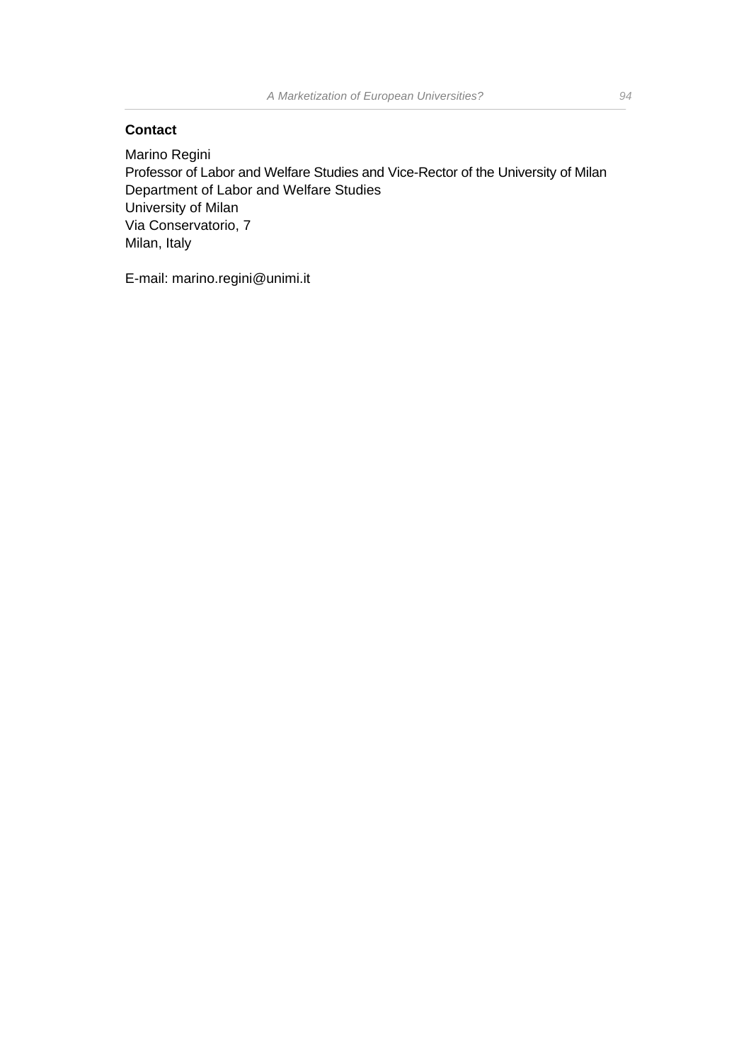## Contact

Marino Regini
Professor of Labor and Welfare Studies and Vice-Rector of the University of Milan
Department of Labor and Welfare Studies
University of Milan
Via Conservatorio, 7
Milan, Italy

E-mail: marino.regini@unimi.it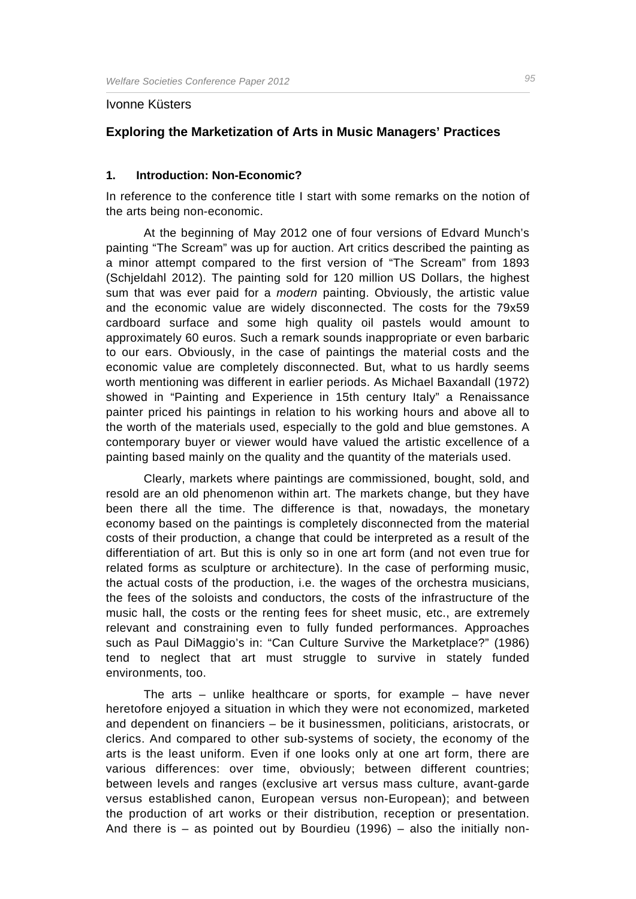Ivonne Küsters

## Exploring the Marketization of Arts in Music Managers' Practices

### 1. Introduction: Non-Economic?

In reference to the conference title I start with some remarks on the notion of the arts being non-economic.

At the beginning of May 2012 one of four versions of Edvard Munch's painting "The Scream" was up for auction. Art critics described the painting as a minor attempt compared to the first version of "The Scream" from 1893 (Schjeldahl 2012). The painting sold for 120 million US Dollars, the highest sum that was ever paid for a *modern* painting. Obviously, the artistic value and the economic value are widely disconnected. The costs for the 79x59 cardboard surface and some high quality oil pastels would amount to approximately 60 euros. Such a remark sounds inappropriate or even barbaric to our ears. Obviously, in the case of paintings the material costs and the economic value are completely disconnected. But, what to us hardly seems worth mentioning was different in earlier periods. As Michael Baxandall (1972) showed in "Painting and Experience in 15th century Italy" a Renaissance painter priced his paintings in relation to his working hours and above all to the worth of the materials used, especially to the gold and blue gemstones. A contemporary buyer or viewer would have valued the artistic excellence of a painting based mainly on the quality and the quantity of the materials used.

Clearly, markets where paintings are commissioned, bought, sold, and resold are an old phenomenon within art. The markets change, but they have been there all the time. The difference is that, nowadays, the monetary economy based on the paintings is completely disconnected from the material costs of their production, a change that could be interpreted as a result of the differentiation of art. But this is only so in one art form (and not even true for related forms as sculpture or architecture). In the case of performing music, the actual costs of the production, i.e. the wages of the orchestra musicians, the fees of the soloists and conductors, the costs of the infrastructure of the music hall, the costs or the renting fees for sheet music, etc., are extremely relevant and constraining even to fully funded performances. Approaches such as Paul DiMaggio's in: "Can Culture Survive the Marketplace?" (1986) tend to neglect that art must struggle to survive in stately funded environments, too.

The arts – unlike healthcare or sports, for example – have never heretofore enjoyed a situation in which they were not economized, marketed and dependent on financiers – be it businessmen, politicians, aristocrats, or clerics. And compared to other sub-systems of society, the economy of the arts is the least uniform. Even if one looks only at one art form, there are various differences: over time, obviously; between different countries; between levels and ranges (exclusive art versus mass culture, avant-garde versus established canon, European versus non-European); and between the production of art works or their distribution, reception or presentation. And there is – as pointed out by Bourdieu (1996) – also the initially non-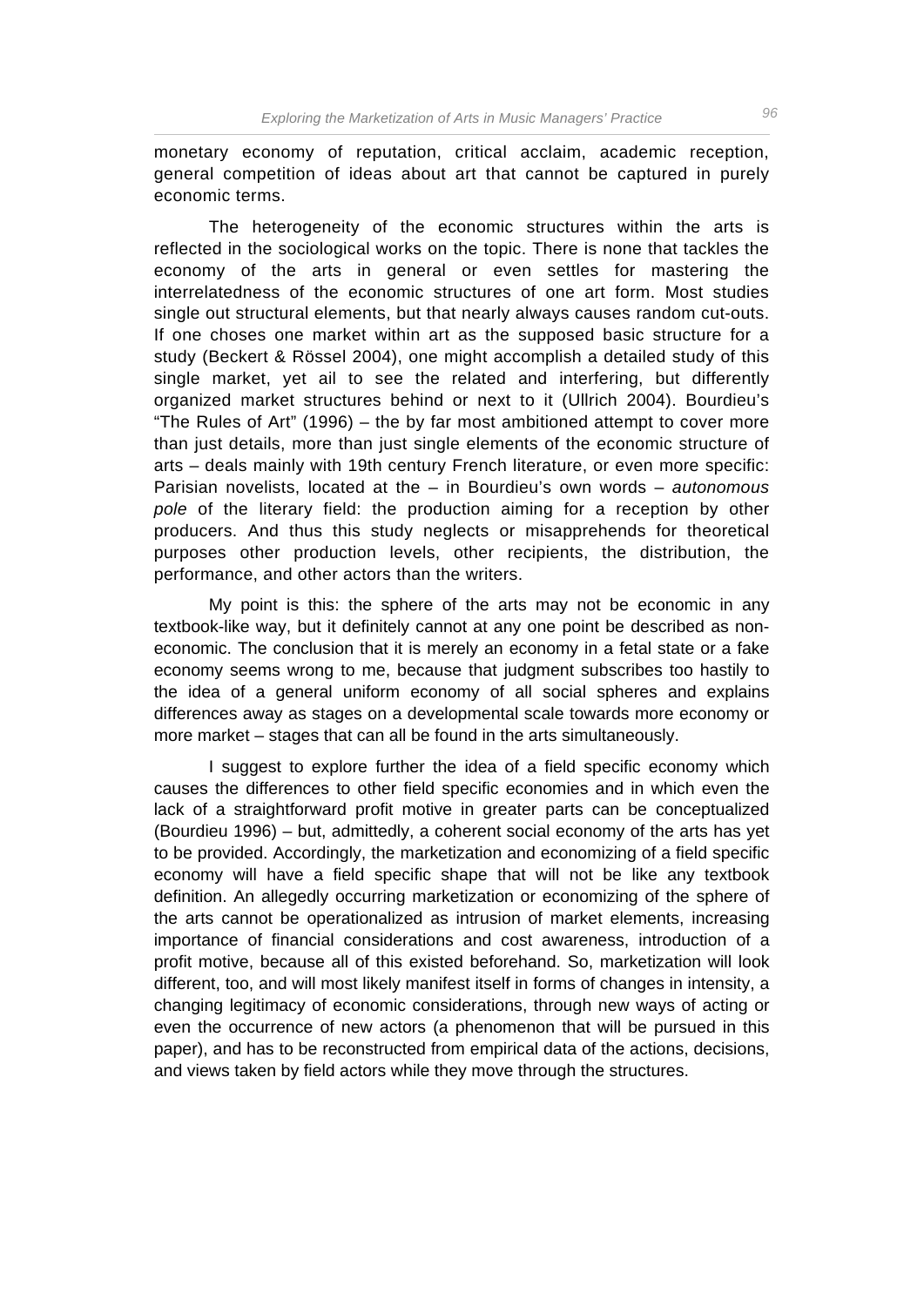monetary economy of reputation, critical acclaim, academic reception, general competition of ideas about art that cannot be captured in purely economic terms.

The heterogeneity of the economic structures within the arts is reflected in the sociological works on the topic. There is none that tackles the economy of the arts in general or even settles for mastering the interrelatedness of the economic structures of one art form. Most studies single out structural elements, but that nearly always causes random cut-outs. If one choses one market within art as the supposed basic structure for a study (Beckert & Rössel 2004), one might accomplish a detailed study of this single market, yet ail to see the related and interfering, but differently organized market structures behind or next to it (Ullrich 2004). Bourdieu's "The Rules of Art" (1996) – the by far most ambitioned attempt to cover more than just details, more than just single elements of the economic structure of arts – deals mainly with 19th century French literature, or even more specific: Parisian novelists, located at the – in Bourdieu's own words – *autonomous pole* of the literary field: the production aiming for a reception by other producers. And thus this study neglects or misapprehends for theoretical purposes other production levels, other recipients, the distribution, the performance, and other actors than the writers.

My point is this: the sphere of the arts may not be economic in any textbook-like way, but it definitely cannot at any one point be described as non-economic. The conclusion that it is merely an economy in a fetal state or a fake economy seems wrong to me, because that judgment subscribes too hastily to the idea of a general uniform economy of all social spheres and explains differences away as stages on a developmental scale towards more economy or more market – stages that can all be found in the arts simultaneously.

I suggest to explore further the idea of a field specific economy which causes the differences to other field specific economies and in which even the lack of a straightforward profit motive in greater parts can be conceptualized (Bourdieu 1996) – but, admittedly, a coherent social economy of the arts has yet to be provided. Accordingly, the marketization and economizing of a field specific economy will have a field specific shape that will not be like any textbook definition. An allegedly occurring marketization or economizing of the sphere of the arts cannot be operationalized as intrusion of market elements, increasing importance of financial considerations and cost awareness, introduction of a profit motive, because all of this existed beforehand. So, marketization will look different, too, and will most likely manifest itself in forms of changes in intensity, a changing legitimacy of economic considerations, through new ways of acting or even the occurrence of new actors (a phenomenon that will be pursued in this paper), and has to be reconstructed from empirical data of the actions, decisions, and views taken by field actors while they move through the structures.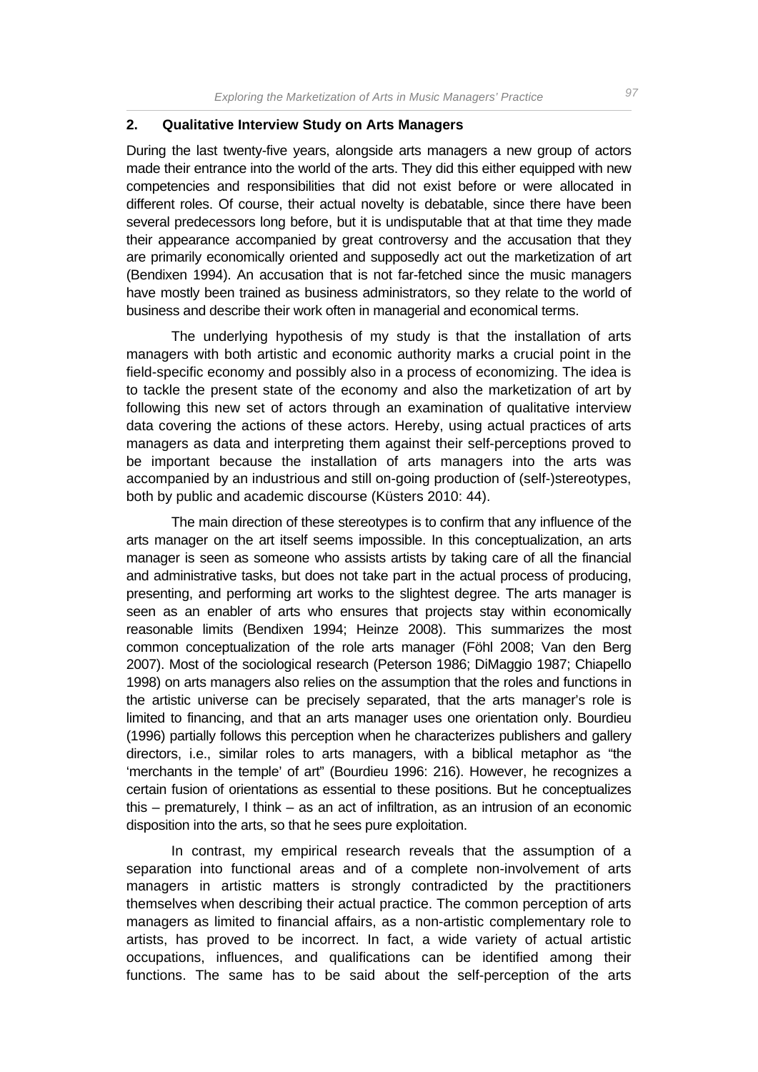## 2. Qualitative Interview Study on Arts Managers

During the last twenty-five years, alongside arts managers a new group of actors made their entrance into the world of the arts. They did this either equipped with new competencies and responsibilities that did not exist before or were allocated in different roles. Of course, their actual novelty is debatable, since there have been several predecessors long before, but it is undisputable that at that time they made their appearance accompanied by great controversy and the accusation that they are primarily economically oriented and supposedly act out the marketization of art (Bendixen 1994). An accusation that is not far-fetched since the music managers have mostly been trained as business administrators, so they relate to the world of business and describe their work often in managerial and economical terms.

The underlying hypothesis of my study is that the installation of arts managers with both artistic and economic authority marks a crucial point in the field-specific economy and possibly also in a process of economizing. The idea is to tackle the present state of the economy and also the marketization of art by following this new set of actors through an examination of qualitative interview data covering the actions of these actors. Hereby, using actual practices of arts managers as data and interpreting them against their self-perceptions proved to be important because the installation of arts managers into the arts was accompanied by an industrious and still on-going production of (self-)stereotypes, both by public and academic discourse (Küsters 2010: 44).

The main direction of these stereotypes is to confirm that any influence of the arts manager on the art itself seems impossible. In this conceptualization, an arts manager is seen as someone who assists artists by taking care of all the financial and administrative tasks, but does not take part in the actual process of producing, presenting, and performing art works to the slightest degree. The arts manager is seen as an enabler of arts who ensures that projects stay within economically reasonable limits (Bendixen 1994; Heinze 2008). This summarizes the most common conceptualization of the role arts manager (Föhl 2008; Van den Berg 2007). Most of the sociological research (Peterson 1986; DiMaggio 1987; Chiapello 1998) on arts managers also relies on the assumption that the roles and functions in the artistic universe can be precisely separated, that the arts manager's role is limited to financing, and that an arts manager uses one orientation only. Bourdieu (1996) partially follows this perception when he characterizes publishers and gallery directors, i.e., similar roles to arts managers, with a biblical metaphor as "the 'merchants in the temple' of art" (Bourdieu 1996: 216). However, he recognizes a certain fusion of orientations as essential to these positions. But he conceptualizes this – prematurely, I think – as an act of infiltration, as an intrusion of an economic disposition into the arts, so that he sees pure exploitation.

In contrast, my empirical research reveals that the assumption of a separation into functional areas and of a complete non-involvement of arts managers in artistic matters is strongly contradicted by the practitioners themselves when describing their actual practice. The common perception of arts managers as limited to financial affairs, as a non-artistic complementary role to artists, has proved to be incorrect. In fact, a wide variety of actual artistic occupations, influences, and qualifications can be identified among their functions. The same has to be said about the self-perception of the arts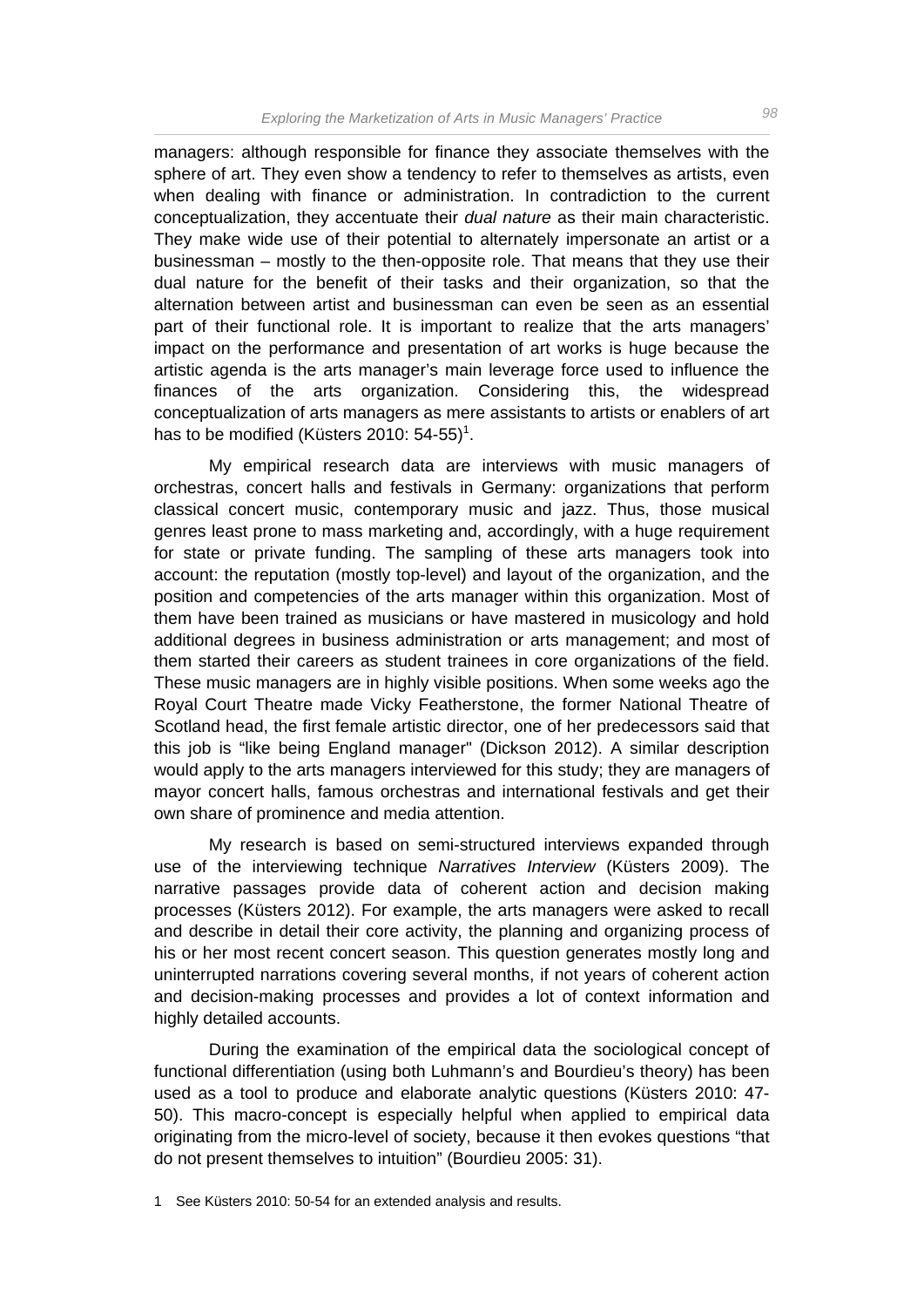managers: although responsible for finance they associate themselves with the sphere of art. They even show a tendency to refer to themselves as artists, even when dealing with finance or administration. In contradiction to the current conceptualization, they accentuate their *dual nature* as their main characteristic. They make wide use of their potential to alternately impersonate an artist or a businessman – mostly to the then-opposite role. That means that they use their dual nature for the benefit of their tasks and their organization, so that the alternation between artist and businessman can even be seen as an essential part of their functional role. It is important to realize that the arts managers' impact on the performance and presentation of art works is huge because the artistic agenda is the arts manager's main leverage force used to influence the finances of the arts organization. Considering this, the widespread conceptualization of arts managers as mere assistants to artists or enablers of art has to be modified (Küsters 2010: 54-55)[1].

My empirical research data are interviews with music managers of orchestras, concert halls and festivals in Germany: organizations that perform classical concert music, contemporary music and jazz. Thus, those musical genres least prone to mass marketing and, accordingly, with a huge requirement for state or private funding. The sampling of these arts managers took into account: the reputation (mostly top-level) and layout of the organization, and the position and competencies of the arts manager within this organization. Most of them have been trained as musicians or have mastered in musicology and hold additional degrees in business administration or arts management; and most of them started their careers as student trainees in core organizations of the field. These music managers are in highly visible positions. When some weeks ago the Royal Court Theatre made Vicky Featherstone, the former National Theatre of Scotland head, the first female artistic director, one of her predecessors said that this job is "like being England manager" (Dickson 2012). A similar description would apply to the arts managers interviewed for this study; they are managers of mayor concert halls, famous orchestras and international festivals and get their own share of prominence and media attention.

My research is based on semi-structured interviews expanded through use of the interviewing technique *Narratives Interview* (Küsters 2009). The narrative passages provide data of coherent action and decision making processes (Küsters 2012). For example, the arts managers were asked to recall and describe in detail their core activity, the planning and organizing process of his or her most recent concert season. This question generates mostly long and uninterrupted narrations covering several months, if not years of coherent action and decision-making processes and provides a lot of context information and highly detailed accounts.

During the examination of the empirical data the sociological concept of functional differentiation (using both Luhmann's and Bourdieu's theory) has been used as a tool to produce and elaborate analytic questions (Küsters 2010: 47-50). This macro-concept is especially helpful when applied to empirical data originating from the micro-level of society, because it then evokes questions "that do not present themselves to intuition" (Bourdieu 2005: 31).

1 See Küsters 2010: 50-54 for an extended analysis and results.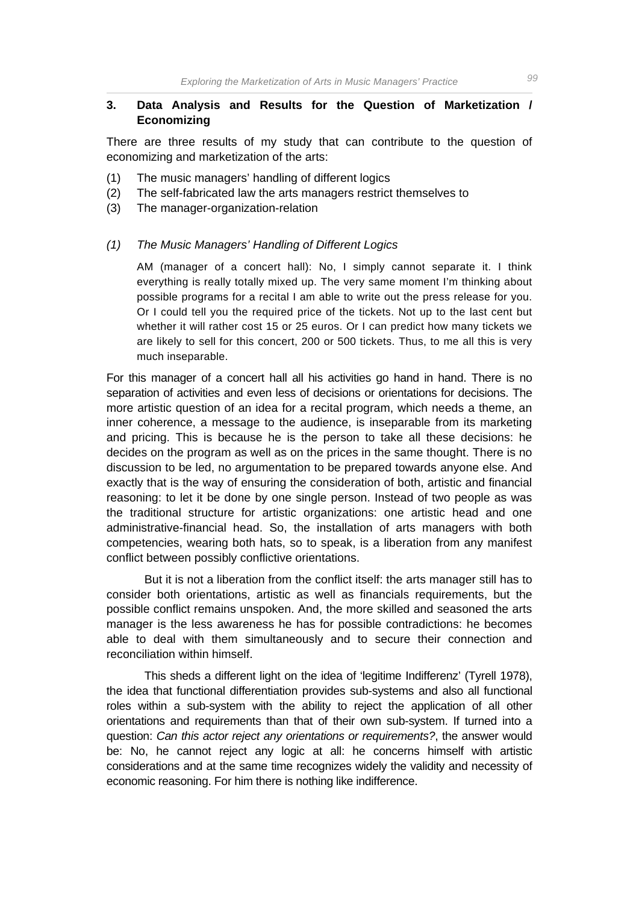## 3. Data Analysis and Results for the Question of Marketization / Economizing

There are three results of my study that can contribute to the question of economizing and marketization of the arts:

(1) The music managers' handling of different logics
(2) The self-fabricated law the arts managers restrict themselves to
(3) The manager-organization-relation

### *(1) The Music Managers' Handling of Different Logics*

> AM (manager of a concert hall): No, I simply cannot separate it. I think everything is really totally mixed up. The very same moment I'm thinking about possible programs for a recital I am able to write out the press release for you. Or I could tell you the required price of the tickets. Not up to the last cent but whether it will rather cost 15 or 25 euros. Or I can predict how many tickets we are likely to sell for this concert, 200 or 500 tickets. Thus, to me all this is very much inseparable.

For this manager of a concert hall all his activities go hand in hand. There is no separation of activities and even less of decisions or orientations for decisions. The more artistic question of an idea for a recital program, which needs a theme, an inner coherence, a message to the audience, is inseparable from its marketing and pricing. This is because he is the person to take all these decisions: he decides on the program as well as on the prices in the same thought. There is no discussion to be led, no argumentation to be prepared towards anyone else. And exactly that is the way of ensuring the consideration of both, artistic and financial reasoning: to let it be done by one single person. Instead of two people as was the traditional structure for artistic organizations: one artistic head and one administrative-financial head. So, the installation of arts managers with both competencies, wearing both hats, so to speak, is a liberation from any manifest conflict between possibly conflictive orientations.

But it is not a liberation from the conflict itself: the arts manager still has to consider both orientations, artistic as well as financials requirements, but the possible conflict remains unspoken. And, the more skilled and seasoned the arts manager is the less awareness he has for possible contradictions: he becomes able to deal with them simultaneously and to secure their connection and reconciliation within himself.

This sheds a different light on the idea of 'legitime Indifferenz' (Tyrell 1978), the idea that functional differentiation provides sub-systems and also all functional roles within a sub-system with the ability to reject the application of all other orientations and requirements than that of their own sub-system. If turned into a question: *Can this actor reject any orientations or requirements?*, the answer would be: No, he cannot reject any logic at all: he concerns himself with artistic considerations and at the same time recognizes widely the validity and necessity of economic reasoning. For him there is nothing like indifference.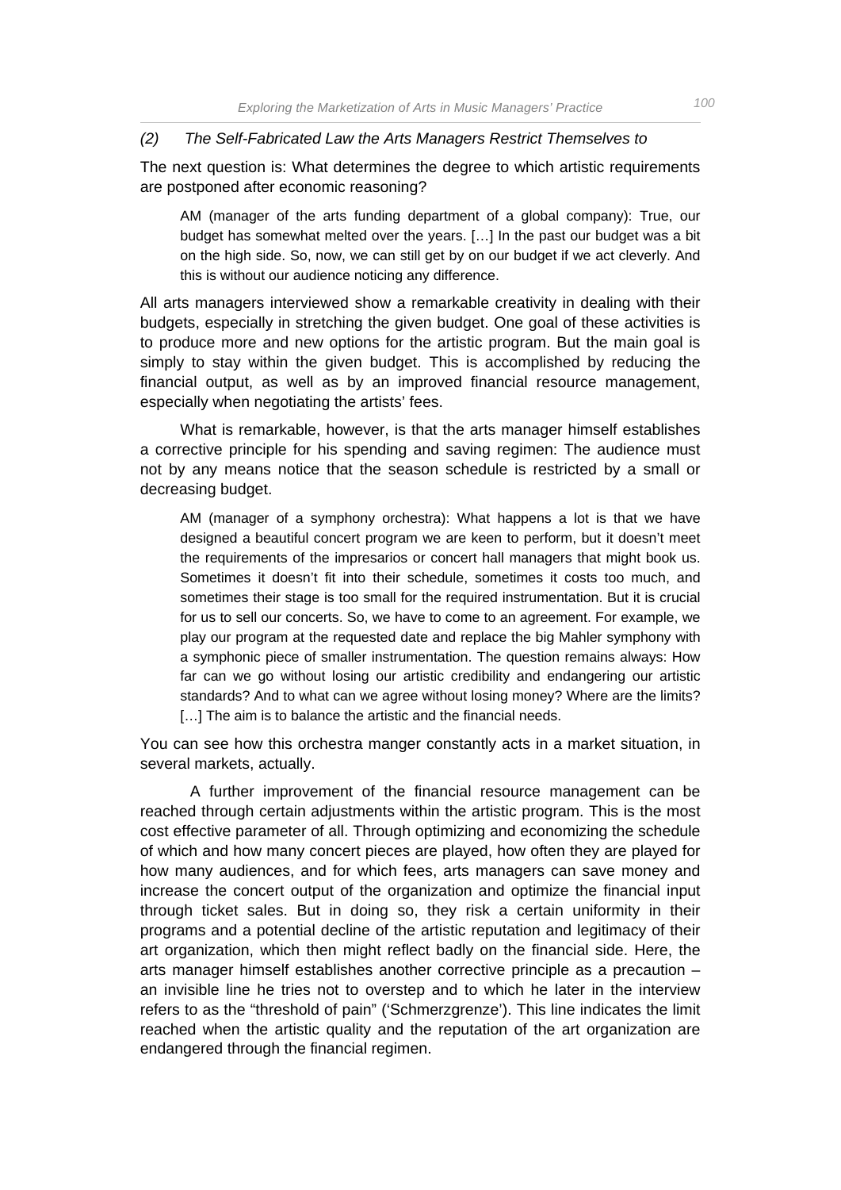*(2) The Self-Fabricated Law the Arts Managers Restrict Themselves to*

The next question is: What determines the degree to which artistic requirements are postponed after economic reasoning?

> AM (manager of the arts funding department of a global company): True, our budget has somewhat melted over the years. […] In the past our budget was a bit on the high side. So, now, we can still get by on our budget if we act cleverly. And this is without our audience noticing any difference.

All arts managers interviewed show a remarkable creativity in dealing with their budgets, especially in stretching the given budget. One goal of these activities is to produce more and new options for the artistic program. But the main goal is simply to stay within the given budget. This is accomplished by reducing the financial output, as well as by an improved financial resource management, especially when negotiating the artists' fees.

What is remarkable, however, is that the arts manager himself establishes a corrective principle for his spending and saving regimen: The audience must not by any means notice that the season schedule is restricted by a small or decreasing budget.

> AM (manager of a symphony orchestra): What happens a lot is that we have designed a beautiful concert program we are keen to perform, but it doesn't meet the requirements of the impresarios or concert hall managers that might book us. Sometimes it doesn't fit into their schedule, sometimes it costs too much, and sometimes their stage is too small for the required instrumentation. But it is crucial for us to sell our concerts. So, we have to come to an agreement. For example, we play our program at the requested date and replace the big Mahler symphony with a symphonic piece of smaller instrumentation. The question remains always: How far can we go without losing our artistic credibility and endangering our artistic standards? And to what can we agree without losing money? Where are the limits? […] The aim is to balance the artistic and the financial needs.

You can see how this orchestra manger constantly acts in a market situation, in several markets, actually.

A further improvement of the financial resource management can be reached through certain adjustments within the artistic program. This is the most cost effective parameter of all. Through optimizing and economizing the schedule of which and how many concert pieces are played, how often they are played for how many audiences, and for which fees, arts managers can save money and increase the concert output of the organization and optimize the financial input through ticket sales. But in doing so, they risk a certain uniformity in their programs and a potential decline of the artistic reputation and legitimacy of their art organization, which then might reflect badly on the financial side. Here, the arts manager himself establishes another corrective principle as a precaution – an invisible line he tries not to overstep and to which he later in the interview refers to as the "threshold of pain" ('Schmerzgrenze'). This line indicates the limit reached when the artistic quality and the reputation of the art organization are endangered through the financial regimen.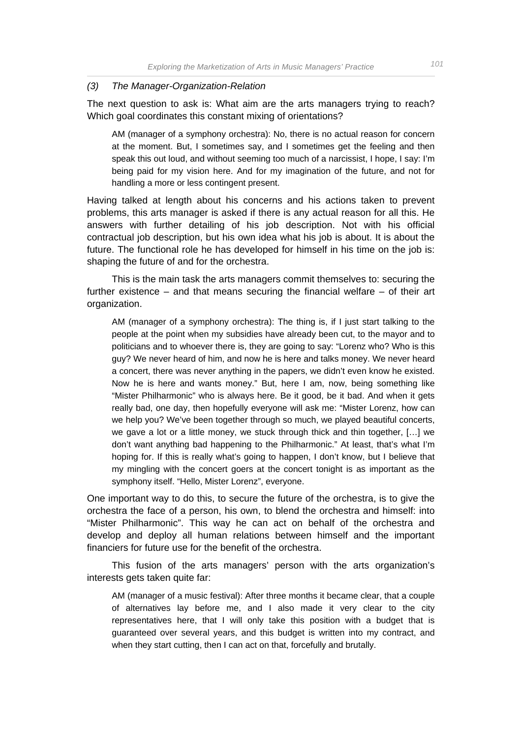*(3) The Manager-Organization-Relation*

The next question to ask is: What aim are the arts managers trying to reach? Which goal coordinates this constant mixing of orientations?

> AM (manager of a symphony orchestra): No, there is no actual reason for concern at the moment. But, I sometimes say, and I sometimes get the feeling and then speak this out loud, and without seeming too much of a narcissist, I hope, I say: I'm being paid for my vision here. And for my imagination of the future, and not for handling a more or less contingent present.

Having talked at length about his concerns and his actions taken to prevent problems, this arts manager is asked if there is any actual reason for all this. He answers with further detailing of his job description. Not with his official contractual job description, but his own idea what his job is about. It is about the future. The functional role he has developed for himself in his time on the job is: shaping the future of and for the orchestra.

This is the main task the arts managers commit themselves to: securing the further existence – and that means securing the financial welfare – of their art organization.

> AM (manager of a symphony orchestra): The thing is, if I just start talking to the people at the point when my subsidies have already been cut, to the mayor and to politicians and to whoever there is, they are going to say: "Lorenz who? Who is this guy? We never heard of him, and now he is here and talks money. We never heard a concert, there was never anything in the papers, we didn't even know he existed. Now he is here and wants money." But, here I am, now, being something like "Mister Philharmonic" who is always here. Be it good, be it bad. And when it gets really bad, one day, then hopefully everyone will ask me: "Mister Lorenz, how can we help you? We've been together through so much, we played beautiful concerts, we gave a lot or a little money, we stuck through thick and thin together, […] we don't want anything bad happening to the Philharmonic." At least, that's what I'm hoping for. If this is really what's going to happen, I don't know, but I believe that my mingling with the concert goers at the concert tonight is as important as the symphony itself. "Hello, Mister Lorenz", everyone.

One important way to do this, to secure the future of the orchestra, is to give the orchestra the face of a person, his own, to blend the orchestra and himself: into "Mister Philharmonic". This way he can act on behalf of the orchestra and develop and deploy all human relations between himself and the important financiers for future use for the benefit of the orchestra.

This fusion of the arts managers' person with the arts organization's interests gets taken quite far:

> AM (manager of a music festival): After three months it became clear, that a couple of alternatives lay before me, and I also made it very clear to the city representatives here, that I will only take this position with a budget that is guaranteed over several years, and this budget is written into my contract, and when they start cutting, then I can act on that, forcefully and brutally.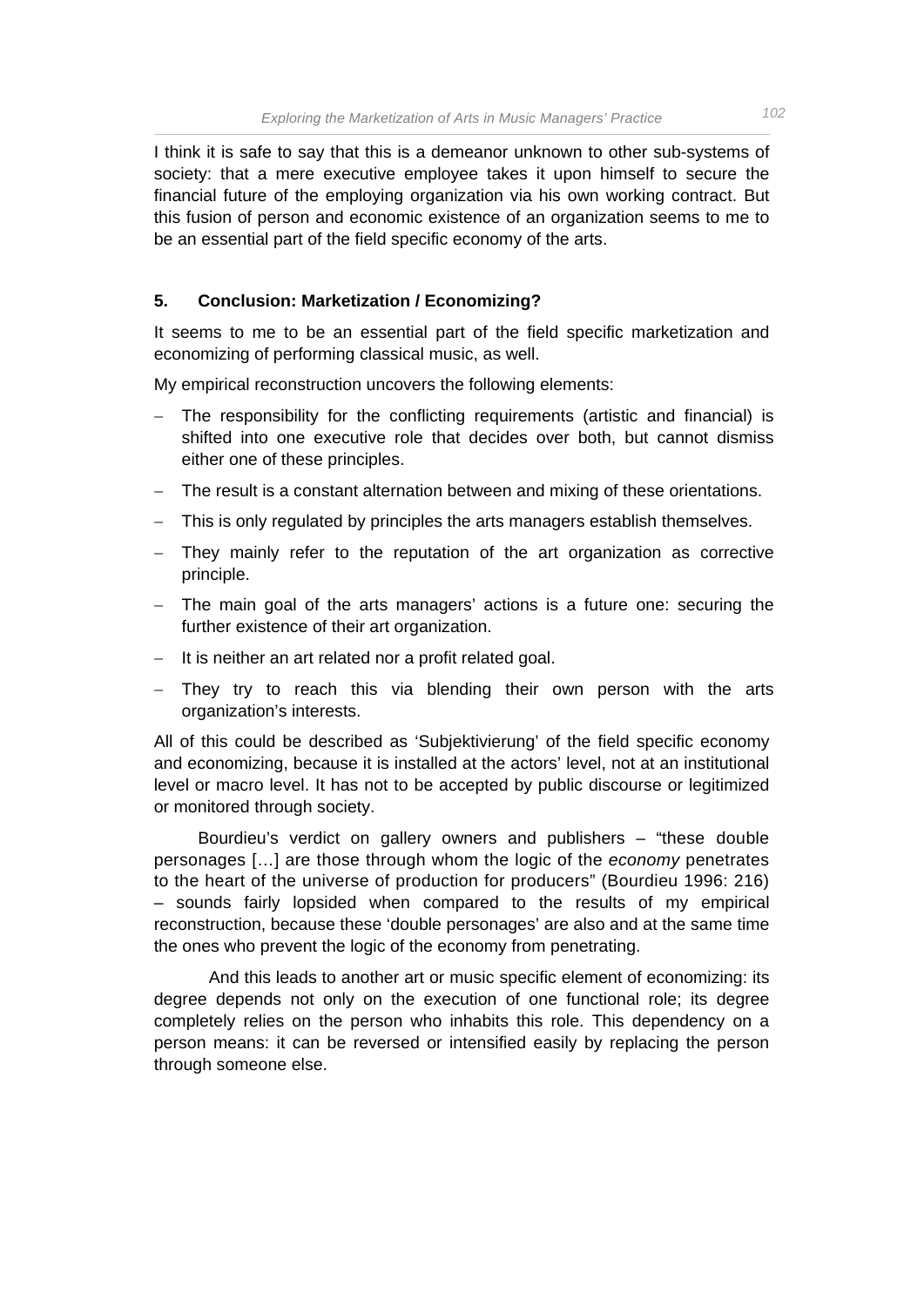I think it is safe to say that this is a demeanor unknown to other sub-systems of society: that a mere executive employee takes it upon himself to secure the financial future of the employing organization via his own working contract. But this fusion of person and economic existence of an organization seems to me to be an essential part of the field specific economy of the arts.

## 5. Conclusion: Marketization / Economizing?

It seems to me to be an essential part of the field specific marketization and economizing of performing classical music, as well.

My empirical reconstruction uncovers the following elements:

- The responsibility for the conflicting requirements (artistic and financial) is shifted into one executive role that decides over both, but cannot dismiss either one of these principles.
- The result is a constant alternation between and mixing of these orientations.
- This is only regulated by principles the arts managers establish themselves.
- They mainly refer to the reputation of the art organization as corrective principle.
- The main goal of the arts managers' actions is a future one: securing the further existence of their art organization.
- It is neither an art related nor a profit related goal.
- They try to reach this via blending their own person with the arts organization's interests.

All of this could be described as 'Subjektivierung' of the field specific economy and economizing, because it is installed at the actors' level, not at an institutional level or macro level. It has not to be accepted by public discourse or legitimized or monitored through society.

Bourdieu's verdict on gallery owners and publishers – "these double personages […] are those through whom the logic of the *economy* penetrates to the heart of the universe of production for producers" (Bourdieu 1996: 216) – sounds fairly lopsided when compared to the results of my empirical reconstruction, because these 'double personages' are also and at the same time the ones who prevent the logic of the economy from penetrating.

And this leads to another art or music specific element of economizing: its degree depends not only on the execution of one functional role; its degree completely relies on the person who inhabits this role. This dependency on a person means: it can be reversed or intensified easily by replacing the person through someone else.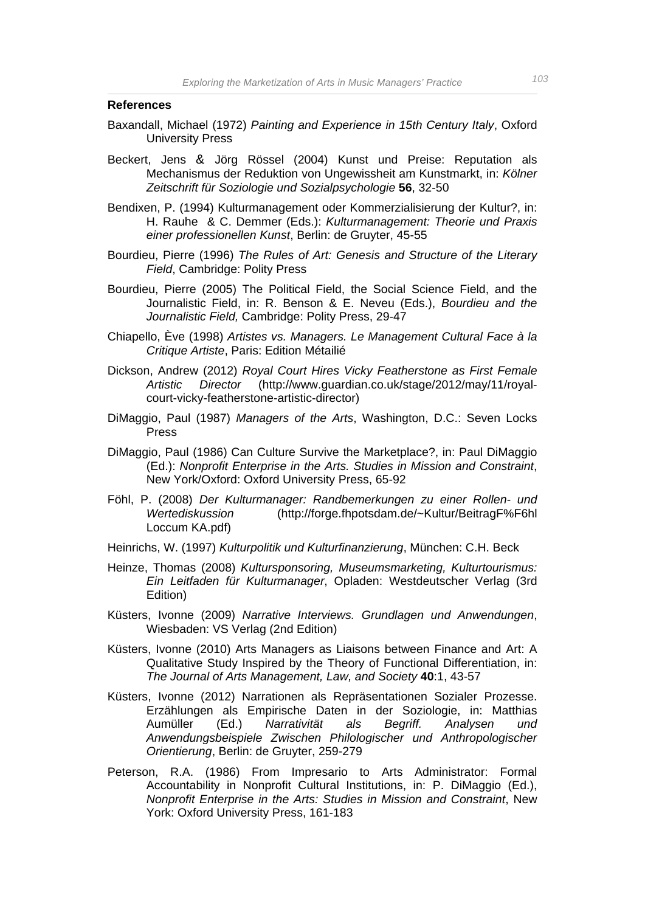**References**

Baxandall, Michael (1972) *Painting and Experience in 15th Century Italy*, Oxford University Press

Beckert, Jens & Jörg Rössel (2004) Kunst und Preise: Reputation als Mechanismus der Reduktion von Ungewissheit am Kunstmarkt, in: *Kölner Zeitschrift für Soziologie und Sozialpsychologie* **56**, 32-50

Bendixen, P. (1994) Kulturmanagement oder Kommerzialisierung der Kultur?, in: H. Rauhe & C. Demmer (Eds.): *Kulturmanagement: Theorie und Praxis einer professionellen Kunst*, Berlin: de Gruyter, 45-55

Bourdieu, Pierre (1996) *The Rules of Art: Genesis and Structure of the Literary Field*, Cambridge: Polity Press

Bourdieu, Pierre (2005) The Political Field, the Social Science Field, and the Journalistic Field, in: R. Benson & E. Neveu (Eds.), *Bourdieu and the Journalistic Field,* Cambridge: Polity Press, 29-47

Chiapello, Ève (1998) *Artistes vs. Managers. Le Management Cultural Face à la Critique Artiste*, Paris: Edition Métailié

Dickson, Andrew (2012) *Royal Court Hires Vicky Featherstone as First Female Artistic Director* (http://www.guardian.co.uk/stage/2012/may/11/royal-court-vicky-featherstone-artistic-director)

DiMaggio, Paul (1987) *Managers of the Arts*, Washington, D.C.: Seven Locks Press

DiMaggio, Paul (1986) Can Culture Survive the Marketplace?, in: Paul DiMaggio (Ed.): *Nonprofit Enterprise in the Arts. Studies in Mission and Constraint*, New York/Oxford: Oxford University Press, 65-92

Föhl, P. (2008) *Der Kulturmanager: Randbemerkungen zu einer Rollen- und Wertediskussion* (http://forge.fhpotsdam.de/~Kultur/BeitragF%F6hl Loccum KA.pdf)

Heinrichs, W. (1997) *Kulturpolitik und Kulturfinanzierung*, München: C.H. Beck

Heinze, Thomas (2008) *Kultursponsoring, Museumsmarketing, Kulturtourismus: Ein Leitfaden für Kulturmanager*, Opladen: Westdeutscher Verlag (3rd Edition)

Küsters, Ivonne (2009) *Narrative Interviews. Grundlagen und Anwendungen*, Wiesbaden: VS Verlag (2nd Edition)

Küsters, Ivonne (2010) Arts Managers as Liaisons between Finance and Art: A Qualitative Study Inspired by the Theory of Functional Differentiation, in: *The Journal of Arts Management, Law, and Society* **40**:1, 43-57

Küsters, Ivonne (2012) Narrationen als Repräsentationen Sozialer Prozesse. Erzählungen als Empirische Daten in der Soziologie, in: Matthias Aumüller (Ed.) *Narrativität als Begriff. Analysen und Anwendungsbeispiele Zwischen Philologischer und Anthropologischer Orientierung*, Berlin: de Gruyter, 259-279

Peterson, R.A. (1986) From Impresario to Arts Administrator: Formal Accountability in Nonprofit Cultural Institutions, in: P. DiMaggio (Ed.), *Nonprofit Enterprise in the Arts: Studies in Mission and Constraint*, New York: Oxford University Press, 161-183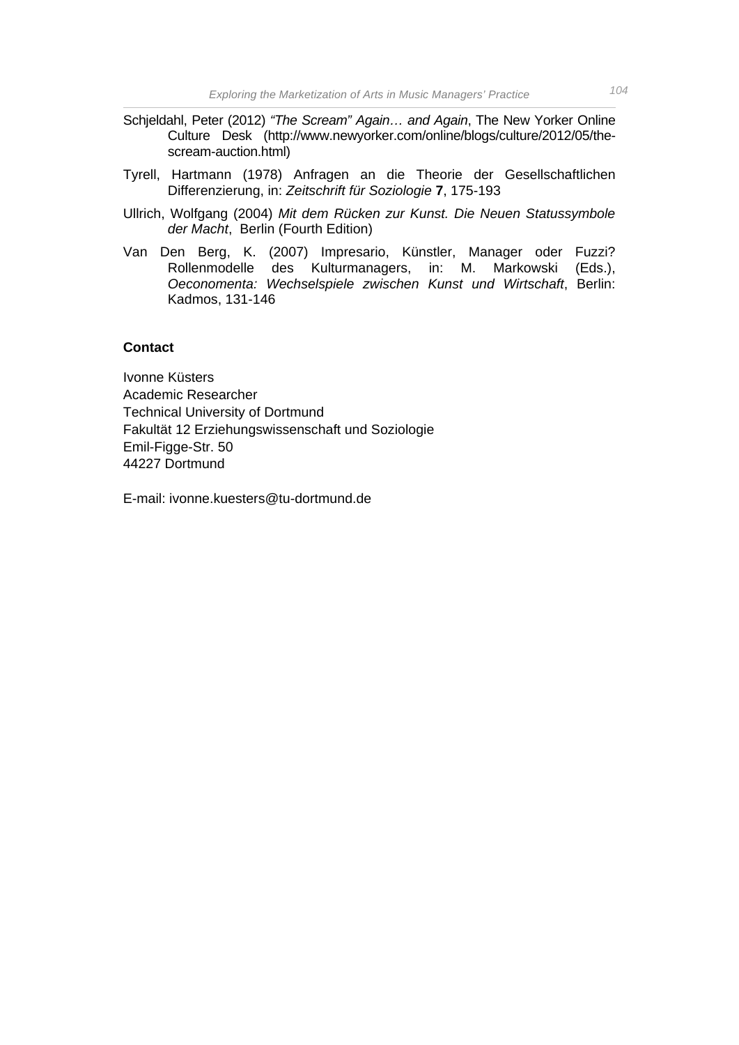Schjeldahl, Peter (2012) *"The Scream" Again… and Again*, The New Yorker Online Culture Desk (http://www.newyorker.com/online/blogs/culture/2012/05/the-scream-auction.html)

Tyrell, Hartmann (1978) Anfragen an die Theorie der Gesellschaftlichen Differenzierung, in: *Zeitschrift für Soziologie* **7**, 175-193

Ullrich, Wolfgang (2004) *Mit dem Rücken zur Kunst. Die Neuen Statussymbole der Macht*, Berlin (Fourth Edition)

Van Den Berg, K. (2007) Impresario, Künstler, Manager oder Fuzzi? Rollenmodelle des Kulturmanagers, in: M. Markowski (Eds.), *Oeconomenta: Wechselspiele zwischen Kunst und Wirtschaft*, Berlin: Kadmos, 131-146

**Contact**

Ivonne Küsters
Academic Researcher
Technical University of Dortmund
Fakultät 12 Erziehungswissenschaft und Soziologie
Emil-Figge-Str. 50
44227 Dortmund

E-mail: ivonne.kuesters@tu-dortmund.de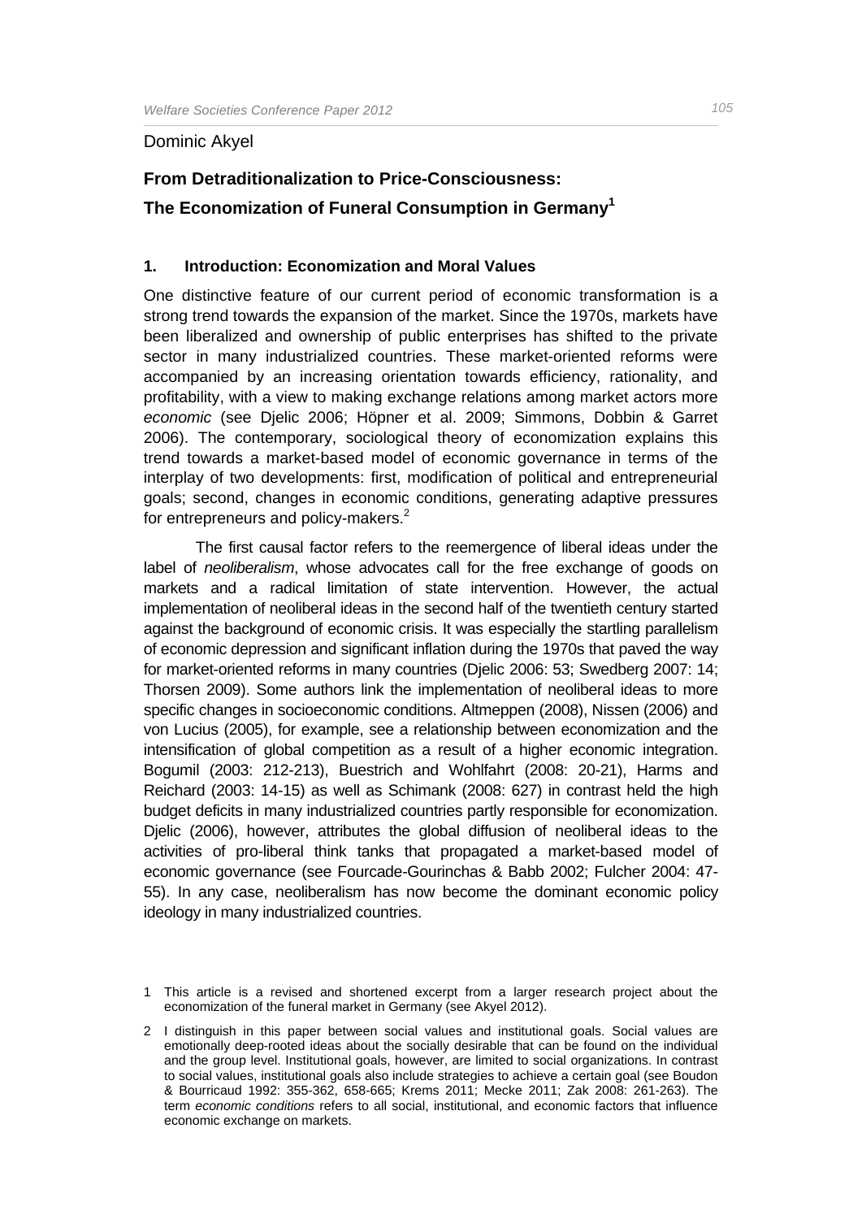Dominic Akyel

## From Detraditionalization to Price-Consciousness: The Economization of Funeral Consumption in Germany[1]

### 1. Introduction: Economization and Moral Values

One distinctive feature of our current period of economic transformation is a strong trend towards the expansion of the market. Since the 1970s, markets have been liberalized and ownership of public enterprises has shifted to the private sector in many industrialized countries. These market-oriented reforms were accompanied by an increasing orientation towards efficiency, rationality, and profitability, with a view to making exchange relations among market actors more *economic* (see Djelic 2006; Höpner et al. 2009; Simmons, Dobbin & Garret 2006). The contemporary, sociological theory of economization explains this trend towards a market-based model of economic governance in terms of the interplay of two developments: first, modification of political and entrepreneurial goals; second, changes in economic conditions, generating adaptive pressures for entrepreneurs and policy-makers.[2]

The first causal factor refers to the reemergence of liberal ideas under the label of *neoliberalism*, whose advocates call for the free exchange of goods on markets and a radical limitation of state intervention. However, the actual implementation of neoliberal ideas in the second half of the twentieth century started against the background of economic crisis. It was especially the startling parallelism of economic depression and significant inflation during the 1970s that paved the way for market-oriented reforms in many countries (Djelic 2006: 53; Swedberg 2007: 14; Thorsen 2009). Some authors link the implementation of neoliberal ideas to more specific changes in socioeconomic conditions. Altmeppen (2008), Nissen (2006) and von Lucius (2005), for example, see a relationship between economization and the intensification of global competition as a result of a higher economic integration. Bogumil (2003: 212-213), Buestrich and Wohlfahrt (2008: 20-21), Harms and Reichard (2003: 14-15) as well as Schimank (2008: 627) in contrast held the high budget deficits in many industrialized countries partly responsible for economization. Djelic (2006), however, attributes the global diffusion of neoliberal ideas to the activities of pro-liberal think tanks that propagated a market-based model of economic governance (see Fourcade-Gourinchas & Babb 2002; Fulcher 2004: 47-55). In any case, neoliberalism has now become the dominant economic policy ideology in many industrialized countries.

1 This article is a revised and shortened excerpt from a larger research project about the economization of the funeral market in Germany (see Akyel 2012).

2 I distinguish in this paper between social values and institutional goals. Social values are emotionally deep-rooted ideas about the socially desirable that can be found on the individual and the group level. Institutional goals, however, are limited to social organizations. In contrast to social values, institutional goals also include strategies to achieve a certain goal (see Boudon & Bourricaud 1992: 355-362, 658-665; Krems 2011; Mecke 2011; Zak 2008: 261-263). The term *economic conditions* refers to all social, institutional, and economic factors that influence economic exchange on markets.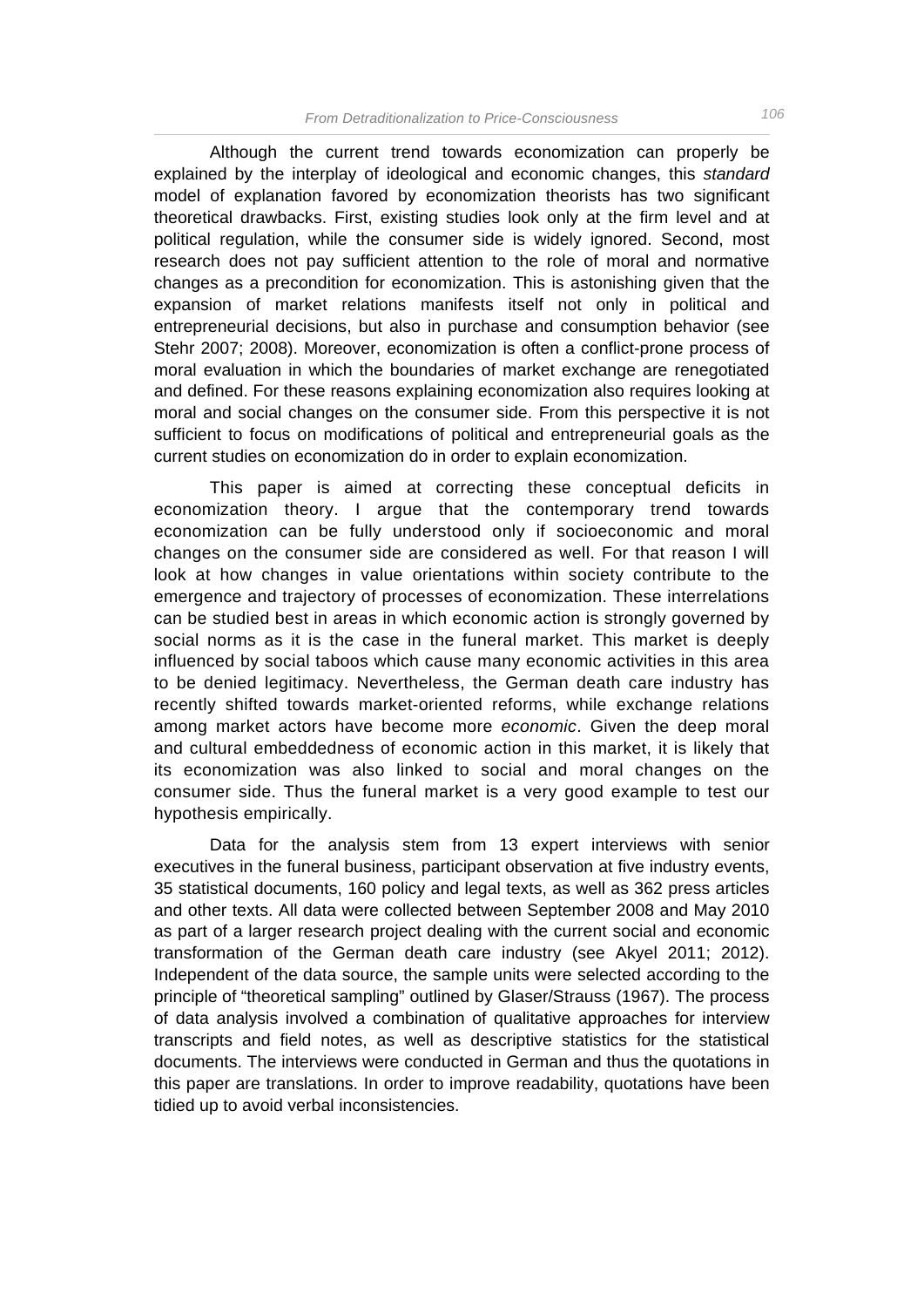Although the current trend towards economization can properly be explained by the interplay of ideological and economic changes, this *standard* model of explanation favored by economization theorists has two significant theoretical drawbacks. First, existing studies look only at the firm level and at political regulation, while the consumer side is widely ignored. Second, most research does not pay sufficient attention to the role of moral and normative changes as a precondition for economization. This is astonishing given that the expansion of market relations manifests itself not only in political and entrepreneurial decisions, but also in purchase and consumption behavior (see Stehr 2007; 2008). Moreover, economization is often a conflict-prone process of moral evaluation in which the boundaries of market exchange are renegotiated and defined. For these reasons explaining economization also requires looking at moral and social changes on the consumer side. From this perspective it is not sufficient to focus on modifications of political and entrepreneurial goals as the current studies on economization do in order to explain economization.

This paper is aimed at correcting these conceptual deficits in economization theory. I argue that the contemporary trend towards economization can be fully understood only if socioeconomic and moral changes on the consumer side are considered as well. For that reason I will look at how changes in value orientations within society contribute to the emergence and trajectory of processes of economization. These interrelations can be studied best in areas in which economic action is strongly governed by social norms as it is the case in the funeral market. This market is deeply influenced by social taboos which cause many economic activities in this area to be denied legitimacy. Nevertheless, the German death care industry has recently shifted towards market-oriented reforms, while exchange relations among market actors have become more *economic*. Given the deep moral and cultural embeddedness of economic action in this market, it is likely that its economization was also linked to social and moral changes on the consumer side. Thus the funeral market is a very good example to test our hypothesis empirically.

Data for the analysis stem from 13 expert interviews with senior executives in the funeral business, participant observation at five industry events, 35 statistical documents, 160 policy and legal texts, as well as 362 press articles and other texts. All data were collected between September 2008 and May 2010 as part of a larger research project dealing with the current social and economic transformation of the German death care industry (see Akyel 2011; 2012). Independent of the data source, the sample units were selected according to the principle of "theoretical sampling" outlined by Glaser/Strauss (1967). The process of data analysis involved a combination of qualitative approaches for interview transcripts and field notes, as well as descriptive statistics for the statistical documents. The interviews were conducted in German and thus the quotations in this paper are translations. In order to improve readability, quotations have been tidied up to avoid verbal inconsistencies.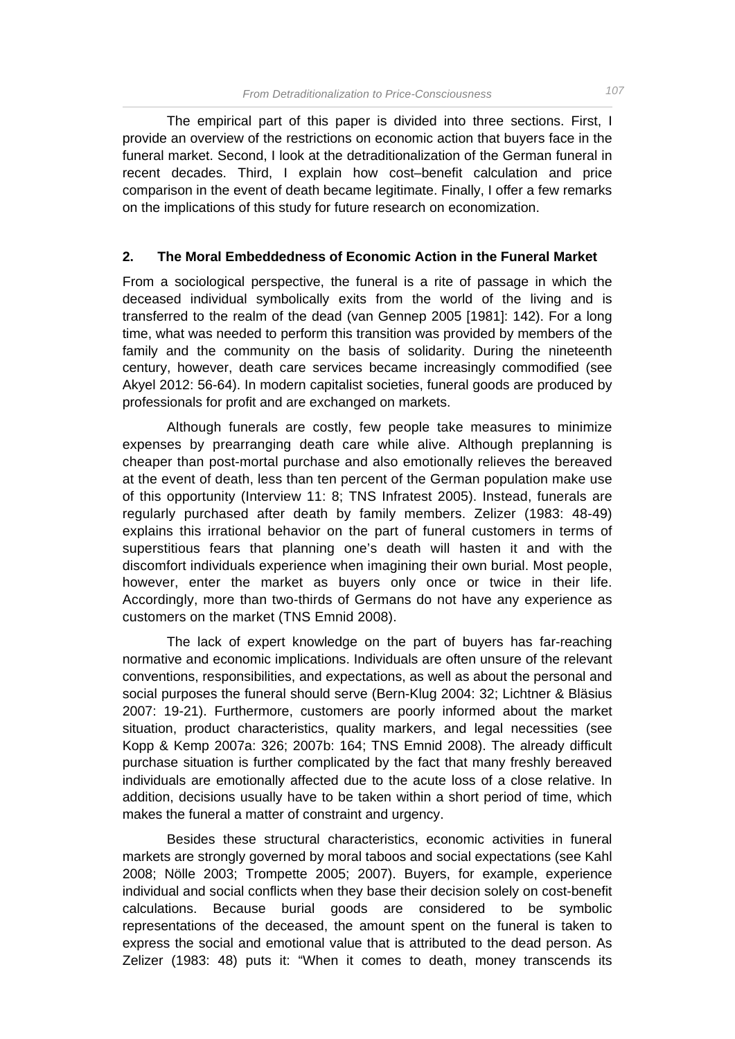The empirical part of this paper is divided into three sections. First, I provide an overview of the restrictions on economic action that buyers face in the funeral market. Second, I look at the detraditionalization of the German funeral in recent decades. Third, I explain how cost–benefit calculation and price comparison in the event of death became legitimate. Finally, I offer a few remarks on the implications of this study for future research on economization.

## 2. The Moral Embeddedness of Economic Action in the Funeral Market

From a sociological perspective, the funeral is a rite of passage in which the deceased individual symbolically exits from the world of the living and is transferred to the realm of the dead (van Gennep 2005 [1981]: 142). For a long time, what was needed to perform this transition was provided by members of the family and the community on the basis of solidarity. During the nineteenth century, however, death care services became increasingly commodified (see Akyel 2012: 56-64). In modern capitalist societies, funeral goods are produced by professionals for profit and are exchanged on markets.

Although funerals are costly, few people take measures to minimize expenses by prearranging death care while alive. Although preplanning is cheaper than post-mortal purchase and also emotionally relieves the bereaved at the event of death, less than ten percent of the German population make use of this opportunity (Interview 11: 8; TNS Infratest 2005). Instead, funerals are regularly purchased after death by family members. Zelizer (1983: 48-49) explains this irrational behavior on the part of funeral customers in terms of superstitious fears that planning one's death will hasten it and with the discomfort individuals experience when imagining their own burial. Most people, however, enter the market as buyers only once or twice in their life. Accordingly, more than two-thirds of Germans do not have any experience as customers on the market (TNS Emnid 2008).

The lack of expert knowledge on the part of buyers has far-reaching normative and economic implications. Individuals are often unsure of the relevant conventions, responsibilities, and expectations, as well as about the personal and social purposes the funeral should serve (Bern-Klug 2004: 32; Lichtner & Bläsius 2007: 19-21). Furthermore, customers are poorly informed about the market situation, product characteristics, quality markers, and legal necessities (see Kopp & Kemp 2007a: 326; 2007b: 164; TNS Emnid 2008). The already difficult purchase situation is further complicated by the fact that many freshly bereaved individuals are emotionally affected due to the acute loss of a close relative. In addition, decisions usually have to be taken within a short period of time, which makes the funeral a matter of constraint and urgency.

Besides these structural characteristics, economic activities in funeral markets are strongly governed by moral taboos and social expectations (see Kahl 2008; Nölle 2003; Trompette 2005; 2007). Buyers, for example, experience individual and social conflicts when they base their decision solely on cost-benefit calculations. Because burial goods are considered to be symbolic representations of the deceased, the amount spent on the funeral is taken to express the social and emotional value that is attributed to the dead person. As Zelizer (1983: 48) puts it: "When it comes to death, money transcends its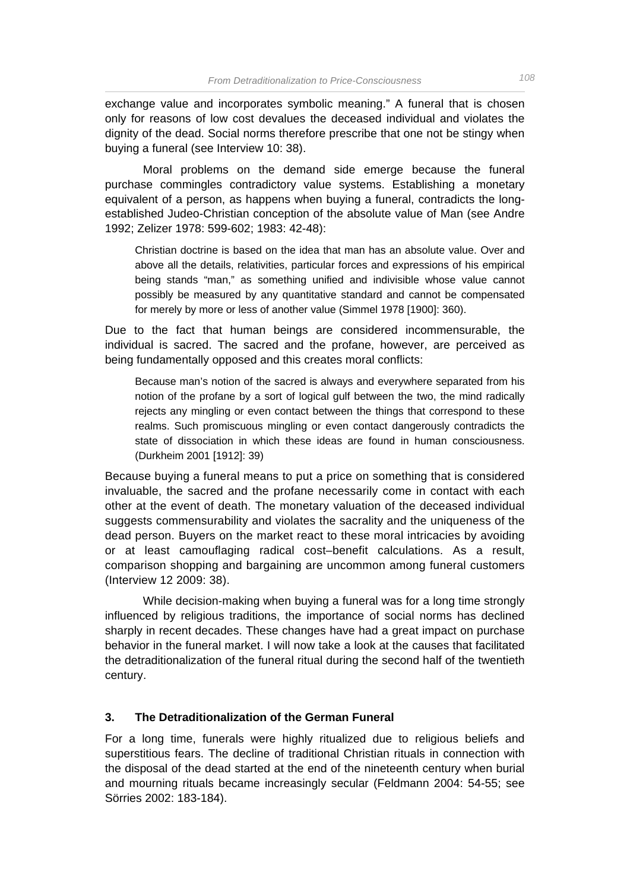exchange value and incorporates symbolic meaning." A funeral that is chosen only for reasons of low cost devalues the deceased individual and violates the dignity of the dead. Social norms therefore prescribe that one not be stingy when buying a funeral (see Interview 10: 38).

Moral problems on the demand side emerge because the funeral purchase commingles contradictory value systems. Establishing a monetary equivalent of a person, as happens when buying a funeral, contradicts the long-established Judeo-Christian conception of the absolute value of Man (see Andre 1992; Zelizer 1978: 599-602; 1983: 42-48):

> Christian doctrine is based on the idea that man has an absolute value. Over and above all the details, relativities, particular forces and expressions of his empirical being stands "man," as something unified and indivisible whose value cannot possibly be measured by any quantitative standard and cannot be compensated for merely by more or less of another value (Simmel 1978 [1900]: 360).

Due to the fact that human beings are considered incommensurable, the individual is sacred. The sacred and the profane, however, are perceived as being fundamentally opposed and this creates moral conflicts:

> Because man's notion of the sacred is always and everywhere separated from his notion of the profane by a sort of logical gulf between the two, the mind radically rejects any mingling or even contact between the things that correspond to these realms. Such promiscuous mingling or even contact dangerously contradicts the state of dissociation in which these ideas are found in human consciousness. (Durkheim 2001 [1912]: 39)

Because buying a funeral means to put a price on something that is considered invaluable, the sacred and the profane necessarily come in contact with each other at the event of death. The monetary valuation of the deceased individual suggests commensurability and violates the sacrality and the uniqueness of the dead person. Buyers on the market react to these moral intricacies by avoiding or at least camouflaging radical cost–benefit calculations. As a result, comparison shopping and bargaining are uncommon among funeral customers (Interview 12 2009: 38).

While decision-making when buying a funeral was for a long time strongly influenced by religious traditions, the importance of social norms has declined sharply in recent decades. These changes have had a great impact on purchase behavior in the funeral market. I will now take a look at the causes that facilitated the detraditionalization of the funeral ritual during the second half of the twentieth century.

## 3. The Detraditionalization of the German Funeral

For a long time, funerals were highly ritualized due to religious beliefs and superstitious fears. The decline of traditional Christian rituals in connection with the disposal of the dead started at the end of the nineteenth century when burial and mourning rituals became increasingly secular (Feldmann 2004: 54-55; see Sörries 2002: 183-184).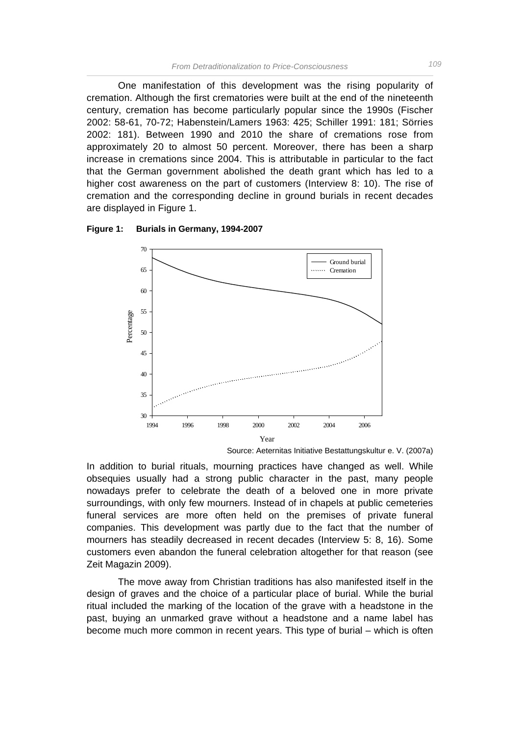One manifestation of this development was the rising popularity of cremation. Although the first crematories were built at the end of the nineteenth century, cremation has become particularly popular since the 1990s (Fischer 2002: 58-61, 70-72; Habenstein/Lamers 1963: 425; Schiller 1991: 181; Sörries 2002: 181). Between 1990 and 2010 the share of cremations rose from approximately 20 to almost 50 percent. Moreover, there has been a sharp increase in cremations since 2004. This is attributable in particular to the fact that the German government abolished the death grant which has led to a higher cost awareness on the part of customers (Interview 8: 10). The rise of cremation and the corresponding decline in ground burials in recent decades are displayed in Figure 1.

**Figure 1: Burials in Germany, 1994-2007**

Source: Aeternitas Initiative Bestattungskultur e. V. (2007a)

In addition to burial rituals, mourning practices have changed as well. While obsequies usually had a strong public character in the past, many people nowadays prefer to celebrate the death of a beloved one in more private surroundings, with only few mourners. Instead of in chapels at public cemeteries funeral services are more often held on the premises of private funeral companies. This development was partly due to the fact that the number of mourners has steadily decreased in recent decades (Interview 5: 8, 16). Some customers even abandon the funeral celebration altogether for that reason (see Zeit Magazin 2009).

The move away from Christian traditions has also manifested itself in the design of graves and the choice of a particular place of burial. While the burial ritual included the marking of the location of the grave with a headstone in the past, buying an unmarked grave without a headstone and a name label has become much more common in recent years. This type of burial – which is often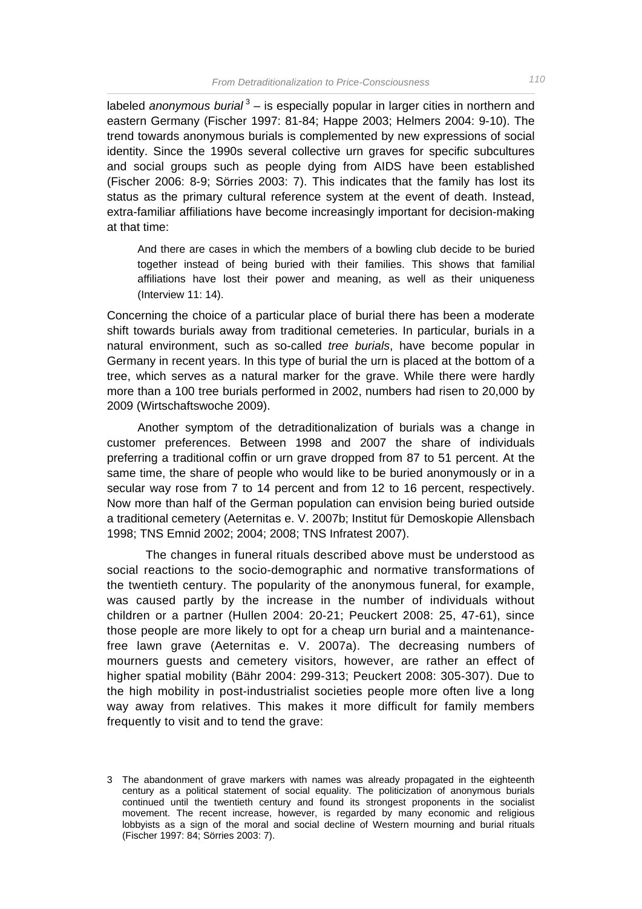labeled *anonymous burial*[3] – is especially popular in larger cities in northern and eastern Germany (Fischer 1997: 81-84; Happe 2003; Helmers 2004: 9-10). The trend towards anonymous burials is complemented by new expressions of social identity. Since the 1990s several collective urn graves for specific subcultures and social groups such as people dying from AIDS have been established (Fischer 2006: 8-9; Sörries 2003: 7). This indicates that the family has lost its status as the primary cultural reference system at the event of death. Instead, extra-familiar affiliations have become increasingly important for decision-making at that time:

> And there are cases in which the members of a bowling club decide to be buried together instead of being buried with their families. This shows that familial affiliations have lost their power and meaning, as well as their uniqueness (Interview 11: 14).

Concerning the choice of a particular place of burial there has been a moderate shift towards burials away from traditional cemeteries. In particular, burials in a natural environment, such as so-called *tree burials*, have become popular in Germany in recent years. In this type of burial the urn is placed at the bottom of a tree, which serves as a natural marker for the grave. While there were hardly more than a 100 tree burials performed in 2002, numbers had risen to 20,000 by 2009 (Wirtschaftswoche 2009).

Another symptom of the detraditionalization of burials was a change in customer preferences. Between 1998 and 2007 the share of individuals preferring a traditional coffin or urn grave dropped from 87 to 51 percent. At the same time, the share of people who would like to be buried anonymously or in a secular way rose from 7 to 14 percent and from 12 to 16 percent, respectively. Now more than half of the German population can envision being buried outside a traditional cemetery (Aeternitas e. V. 2007b; Institut für Demoskopie Allensbach 1998; TNS Emnid 2002; 2004; 2008; TNS Infratest 2007).

The changes in funeral rituals described above must be understood as social reactions to the socio-demographic and normative transformations of the twentieth century. The popularity of the anonymous funeral, for example, was caused partly by the increase in the number of individuals without children or a partner (Hullen 2004: 20-21; Peuckert 2008: 25, 47-61), since those people are more likely to opt for a cheap urn burial and a maintenance-free lawn grave (Aeternitas e. V. 2007a). The decreasing numbers of mourners guests and cemetery visitors, however, are rather an effect of higher spatial mobility (Bähr 2004: 299-313; Peuckert 2008: 305-307). Due to the high mobility in post-industrialist societies people more often live a long way away from relatives. This makes it more difficult for family members frequently to visit and to tend the grave:

3 The abandonment of grave markers with names was already propagated in the eighteenth century as a political statement of social equality. The politicization of anonymous burials continued until the twentieth century and found its strongest proponents in the socialist movement. The recent increase, however, is regarded by many economic and religious lobbyists as a sign of the moral and social decline of Western mourning and burial rituals (Fischer 1997: 84; Sörries 2003: 7).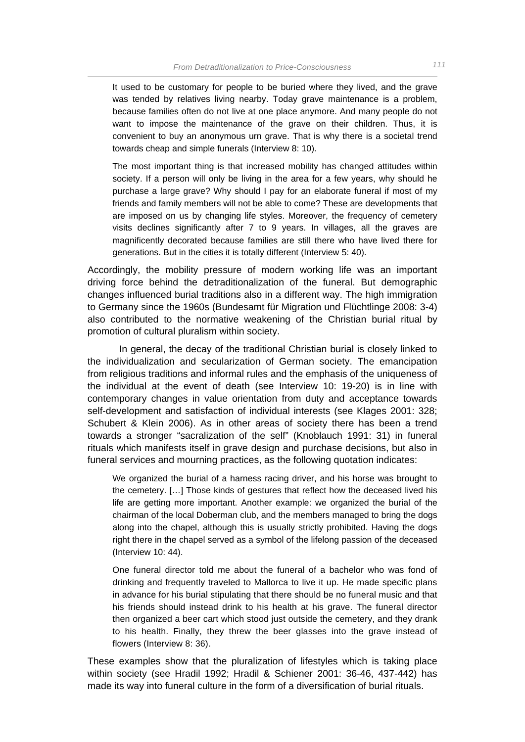> It used to be customary for people to be buried where they lived, and the grave was tended by relatives living nearby. Today grave maintenance is a problem, because families often do not live at one place anymore. And many people do not want to impose the maintenance of the grave on their children. Thus, it is convenient to buy an anonymous urn grave. That is why there is a societal trend towards cheap and simple funerals (Interview 8: 10).

> The most important thing is that increased mobility has changed attitudes within society. If a person will only be living in the area for a few years, why should he purchase a large grave? Why should I pay for an elaborate funeral if most of my friends and family members will not be able to come? These are developments that are imposed on us by changing life styles. Moreover, the frequency of cemetery visits declines significantly after 7 to 9 years. In villages, all the graves are magnificently decorated because families are still there who have lived there for generations. But in the cities it is totally different (Interview 5: 40).

Accordingly, the mobility pressure of modern working life was an important driving force behind the detraditionalization of the funeral. But demographic changes influenced burial traditions also in a different way. The high immigration to Germany since the 1960s (Bundesamt für Migration und Flüchtlinge 2008: 3-4) also contributed to the normative weakening of the Christian burial ritual by promotion of cultural pluralism within society.

In general, the decay of the traditional Christian burial is closely linked to the individualization and secularization of German society. The emancipation from religious traditions and informal rules and the emphasis of the uniqueness of the individual at the event of death (see Interview 10: 19-20) is in line with contemporary changes in value orientation from duty and acceptance towards self-development and satisfaction of individual interests (see Klages 2001: 328; Schubert & Klein 2006). As in other areas of society there has been a trend towards a stronger "sacralization of the self" (Knoblauch 1991: 31) in funeral rituals which manifests itself in grave design and purchase decisions, but also in funeral services and mourning practices, as the following quotation indicates:

> We organized the burial of a harness racing driver, and his horse was brought to the cemetery. […] Those kinds of gestures that reflect how the deceased lived his life are getting more important. Another example: we organized the burial of the chairman of the local Doberman club, and the members managed to bring the dogs along into the chapel, although this is usually strictly prohibited. Having the dogs right there in the chapel served as a symbol of the lifelong passion of the deceased (Interview 10: 44).

> One funeral director told me about the funeral of a bachelor who was fond of drinking and frequently traveled to Mallorca to live it up. He made specific plans in advance for his burial stipulating that there should be no funeral music and that his friends should instead drink to his health at his grave. The funeral director then organized a beer cart which stood just outside the cemetery, and they drank to his health. Finally, they threw the beer glasses into the grave instead of flowers (Interview 8: 36).

These examples show that the pluralization of lifestyles which is taking place within society (see Hradil 1992; Hradil & Schiener 2001: 36-46, 437-442) has made its way into funeral culture in the form of a diversification of burial rituals.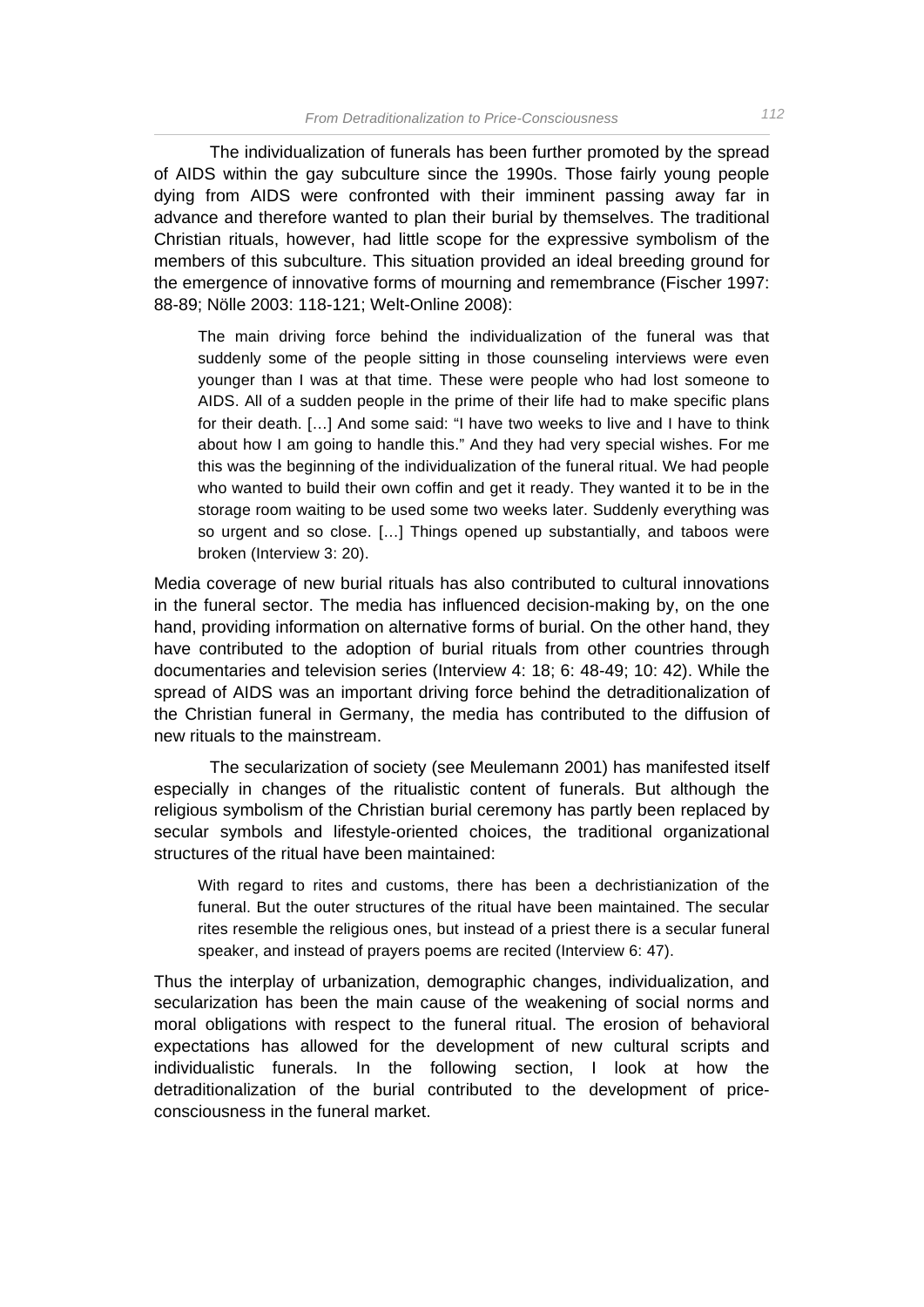The individualization of funerals has been further promoted by the spread of AIDS within the gay subculture since the 1990s. Those fairly young people dying from AIDS were confronted with their imminent passing away far in advance and therefore wanted to plan their burial by themselves. The traditional Christian rituals, however, had little scope for the expressive symbolism of the members of this subculture. This situation provided an ideal breeding ground for the emergence of innovative forms of mourning and remembrance (Fischer 1997: 88-89; Nölle 2003: 118-121; Welt-Online 2008):

> The main driving force behind the individualization of the funeral was that suddenly some of the people sitting in those counseling interviews were even younger than I was at that time. These were people who had lost someone to AIDS. All of a sudden people in the prime of their life had to make specific plans for their death. […] And some said: "I have two weeks to live and I have to think about how I am going to handle this." And they had very special wishes. For me this was the beginning of the individualization of the funeral ritual. We had people who wanted to build their own coffin and get it ready. They wanted it to be in the storage room waiting to be used some two weeks later. Suddenly everything was so urgent and so close. […] Things opened up substantially, and taboos were broken (Interview 3: 20).

Media coverage of new burial rituals has also contributed to cultural innovations in the funeral sector. The media has influenced decision-making by, on the one hand, providing information on alternative forms of burial. On the other hand, they have contributed to the adoption of burial rituals from other countries through documentaries and television series (Interview 4: 18; 6: 48-49; 10: 42). While the spread of AIDS was an important driving force behind the detraditionalization of the Christian funeral in Germany, the media has contributed to the diffusion of new rituals to the mainstream.

The secularization of society (see Meulemann 2001) has manifested itself especially in changes of the ritualistic content of funerals. But although the religious symbolism of the Christian burial ceremony has partly been replaced by secular symbols and lifestyle-oriented choices, the traditional organizational structures of the ritual have been maintained:

> With regard to rites and customs, there has been a dechristianization of the funeral. But the outer structures of the ritual have been maintained. The secular rites resemble the religious ones, but instead of a priest there is a secular funeral speaker, and instead of prayers poems are recited (Interview 6: 47).

Thus the interplay of urbanization, demographic changes, individualization, and secularization has been the main cause of the weakening of social norms and moral obligations with respect to the funeral ritual. The erosion of behavioral expectations has allowed for the development of new cultural scripts and individualistic funerals. In the following section, I look at how the detraditionalization of the burial contributed to the development of price-consciousness in the funeral market.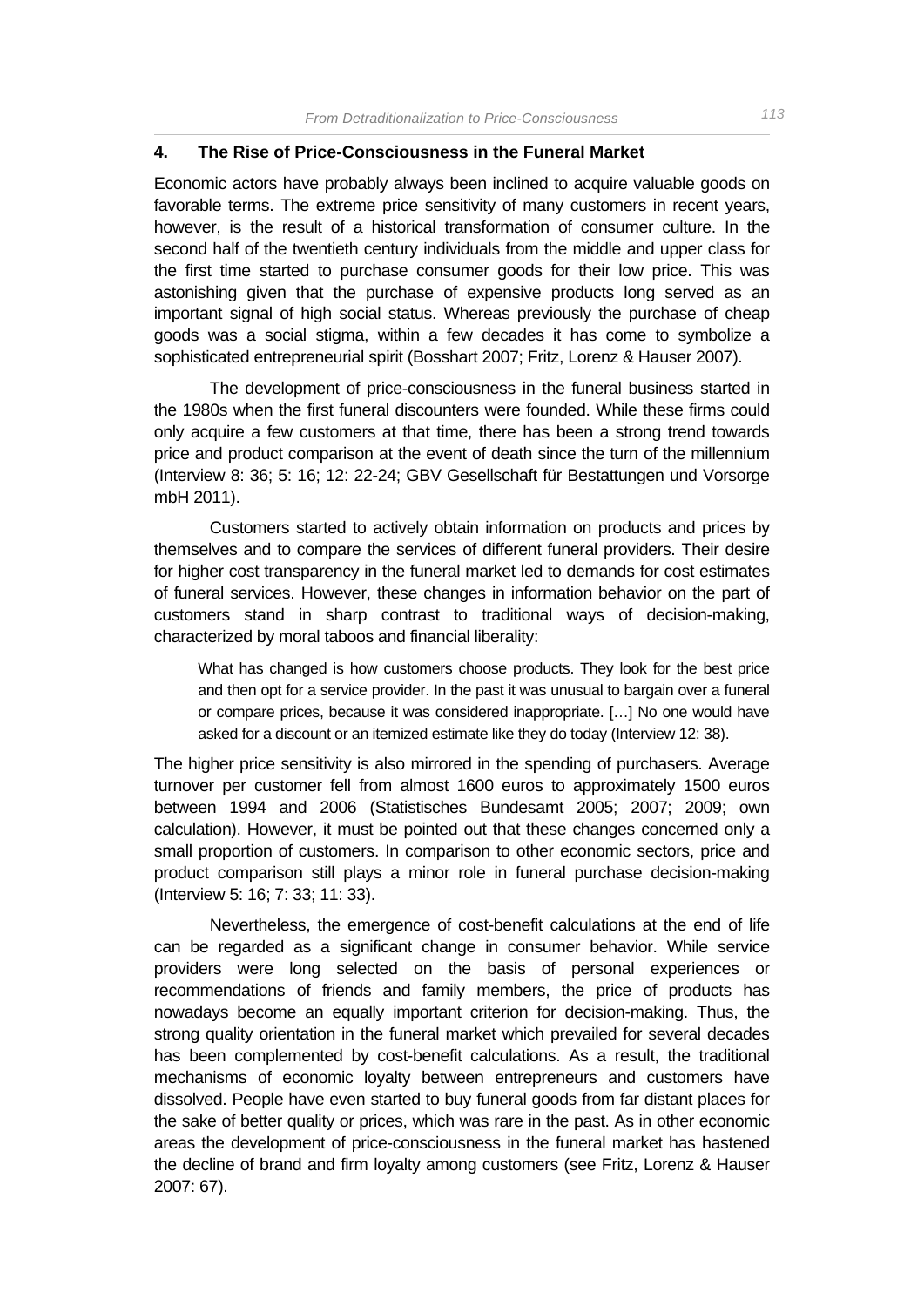## 4. The Rise of Price-Consciousness in the Funeral Market

Economic actors have probably always been inclined to acquire valuable goods on favorable terms. The extreme price sensitivity of many customers in recent years, however, is the result of a historical transformation of consumer culture. In the second half of the twentieth century individuals from the middle and upper class for the first time started to purchase consumer goods for their low price. This was astonishing given that the purchase of expensive products long served as an important signal of high social status. Whereas previously the purchase of cheap goods was a social stigma, within a few decades it has come to symbolize a sophisticated entrepreneurial spirit (Bosshart 2007; Fritz, Lorenz & Hauser 2007).

The development of price-consciousness in the funeral business started in the 1980s when the first funeral discounters were founded. While these firms could only acquire a few customers at that time, there has been a strong trend towards price and product comparison at the event of death since the turn of the millennium (Interview 8: 36; 5: 16; 12: 22-24; GBV Gesellschaft für Bestattungen und Vorsorge mbH 2011).

Customers started to actively obtain information on products and prices by themselves and to compare the services of different funeral providers. Their desire for higher cost transparency in the funeral market led to demands for cost estimates of funeral services. However, these changes in information behavior on the part of customers stand in sharp contrast to traditional ways of decision-making, characterized by moral taboos and financial liberality:

> What has changed is how customers choose products. They look for the best price and then opt for a service provider. In the past it was unusual to bargain over a funeral or compare prices, because it was considered inappropriate. […] No one would have asked for a discount or an itemized estimate like they do today (Interview 12: 38).

The higher price sensitivity is also mirrored in the spending of purchasers. Average turnover per customer fell from almost 1600 euros to approximately 1500 euros between 1994 and 2006 (Statistisches Bundesamt 2005; 2007; 2009; own calculation). However, it must be pointed out that these changes concerned only a small proportion of customers. In comparison to other economic sectors, price and product comparison still plays a minor role in funeral purchase decision-making (Interview 5: 16; 7: 33; 11: 33).

Nevertheless, the emergence of cost-benefit calculations at the end of life can be regarded as a significant change in consumer behavior. While service providers were long selected on the basis of personal experiences or recommendations of friends and family members, the price of products has nowadays become an equally important criterion for decision-making. Thus, the strong quality orientation in the funeral market which prevailed for several decades has been complemented by cost-benefit calculations. As a result, the traditional mechanisms of economic loyalty between entrepreneurs and customers have dissolved. People have even started to buy funeral goods from far distant places for the sake of better quality or prices, which was rare in the past. As in other economic areas the development of price-consciousness in the funeral market has hastened the decline of brand and firm loyalty among customers (see Fritz, Lorenz & Hauser 2007: 67).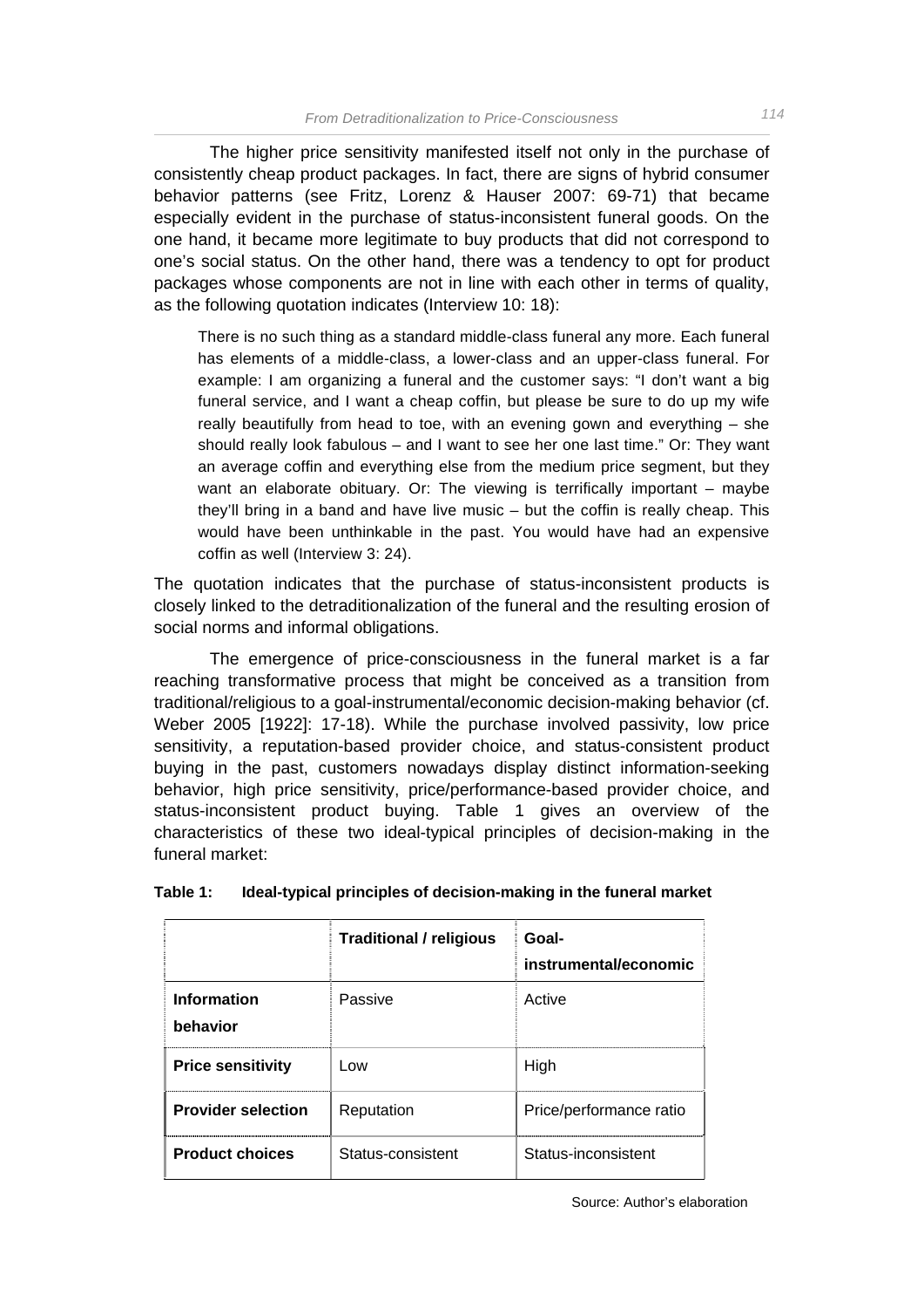The higher price sensitivity manifested itself not only in the purchase of consistently cheap product packages. In fact, there are signs of hybrid consumer behavior patterns (see Fritz, Lorenz & Hauser 2007: 69-71) that became especially evident in the purchase of status-inconsistent funeral goods. On the one hand, it became more legitimate to buy products that did not correspond to one's social status. On the other hand, there was a tendency to opt for product packages whose components are not in line with each other in terms of quality, as the following quotation indicates (Interview 10: 18):

> There is no such thing as a standard middle-class funeral any more. Each funeral has elements of a middle-class, a lower-class and an upper-class funeral. For example: I am organizing a funeral and the customer says: "I don't want a big funeral service, and I want a cheap coffin, but please be sure to do up my wife really beautifully from head to toe, with an evening gown and everything – she should really look fabulous – and I want to see her one last time." Or: They want an average coffin and everything else from the medium price segment, but they want an elaborate obituary. Or: The viewing is terrifically important – maybe they'll bring in a band and have live music – but the coffin is really cheap. This would have been unthinkable in the past. You would have had an expensive coffin as well (Interview 3: 24).

The quotation indicates that the purchase of status-inconsistent products is closely linked to the detraditionalization of the funeral and the resulting erosion of social norms and informal obligations.

The emergence of price-consciousness in the funeral market is a far reaching transformative process that might be conceived as a transition from traditional/religious to a goal-instrumental/economic decision-making behavior (cf. Weber 2005 [1922]: 17-18). While the purchase involved passivity, low price sensitivity, a reputation-based provider choice, and status-consistent product buying in the past, customers nowadays display distinct information-seeking behavior, high price sensitivity, price/performance-based provider choice, and status-inconsistent product buying. Table 1 gives an overview of the characteristics of these two ideal-typical principles of decision-making in the funeral market:

**Table 1: Ideal-typical principles of decision-making in the funeral market**

| | **Traditional / religious** | **Goal-instrumental/economic** |
|---|---|---|
| **Information behavior** | Passive | Active |
| **Price sensitivity** | Low | High |
| **Provider selection** | Reputation | Price/performance ratio |
| **Product choices** | Status-consistent | Status-inconsistent |

Source: Author's elaboration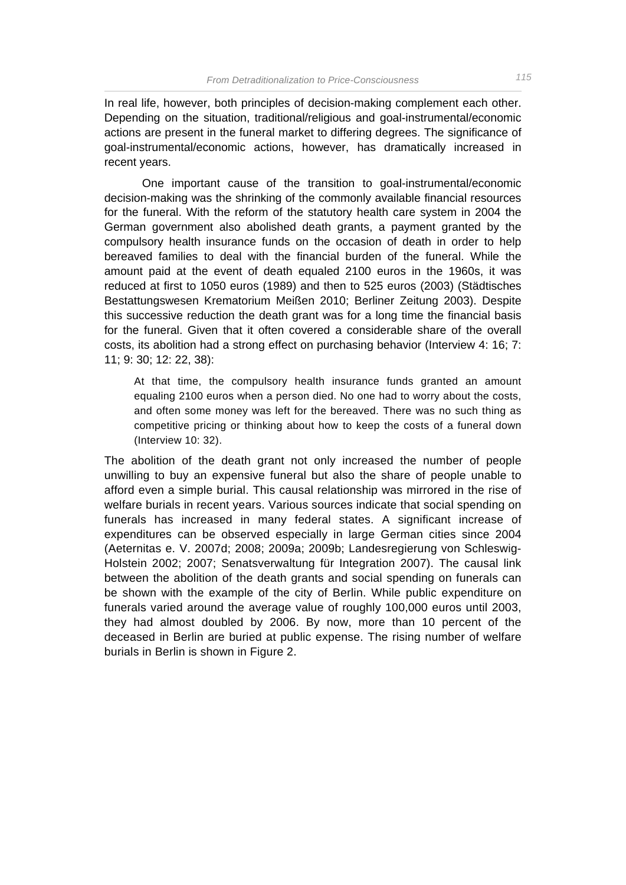In real life, however, both principles of decision-making complement each other. Depending on the situation, traditional/religious and goal-instrumental/economic actions are present in the funeral market to differing degrees. The significance of goal-instrumental/economic actions, however, has dramatically increased in recent years.

One important cause of the transition to goal-instrumental/economic decision-making was the shrinking of the commonly available financial resources for the funeral. With the reform of the statutory health care system in 2004 the German government also abolished death grants, a payment granted by the compulsory health insurance funds on the occasion of death in order to help bereaved families to deal with the financial burden of the funeral. While the amount paid at the event of death equaled 2100 euros in the 1960s, it was reduced at first to 1050 euros (1989) and then to 525 euros (2003) (Städtisches Bestattungswesen Krematorium Meißen 2010; Berliner Zeitung 2003). Despite this successive reduction the death grant was for a long time the financial basis for the funeral. Given that it often covered a considerable share of the overall costs, its abolition had a strong effect on purchasing behavior (Interview 4: 16; 7: 11; 9: 30; 12: 22, 38):

> At that time, the compulsory health insurance funds granted an amount equaling 2100 euros when a person died. No one had to worry about the costs, and often some money was left for the bereaved. There was no such thing as competitive pricing or thinking about how to keep the costs of a funeral down (Interview 10: 32).

The abolition of the death grant not only increased the number of people unwilling to buy an expensive funeral but also the share of people unable to afford even a simple burial. This causal relationship was mirrored in the rise of welfare burials in recent years. Various sources indicate that social spending on funerals has increased in many federal states. A significant increase of expenditures can be observed especially in large German cities since 2004 (Aeternitas e. V. 2007d; 2008; 2009a; 2009b; Landesregierung von Schleswig-Holstein 2002; 2007; Senatsverwaltung für Integration 2007). The causal link between the abolition of the death grants and social spending on funerals can be shown with the example of the city of Berlin. While public expenditure on funerals varied around the average value of roughly 100,000 euros until 2003, they had almost doubled by 2006. By now, more than 10 percent of the deceased in Berlin are buried at public expense. The rising number of welfare burials in Berlin is shown in Figure 2.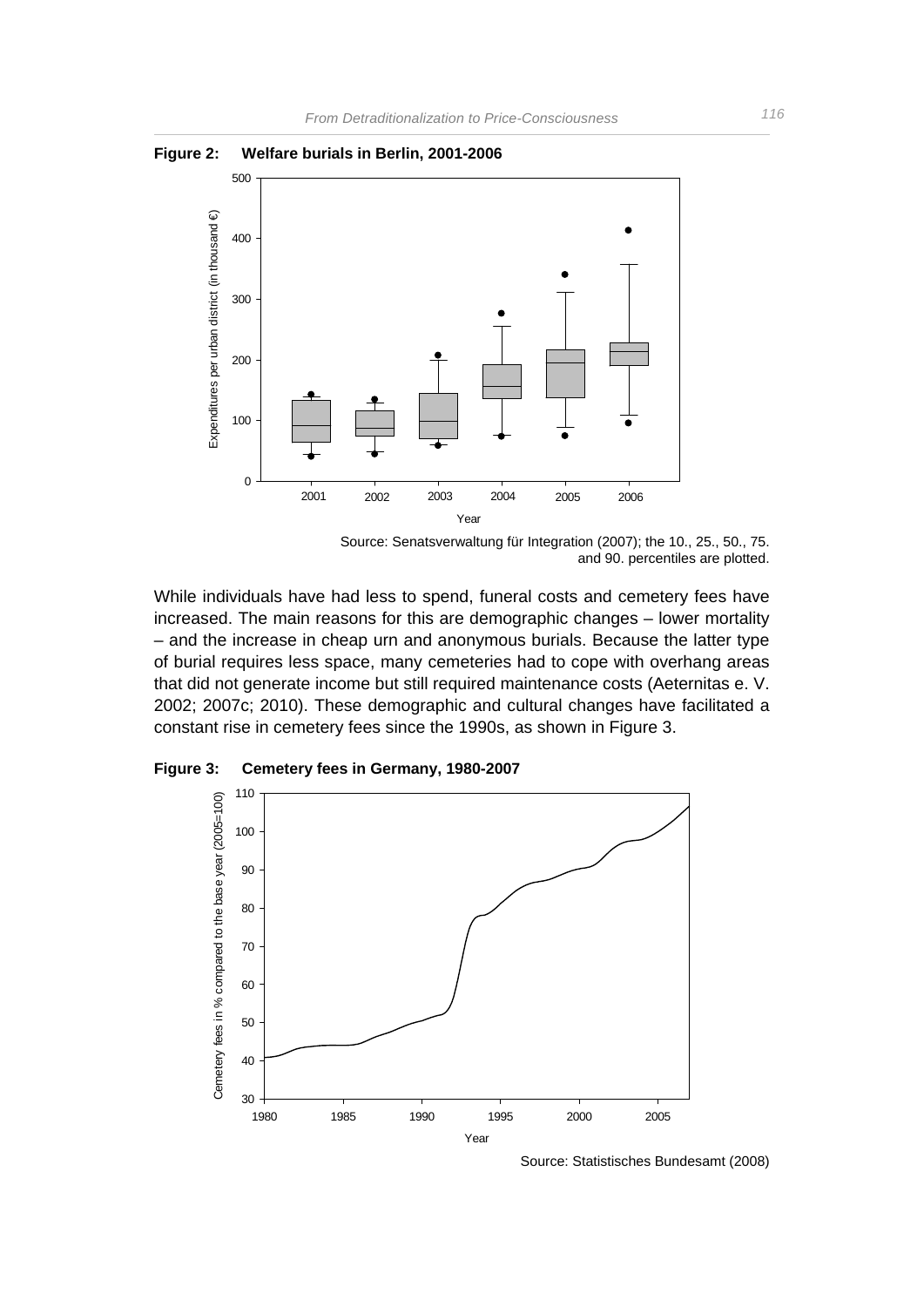**Figure 2: Welfare burials in Berlin, 2001-2006**

Source: Senatsverwaltung für Integration (2007); the 10., 25., 50., 75. and 90. percentiles are plotted.

While individuals have had less to spend, funeral costs and cemetery fees have increased. The main reasons for this are demographic changes – lower mortality – and the increase in cheap urn and anonymous burials. Because the latter type of burial requires less space, many cemeteries had to cope with overhang areas that did not generate income but still required maintenance costs (Aeternitas e. V. 2002; 2007c; 2010). These demographic and cultural changes have facilitated a constant rise in cemetery fees since the 1990s, as shown in Figure 3.

**Figure 3: Cemetery fees in Germany, 1980-2007**

Source: Statistisches Bundesamt (2008)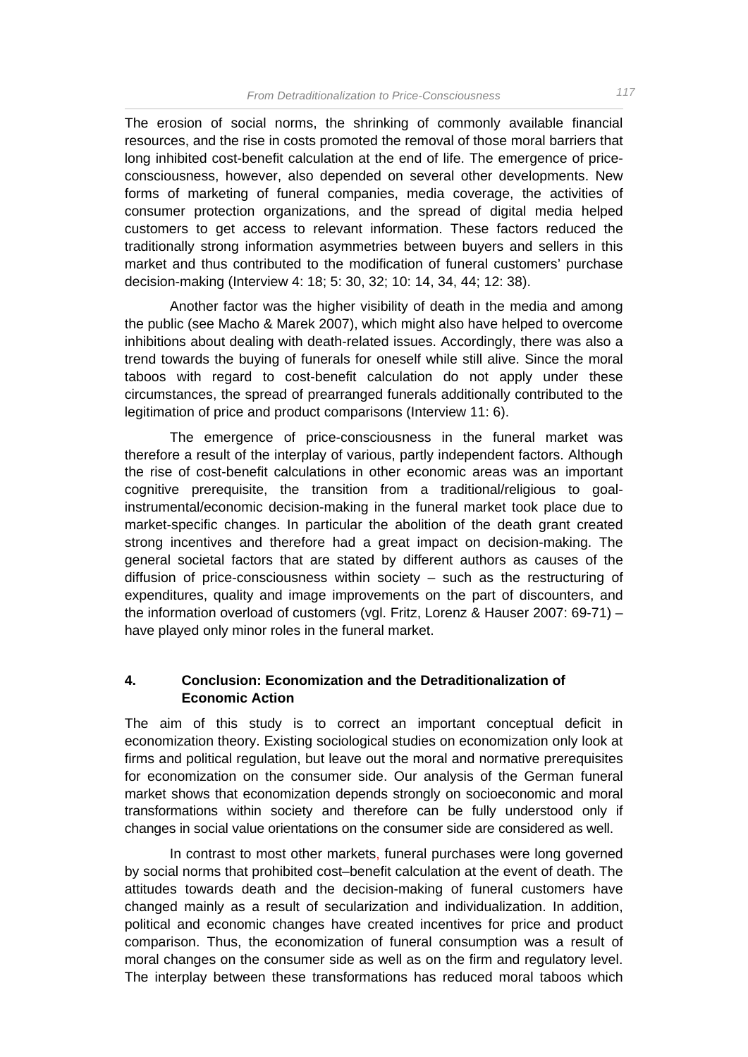The erosion of social norms, the shrinking of commonly available financial resources, and the rise in costs promoted the removal of those moral barriers that long inhibited cost-benefit calculation at the end of life. The emergence of price-consciousness, however, also depended on several other developments. New forms of marketing of funeral companies, media coverage, the activities of consumer protection organizations, and the spread of digital media helped customers to get access to relevant information. These factors reduced the traditionally strong information asymmetries between buyers and sellers in this market and thus contributed to the modification of funeral customers' purchase decision-making (Interview 4: 18; 5: 30, 32; 10: 14, 34, 44; 12: 38).

Another factor was the higher visibility of death in the media and among the public (see Macho & Marek 2007), which might also have helped to overcome inhibitions about dealing with death-related issues. Accordingly, there was also a trend towards the buying of funerals for oneself while still alive. Since the moral taboos with regard to cost-benefit calculation do not apply under these circumstances, the spread of prearranged funerals additionally contributed to the legitimation of price and product comparisons (Interview 11: 6).

The emergence of price-consciousness in the funeral market was therefore a result of the interplay of various, partly independent factors. Although the rise of cost-benefit calculations in other economic areas was an important cognitive prerequisite, the transition from a traditional/religious to goal-instrumental/economic decision-making in the funeral market took place due to market-specific changes. In particular the abolition of the death grant created strong incentives and therefore had a great impact on decision-making. The general societal factors that are stated by different authors as causes of the diffusion of price-consciousness within society – such as the restructuring of expenditures, quality and image improvements on the part of discounters, and the information overload of customers (vgl. Fritz, Lorenz & Hauser 2007: 69-71) – have played only minor roles in the funeral market.

## 4. Conclusion: Economization and the Detraditionalization of Economic Action

The aim of this study is to correct an important conceptual deficit in economization theory. Existing sociological studies on economization only look at firms and political regulation, but leave out the moral and normative prerequisites for economization on the consumer side. Our analysis of the German funeral market shows that economization depends strongly on socioeconomic and moral transformations within society and therefore can be fully understood only if changes in social value orientations on the consumer side are considered as well.

In contrast to most other markets, funeral purchases were long governed by social norms that prohibited cost–benefit calculation at the event of death. The attitudes towards death and the decision-making of funeral customers have changed mainly as a result of secularization and individualization. In addition, political and economic changes have created incentives for price and product comparison. Thus, the economization of funeral consumption was a result of moral changes on the consumer side as well as on the firm and regulatory level. The interplay between these transformations has reduced moral taboos which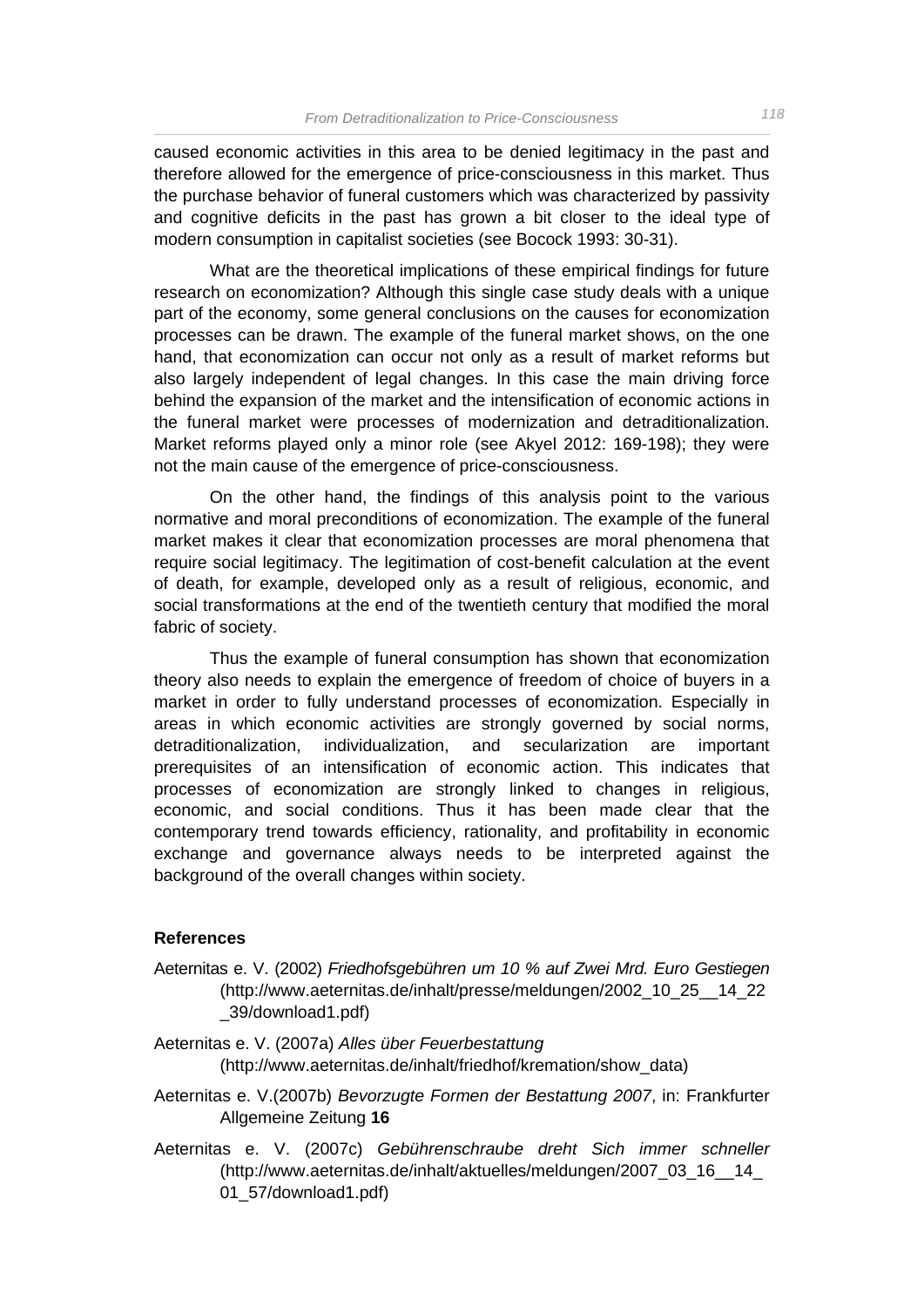caused economic activities in this area to be denied legitimacy in the past and therefore allowed for the emergence of price-consciousness in this market. Thus the purchase behavior of funeral customers which was characterized by passivity and cognitive deficits in the past has grown a bit closer to the ideal type of modern consumption in capitalist societies (see Bocock 1993: 30-31).

What are the theoretical implications of these empirical findings for future research on economization? Although this single case study deals with a unique part of the economy, some general conclusions on the causes for economization processes can be drawn. The example of the funeral market shows, on the one hand, that economization can occur not only as a result of market reforms but also largely independent of legal changes. In this case the main driving force behind the expansion of the market and the intensification of economic actions in the funeral market were processes of modernization and detraditionalization. Market reforms played only a minor role (see Akyel 2012: 169-198); they were not the main cause of the emergence of price-consciousness.

On the other hand, the findings of this analysis point to the various normative and moral preconditions of economization. The example of the funeral market makes it clear that economization processes are moral phenomena that require social legitimacy. The legitimation of cost-benefit calculation at the event of death, for example, developed only as a result of religious, economic, and social transformations at the end of the twentieth century that modified the moral fabric of society.

Thus the example of funeral consumption has shown that economization theory also needs to explain the emergence of freedom of choice of buyers in a market in order to fully understand processes of economization. Especially in areas in which economic activities are strongly governed by social norms, detraditionalization, individualization, and secularization are important prerequisites of an intensification of economic action. This indicates that processes of economization are strongly linked to changes in religious, economic, and social conditions. Thus it has been made clear that the contemporary trend towards efficiency, rationality, and profitability in economic exchange and governance always needs to be interpreted against the background of the overall changes within society.

### References

Aeternitas e. V. (2002) *Friedhofsgebühren um 10 % auf Zwei Mrd. Euro Gestiegen* (http://www.aeternitas.de/inhalt/presse/meldungen/2002_10_25__14_22_39/download1.pdf)

Aeternitas e. V. (2007a) *Alles über Feuerbestattung* (http://www.aeternitas.de/inhalt/friedhof/kremation/show_data)

Aeternitas e. V.(2007b) *Bevorzugte Formen der Bestattung 2007*, in: Frankfurter Allgemeine Zeitung **16**

Aeternitas e. V. (2007c) *Gebührenschraube dreht Sich immer schneller* (http://www.aeternitas.de/inhalt/aktuelles/meldungen/2007_03_16__14_01_57/download1.pdf)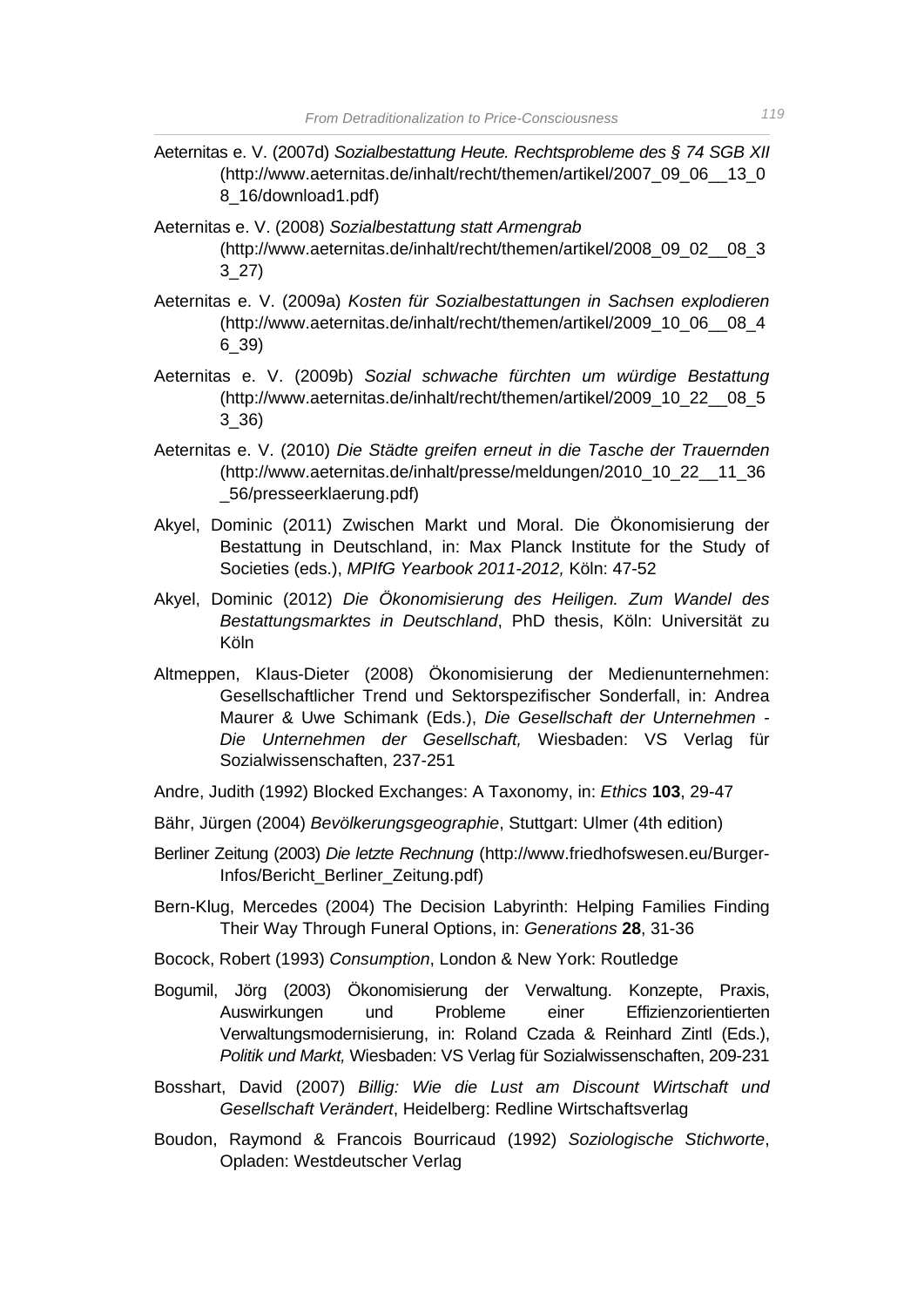Aeternitas e. V. (2007d) *Sozialbestattung Heute. Rechtsprobleme des § 74 SGB XII* (http://www.aeternitas.de/inhalt/recht/themen/artikel/2007_09_06__13_08_16/download1.pdf)

Aeternitas e. V. (2008) *Sozialbestattung statt Armengrab* (http://www.aeternitas.de/inhalt/recht/themen/artikel/2008_09_02__08_33_27)

Aeternitas e. V. (2009a) *Kosten für Sozialbestattungen in Sachsen explodieren* (http://www.aeternitas.de/inhalt/recht/themen/artikel/2009_10_06__08_46_39)

Aeternitas e. V. (2009b) *Sozial schwache fürchten um würdige Bestattung* (http://www.aeternitas.de/inhalt/recht/themen/artikel/2009_10_22__08_53_36)

Aeternitas e. V. (2010) *Die Städte greifen erneut in die Tasche der Trauernden* (http://www.aeternitas.de/inhalt/presse/meldungen/2010_10_22__11_36_56/presseerklaerung.pdf)

Akyel, Dominic (2011) Zwischen Markt und Moral. Die Ökonomisierung der Bestattung in Deutschland, in: Max Planck Institute for the Study of Societies (eds.), *MPIfG Yearbook 2011-2012,* Köln: 47-52

Akyel, Dominic (2012) *Die Ökonomisierung des Heiligen. Zum Wandel des Bestattungsmarktes in Deutschland*, PhD thesis, Köln: Universität zu Köln

Altmeppen, Klaus-Dieter (2008) Ökonomisierung der Medienunternehmen: Gesellschaftlicher Trend und Sektorspezifischer Sonderfall, in: Andrea Maurer & Uwe Schimank (Eds.), *Die Gesellschaft der Unternehmen - Die Unternehmen der Gesellschaft,* Wiesbaden: VS Verlag für Sozialwissenschaften, 237-251

Andre, Judith (1992) Blocked Exchanges: A Taxonomy, in: *Ethics* **103**, 29-47

Bähr, Jürgen (2004) *Bevölkerungsgeographie*, Stuttgart: Ulmer (4th edition)

Berliner Zeitung (2003) *Die letzte Rechnung* (http://www.friedhofswesen.eu/Burger-Infos/Bericht_Berliner_Zeitung.pdf)

Bern-Klug, Mercedes (2004) The Decision Labyrinth: Helping Families Finding Their Way Through Funeral Options, in: *Generations* **28**, 31-36

Bocock, Robert (1993) *Consumption*, London & New York: Routledge

Bogumil, Jörg (2003) Ökonomisierung der Verwaltung. Konzepte, Praxis, Auswirkungen und Probleme einer Effizienzorientierten Verwaltungsmodernisierung, in: Roland Czada & Reinhard Zintl (Eds.), *Politik und Markt,* Wiesbaden: VS Verlag für Sozialwissenschaften, 209-231

Bosshart, David (2007) *Billig: Wie die Lust am Discount Wirtschaft und Gesellschaft Verändert*, Heidelberg: Redline Wirtschaftsverlag

Boudon, Raymond & Francois Bourricaud (1992) *Soziologische Stichworte*, Opladen: Westdeutscher Verlag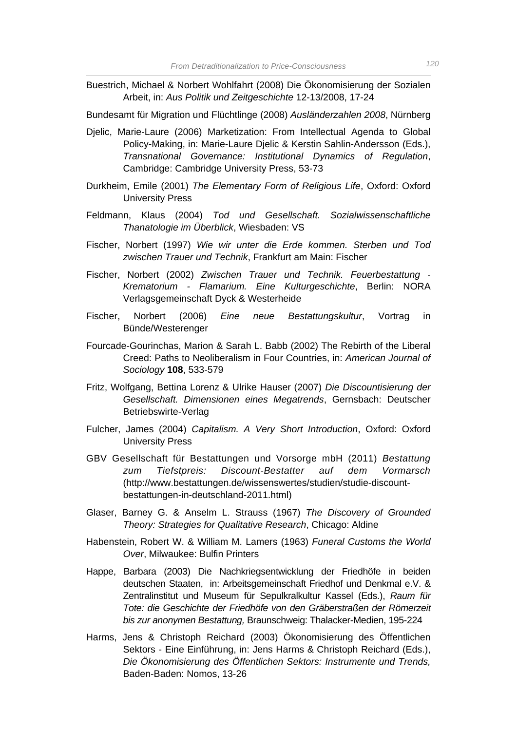Buestrich, Michael & Norbert Wohlfahrt (2008) Die Ökonomisierung der Sozialen Arbeit, in: *Aus Politik und Zeitgeschichte* 12-13/2008, 17-24

Bundesamt für Migration und Flüchtlinge (2008) *Ausländerzahlen 2008*, Nürnberg

Djelic, Marie-Laure (2006) Marketization: From Intellectual Agenda to Global Policy-Making, in: Marie-Laure Djelic & Kerstin Sahlin-Andersson (Eds.), *Transnational Governance: Institutional Dynamics of Regulation*, Cambridge: Cambridge University Press, 53-73

Durkheim, Emile (2001) *The Elementary Form of Religious Life*, Oxford: Oxford University Press

Feldmann, Klaus (2004) *Tod und Gesellschaft. Sozialwissenschaftliche Thanatologie im Überblick*, Wiesbaden: VS

Fischer, Norbert (1997) *Wie wir unter die Erde kommen. Sterben und Tod zwischen Trauer und Technik*, Frankfurt am Main: Fischer

Fischer, Norbert (2002) *Zwischen Trauer und Technik. Feuerbestattung - Krematorium - Flamarium. Eine Kulturgeschichte*, Berlin: NORA Verlagsgemeinschaft Dyck & Westerheide

Fischer, Norbert (2006) *Eine neue Bestattungskultur*, Vortrag in Bünde/Westerenger

Fourcade-Gourinchas, Marion & Sarah L. Babb (2002) The Rebirth of the Liberal Creed: Paths to Neoliberalism in Four Countries, in: *American Journal of Sociology* **108**, 533-579

Fritz, Wolfgang, Bettina Lorenz & Ulrike Hauser (2007) *Die Discountisierung der Gesellschaft. Dimensionen eines Megatrends*, Gernsbach: Deutscher Betriebswirte-Verlag

Fulcher, James (2004) *Capitalism. A Very Short Introduction*, Oxford: Oxford University Press

GBV Gesellschaft für Bestattungen und Vorsorge mbH (2011) *Bestattung zum Tiefstpreis: Discount-Bestatter auf dem Vormarsch* (http://www.bestattungen.de/wissenswertes/studien/studie-discount-bestattungen-in-deutschland-2011.html)

Glaser, Barney G. & Anselm L. Strauss (1967) *The Discovery of Grounded Theory: Strategies for Qualitative Research*, Chicago: Aldine

Habenstein, Robert W. & William M. Lamers (1963) *Funeral Customs the World Over*, Milwaukee: Bulfin Printers

Happe, Barbara (2003) Die Nachkriegsentwicklung der Friedhöfe in beiden deutschen Staaten, in: Arbeitsgemeinschaft Friedhof und Denkmal e.V. & Zentralinstitut und Museum für Sepulkralkultur Kassel (Eds.), *Raum für Tote: die Geschichte der Friedhöfe von den Gräberstraßen der Römerzeit bis zur anonymen Bestattung,* Braunschweig: Thalacker-Medien, 195-224

Harms, Jens & Christoph Reichard (2003) Ökonomisierung des Öffentlichen Sektors - Eine Einführung, in: Jens Harms & Christoph Reichard (Eds.), *Die Ökonomisierung des Öffentlichen Sektors: Instrumente und Trends,* Baden-Baden: Nomos, 13-26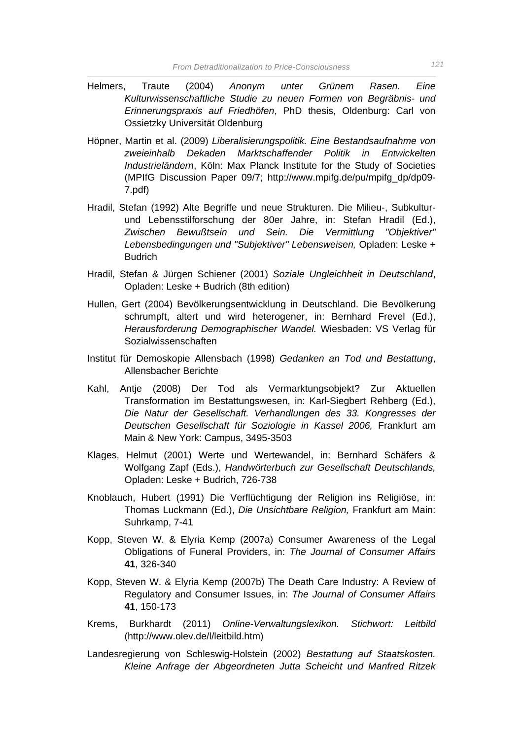Helmers, Traute (2004) *Anonym unter Grünem Rasen. Eine Kulturwissenschaftliche Studie zu neuen Formen von Begräbnis- und Erinnerungspraxis auf Friedhöfen*, PhD thesis, Oldenburg: Carl von Ossietzky Universität Oldenburg

Höpner, Martin et al. (2009) *Liberalisierungspolitik. Eine Bestandsaufnahme von zweieinhalb Dekaden Marktschaffender Politik in Entwickelten Industrieländern*, Köln: Max Planck Institute for the Study of Societies (MPIfG Discussion Paper 09/7; http://www.mpifg.de/pu/mpifg_dp/dp09-7.pdf)

Hradil, Stefan (1992) Alte Begriffe und neue Strukturen. Die Milieu-, Subkultur- und Lebensstilforschung der 80er Jahre, in: Stefan Hradil (Ed.), *Zwischen Bewußtsein und Sein. Die Vermittlung "Objektiver" Lebensbedingungen und "Subjektiver" Lebensweisen,* Opladen: Leske + Budrich

Hradil, Stefan & Jürgen Schiener (2001) *Soziale Ungleichheit in Deutschland*, Opladen: Leske + Budrich (8th edition)

Hullen, Gert (2004) Bevölkerungsentwicklung in Deutschland. Die Bevölkerung schrumpft, altert und wird heterogener, in: Bernhard Frevel (Ed.), *Herausforderung Demographischer Wandel.* Wiesbaden: VS Verlag für Sozialwissenschaften

Institut für Demoskopie Allensbach (1998) *Gedanken an Tod und Bestattung*, Allensbacher Berichte

Kahl, Antje (2008) Der Tod als Vermarktungsobjekt? Zur Aktuellen Transformation im Bestattungswesen, in: Karl-Siegbert Rehberg (Ed.), *Die Natur der Gesellschaft. Verhandlungen des 33. Kongresses der Deutschen Gesellschaft für Soziologie in Kassel 2006,* Frankfurt am Main & New York: Campus, 3495-3503

Klages, Helmut (2001) Werte und Wertewandel, in: Bernhard Schäfers & Wolfgang Zapf (Eds.), *Handwörterbuch zur Gesellschaft Deutschlands,* Opladen: Leske + Budrich, 726-738

Knoblauch, Hubert (1991) Die Verflüchtigung der Religion ins Religiöse, in: Thomas Luckmann (Ed.), *Die Unsichtbare Religion,* Frankfurt am Main: Suhrkamp, 7-41

Kopp, Steven W. & Elyria Kemp (2007a) Consumer Awareness of the Legal Obligations of Funeral Providers, in: *The Journal of Consumer Affairs* **41**, 326-340

Kopp, Steven W. & Elyria Kemp (2007b) The Death Care Industry: A Review of Regulatory and Consumer Issues, in: *The Journal of Consumer Affairs* **41**, 150-173

Krems, Burkhardt (2011) *Online-Verwaltungslexikon. Stichwort: Leitbild* (http://www.olev.de/l/leitbild.htm)

Landesregierung von Schleswig-Holstein (2002) *Bestattung auf Staatskosten. Kleine Anfrage der Abgeordneten Jutta Scheicht und Manfred Ritzek*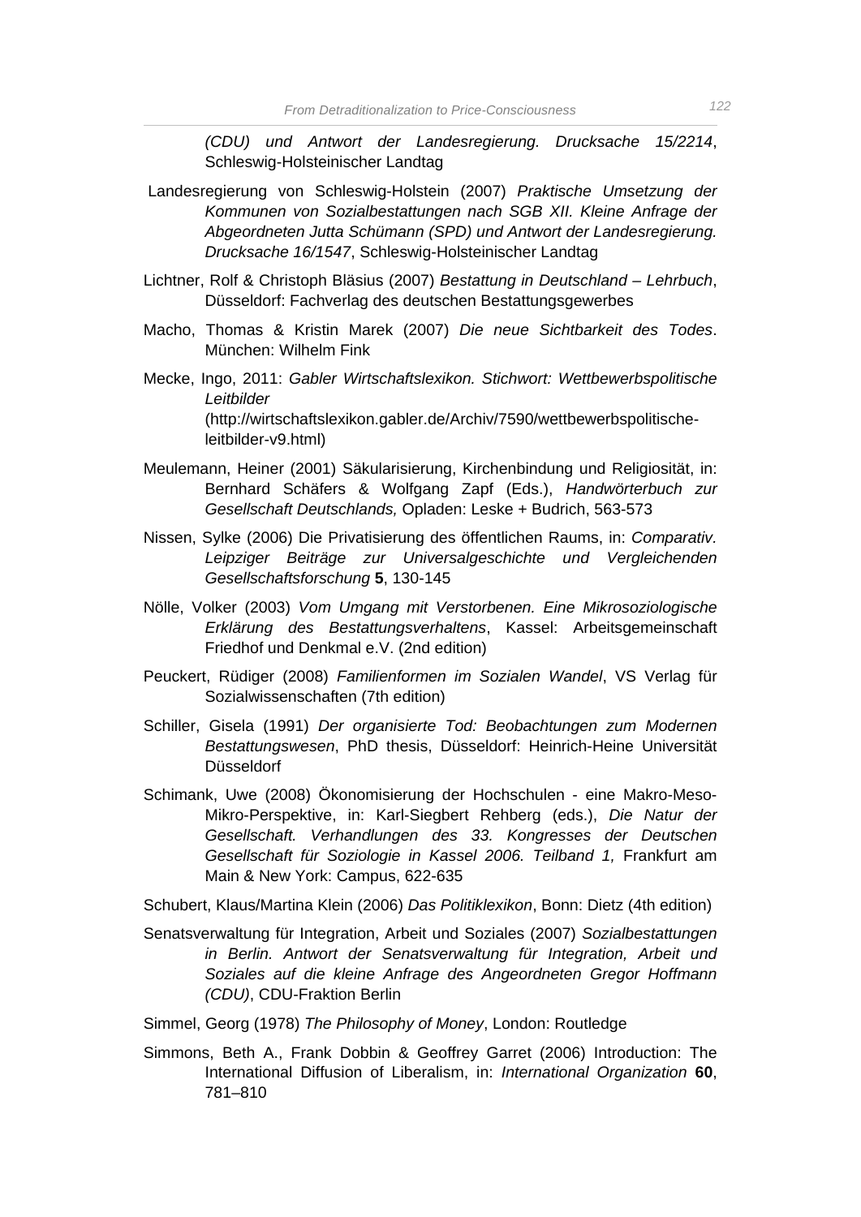*(CDU) und Antwort der Landesregierung. Drucksache 15/2214*, Schleswig-Holsteinischer Landtag

Landesregierung von Schleswig-Holstein (2007) *Praktische Umsetzung der Kommunen von Sozialbestattungen nach SGB XII. Kleine Anfrage der Abgeordneten Jutta Schümann (SPD) und Antwort der Landesregierung. Drucksache 16/1547*, Schleswig-Holsteinischer Landtag

Lichtner, Rolf & Christoph Bläsius (2007) *Bestattung in Deutschland – Lehrbuch*, Düsseldorf: Fachverlag des deutschen Bestattungsgewerbes

Macho, Thomas & Kristin Marek (2007) *Die neue Sichtbarkeit des Todes*. München: Wilhelm Fink

Mecke, Ingo, 2011: *Gabler Wirtschaftslexikon. Stichwort: Wettbewerbspolitische Leitbilder* (http://wirtschaftslexikon.gabler.de/Archiv/7590/wettbewerbspolitische-leitbilder-v9.html)

Meulemann, Heiner (2001) Säkularisierung, Kirchenbindung und Religiosität, in: Bernhard Schäfers & Wolfgang Zapf (Eds.), *Handwörterbuch zur Gesellschaft Deutschlands,* Opladen: Leske + Budrich, 563-573

Nissen, Sylke (2006) Die Privatisierung des öffentlichen Raums, in: *Comparativ. Leipziger Beiträge zur Universalgeschichte und Vergleichenden Gesellschaftsforschung* **5**, 130-145

Nölle, Volker (2003) *Vom Umgang mit Verstorbenen. Eine Mikrosoziologische Erklärung des Bestattungsverhaltens*, Kassel: Arbeitsgemeinschaft Friedhof und Denkmal e.V. (2nd edition)

Peuckert, Rüdiger (2008) *Familienformen im Sozialen Wandel*, VS Verlag für Sozialwissenschaften (7th edition)

Schiller, Gisela (1991) *Der organisierte Tod: Beobachtungen zum Modernen Bestattungswesen*, PhD thesis, Düsseldorf: Heinrich-Heine Universität Düsseldorf

Schimank, Uwe (2008) Ökonomisierung der Hochschulen - eine Makro-Meso-Mikro-Perspektive, in: Karl-Siegbert Rehberg (eds.), *Die Natur der Gesellschaft. Verhandlungen des 33. Kongresses der Deutschen Gesellschaft für Soziologie in Kassel 2006. Teilband 1,* Frankfurt am Main & New York: Campus, 622-635

Schubert, Klaus/Martina Klein (2006) *Das Politiklexikon*, Bonn: Dietz (4th edition)

Senatsverwaltung für Integration, Arbeit und Soziales (2007) *Sozialbestattungen in Berlin. Antwort der Senatsverwaltung für Integration, Arbeit und Soziales auf die kleine Anfrage des Angeordneten Gregor Hoffmann (CDU)*, CDU-Fraktion Berlin

Simmel, Georg (1978) *The Philosophy of Money*, London: Routledge

Simmons, Beth A., Frank Dobbin & Geoffrey Garret (2006) Introduction: The International Diffusion of Liberalism, in: *International Organization* **60**, 781–810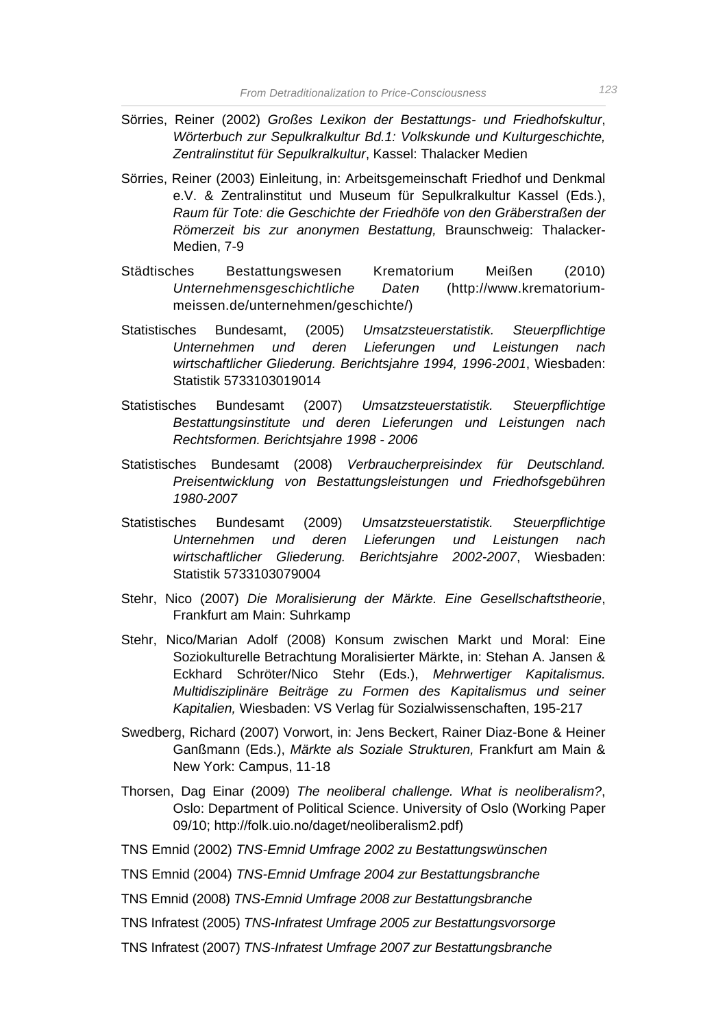Sörries, Reiner (2002) *Großes Lexikon der Bestattungs- und Friedhofskultur*, *Wörterbuch zur Sepulkralkultur Bd.1: Volkskunde und Kulturgeschichte, Zentralinstitut für Sepulkralkultur*, Kassel: Thalacker Medien

Sörries, Reiner (2003) Einleitung, in: Arbeitsgemeinschaft Friedhof und Denkmal e.V. & Zentralinstitut und Museum für Sepulkralkultur Kassel (Eds.), *Raum für Tote: die Geschichte der Friedhöfe von den Gräberstraßen der Römerzeit bis zur anonymen Bestattung,* Braunschweig: Thalacker-Medien, 7-9

Städtisches Bestattungswesen Krematorium Meißen (2010) *Unternehmensgeschichtliche Daten* (http://www.krematorium-meissen.de/unternehmen/geschichte/)

Statistisches Bundesamt, (2005) *Umsatzsteuerstatistik. Steuerpflichtige Unternehmen und deren Lieferungen und Leistungen nach wirtschaftlicher Gliederung. Berichtsjahre 1994, 1996-2001*, Wiesbaden: Statistik 5733103019014

Statistisches Bundesamt (2007) *Umsatzsteuerstatistik. Steuerpflichtige Bestattungsinstitute und deren Lieferungen und Leistungen nach Rechtsformen. Berichtsjahre 1998 - 2006*

Statistisches Bundesamt (2008) *Verbraucherpreisindex für Deutschland. Preisentwicklung von Bestattungsleistungen und Friedhofsgebühren 1980-2007*

Statistisches Bundesamt (2009) *Umsatzsteuerstatistik. Steuerpflichtige Unternehmen und deren Lieferungen und Leistungen nach wirtschaftlicher Gliederung. Berichtsjahre 2002-2007*, Wiesbaden: Statistik 5733103079004

Stehr, Nico (2007) *Die Moralisierung der Märkte. Eine Gesellschaftstheorie*, Frankfurt am Main: Suhrkamp

Stehr, Nico/Marian Adolf (2008) Konsum zwischen Markt und Moral: Eine Soziokulturelle Betrachtung Moralisierter Märkte, in: Stehan A. Jansen & Eckhard Schröter/Nico Stehr (Eds.), *Mehrwertiger Kapitalismus. Multidisziplinäre Beiträge zu Formen des Kapitalismus und seiner Kapitalien,* Wiesbaden: VS Verlag für Sozialwissenschaften, 195-217

Swedberg, Richard (2007) Vorwort, in: Jens Beckert, Rainer Diaz-Bone & Heiner Ganßmann (Eds.), *Märkte als Soziale Strukturen,* Frankfurt am Main & New York: Campus, 11-18

Thorsen, Dag Einar (2009) *The neoliberal challenge. What is neoliberalism?*, Oslo: Department of Political Science. University of Oslo (Working Paper 09/10; http://folk.uio.no/daget/neoliberalism2.pdf)

TNS Emnid (2002) *TNS-Emnid Umfrage 2002 zu Bestattungswünschen*

TNS Emnid (2004) *TNS-Emnid Umfrage 2004 zur Bestattungsbranche*

TNS Emnid (2008) *TNS-Emnid Umfrage 2008 zur Bestattungsbranche*

TNS Infratest (2005) *TNS-Infratest Umfrage 2005 zur Bestattungsvorsorge*

TNS Infratest (2007) *TNS-Infratest Umfrage 2007 zur Bestattungsbranche*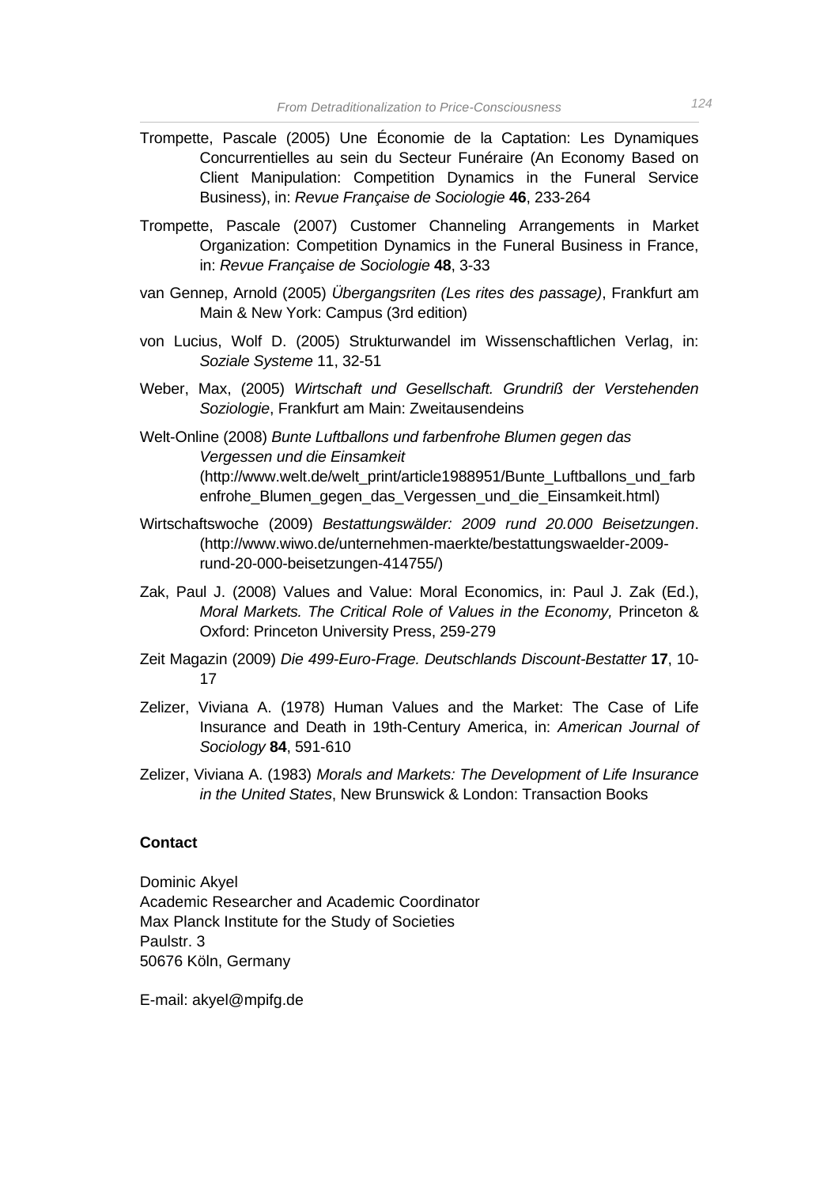Trompette, Pascale (2005) Une Économie de la Captation: Les Dynamiques Concurrentielles au sein du Secteur Funéraire (An Economy Based on Client Manipulation: Competition Dynamics in the Funeral Service Business), in: *Revue Française de Sociologie* **46**, 233-264

Trompette, Pascale (2007) Customer Channeling Arrangements in Market Organization: Competition Dynamics in the Funeral Business in France, in: *Revue Française de Sociologie* **48**, 3-33

van Gennep, Arnold (2005) *Übergangsriten (Les rites des passage)*, Frankfurt am Main & New York: Campus (3rd edition)

von Lucius, Wolf D. (2005) Strukturwandel im Wissenschaftlichen Verlag, in: *Soziale Systeme* 11, 32-51

Weber, Max, (2005) *Wirtschaft und Gesellschaft. Grundriß der Verstehenden Soziologie*, Frankfurt am Main: Zweitausendeins

Welt-Online (2008) *Bunte Luftballons und farbenfrohe Blumen gegen das Vergessen und die Einsamkeit* (http://www.welt.de/welt_print/article1988951/Bunte_Luftballons_und_farbenfrohe_Blumen_gegen_das_Vergessen_und_die_Einsamkeit.html)

Wirtschaftswoche (2009) *Bestattungswälder: 2009 rund 20.000 Beisetzungen*. (http://www.wiwo.de/unternehmen-maerkte/bestattungswaelder-2009-rund-20-000-beisetzungen-414755/)

Zak, Paul J. (2008) Values and Value: Moral Economics, in: Paul J. Zak (Ed.), *Moral Markets. The Critical Role of Values in the Economy,* Princeton & Oxford: Princeton University Press, 259-279

Zeit Magazin (2009) *Die 499-Euro-Frage. Deutschlands Discount-Bestatter* **17**, 10-17

Zelizer, Viviana A. (1978) Human Values and the Market: The Case of Life Insurance and Death in 19th-Century America, in: *American Journal of Sociology* **84**, 591-610

Zelizer, Viviana A. (1983) *Morals and Markets: The Development of Life Insurance in the United States*, New Brunswick & London: Transaction Books

**Contact**

Dominic Akyel
Academic Researcher and Academic Coordinator
Max Planck Institute for the Study of Societies
Paulstr. 3
50676 Köln, Germany

E-mail: akyel@mpifg.de